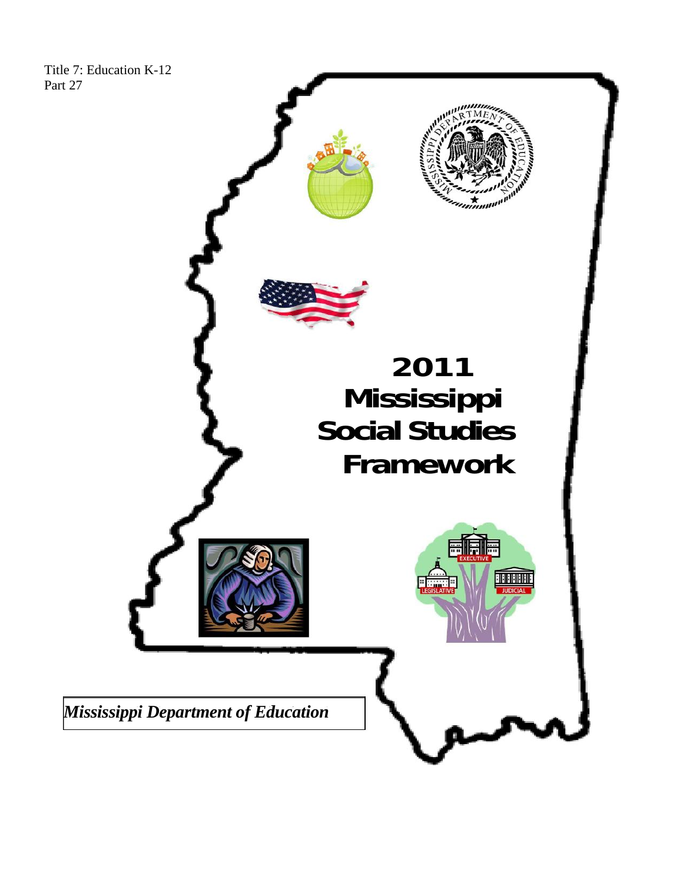Title 7: Education K-12
Part 27

# 2011 Mississippi Social Studies Framework

*Mississippi Department of Education*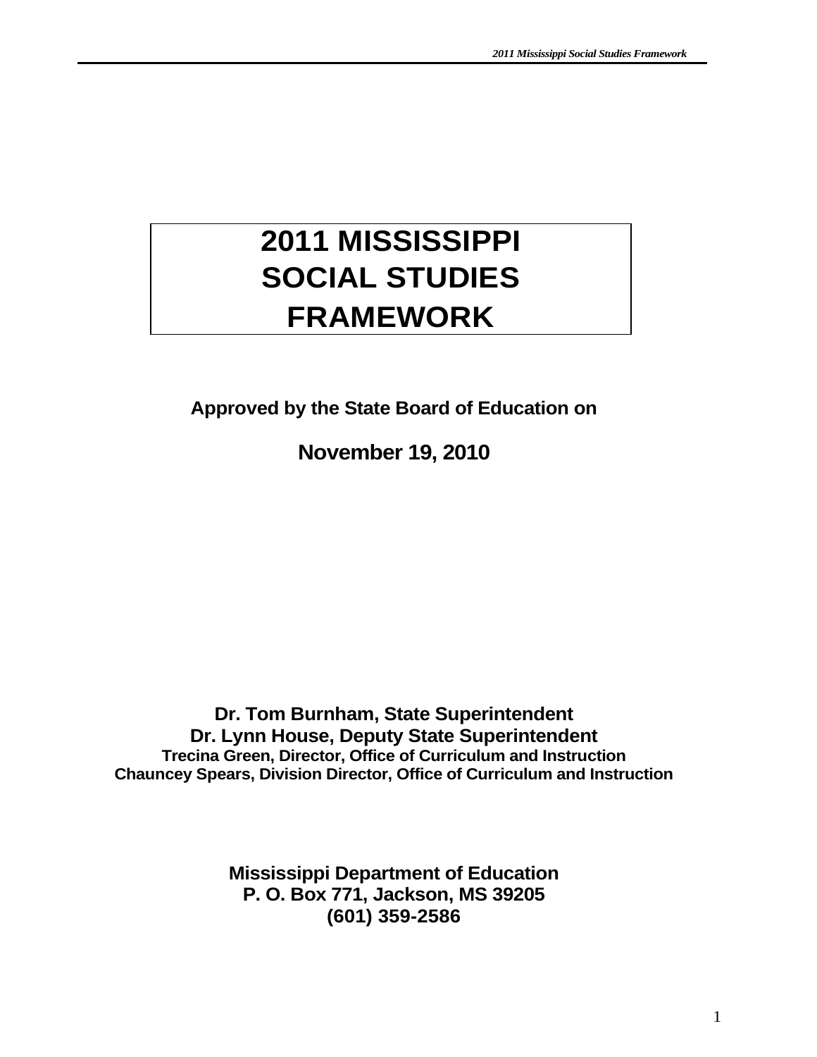# 2011 MISSISSIPPI SOCIAL STUDIES FRAMEWORK

**Approved by the State Board of Education on**

**November 19, 2010**

**Dr. Tom Burnham, State Superintendent**
**Dr. Lynn House, Deputy State Superintendent**
**Trecina Green, Director, Office of Curriculum and Instruction**
**Chauncey Spears, Division Director, Office of Curriculum and Instruction**

**Mississippi Department of Education**
**P. O. Box 771, Jackson, MS 39205**
**(601) 359-2586**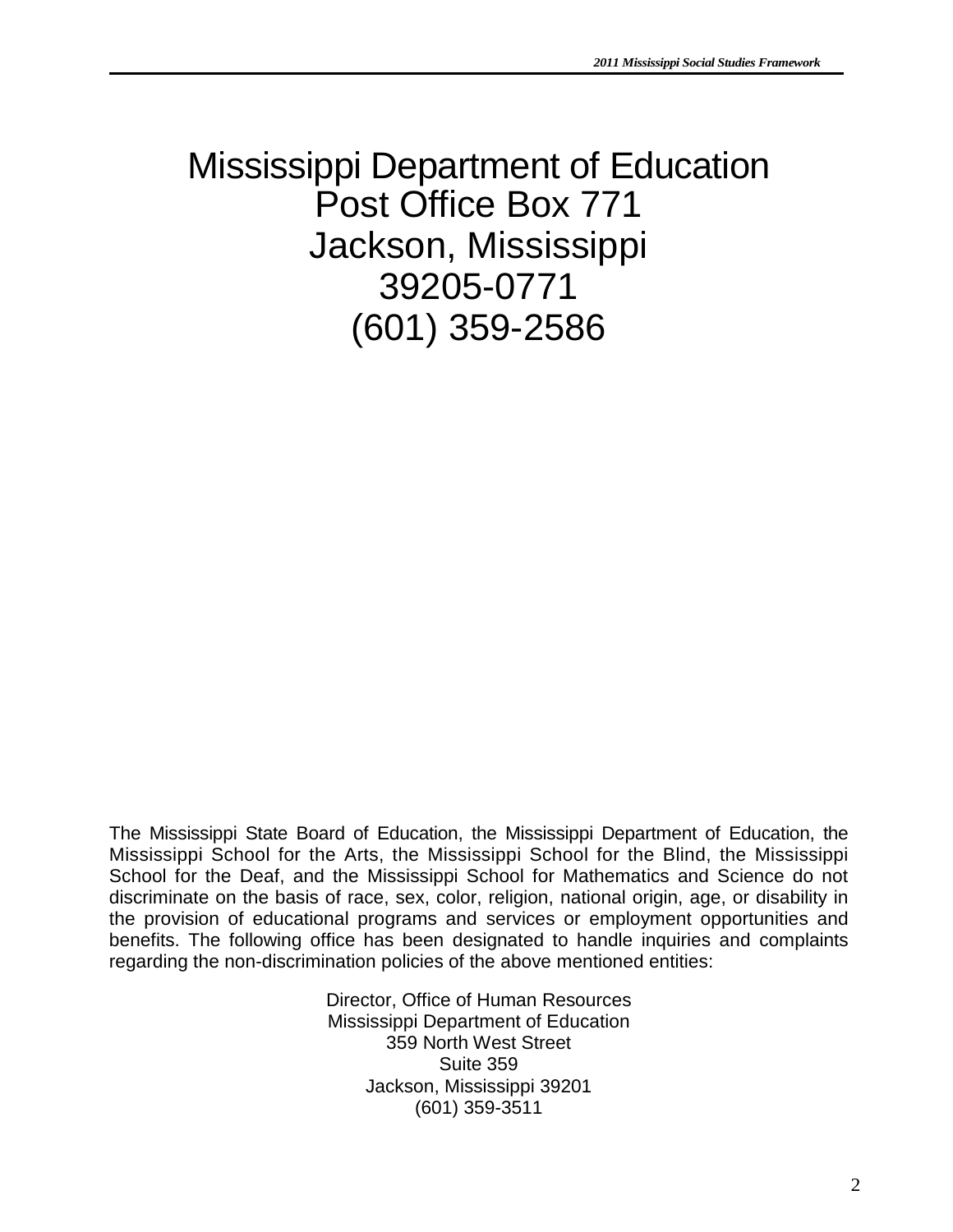# Mississippi Department of Education
# Post Office Box 771
# Jackson, Mississippi
# 39205-0771
# (601) 359-2586

The Mississippi State Board of Education, the Mississippi Department of Education, the Mississippi School for the Arts, the Mississippi School for the Blind, the Mississippi School for the Deaf, and the Mississippi School for Mathematics and Science do not discriminate on the basis of race, sex, color, religion, national origin, age, or disability in the provision of educational programs and services or employment opportunities and benefits. The following office has been designated to handle inquiries and complaints regarding the non-discrimination policies of the above mentioned entities:

Director, Office of Human Resources
Mississippi Department of Education
359 North West Street
Suite 359
Jackson, Mississippi 39201
(601) 359-3511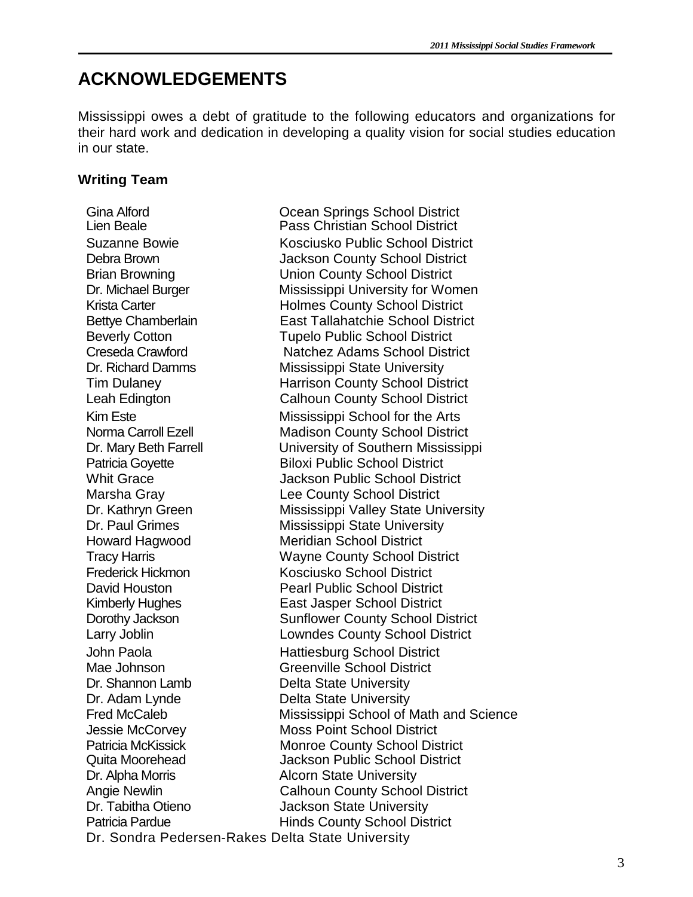# ACKNOWLEDGEMENTS

Mississippi owes a debt of gratitude to the following educators and organizations for their hard work and dedication in developing a quality vision for social studies education in our state.

### Writing Team

| | |
|---|---|
| Gina Alford | Ocean Springs School District |
| Lien Beale | Pass Christian School District |
| Suzanne Bowie | Kosciusko Public School District |
| Debra Brown | Jackson County School District |
| Brian Browning | Union County School District |
| Dr. Michael Burger | Mississippi University for Women |
| Krista Carter | Holmes County School District |
| Bettye Chamberlain | East Tallahatchie School District |
| Beverly Cotton | Tupelo Public School District |
| Creseda Crawford | Natchez Adams School District |
| Dr. Richard Damms | Mississippi State University |
| Tim Dulaney | Harrison County School District |
| Leah Edington | Calhoun County School District |
| Kim Este | Mississippi School for the Arts |
| Norma Carroll Ezell | Madison County School District |
| Dr. Mary Beth Farrell | University of Southern Mississippi |
| Patricia Goyette | Biloxi Public School District |
| Whit Grace | Jackson Public School District |
| Marsha Gray | Lee County School District |
| Dr. Kathryn Green | Mississippi Valley State University |
| Dr. Paul Grimes | Mississippi State University |
| Howard Hagwood | Meridian School District |
| Tracy Harris | Wayne County School District |
| Frederick Hickmon | Kosciusko School District |
| David Houston | Pearl Public School District |
| Kimberly Hughes | East Jasper School District |
| Dorothy Jackson | Sunflower County School District |
| Larry Joblin | Lowndes County School District |
| John Paola | Hattiesburg School District |
| Mae Johnson | Greenville School District |
| Dr. Shannon Lamb | Delta State University |
| Dr. Adam Lynde | Delta State University |
| Fred McCaleb | Mississippi School of Math and Science |
| Jessie McCorvey | Moss Point School District |
| Patricia McKissick | Monroe County School District |
| Quita Moorehead | Jackson Public School District |
| Dr. Alpha Morris | Alcorn State University |
| Angie Newlin | Calhoun County School District |
| Dr. Tabitha Otieno | Jackson State University |
| Patricia Pardue | Hinds County School District |
| Dr. Sondra Pedersen-Rakes | Delta State University |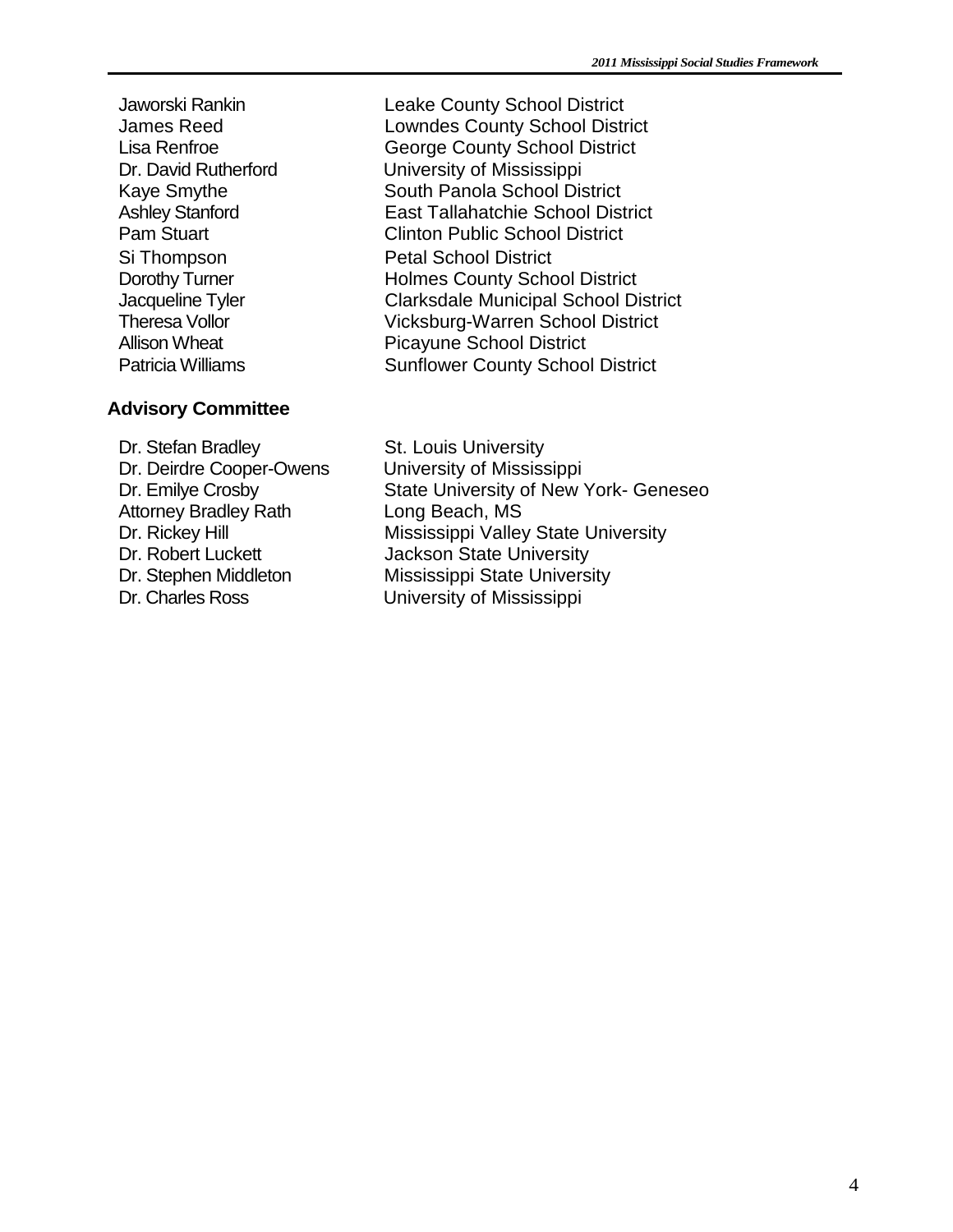| | |
|---|---|
| Jaworski Rankin | Leake County School District |
| James Reed | Lowndes County School District |
| Lisa Renfroe | George County School District |
| Dr. David Rutherford | University of Mississippi |
| Kaye Smythe | South Panola School District |
| Ashley Stanford | East Tallahatchie School District |
| Pam Stuart | Clinton Public School District |
| Si Thompson | Petal School District |
| Dorothy Turner | Holmes County School District |
| Jacqueline Tyler | Clarksdale Municipal School District |
| Theresa Vollor | Vicksburg-Warren School District |
| Allison Wheat | Picayune School District |
| Patricia Williams | Sunflower County School District |

## Advisory Committee

| | |
|---|---|
| Dr. Stefan Bradley | St. Louis University |
| Dr. Deirdre Cooper-Owens | University of Mississippi |
| Dr. Emilye Crosby | State University of New York- Geneseo |
| Attorney Bradley Rath | Long Beach, MS |
| Dr. Rickey Hill | Mississippi Valley State University |
| Dr. Robert Luckett | Jackson State University |
| Dr. Stephen Middleton | Mississippi State University |
| Dr. Charles Ross | University of Mississippi |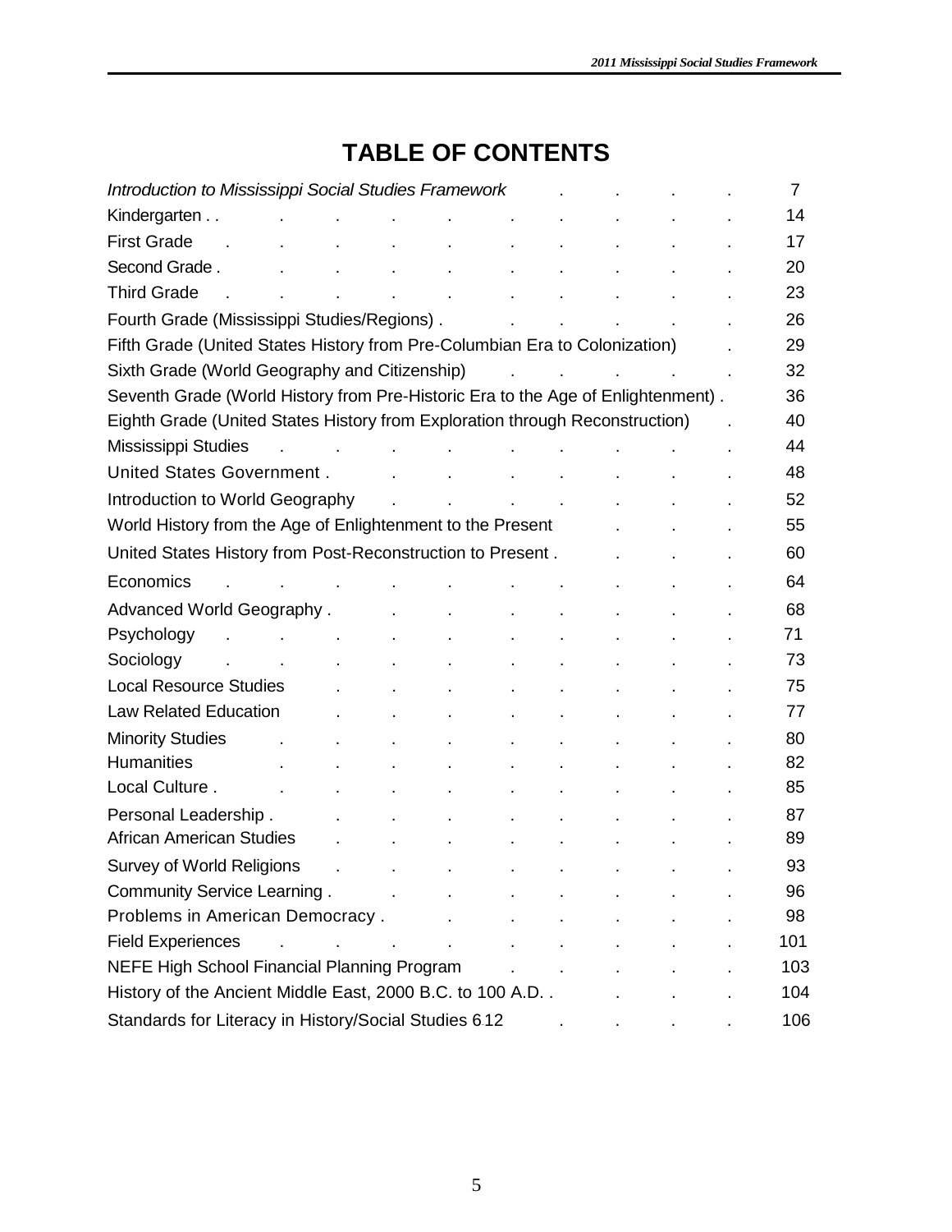# TABLE OF CONTENTS

| | |
|---|---|
| *Introduction to Mississippi Social Studies Framework* | 7 |
| Kindergarten | 14 |
| First Grade | 17 |
| Second Grade | 20 |
| Third Grade | 23 |
| Fourth Grade (Mississippi Studies/Regions) | 26 |
| Fifth Grade (United States History from Pre-Columbian Era to Colonization) | 29 |
| Sixth Grade (World Geography and Citizenship) | 32 |
| Seventh Grade (World History from Pre-Historic Era to the Age of Enlightenment) | 36 |
| Eighth Grade (United States History from Exploration through Reconstruction) | 40 |
| Mississippi Studies | 44 |
| United States Government | 48 |
| Introduction to World Geography | 52 |
| World History from the Age of Enlightenment to the Present | 55 |
| United States History from Post-Reconstruction to Present | 60 |
| Economics | 64 |
| Advanced World Geography | 68 |
| Psychology | 71 |
| Sociology | 73 |
| Local Resource Studies | 75 |
| Law Related Education | 77 |
| Minority Studies | 80 |
| Humanities | 82 |
| Local Culture | 85 |
| Personal Leadership | 87 |
| African American Studies | 89 |
| Survey of World Religions | 93 |
| Community Service Learning | 96 |
| Problems in American Democracy | 98 |
| Field Experiences | 101 |
| NEFE High School Financial Planning Program | 103 |
| History of the Ancient Middle East, 2000 B.C. to 100 A.D. | 104 |
| Standards for Literacy in History/Social Studies 6-12 | 106 |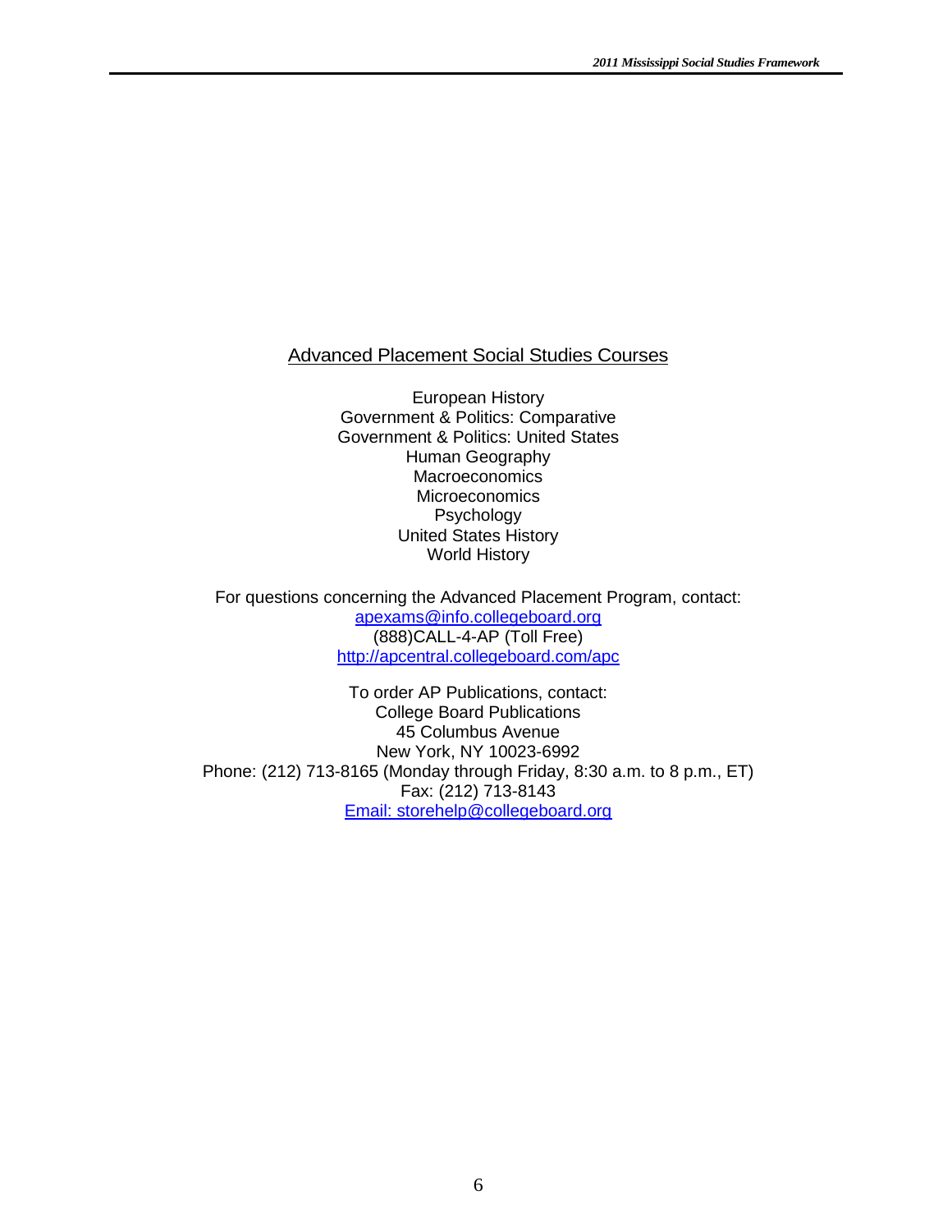## Advanced Placement Social Studies Courses

European History
Government & Politics: Comparative
Government & Politics: United States
Human Geography
Macroeconomics
Microeconomics
Psychology
United States History
World History

For questions concerning the Advanced Placement Program, contact:
apexams@info.collegeboard.org
(888)CALL-4-AP (Toll Free)
http://apcentral.collegeboard.com/apc

To order AP Publications, contact:
College Board Publications
45 Columbus Avenue
New York, NY 10023-6992
Phone: (212) 713-8165 (Monday through Friday, 8:30 a.m. to 8 p.m., ET)
Fax: (212) 713-8143
Email: storehelp@collegeboard.org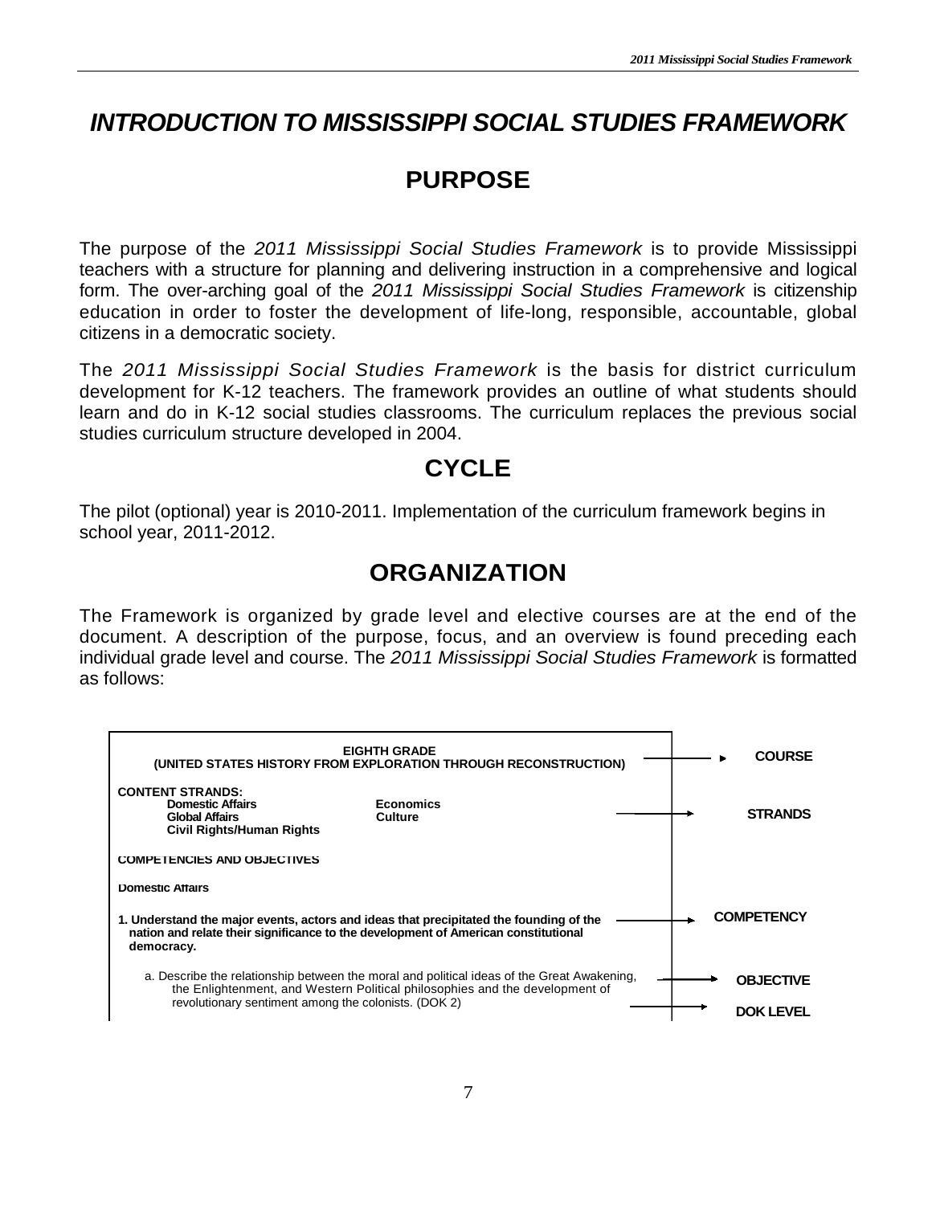# *INTRODUCTION TO MISSISSIPPI SOCIAL STUDIES FRAMEWORK*

## PURPOSE

The purpose of the *2011 Mississippi Social Studies Framework* is to provide Mississippi teachers with a structure for planning and delivering instruction in a comprehensive and logical form. The over-arching goal of the *2011 Mississippi Social Studies Framework* is citizenship education in order to foster the development of life-long, responsible, accountable, global citizens in a democratic society.

The *2011 Mississippi Social Studies Framework* is the basis for district curriculum development for K-12 teachers. The framework provides an outline of what students should learn and do in K-12 social studies classrooms. The curriculum replaces the previous social studies curriculum structure developed in 2004.

## CYCLE

The pilot (optional) year is 2010-2011. Implementation of the curriculum framework begins in school year, 2011-2012.

## ORGANIZATION

The Framework is organized by grade level and elective courses are at the end of the document. A description of the purpose, focus, and an overview is found preceding each individual grade level and course. The *2011 Mississippi Social Studies Framework* is formatted as follows:

| Example | |
|---|---|
| **EIGHTH GRADE (UNITED STATES HISTORY FROM EXPLORATION THROUGH RECONSTRUCTION)** | → **COURSE** |
| **CONTENT STRANDS:** Domestic Affairs, Global Affairs, Civil Rights/Human Rights, Economics, Culture | → **STRANDS** |
| **COMPETENCIES AND OBJECTIVES** | |
| **Domestic Affairs** | |
| **1. Understand the major events, actors and ideas that precipitated the founding of the nation and relate their significance to the development of American constitutional democracy.** | → **COMPETENCY** |
| a. Describe the relationship between the moral and political ideas of the Great Awakening, the Enlightenment, and Western Political philosophies and the development of revolutionary sentiment among the colonists. | → **OBJECTIVE** |
| (DOK 2) | → **DOK LEVEL** |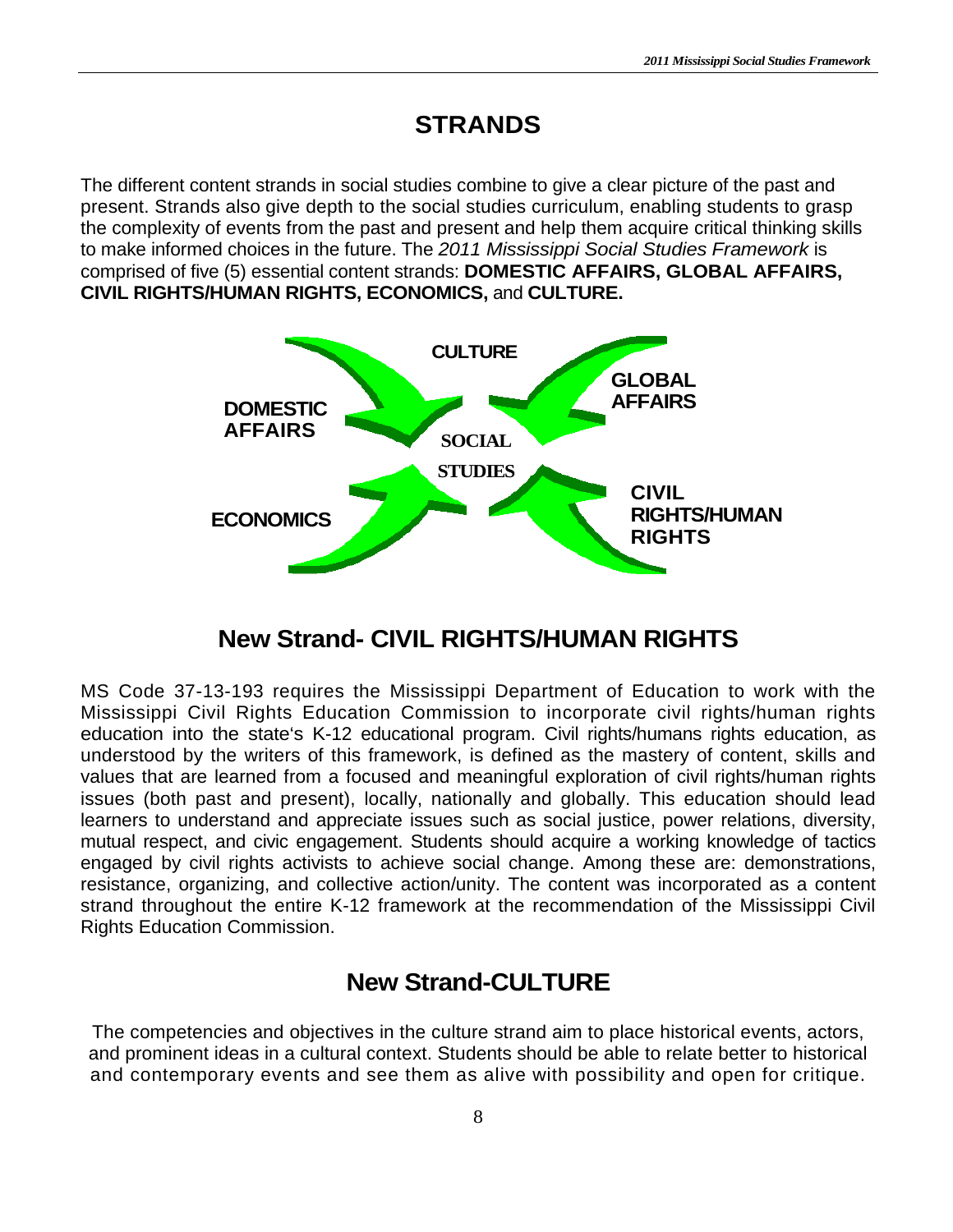# STRANDS

The different content strands in social studies combine to give a clear picture of the past and present. Strands also give depth to the social studies curriculum, enabling students to grasp the complexity of events from the past and present and help them acquire critical thinking skills to make informed choices in the future. The *2011 Mississippi Social Studies Framework* is comprised of five (5) essential content strands: **DOMESTIC AFFAIRS, GLOBAL AFFAIRS, CIVIL RIGHTS/HUMAN RIGHTS, ECONOMICS,** and **CULTURE.**

**CULTURE**

**DOMESTIC AFFAIRS**

**GLOBAL AFFAIRS**

**SOCIAL STUDIES**

**ECONOMICS**

**CIVIL RIGHTS/HUMAN RIGHTS**

## New Strand- CIVIL RIGHTS/HUMAN RIGHTS

MS Code 37-13-193 requires the Mississippi Department of Education to work with the Mississippi Civil Rights Education Commission to incorporate civil rights/human rights education into the state's K-12 educational program. Civil rights/humans rights education, as understood by the writers of this framework, is defined as the mastery of content, skills and values that are learned from a focused and meaningful exploration of civil rights/human rights issues (both past and present), locally, nationally and globally. This education should lead learners to understand and appreciate issues such as social justice, power relations, diversity, mutual respect, and civic engagement. Students should acquire a working knowledge of tactics engaged by civil rights activists to achieve social change. Among these are: demonstrations, resistance, organizing, and collective action/unity. The content was incorporated as a content strand throughout the entire K-12 framework at the recommendation of the Mississippi Civil Rights Education Commission.

## New Strand-CULTURE

The competencies and objectives in the culture strand aim to place historical events, actors, and prominent ideas in a cultural context. Students should be able to relate better to historical and contemporary events and see them as alive with possibility and open for critique.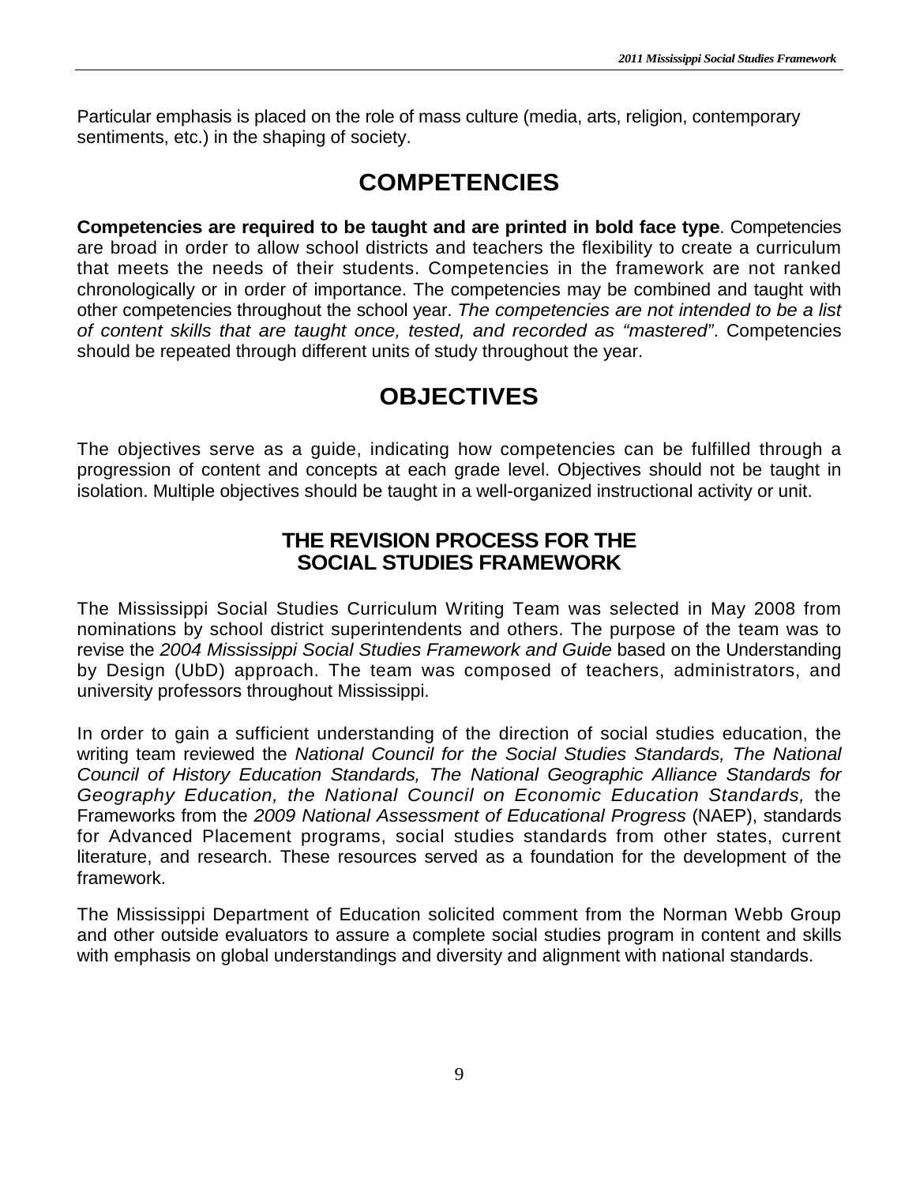Particular emphasis is placed on the role of mass culture (media, arts, religion, contemporary sentiments, etc.) in the shaping of society.

# COMPETENCIES

**Competencies are required to be taught and are printed in bold face type**. Competencies are broad in order to allow school districts and teachers the flexibility to create a curriculum that meets the needs of their students. Competencies in the framework are not ranked chronologically or in order of importance. The competencies may be combined and taught with other competencies throughout the school year. *The competencies are not intended to be a list of content skills that are taught once, tested, and recorded as "mastered"*. Competencies should be repeated through different units of study throughout the year.

# OBJECTIVES

The objectives serve as a guide, indicating how competencies can be fulfilled through a progression of content and concepts at each grade level. Objectives should not be taught in isolation. Multiple objectives should be taught in a well-organized instructional activity or unit.

## THE REVISION PROCESS FOR THE SOCIAL STUDIES FRAMEWORK

The Mississippi Social Studies Curriculum Writing Team was selected in May 2008 from nominations by school district superintendents and others. The purpose of the team was to revise the *2004 Mississippi Social Studies Framework and Guide* based on the Understanding by Design (UbD) approach. The team was composed of teachers, administrators, and university professors throughout Mississippi.

In order to gain a sufficient understanding of the direction of social studies education, the writing team reviewed the *National Council for the Social Studies Standards, The National Council of History Education Standards, The National Geographic Alliance Standards for Geography Education, the National Council on Economic Education Standards,* the Frameworks from the *2009 National Assessment of Educational Progress* (NAEP), standards for Advanced Placement programs, social studies standards from other states, current literature, and research. These resources served as a foundation for the development of the framework.

The Mississippi Department of Education solicited comment from the Norman Webb Group and other outside evaluators to assure a complete social studies program in content and skills with emphasis on global understandings and diversity and alignment with national standards.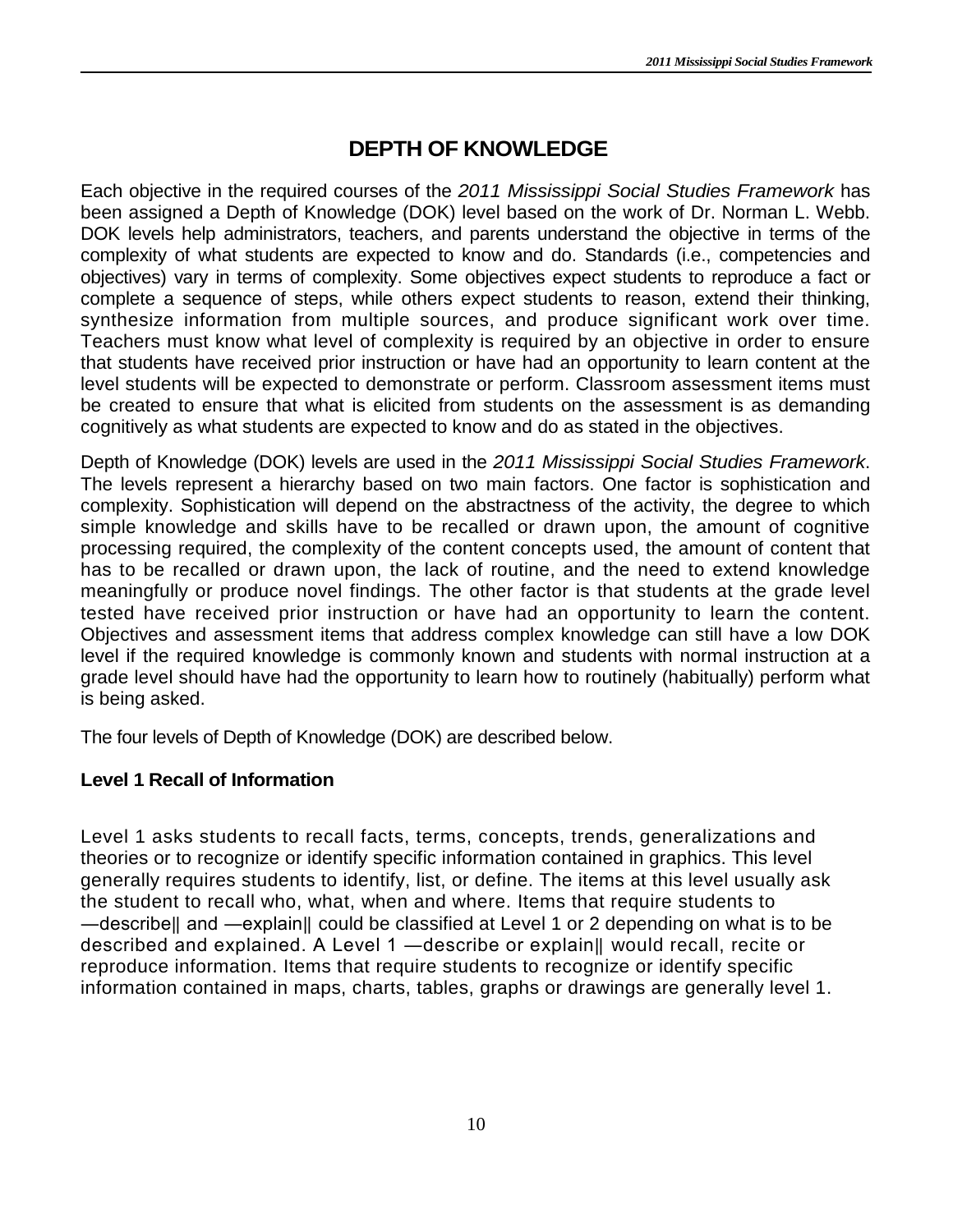# DEPTH OF KNOWLEDGE

Each objective in the required courses of the *2011 Mississippi Social Studies Framework* has been assigned a Depth of Knowledge (DOK) level based on the work of Dr. Norman L. Webb. DOK levels help administrators, teachers, and parents understand the objective in terms of the complexity of what students are expected to know and do. Standards (i.e., competencies and objectives) vary in terms of complexity. Some objectives expect students to reproduce a fact or complete a sequence of steps, while others expect students to reason, extend their thinking, synthesize information from multiple sources, and produce significant work over time. Teachers must know what level of complexity is required by an objective in order to ensure that students have received prior instruction or have had an opportunity to learn content at the level students will be expected to demonstrate or perform. Classroom assessment items must be created to ensure that what is elicited from students on the assessment is as demanding cognitively as what students are expected to know and do as stated in the objectives.

Depth of Knowledge (DOK) levels are used in the *2011 Mississippi Social Studies Framework*. The levels represent a hierarchy based on two main factors. One factor is sophistication and complexity. Sophistication will depend on the abstractness of the activity, the degree to which simple knowledge and skills have to be recalled or drawn upon, the amount of cognitive processing required, the complexity of the content concepts used, the amount of content that has to be recalled or drawn upon, the lack of routine, and the need to extend knowledge meaningfully or produce novel findings. The other factor is that students at the grade level tested have received prior instruction or have had an opportunity to learn the content. Objectives and assessment items that address complex knowledge can still have a low DOK level if the required knowledge is commonly known and students with normal instruction at a grade level should have had the opportunity to learn how to routinely (habitually) perform what is being asked.

The four levels of Depth of Knowledge (DOK) are described below.

### Level 1 Recall of Information

Level 1 asks students to recall facts, terms, concepts, trends, generalizations and theories or to recognize or identify specific information contained in graphics. This level generally requires students to identify, list, or define. The items at this level usually ask the student to recall who, what, when and where. Items that require students to ―describe‖ and ―explain‖ could be classified at Level 1 or 2 depending on what is to be described and explained. A Level 1 ―describe or explain‖ would recall, recite or reproduce information. Items that require students to recognize or identify specific information contained in maps, charts, tables, graphs or drawings are generally level 1.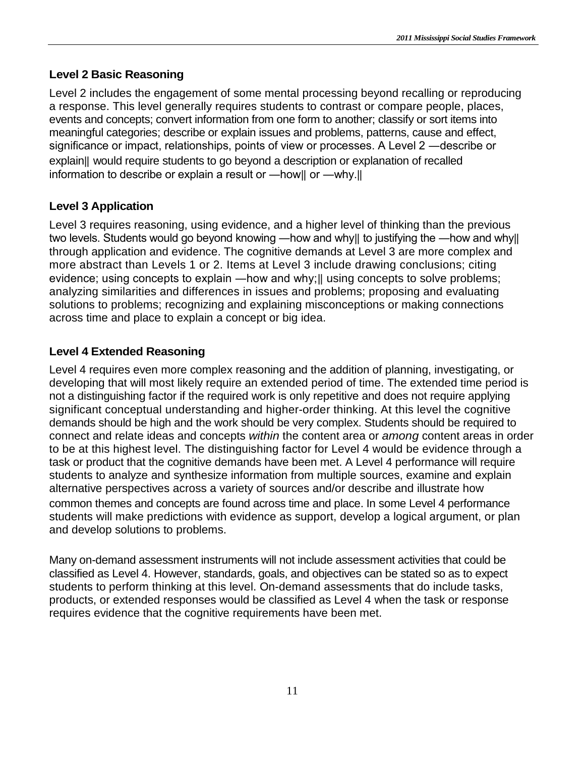### Level 2 Basic Reasoning

Level 2 includes the engagement of some mental processing beyond recalling or reproducing a response. This level generally requires students to contrast or compare people, places, events and concepts; convert information from one form to another; classify or sort items into meaningful categories; describe or explain issues and problems, patterns, cause and effect, significance or impact, relationships, points of view or processes. A Level 2 ―describe or explain‖ would require students to go beyond a description or explanation of recalled information to describe or explain a result or ―how‖ or ―why.‖

### Level 3 Application

Level 3 requires reasoning, using evidence, and a higher level of thinking than the previous two levels. Students would go beyond knowing ―how and why‖ to justifying the ―how and why‖ through application and evidence. The cognitive demands at Level 3 are more complex and more abstract than Levels 1 or 2. Items at Level 3 include drawing conclusions; citing evidence; using concepts to explain ―how and why;‖ using concepts to solve problems; analyzing similarities and differences in issues and problems; proposing and evaluating solutions to problems; recognizing and explaining misconceptions or making connections across time and place to explain a concept or big idea.

### Level 4 Extended Reasoning

Level 4 requires even more complex reasoning and the addition of planning, investigating, or developing that will most likely require an extended period of time. The extended time period is not a distinguishing factor if the required work is only repetitive and does not require applying significant conceptual understanding and higher-order thinking. At this level the cognitive demands should be high and the work should be very complex. Students should be required to connect and relate ideas and concepts *within* the content area or *among* content areas in order to be at this highest level. The distinguishing factor for Level 4 would be evidence through a task or product that the cognitive demands have been met. A Level 4 performance will require students to analyze and synthesize information from multiple sources, examine and explain alternative perspectives across a variety of sources and/or describe and illustrate how common themes and concepts are found across time and place. In some Level 4 performance students will make predictions with evidence as support, develop a logical argument, or plan and develop solutions to problems.

Many on-demand assessment instruments will not include assessment activities that could be classified as Level 4. However, standards, goals, and objectives can be stated so as to expect students to perform thinking at this level. On-demand assessments that do include tasks, products, or extended responses would be classified as Level 4 when the task or response requires evidence that the cognitive requirements have been met.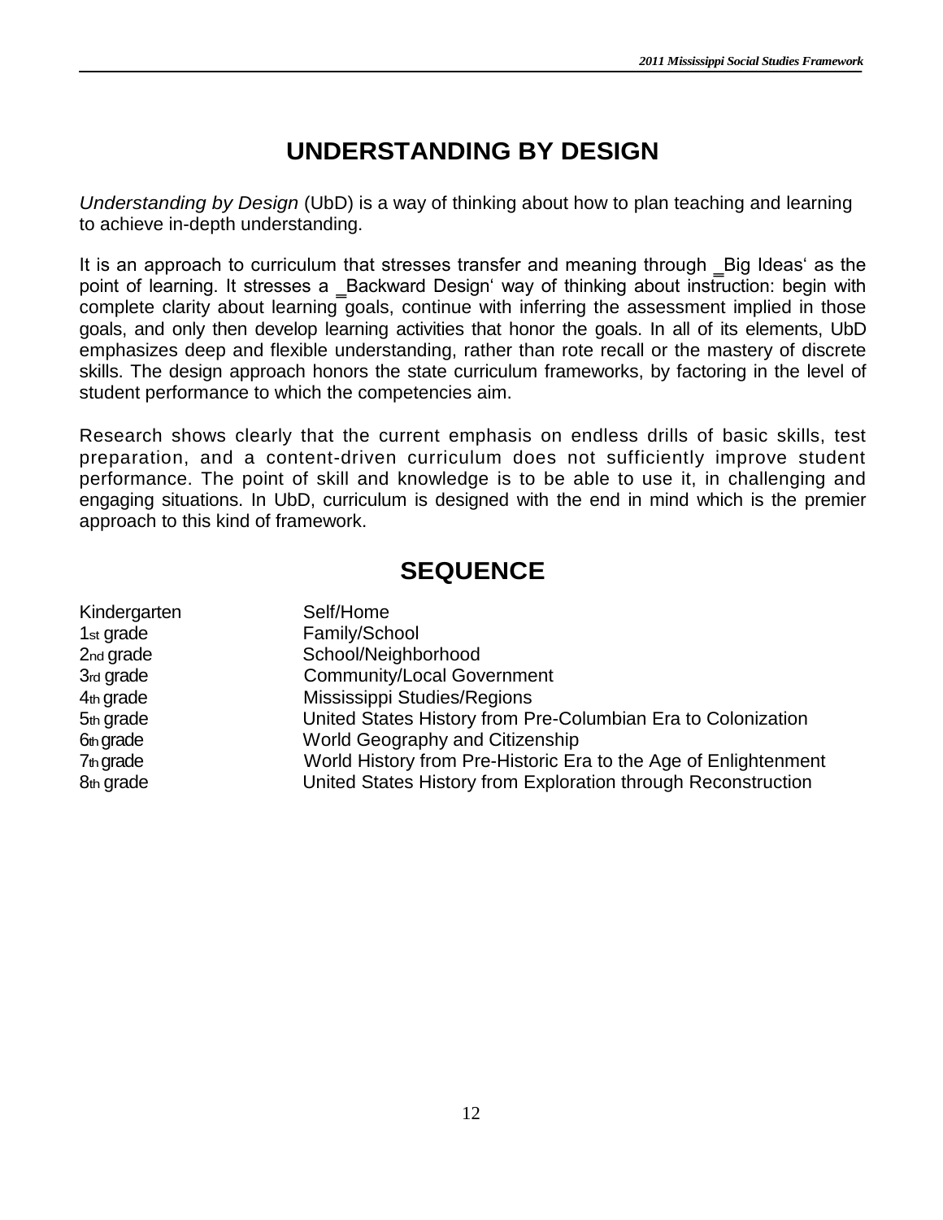# UNDERSTANDING BY DESIGN

*Understanding by Design* (UbD) is a way of thinking about how to plan teaching and learning to achieve in-depth understanding.

It is an approach to curriculum that stresses transfer and meaning through ‗Big Ideas' as the point of learning. It stresses a ‗Backward Design' way of thinking about instruction: begin with complete clarity about learning goals, continue with inferring the assessment implied in those goals, and only then develop learning activities that honor the goals. In all of its elements, UbD emphasizes deep and flexible understanding, rather than rote recall or the mastery of discrete skills. The design approach honors the state curriculum frameworks, by factoring in the level of student performance to which the competencies aim.

Research shows clearly that the current emphasis on endless drills of basic skills, test preparation, and a content-driven curriculum does not sufficiently improve student performance. The point of skill and knowledge is to be able to use it, in challenging and engaging situations. In UbD, curriculum is designed with the end in mind which is the premier approach to this kind of framework.

# SEQUENCE

| | |
|---|---|
| Kindergarten | Self/Home |
| 1st grade | Family/School |
| 2nd grade | School/Neighborhood |
| 3rd grade | Community/Local Government |
| 4th grade | Mississippi Studies/Regions |
| 5th grade | United States History from Pre-Columbian Era to Colonization |
| 6th grade | World Geography and Citizenship |
| 7th grade | World History from Pre-Historic Era to the Age of Enlightenment |
| 8th grade | United States History from Exploration through Reconstruction |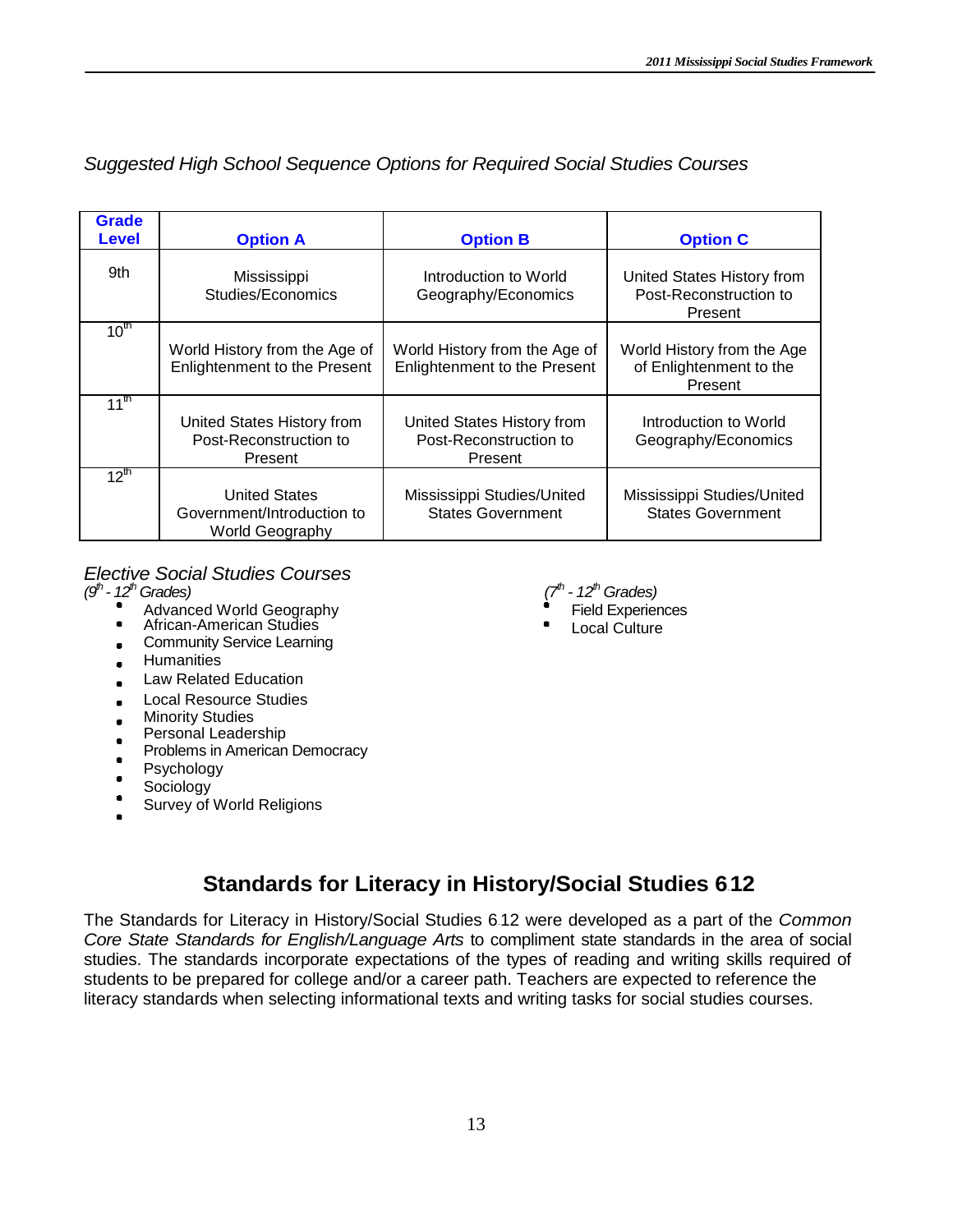*Suggested High School Sequence Options for Required Social Studies Courses*

| Grade Level | Option A | Option B | Option C |
|---|---|---|---|
| 9th | Mississippi Studies/Economics | Introduction to World Geography/Economics | United States History from Post-Reconstruction to Present |
| 10th | World History from the Age of Enlightenment to the Present | World History from the Age of Enlightenment to the Present | World History from the Age of Enlightenment to the Present |
| 11th | United States History from Post-Reconstruction to Present | United States History from Post-Reconstruction to Present | Introduction to World Geography/Economics |
| 12th | United States Government/Introduction to World Geography | Mississippi Studies/United States Government | Mississippi Studies/United States Government |

*Elective Social Studies Courses*

*(9th - 12th Grades)*

- Advanced World Geography
- African-American Studies
- Community Service Learning
- Humanities
- Law Related Education
- Local Resource Studies
- Minority Studies
- Personal Leadership
- Problems in American Democracy
- Psychology
- Sociology
- Survey of World Religions

*(7th - 12th Grades)*

- Field Experiences
- Local Culture

## Standards for Literacy in History/Social Studies 6 12

The Standards for Literacy in History/Social Studies 6 12 were developed as a part of the *Common Core State Standards for English/Language Arts* to compliment state standards in the area of social studies. The standards incorporate expectations of the types of reading and writing skills required of students to be prepared for college and/or a career path. Teachers are expected to reference the literacy standards when selecting informational texts and writing tasks for social studies courses.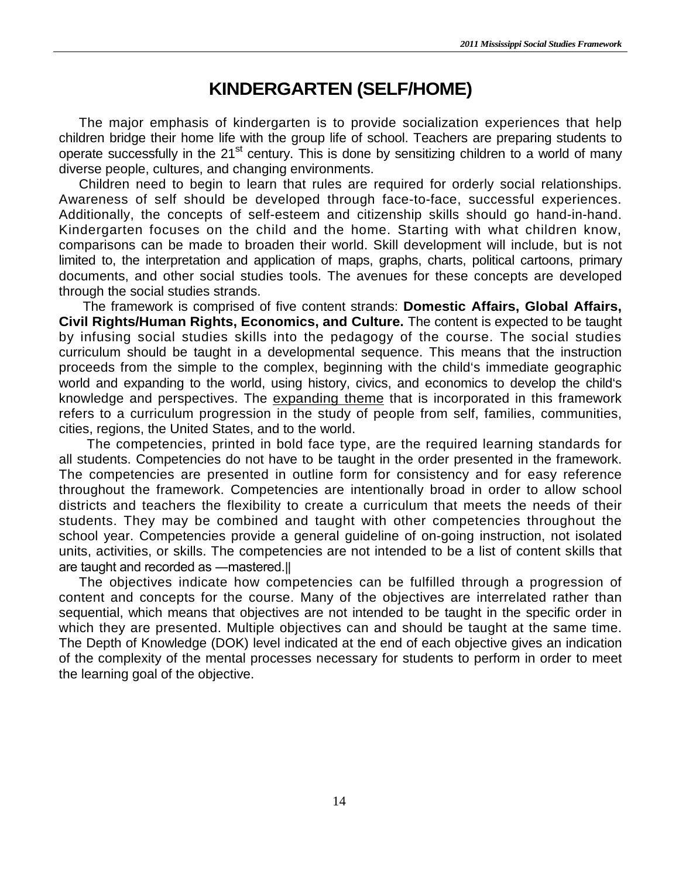# KINDERGARTEN (SELF/HOME)

The major emphasis of kindergarten is to provide socialization experiences that help children bridge their home life with the group life of school. Teachers are preparing students to operate successfully in the 21st century. This is done by sensitizing children to a world of many diverse people, cultures, and changing environments.

Children need to begin to learn that rules are required for orderly social relationships. Awareness of self should be developed through face-to-face, successful experiences. Additionally, the concepts of self-esteem and citizenship skills should go hand-in-hand. Kindergarten focuses on the child and the home. Starting with what children know, comparisons can be made to broaden their world. Skill development will include, but is not limited to, the interpretation and application of maps, graphs, charts, political cartoons, primary documents, and other social studies tools. The avenues for these concepts are developed through the social studies strands.

The framework is comprised of five content strands: **Domestic Affairs, Global Affairs, Civil Rights/Human Rights, Economics, and Culture.** The content is expected to be taught by infusing social studies skills into the pedagogy of the course. The social studies curriculum should be taught in a developmental sequence. This means that the instruction proceeds from the simple to the complex, beginning with the child's immediate geographic world and expanding to the world, using history, civics, and economics to develop the child's knowledge and perspectives. The expanding theme that is incorporated in this framework refers to a curriculum progression in the study of people from self, families, communities, cities, regions, the United States, and to the world.

The competencies, printed in bold face type, are the required learning standards for all students. Competencies do not have to be taught in the order presented in the framework. The competencies are presented in outline form for consistency and for easy reference throughout the framework. Competencies are intentionally broad in order to allow school districts and teachers the flexibility to create a curriculum that meets the needs of their students. They may be combined and taught with other competencies throughout the school year. Competencies provide a general guideline of on-going instruction, not isolated units, activities, or skills. The competencies are not intended to be a list of content skills that are taught and recorded as ―mastered.‖

The objectives indicate how competencies can be fulfilled through a progression of content and concepts for the course. Many of the objectives are interrelated rather than sequential, which means that objectives are not intended to be taught in the specific order in which they are presented. Multiple objectives can and should be taught at the same time. The Depth of Knowledge (DOK) level indicated at the end of each objective gives an indication of the complexity of the mental processes necessary for students to perform in order to meet the learning goal of the objective.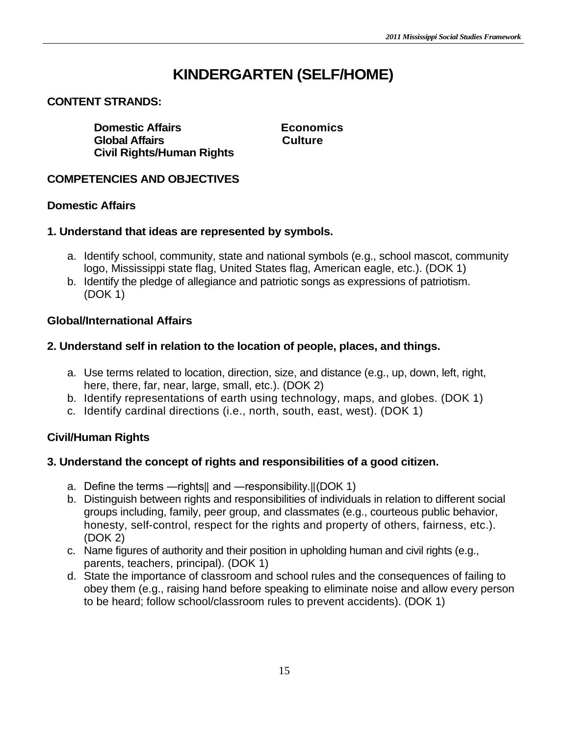# KINDERGARTEN (SELF/HOME)

**CONTENT STRANDS:**

**Domestic Affairs**
**Global Affairs**
**Civil Rights/Human Rights**
**Economics**
**Culture**

**COMPETENCIES AND OBJECTIVES**

**Domestic Affairs**

**1. Understand that ideas are represented by symbols.**

a. Identify school, community, state and national symbols (e.g., school mascot, community logo, Mississippi state flag, United States flag, American eagle, etc.). (DOK 1)
b. Identify the pledge of allegiance and patriotic songs as expressions of patriotism. (DOK 1)

**Global/International Affairs**

**2. Understand self in relation to the location of people, places, and things.**

a. Use terms related to location, direction, size, and distance (e.g., up, down, left, right, here, there, far, near, large, small, etc.). (DOK 2)
b. Identify representations of earth using technology, maps, and globes. (DOK 1)
c. Identify cardinal directions (i.e., north, south, east, west). (DOK 1)

**Civil/Human Rights**

**3. Understand the concept of rights and responsibilities of a good citizen.**

a. Define the terms ―rights‖ and ―responsibility.‖(DOK 1)
b. Distinguish between rights and responsibilities of individuals in relation to different social groups including, family, peer group, and classmates (e.g., courteous public behavior, honesty, self-control, respect for the rights and property of others, fairness, etc.). (DOK 2)
c. Name figures of authority and their position in upholding human and civil rights (e.g., parents, teachers, principal). (DOK 1)
d. State the importance of classroom and school rules and the consequences of failing to obey them (e.g., raising hand before speaking to eliminate noise and allow every person to be heard; follow school/classroom rules to prevent accidents). (DOK 1)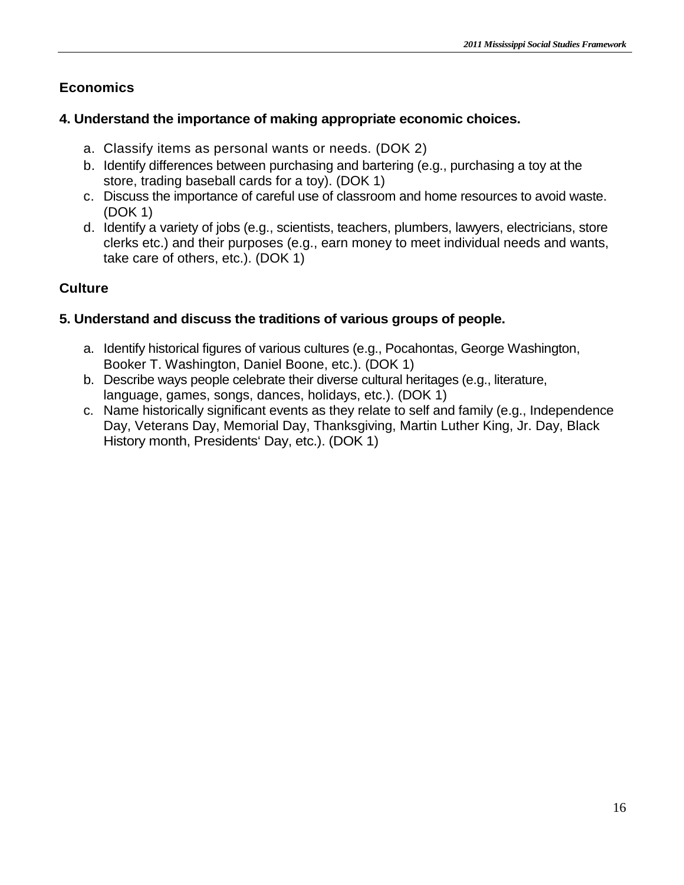## Economics

### 4. Understand the importance of making appropriate economic choices.

a. Classify items as personal wants or needs. (DOK 2)
b. Identify differences between purchasing and bartering (e.g., purchasing a toy at the store, trading baseball cards for a toy). (DOK 1)
c. Discuss the importance of careful use of classroom and home resources to avoid waste. (DOK 1)
d. Identify a variety of jobs (e.g., scientists, teachers, plumbers, lawyers, electricians, store clerks etc.) and their purposes (e.g., earn money to meet individual needs and wants, take care of others, etc.). (DOK 1)

## Culture

### 5. Understand and discuss the traditions of various groups of people.

a. Identify historical figures of various cultures (e.g., Pocahontas, George Washington, Booker T. Washington, Daniel Boone, etc.). (DOK 1)
b. Describe ways people celebrate their diverse cultural heritages (e.g., literature, language, games, songs, dances, holidays, etc.). (DOK 1)
c. Name historically significant events as they relate to self and family (e.g., Independence Day, Veterans Day, Memorial Day, Thanksgiving, Martin Luther King, Jr. Day, Black History month, Presidents' Day, etc.). (DOK 1)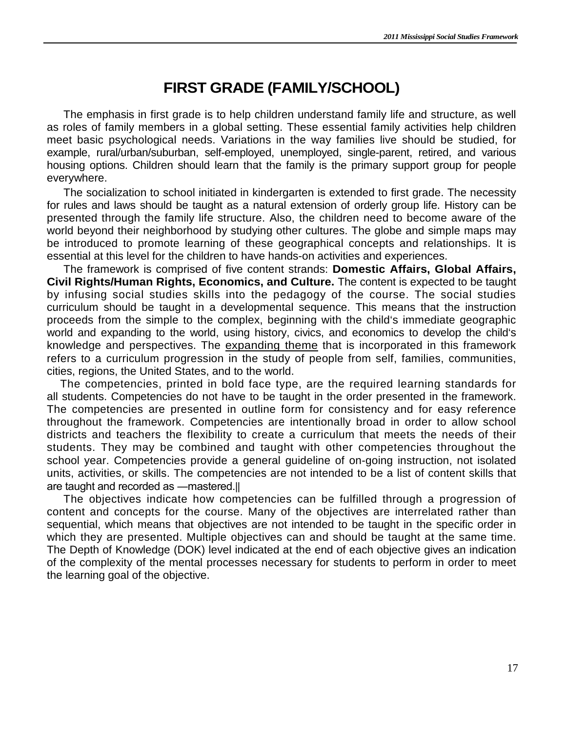# FIRST GRADE (FAMILY/SCHOOL)

The emphasis in first grade is to help children understand family life and structure, as well as roles of family members in a global setting. These essential family activities help children meet basic psychological needs. Variations in the way families live should be studied, for example, rural/urban/suburban, self-employed, unemployed, single-parent, retired, and various housing options. Children should learn that the family is the primary support group for people everywhere.

The socialization to school initiated in kindergarten is extended to first grade. The necessity for rules and laws should be taught as a natural extension of orderly group life. History can be presented through the family life structure. Also, the children need to become aware of the world beyond their neighborhood by studying other cultures. The globe and simple maps may be introduced to promote learning of these geographical concepts and relationships. It is essential at this level for the children to have hands-on activities and experiences.

The framework is comprised of five content strands: **Domestic Affairs, Global Affairs, Civil Rights/Human Rights, Economics, and Culture.** The content is expected to be taught by infusing social studies skills into the pedagogy of the course. The social studies curriculum should be taught in a developmental sequence. This means that the instruction proceeds from the simple to the complex, beginning with the child's immediate geographic world and expanding to the world, using history, civics, and economics to develop the child's knowledge and perspectives. The <u>expanding theme</u> that is incorporated in this framework refers to a curriculum progression in the study of people from self, families, communities, cities, regions, the United States, and to the world.

The competencies, printed in bold face type, are the required learning standards for all students. Competencies do not have to be taught in the order presented in the framework. The competencies are presented in outline form for consistency and for easy reference throughout the framework. Competencies are intentionally broad in order to allow school districts and teachers the flexibility to create a curriculum that meets the needs of their students. They may be combined and taught with other competencies throughout the school year. Competencies provide a general guideline of on-going instruction, not isolated units, activities, or skills. The competencies are not intended to be a list of content skills that are taught and recorded as ―mastered.‖

The objectives indicate how competencies can be fulfilled through a progression of content and concepts for the course. Many of the objectives are interrelated rather than sequential, which means that objectives are not intended to be taught in the specific order in which they are presented. Multiple objectives can and should be taught at the same time. The Depth of Knowledge (DOK) level indicated at the end of each objective gives an indication of the complexity of the mental processes necessary for students to perform in order to meet the learning goal of the objective.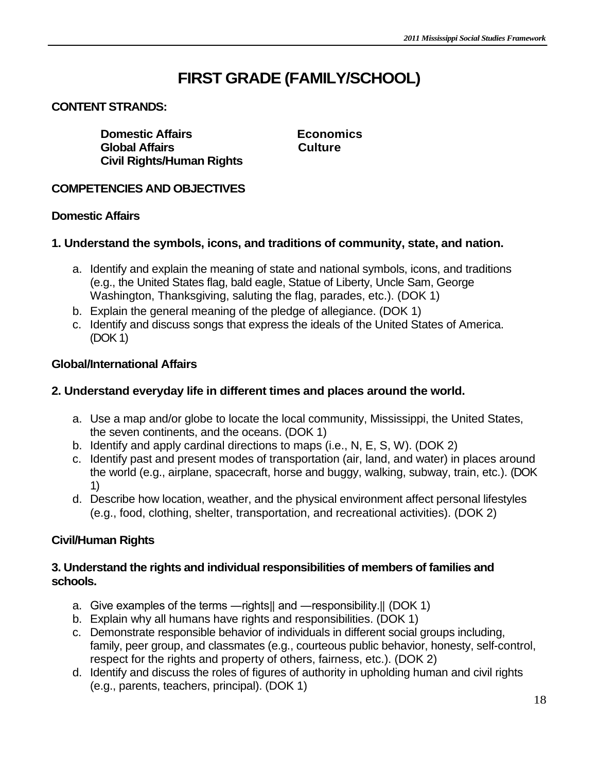# FIRST GRADE (FAMILY/SCHOOL)

**CONTENT STRANDS:**

**Domestic Affairs**
**Global Affairs**
**Civil Rights/Human Rights**
**Economics**
**Culture**

**COMPETENCIES AND OBJECTIVES**

**Domestic Affairs**

**1. Understand the symbols, icons, and traditions of community, state, and nation.**

a. Identify and explain the meaning of state and national symbols, icons, and traditions (e.g., the United States flag, bald eagle, Statue of Liberty, Uncle Sam, George Washington, Thanksgiving, saluting the flag, parades, etc.). (DOK 1)
b. Explain the general meaning of the pledge of allegiance. (DOK 1)
c. Identify and discuss songs that express the ideals of the United States of America. (DOK 1)

**Global/International Affairs**

**2. Understand everyday life in different times and places around the world.**

a. Use a map and/or globe to locate the local community, Mississippi, the United States, the seven continents, and the oceans. (DOK 1)
b. Identify and apply cardinal directions to maps (i.e., N, E, S, W). (DOK 2)
c. Identify past and present modes of transportation (air, land, and water) in places around the world (e.g., airplane, spacecraft, horse and buggy, walking, subway, train, etc.). (DOK 1)
d. Describe how location, weather, and the physical environment affect personal lifestyles (e.g., food, clothing, shelter, transportation, and recreational activities). (DOK 2)

**Civil/Human Rights**

**3. Understand the rights and individual responsibilities of members of families and schools.**

a. Give examples of the terms ―rights‖ and ―responsibility.‖ (DOK 1)
b. Explain why all humans have rights and responsibilities. (DOK 1)
c. Demonstrate responsible behavior of individuals in different social groups including, family, peer group, and classmates (e.g., courteous public behavior, honesty, self-control, respect for the rights and property of others, fairness, etc.). (DOK 2)
d. Identify and discuss the roles of figures of authority in upholding human and civil rights (e.g., parents, teachers, principal). (DOK 1)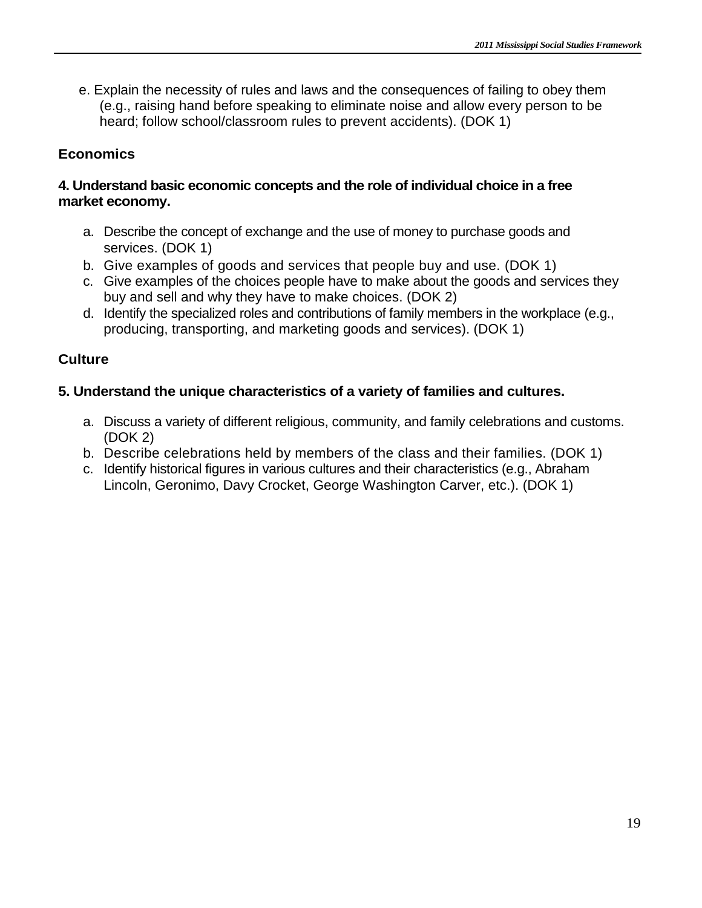e. Explain the necessity of rules and laws and the consequences of failing to obey them (e.g., raising hand before speaking to eliminate noise and allow every person to be heard; follow school/classroom rules to prevent accidents). (DOK 1)

### Economics

**4. Understand basic economic concepts and the role of individual choice in a free market economy.**

a. Describe the concept of exchange and the use of money to purchase goods and services. (DOK 1)
b. Give examples of goods and services that people buy and use. (DOK 1)
c. Give examples of the choices people have to make about the goods and services they buy and sell and why they have to make choices. (DOK 2)
d. Identify the specialized roles and contributions of family members in the workplace (e.g., producing, transporting, and marketing goods and services). (DOK 1)

### Culture

**5. Understand the unique characteristics of a variety of families and cultures.**

a. Discuss a variety of different religious, community, and family celebrations and customs. (DOK 2)
b. Describe celebrations held by members of the class and their families. (DOK 1)
c. Identify historical figures in various cultures and their characteristics (e.g., Abraham Lincoln, Geronimo, Davy Crocket, George Washington Carver, etc.). (DOK 1)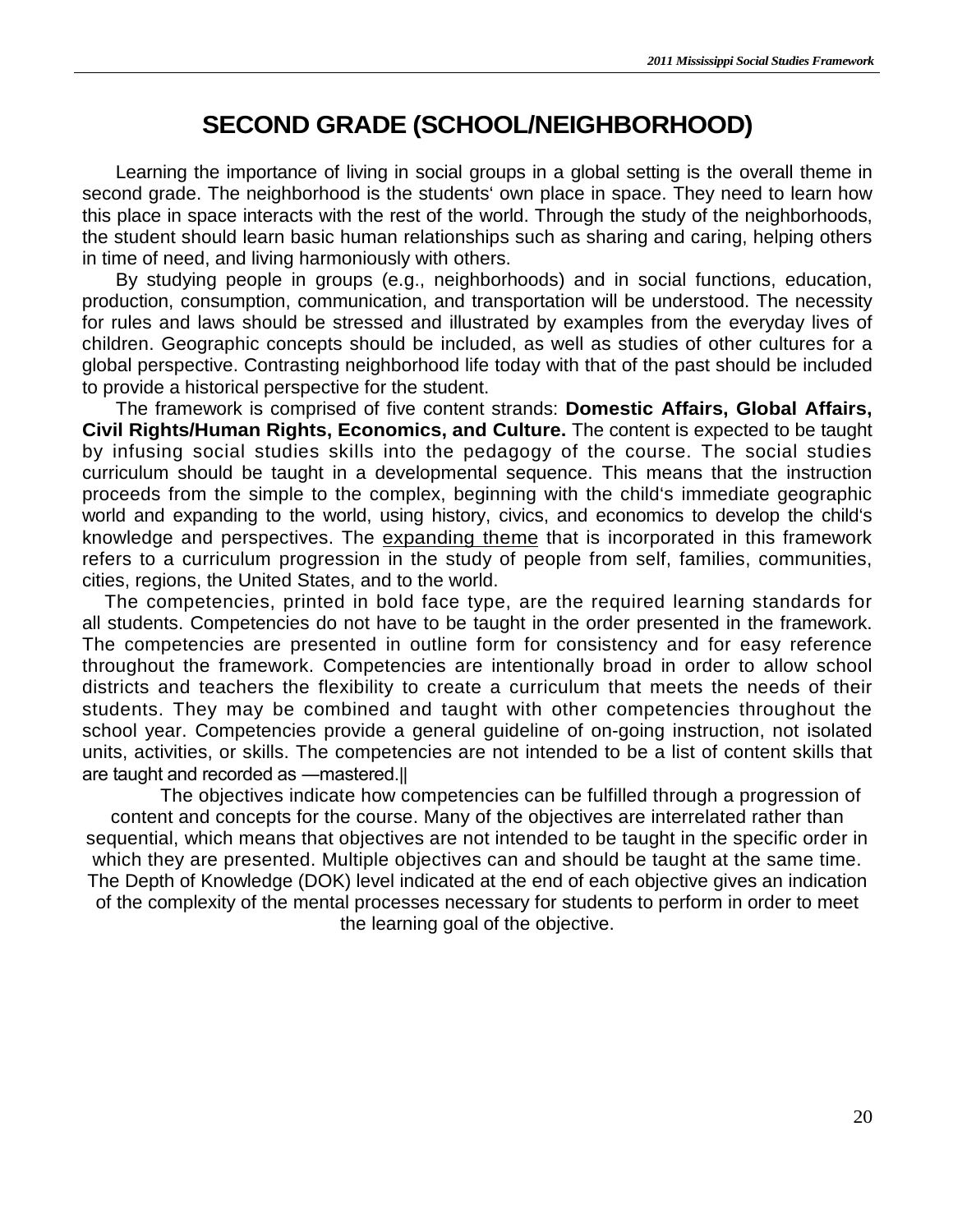# SECOND GRADE (SCHOOL/NEIGHBORHOOD)

Learning the importance of living in social groups in a global setting is the overall theme in second grade. The neighborhood is the students' own place in space. They need to learn how this place in space interacts with the rest of the world. Through the study of the neighborhoods, the student should learn basic human relationships such as sharing and caring, helping others in time of need, and living harmoniously with others.

By studying people in groups (e.g., neighborhoods) and in social functions, education, production, consumption, communication, and transportation will be understood. The necessity for rules and laws should be stressed and illustrated by examples from the everyday lives of children. Geographic concepts should be included, as well as studies of other cultures for a global perspective. Contrasting neighborhood life today with that of the past should be included to provide a historical perspective for the student.

The framework is comprised of five content strands: **Domestic Affairs, Global Affairs, Civil Rights/Human Rights, Economics, and Culture.** The content is expected to be taught by infusing social studies skills into the pedagogy of the course. The social studies curriculum should be taught in a developmental sequence. This means that the instruction proceeds from the simple to the complex, beginning with the child's immediate geographic world and expanding to the world, using history, civics, and economics to develop the child's knowledge and perspectives. The expanding theme that is incorporated in this framework refers to a curriculum progression in the study of people from self, families, communities, cities, regions, the United States, and to the world.

The competencies, printed in bold face type, are the required learning standards for all students. Competencies do not have to be taught in the order presented in the framework. The competencies are presented in outline form for consistency and for easy reference throughout the framework. Competencies are intentionally broad in order to allow school districts and teachers the flexibility to create a curriculum that meets the needs of their students. They may be combined and taught with other competencies throughout the school year. Competencies provide a general guideline of on-going instruction, not isolated units, activities, or skills. The competencies are not intended to be a list of content skills that are taught and recorded as ―mastered.‖

The objectives indicate how competencies can be fulfilled through a progression of content and concepts for the course. Many of the objectives are interrelated rather than sequential, which means that objectives are not intended to be taught in the specific order in which they are presented. Multiple objectives can and should be taught at the same time. The Depth of Knowledge (DOK) level indicated at the end of each objective gives an indication of the complexity of the mental processes necessary for students to perform in order to meet the learning goal of the objective.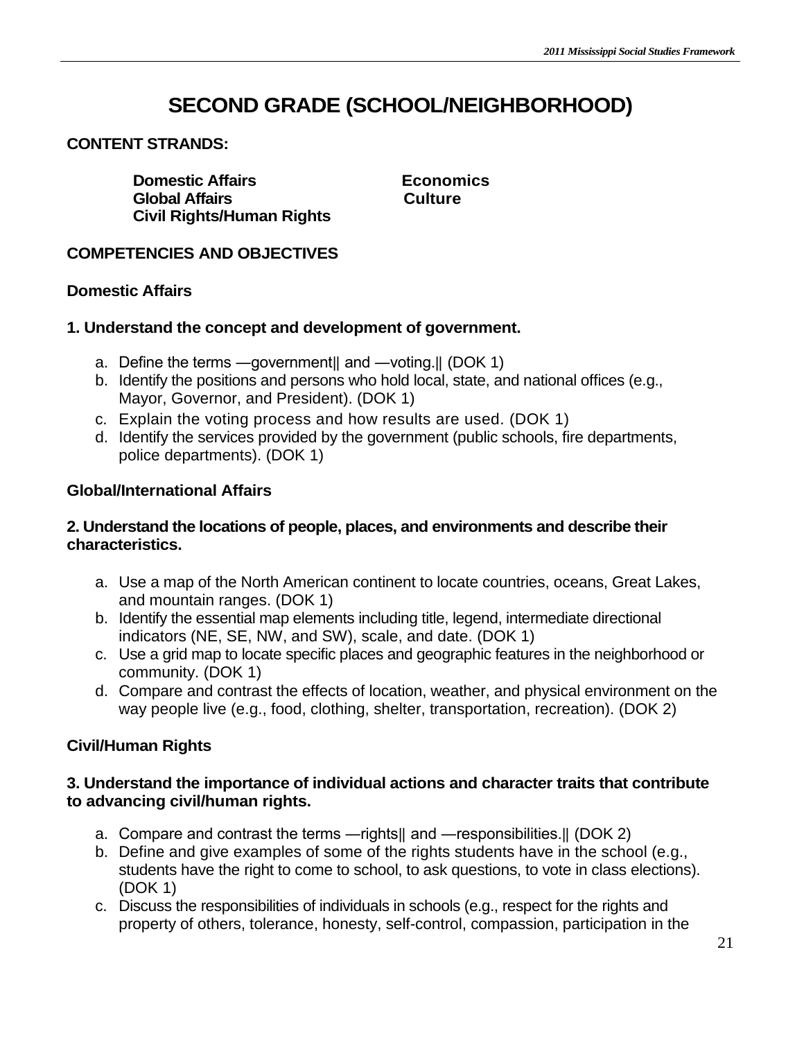# SECOND GRADE (SCHOOL/NEIGHBORHOOD)

**CONTENT STRANDS:**

**Domestic Affairs**
**Global Affairs**
**Civil Rights/Human Rights**
**Economics**
**Culture**

**COMPETENCIES AND OBJECTIVES**

**Domestic Affairs**

**1. Understand the concept and development of government.**

a. Define the terms ―government‖ and ―voting.‖ (DOK 1)
b. Identify the positions and persons who hold local, state, and national offices (e.g., Mayor, Governor, and President). (DOK 1)
c. Explain the voting process and how results are used. (DOK 1)
d. Identify the services provided by the government (public schools, fire departments, police departments). (DOK 1)

**Global/International Affairs**

**2. Understand the locations of people, places, and environments and describe their characteristics.**

a. Use a map of the North American continent to locate countries, oceans, Great Lakes, and mountain ranges. (DOK 1)
b. Identify the essential map elements including title, legend, intermediate directional indicators (NE, SE, NW, and SW), scale, and date. (DOK 1)
c. Use a grid map to locate specific places and geographic features in the neighborhood or community. (DOK 1)
d. Compare and contrast the effects of location, weather, and physical environment on the way people live (e.g., food, clothing, shelter, transportation, recreation). (DOK 2)

**Civil/Human Rights**

**3. Understand the importance of individual actions and character traits that contribute to advancing civil/human rights.**

a. Compare and contrast the terms ―rights‖ and ―responsibilities.‖ (DOK 2)
b. Define and give examples of some of the rights students have in the school (e.g., students have the right to come to school, to ask questions, to vote in class elections). (DOK 1)
c. Discuss the responsibilities of individuals in schools (e.g., respect for the rights and property of others, tolerance, honesty, self-control, compassion, participation in the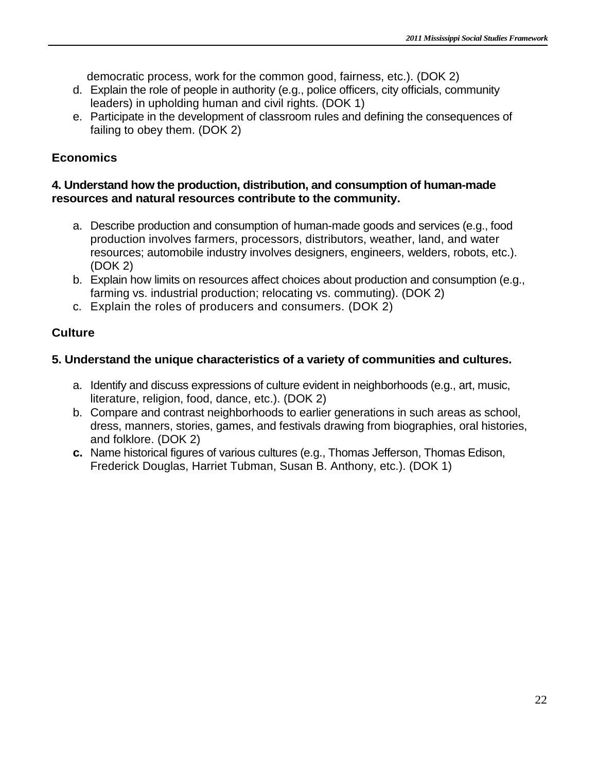democratic process, work for the common good, fairness, etc.). (DOK 2)

d. Explain the role of people in authority (e.g., police officers, city officials, community leaders) in upholding human and civil rights. (DOK 1)
e. Participate in the development of classroom rules and defining the consequences of failing to obey them. (DOK 2)

**Economics**

**4. Understand how the production, distribution, and consumption of human-made resources and natural resources contribute to the community.**

a. Describe production and consumption of human-made goods and services (e.g., food production involves farmers, processors, distributors, weather, land, and water resources; automobile industry involves designers, engineers, welders, robots, etc.). (DOK 2)
b. Explain how limits on resources affect choices about production and consumption (e.g., farming vs. industrial production; relocating vs. commuting). (DOK 2)
c. Explain the roles of producers and consumers. (DOK 2)

**Culture**

**5. Understand the unique characteristics of a variety of communities and cultures.**

a. Identify and discuss expressions of culture evident in neighborhoods (e.g., art, music, literature, religion, food, dance, etc.). (DOK 2)
b. Compare and contrast neighborhoods to earlier generations in such areas as school, dress, manners, stories, games, and festivals drawing from biographies, oral histories, and folklore. (DOK 2)
**c.** Name historical figures of various cultures (e.g., Thomas Jefferson, Thomas Edison, Frederick Douglas, Harriet Tubman, Susan B. Anthony, etc.). (DOK 1)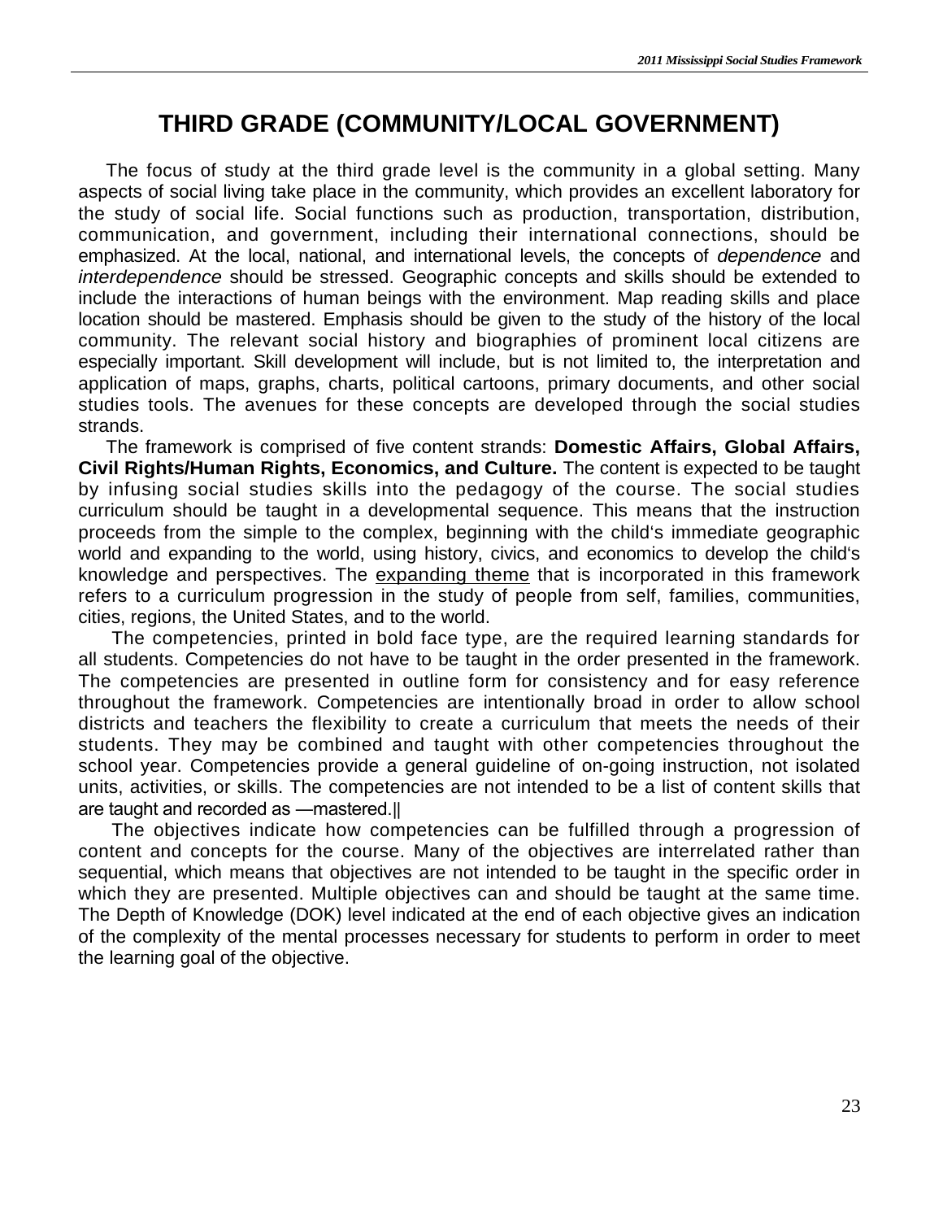# THIRD GRADE (COMMUNITY/LOCAL GOVERNMENT)

The focus of study at the third grade level is the community in a global setting. Many aspects of social living take place in the community, which provides an excellent laboratory for the study of social life. Social functions such as production, transportation, distribution, communication, and government, including their international connections, should be emphasized. At the local, national, and international levels, the concepts of *dependence* and *interdependence* should be stressed. Geographic concepts and skills should be extended to include the interactions of human beings with the environment. Map reading skills and place location should be mastered. Emphasis should be given to the study of the history of the local community. The relevant social history and biographies of prominent local citizens are especially important. Skill development will include, but is not limited to, the interpretation and application of maps, graphs, charts, political cartoons, primary documents, and other social studies tools. The avenues for these concepts are developed through the social studies strands.

The framework is comprised of five content strands: **Domestic Affairs, Global Affairs, Civil Rights/Human Rights, Economics, and Culture.** The content is expected to be taught by infusing social studies skills into the pedagogy of the course. The social studies curriculum should be taught in a developmental sequence. This means that the instruction proceeds from the simple to the complex, beginning with the child's immediate geographic world and expanding to the world, using history, civics, and economics to develop the child's knowledge and perspectives. The expanding theme that is incorporated in this framework refers to a curriculum progression in the study of people from self, families, communities, cities, regions, the United States, and to the world.

The competencies, printed in bold face type, are the required learning standards for all students. Competencies do not have to be taught in the order presented in the framework. The competencies are presented in outline form for consistency and for easy reference throughout the framework. Competencies are intentionally broad in order to allow school districts and teachers the flexibility to create a curriculum that meets the needs of their students. They may be combined and taught with other competencies throughout the school year. Competencies provide a general guideline of on-going instruction, not isolated units, activities, or skills. The competencies are not intended to be a list of content skills that are taught and recorded as —mastered.||

The objectives indicate how competencies can be fulfilled through a progression of content and concepts for the course. Many of the objectives are interrelated rather than sequential, which means that objectives are not intended to be taught in the specific order in which they are presented. Multiple objectives can and should be taught at the same time. The Depth of Knowledge (DOK) level indicated at the end of each objective gives an indication of the complexity of the mental processes necessary for students to perform in order to meet the learning goal of the objective.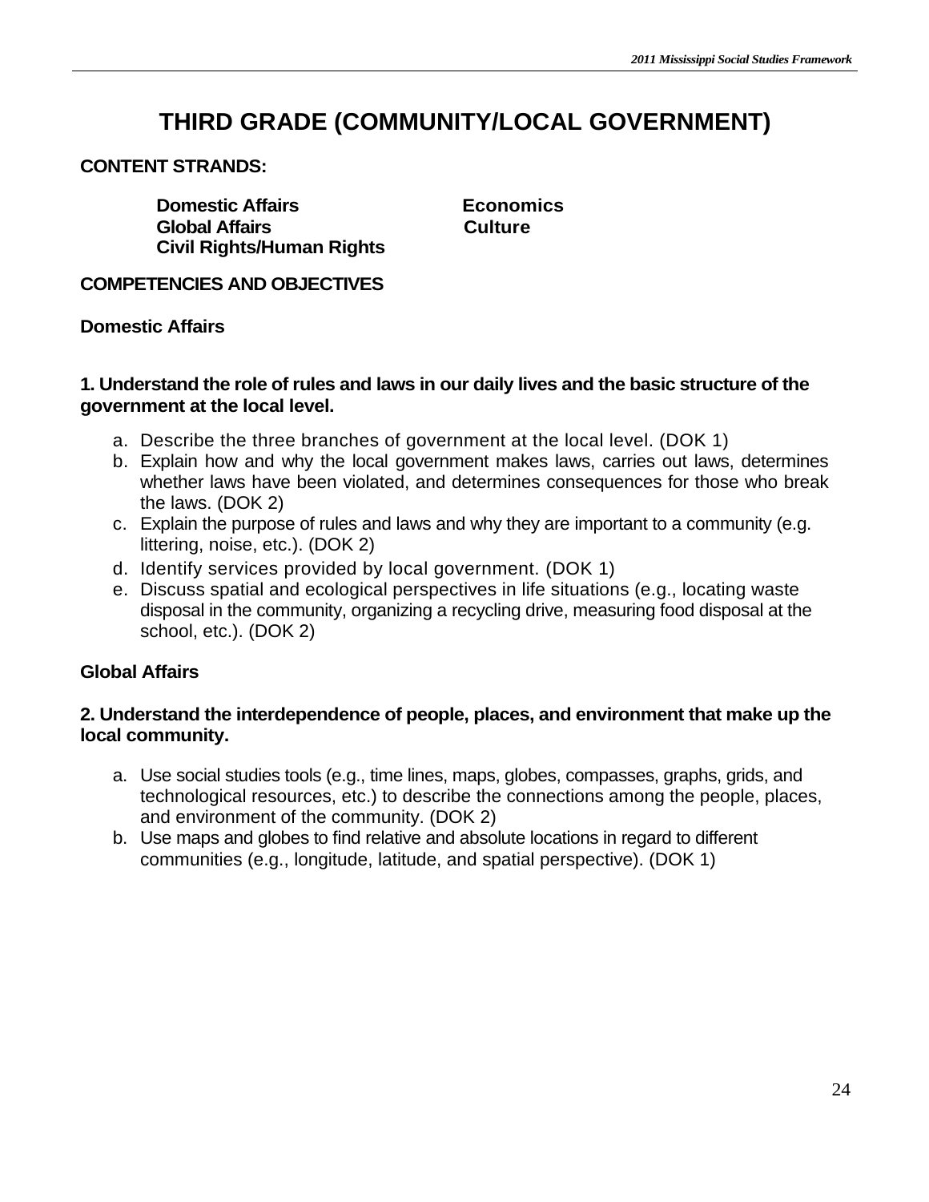# THIRD GRADE (COMMUNITY/LOCAL GOVERNMENT)

**CONTENT STRANDS:**

- **Domestic Affairs**
- **Global Affairs**
- **Civil Rights/Human Rights**
- **Economics**
- **Culture**

**COMPETENCIES AND OBJECTIVES**

**Domestic Affairs**

**1. Understand the role of rules and laws in our daily lives and the basic structure of the government at the local level.**

a. Describe the three branches of government at the local level. (DOK 1)
b. Explain how and why the local government makes laws, carries out laws, determines whether laws have been violated, and determines consequences for those who break the laws. (DOK 2)
c. Explain the purpose of rules and laws and why they are important to a community (e.g. littering, noise, etc.). (DOK 2)
d. Identify services provided by local government. (DOK 1)
e. Discuss spatial and ecological perspectives in life situations (e.g., locating waste disposal in the community, organizing a recycling drive, measuring food disposal at the school, etc.). (DOK 2)

**Global Affairs**

**2. Understand the interdependence of people, places, and environment that make up the local community.**

a. Use social studies tools (e.g., time lines, maps, globes, compasses, graphs, grids, and technological resources, etc.) to describe the connections among the people, places, and environment of the community. (DOK 2)
b. Use maps and globes to find relative and absolute locations in regard to different communities (e.g., longitude, latitude, and spatial perspective). (DOK 1)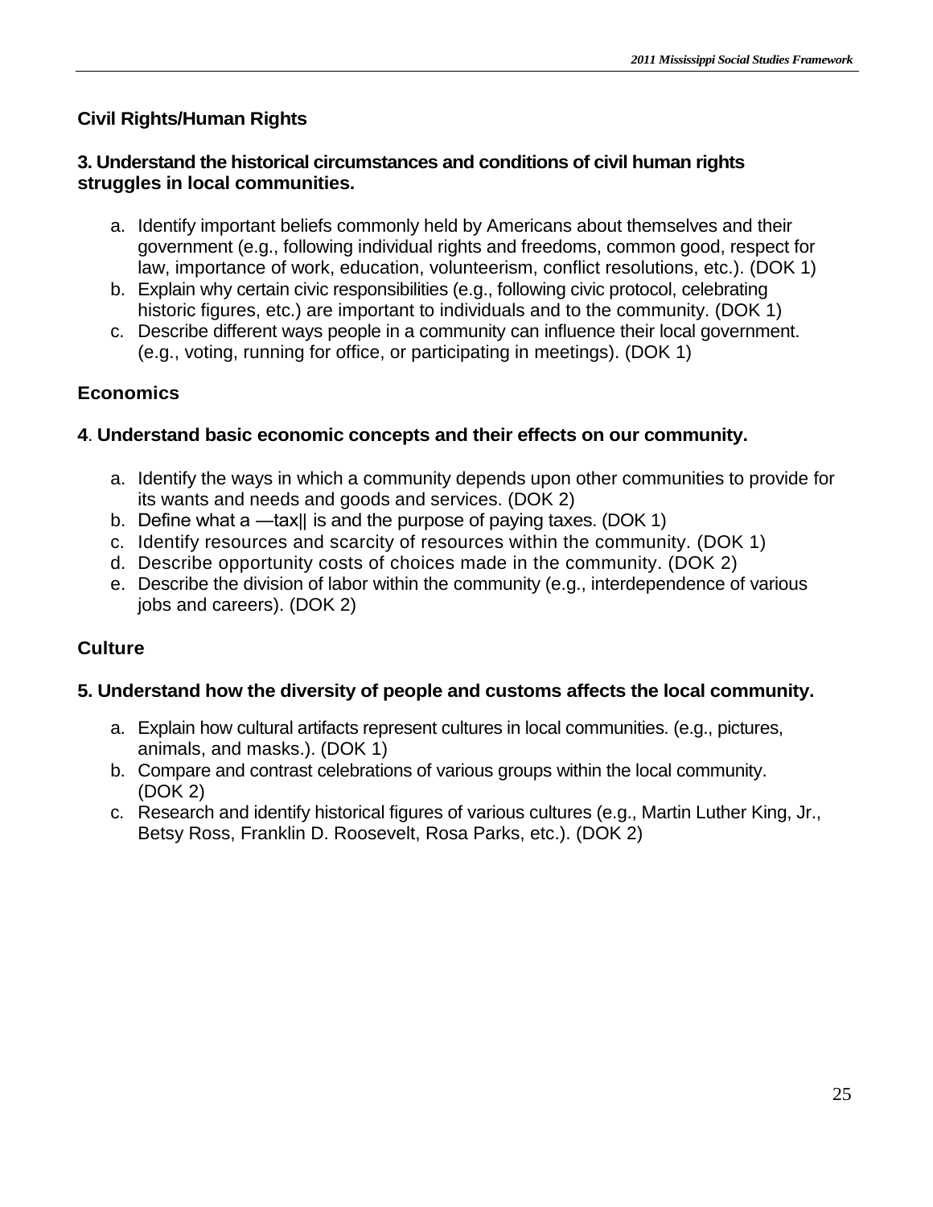### Civil Rights/Human Rights

**3. Understand the historical circumstances and conditions of civil human rights struggles in local communities.**

a. Identify important beliefs commonly held by Americans about themselves and their government (e.g., following individual rights and freedoms, common good, respect for law, importance of work, education, volunteerism, conflict resolutions, etc.). (DOK 1)
b. Explain why certain civic responsibilities (e.g., following civic protocol, celebrating historic figures, etc.) are important to individuals and to the community. (DOK 1)
c. Describe different ways people in a community can influence their local government. (e.g., voting, running for office, or participating in meetings). (DOK 1)

### Economics

**4. Understand basic economic concepts and their effects on our community.**

a. Identify the ways in which a community depends upon other communities to provide for its wants and needs and goods and services. (DOK 2)
b. Define what a ―tax‖ is and the purpose of paying taxes. (DOK 1)
c. Identify resources and scarcity of resources within the community. (DOK 1)
d. Describe opportunity costs of choices made in the community. (DOK 2)
e. Describe the division of labor within the community (e.g., interdependence of various jobs and careers). (DOK 2)

### Culture

**5. Understand how the diversity of people and customs affects the local community.**

a. Explain how cultural artifacts represent cultures in local communities. (e.g., pictures, animals, and masks.). (DOK 1)
b. Compare and contrast celebrations of various groups within the local community. (DOK 2)
c. Research and identify historical figures of various cultures (e.g., Martin Luther King, Jr., Betsy Ross, Franklin D. Roosevelt, Rosa Parks, etc.). (DOK 2)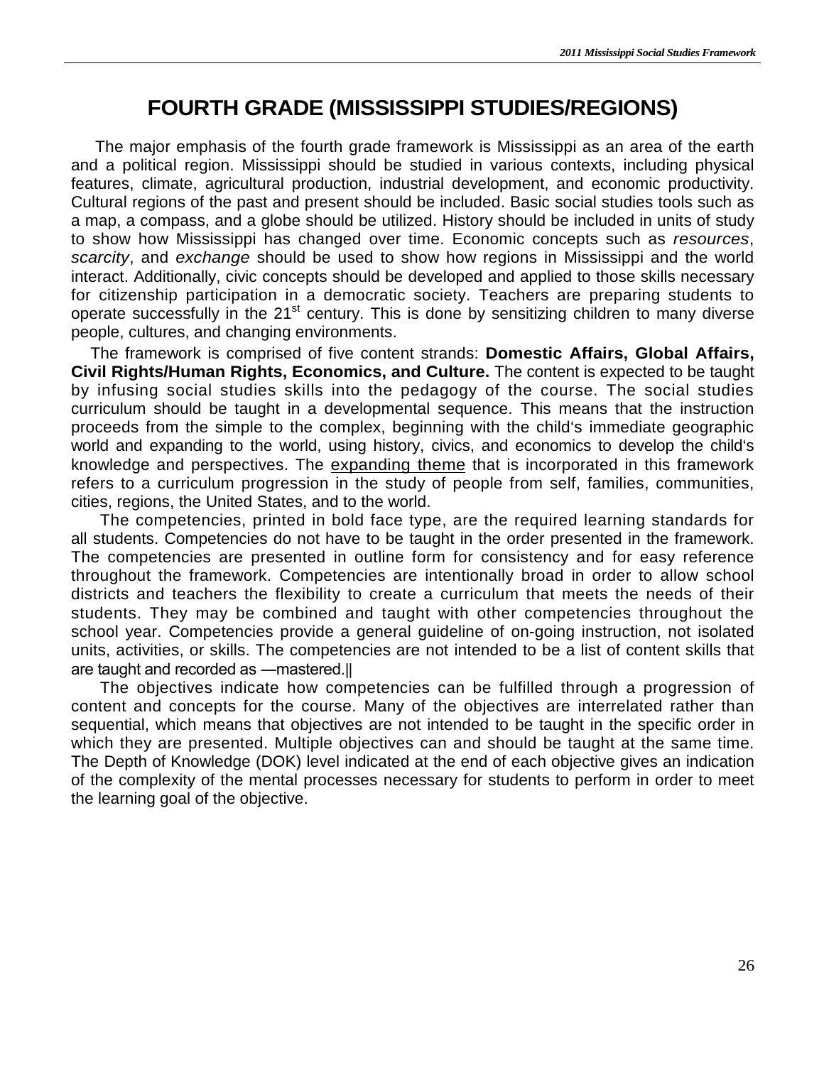# FOURTH GRADE (MISSISSIPPI STUDIES/REGIONS)

The major emphasis of the fourth grade framework is Mississippi as an area of the earth and a political region. Mississippi should be studied in various contexts, including physical features, climate, agricultural production, industrial development, and economic productivity. Cultural regions of the past and present should be included. Basic social studies tools such as a map, a compass, and a globe should be utilized. History should be included in units of study to show how Mississippi has changed over time. Economic concepts such as *resources*, *scarcity*, and *exchange* should be used to show how regions in Mississippi and the world interact. Additionally, civic concepts should be developed and applied to those skills necessary for citizenship participation in a democratic society. Teachers are preparing students to operate successfully in the 21st century. This is done by sensitizing children to many diverse people, cultures, and changing environments.

The framework is comprised of five content strands: **Domestic Affairs, Global Affairs, Civil Rights/Human Rights, Economics, and Culture.** The content is expected to be taught by infusing social studies skills into the pedagogy of the course. The social studies curriculum should be taught in a developmental sequence. This means that the instruction proceeds from the simple to the complex, beginning with the child's immediate geographic world and expanding to the world, using history, civics, and economics to develop the child's knowledge and perspectives. The <u>expanding theme</u> that is incorporated in this framework refers to a curriculum progression in the study of people from self, families, communities, cities, regions, the United States, and to the world.

The competencies, printed in bold face type, are the required learning standards for all students. Competencies do not have to be taught in the order presented in the framework. The competencies are presented in outline form for consistency and for easy reference throughout the framework. Competencies are intentionally broad in order to allow school districts and teachers the flexibility to create a curriculum that meets the needs of their students. They may be combined and taught with other competencies throughout the school year. Competencies provide a general guideline of on-going instruction, not isolated units, activities, or skills. The competencies are not intended to be a list of content skills that are taught and recorded as —mastered.||

The objectives indicate how competencies can be fulfilled through a progression of content and concepts for the course. Many of the objectives are interrelated rather than sequential, which means that objectives are not intended to be taught in the specific order in which they are presented. Multiple objectives can and should be taught at the same time. The Depth of Knowledge (DOK) level indicated at the end of each objective gives an indication of the complexity of the mental processes necessary for students to perform in order to meet the learning goal of the objective.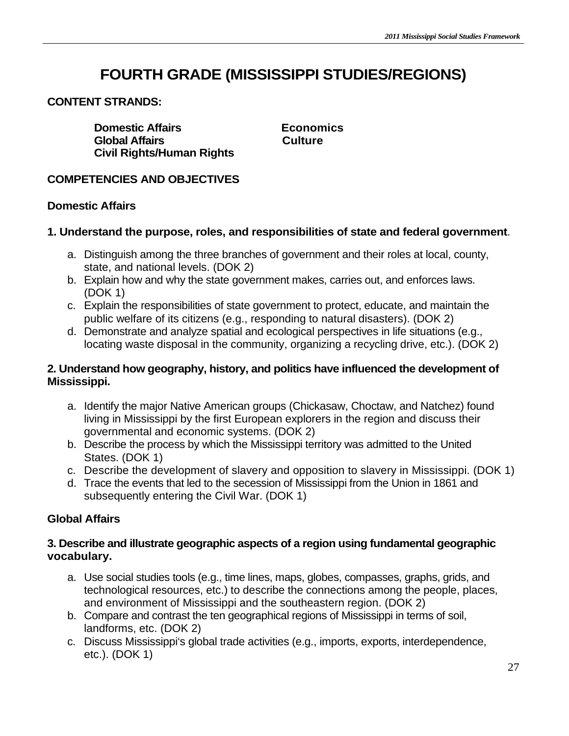# FOURTH GRADE (MISSISSIPPI STUDIES/REGIONS)

**CONTENT STRANDS:**

**Domestic Affairs**
**Global Affairs**
**Civil Rights/Human Rights**
**Economics**
**Culture**

**COMPETENCIES AND OBJECTIVES**

**Domestic Affairs**

**1. Understand the purpose, roles, and responsibilities of state and federal government**.

a. Distinguish among the three branches of government and their roles at local, county, state, and national levels. (DOK 2)
b. Explain how and why the state government makes, carries out, and enforces laws. (DOK 1)
c. Explain the responsibilities of state government to protect, educate, and maintain the public welfare of its citizens (e.g., responding to natural disasters). (DOK 2)
d. Demonstrate and analyze spatial and ecological perspectives in life situations (e.g., locating waste disposal in the community, organizing a recycling drive, etc.). (DOK 2)

**2. Understand how geography, history, and politics have influenced the development of Mississippi.**

a. Identify the major Native American groups (Chickasaw, Choctaw, and Natchez) found living in Mississippi by the first European explorers in the region and discuss their governmental and economic systems. (DOK 2)
b. Describe the process by which the Mississippi territory was admitted to the United States. (DOK 1)
c. Describe the development of slavery and opposition to slavery in Mississippi. (DOK 1)
d. Trace the events that led to the secession of Mississippi from the Union in 1861 and subsequently entering the Civil War. (DOK 1)

**Global Affairs**

**3. Describe and illustrate geographic aspects of a region using fundamental geographic vocabulary.**

a. Use social studies tools (e.g., time lines, maps, globes, compasses, graphs, grids, and technological resources, etc.) to describe the connections among the people, places, and environment of Mississippi and the southeastern region. (DOK 2)
b. Compare and contrast the ten geographical regions of Mississippi in terms of soil, landforms, etc. (DOK 2)
c. Discuss Mississippi's global trade activities (e.g., imports, exports, interdependence, etc.). (DOK 1)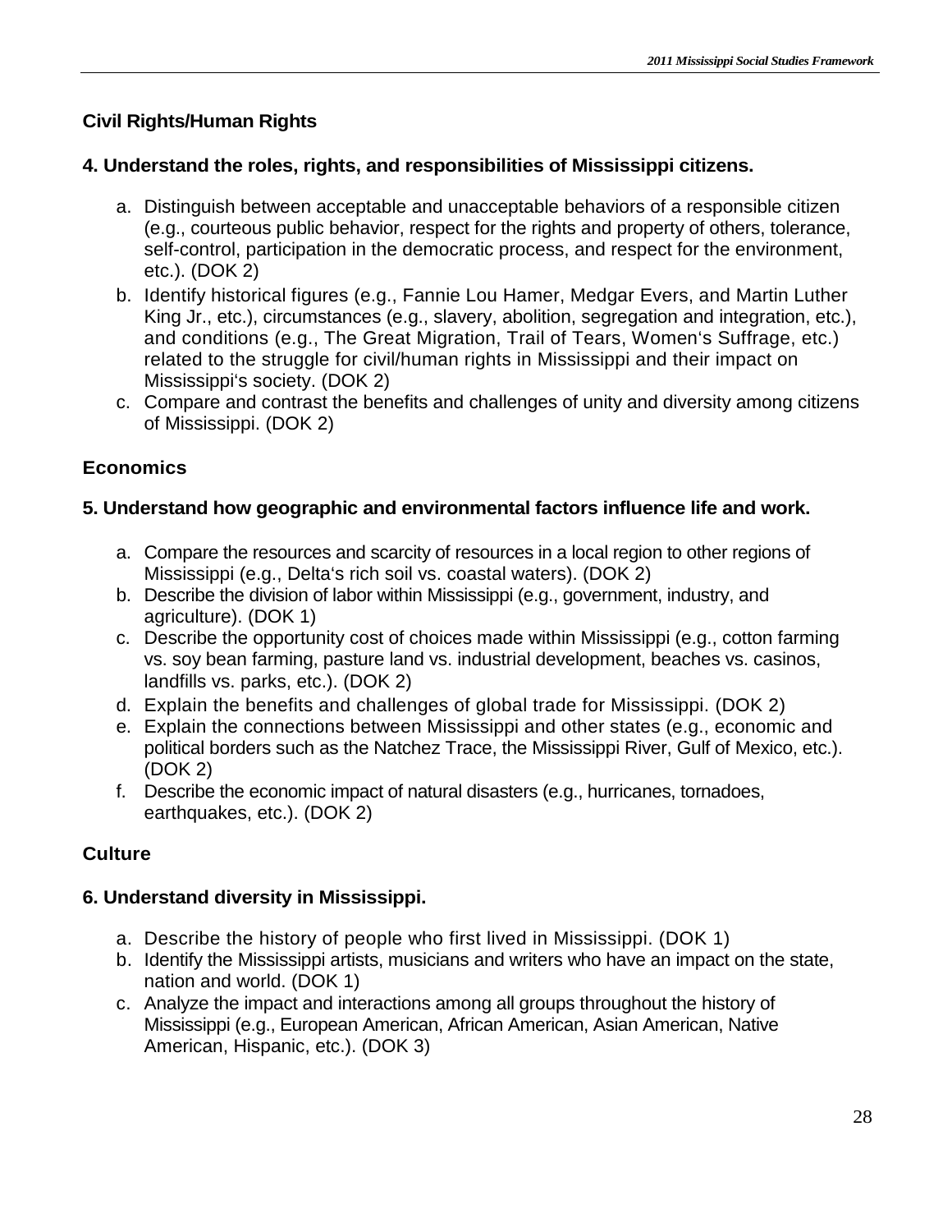### Civil Rights/Human Rights

**4. Understand the roles, rights, and responsibilities of Mississippi citizens.**

a. Distinguish between acceptable and unacceptable behaviors of a responsible citizen (e.g., courteous public behavior, respect for the rights and property of others, tolerance, self-control, participation in the democratic process, and respect for the environment, etc.). (DOK 2)
b. Identify historical figures (e.g., Fannie Lou Hamer, Medgar Evers, and Martin Luther King Jr., etc.), circumstances (e.g., slavery, abolition, segregation and integration, etc.), and conditions (e.g., The Great Migration, Trail of Tears, Women's Suffrage, etc.) related to the struggle for civil/human rights in Mississippi and their impact on Mississippi's society. (DOK 2)
c. Compare and contrast the benefits and challenges of unity and diversity among citizens of Mississippi. (DOK 2)

### Economics

**5. Understand how geographic and environmental factors influence life and work.**

a. Compare the resources and scarcity of resources in a local region to other regions of Mississippi (e.g., Delta's rich soil vs. coastal waters). (DOK 2)
b. Describe the division of labor within Mississippi (e.g., government, industry, and agriculture). (DOK 1)
c. Describe the opportunity cost of choices made within Mississippi (e.g., cotton farming vs. soy bean farming, pasture land vs. industrial development, beaches vs. casinos, landfills vs. parks, etc.). (DOK 2)
d. Explain the benefits and challenges of global trade for Mississippi. (DOK 2)
e. Explain the connections between Mississippi and other states (e.g., economic and political borders such as the Natchez Trace, the Mississippi River, Gulf of Mexico, etc.). (DOK 2)
f. Describe the economic impact of natural disasters (e.g., hurricanes, tornadoes, earthquakes, etc.). (DOK 2)

### Culture

**6. Understand diversity in Mississippi.**

a. Describe the history of people who first lived in Mississippi. (DOK 1)
b. Identify the Mississippi artists, musicians and writers who have an impact on the state, nation and world. (DOK 1)
c. Analyze the impact and interactions among all groups throughout the history of Mississippi (e.g., European American, African American, Asian American, Native American, Hispanic, etc.). (DOK 3)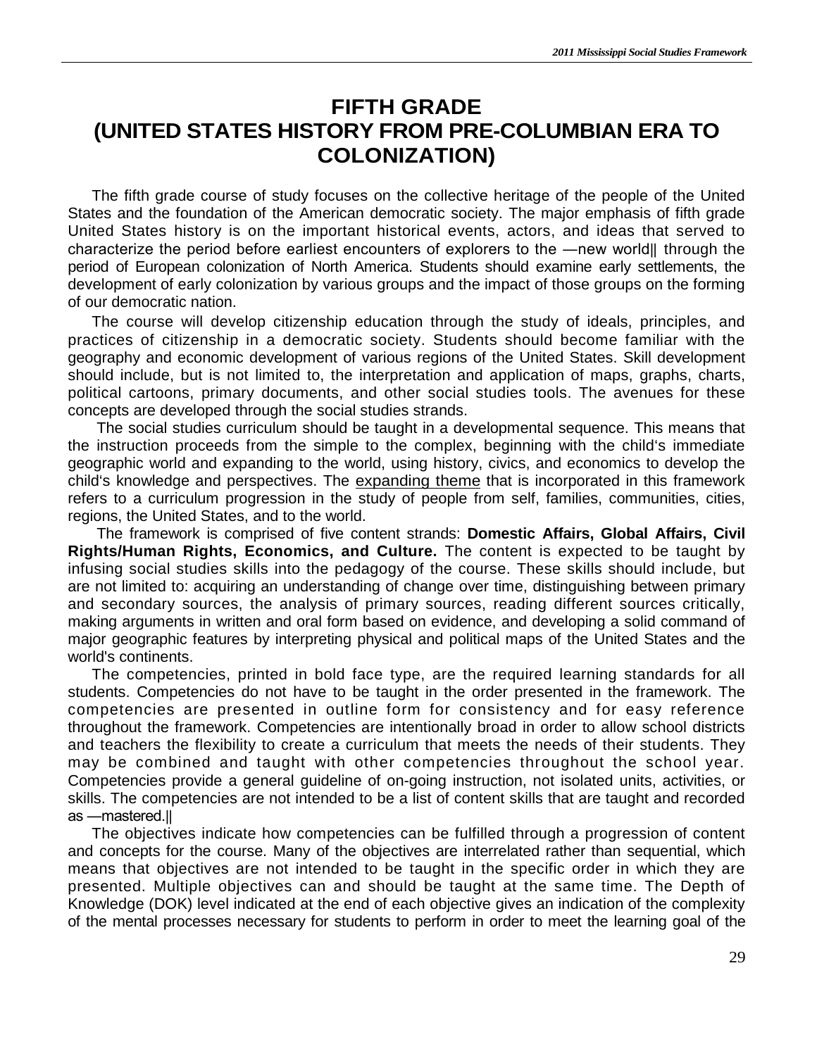# FIFTH GRADE
# (UNITED STATES HISTORY FROM PRE-COLUMBIAN ERA TO COLONIZATION)

The fifth grade course of study focuses on the collective heritage of the people of the United States and the foundation of the American democratic society. The major emphasis of fifth grade United States history is on the important historical events, actors, and ideas that served to characterize the period before earliest encounters of explorers to the ―new world‖ through the period of European colonization of North America. Students should examine early settlements, the development of early colonization by various groups and the impact of those groups on the forming of our democratic nation.

The course will develop citizenship education through the study of ideals, principles, and practices of citizenship in a democratic society. Students should become familiar with the geography and economic development of various regions of the United States. Skill development should include, but is not limited to, the interpretation and application of maps, graphs, charts, political cartoons, primary documents, and other social studies tools. The avenues for these concepts are developed through the social studies strands.

The social studies curriculum should be taught in a developmental sequence. This means that the instruction proceeds from the simple to the complex, beginning with the child‗s immediate geographic world and expanding to the world, using history, civics, and economics to develop the child‗s knowledge and perspectives. The expanding theme that is incorporated in this framework refers to a curriculum progression in the study of people from self, families, communities, cities, regions, the United States, and to the world.

The framework is comprised of five content strands: **Domestic Affairs, Global Affairs, Civil Rights/Human Rights, Economics, and Culture.** The content is expected to be taught by infusing social studies skills into the pedagogy of the course. These skills should include, but are not limited to: acquiring an understanding of change over time, distinguishing between primary and secondary sources, the analysis of primary sources, reading different sources critically, making arguments in written and oral form based on evidence, and developing a solid command of major geographic features by interpreting physical and political maps of the United States and the world's continents.

The competencies, printed in bold face type, are the required learning standards for all students. Competencies do not have to be taught in the order presented in the framework. The competencies are presented in outline form for consistency and for easy reference throughout the framework. Competencies are intentionally broad in order to allow school districts and teachers the flexibility to create a curriculum that meets the needs of their students. They may be combined and taught with other competencies throughout the school year. Competencies provide a general guideline of on-going instruction, not isolated units, activities, or skills. The competencies are not intended to be a list of content skills that are taught and recorded as ―mastered.‖

The objectives indicate how competencies can be fulfilled through a progression of content and concepts for the course. Many of the objectives are interrelated rather than sequential, which means that objectives are not intended to be taught in the specific order in which they are presented. Multiple objectives can and should be taught at the same time. The Depth of Knowledge (DOK) level indicated at the end of each objective gives an indication of the complexity of the mental processes necessary for students to perform in order to meet the learning goal of the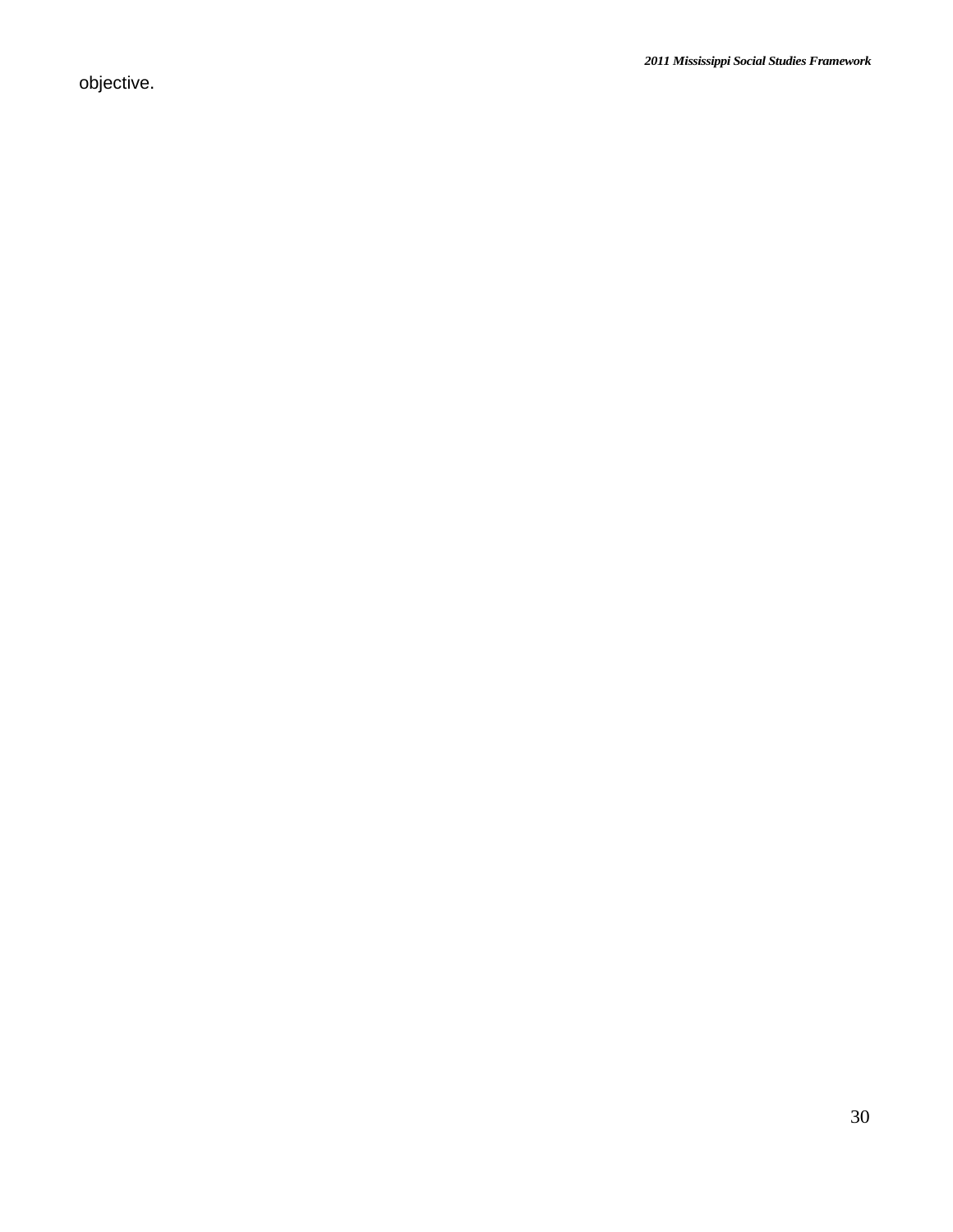objective.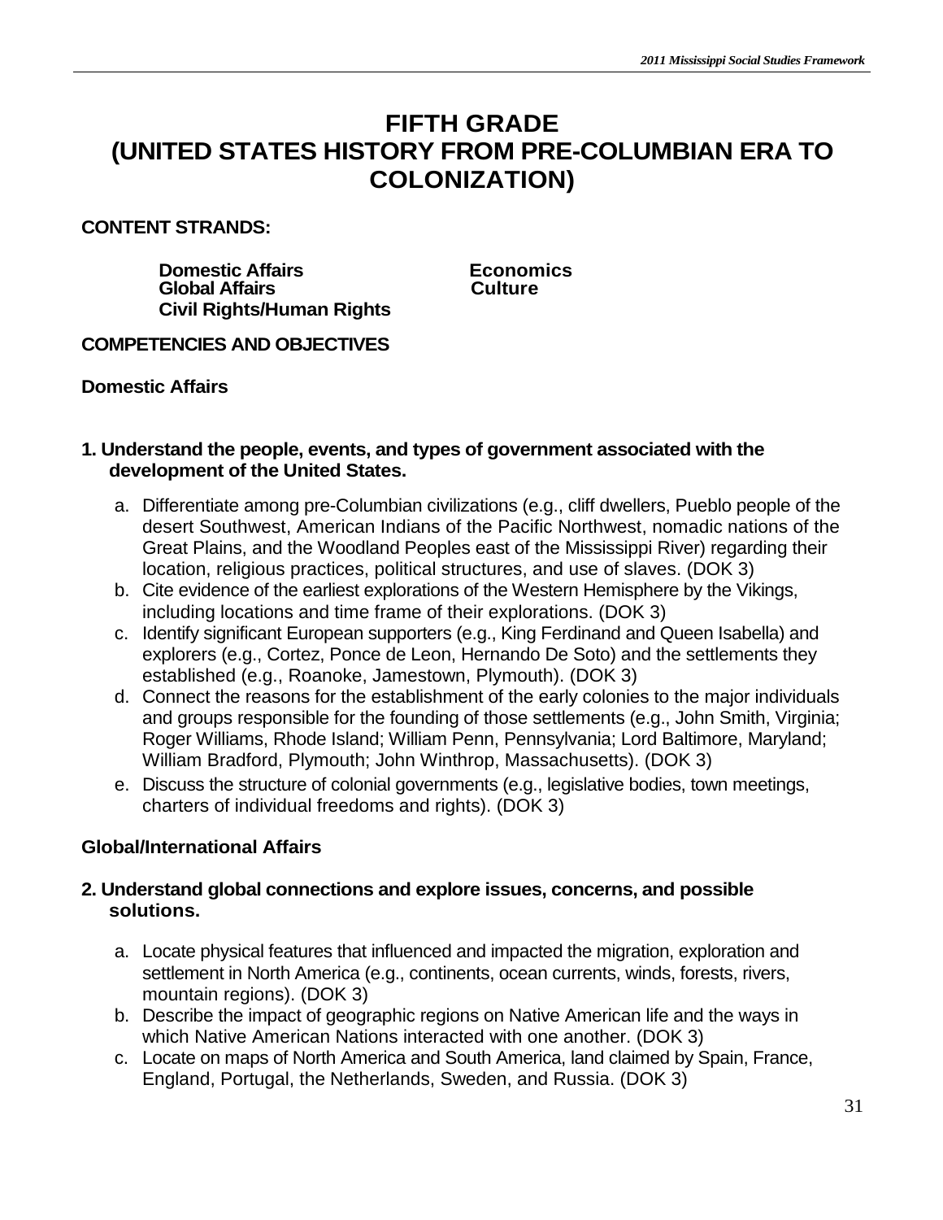# FIFTH GRADE (UNITED STATES HISTORY FROM PRE-COLUMBIAN ERA TO COLONIZATION)

**CONTENT STRANDS:**

**Domestic Affairs**
**Global Affairs**
**Civil Rights/Human Rights**
**Economics**
**Culture**

**COMPETENCIES AND OBJECTIVES**

## Domestic Affairs

**1. Understand the people, events, and types of government associated with the development of the United States.**

a. Differentiate among pre-Columbian civilizations (e.g., cliff dwellers, Pueblo people of the desert Southwest, American Indians of the Pacific Northwest, nomadic nations of the Great Plains, and the Woodland Peoples east of the Mississippi River) regarding their location, religious practices, political structures, and use of slaves. (DOK 3)

b. Cite evidence of the earliest explorations of the Western Hemisphere by the Vikings, including locations and time frame of their explorations. (DOK 3)

c. Identify significant European supporters (e.g., King Ferdinand and Queen Isabella) and explorers (e.g., Cortez, Ponce de Leon, Hernando De Soto) and the settlements they established (e.g., Roanoke, Jamestown, Plymouth). (DOK 3)

d. Connect the reasons for the establishment of the early colonies to the major individuals and groups responsible for the founding of those settlements (e.g., John Smith, Virginia; Roger Williams, Rhode Island; William Penn, Pennsylvania; Lord Baltimore, Maryland; William Bradford, Plymouth; John Winthrop, Massachusetts). (DOK 3)

e. Discuss the structure of colonial governments (e.g., legislative bodies, town meetings, charters of individual freedoms and rights). (DOK 3)

## Global/International Affairs

**2. Understand global connections and explore issues, concerns, and possible solutions.**

a. Locate physical features that influenced and impacted the migration, exploration and settlement in North America (e.g., continents, ocean currents, winds, forests, rivers, mountain regions). (DOK 3)

b. Describe the impact of geographic regions on Native American life and the ways in which Native American Nations interacted with one another. (DOK 3)

c. Locate on maps of North America and South America, land claimed by Spain, France, England, Portugal, the Netherlands, Sweden, and Russia. (DOK 3)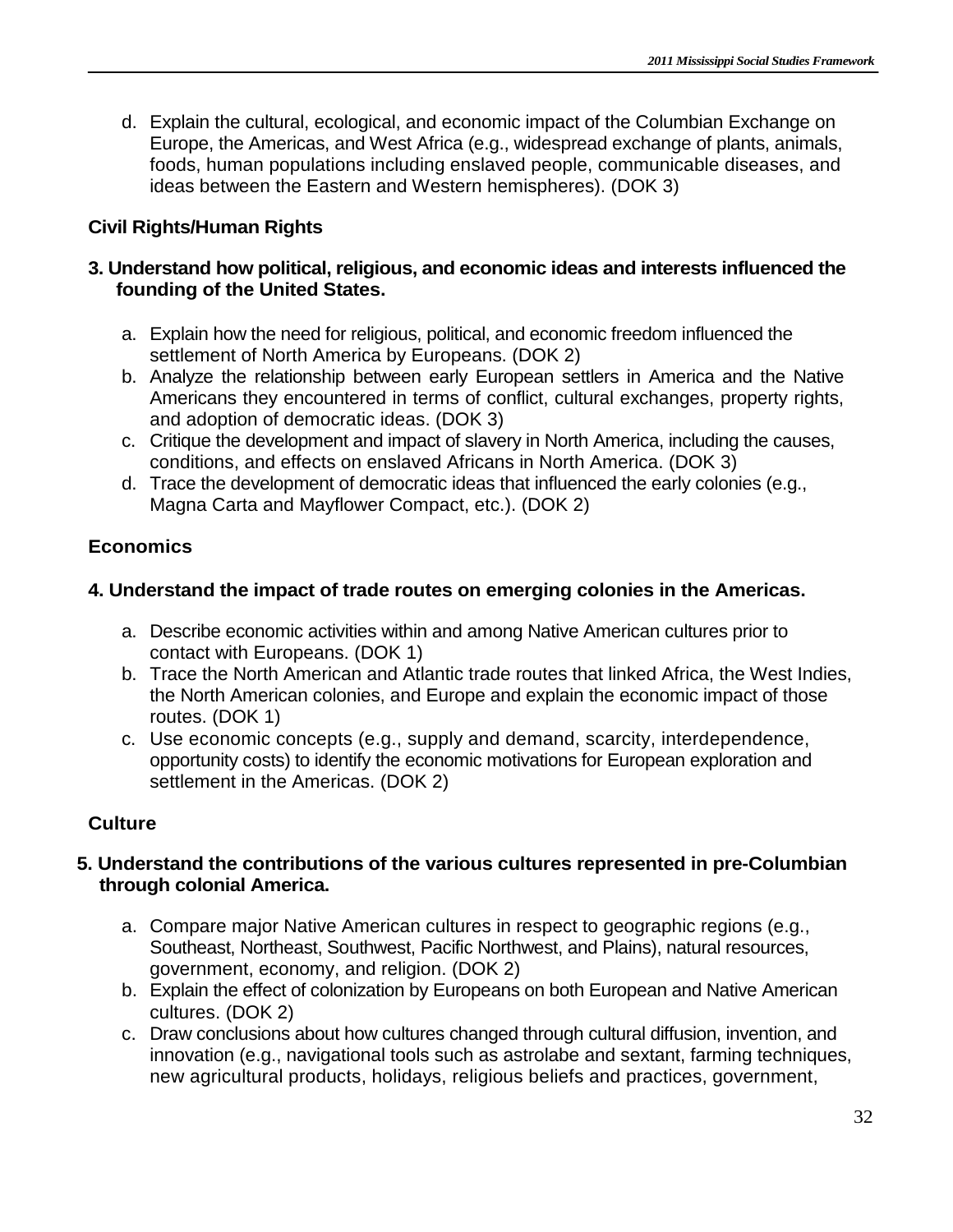d. Explain the cultural, ecological, and economic impact of the Columbian Exchange on Europe, the Americas, and West Africa (e.g., widespread exchange of plants, animals, foods, human populations including enslaved people, communicable diseases, and ideas between the Eastern and Western hemispheres). (DOK 3)

**Civil Rights/Human Rights**

**3. Understand how political, religious, and economic ideas and interests influenced the founding of the United States.**

a. Explain how the need for religious, political, and economic freedom influenced the settlement of North America by Europeans. (DOK 2)
b. Analyze the relationship between early European settlers in America and the Native Americans they encountered in terms of conflict, cultural exchanges, property rights, and adoption of democratic ideas. (DOK 3)
c. Critique the development and impact of slavery in North America, including the causes, conditions, and effects on enslaved Africans in North America. (DOK 3)
d. Trace the development of democratic ideas that influenced the early colonies (e.g., Magna Carta and Mayflower Compact, etc.). (DOK 2)

**Economics**

**4. Understand the impact of trade routes on emerging colonies in the Americas.**

a. Describe economic activities within and among Native American cultures prior to contact with Europeans. (DOK 1)
b. Trace the North American and Atlantic trade routes that linked Africa, the West Indies, the North American colonies, and Europe and explain the economic impact of those routes. (DOK 1)
c. Use economic concepts (e.g., supply and demand, scarcity, interdependence, opportunity costs) to identify the economic motivations for European exploration and settlement in the Americas. (DOK 2)

**Culture**

**5. Understand the contributions of the various cultures represented in pre-Columbian through colonial America.**

a. Compare major Native American cultures in respect to geographic regions (e.g., Southeast, Northeast, Southwest, Pacific Northwest, and Plains), natural resources, government, economy, and religion. (DOK 2)
b. Explain the effect of colonization by Europeans on both European and Native American cultures. (DOK 2)
c. Draw conclusions about how cultures changed through cultural diffusion, invention, and innovation (e.g., navigational tools such as astrolabe and sextant, farming techniques, new agricultural products, holidays, religious beliefs and practices, government,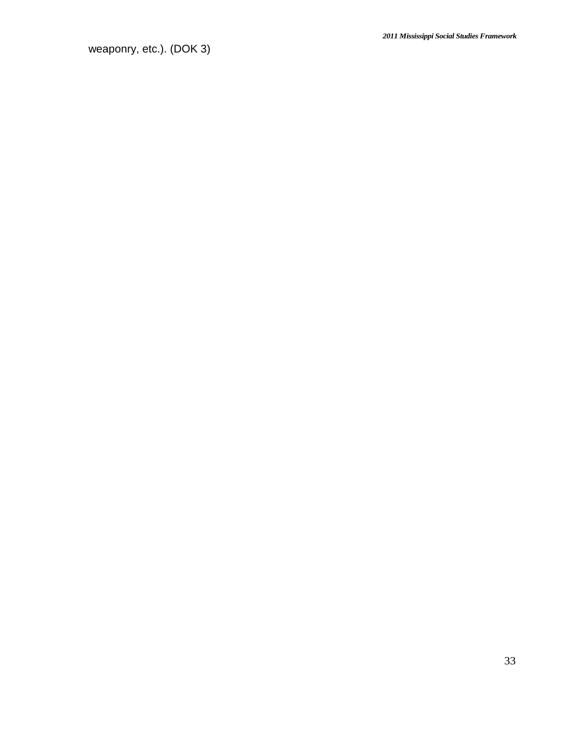weaponry, etc.). (DOK 3)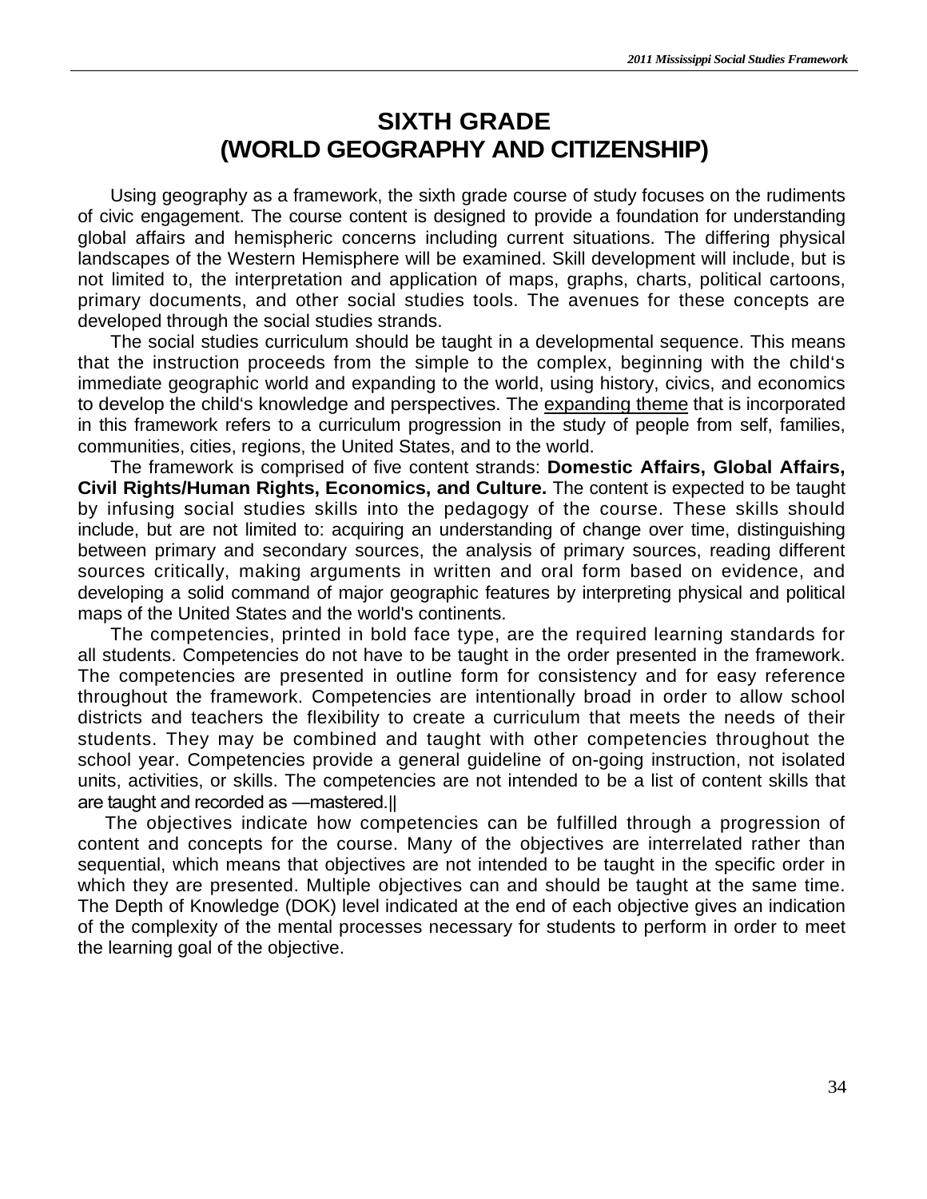# SIXTH GRADE
# (WORLD GEOGRAPHY AND CITIZENSHIP)

Using geography as a framework, the sixth grade course of study focuses on the rudiments of civic engagement. The course content is designed to provide a foundation for understanding global affairs and hemispheric concerns including current situations. The differing physical landscapes of the Western Hemisphere will be examined. Skill development will include, but is not limited to, the interpretation and application of maps, graphs, charts, political cartoons, primary documents, and other social studies tools. The avenues for these concepts are developed through the social studies strands.

The social studies curriculum should be taught in a developmental sequence. This means that the instruction proceeds from the simple to the complex, beginning with the child‘s immediate geographic world and expanding to the world, using history, civics, and economics to develop the child‘s knowledge and perspectives. The expanding theme that is incorporated in this framework refers to a curriculum progression in the study of people from self, families, communities, cities, regions, the United States, and to the world.

The framework is comprised of five content strands: **Domestic Affairs, Global Affairs, Civil Rights/Human Rights, Economics, and Culture.** The content is expected to be taught by infusing social studies skills into the pedagogy of the course. These skills should include, but are not limited to: acquiring an understanding of change over time, distinguishing between primary and secondary sources, the analysis of primary sources, reading different sources critically, making arguments in written and oral form based on evidence, and developing a solid command of major geographic features by interpreting physical and political maps of the United States and the world's continents.

The competencies, printed in bold face type, are the required learning standards for all students. Competencies do not have to be taught in the order presented in the framework. The competencies are presented in outline form for consistency and for easy reference throughout the framework. Competencies are intentionally broad in order to allow school districts and teachers the flexibility to create a curriculum that meets the needs of their students. They may be combined and taught with other competencies throughout the school year. Competencies provide a general guideline of on-going instruction, not isolated units, activities, or skills. The competencies are not intended to be a list of content skills that are taught and recorded as ―mastered.‖

The objectives indicate how competencies can be fulfilled through a progression of content and concepts for the course. Many of the objectives are interrelated rather than sequential, which means that objectives are not intended to be taught in the specific order in which they are presented. Multiple objectives can and should be taught at the same time. The Depth of Knowledge (DOK) level indicated at the end of each objective gives an indication of the complexity of the mental processes necessary for students to perform in order to meet the learning goal of the objective.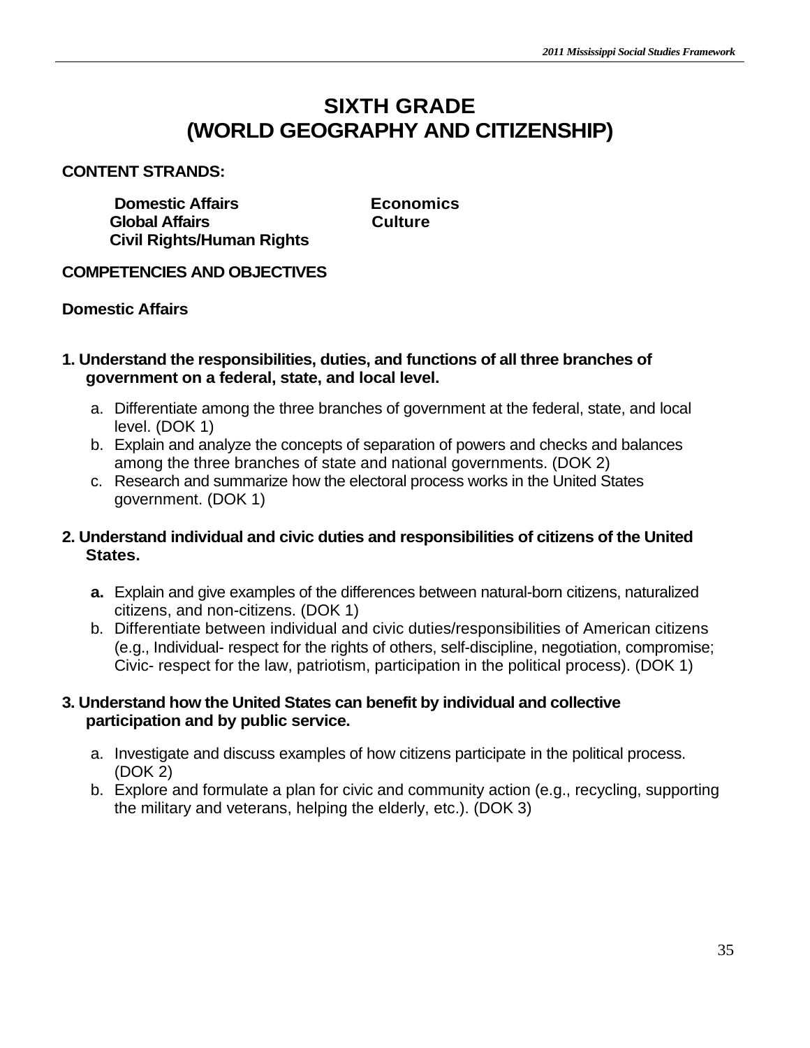# SIXTH GRADE
# (WORLD GEOGRAPHY AND CITIZENSHIP)

**CONTENT STRANDS:**

**Domestic Affairs**
**Global Affairs**
**Civil Rights/Human Rights**
**Economics**
**Culture**

**COMPETENCIES AND OBJECTIVES**

**Domestic Affairs**

**1. Understand the responsibilities, duties, and functions of all three branches of government on a federal, state, and local level.**

a. Differentiate among the three branches of government at the federal, state, and local level. (DOK 1)
b. Explain and analyze the concepts of separation of powers and checks and balances among the three branches of state and national governments. (DOK 2)
c. Research and summarize how the electoral process works in the United States government. (DOK 1)

**2. Understand individual and civic duties and responsibilities of citizens of the United States.**

**a.** Explain and give examples of the differences between natural-born citizens, naturalized citizens, and non-citizens. (DOK 1)
b. Differentiate between individual and civic duties/responsibilities of American citizens (e.g., Individual- respect for the rights of others, self-discipline, negotiation, compromise; Civic- respect for the law, patriotism, participation in the political process). (DOK 1)

**3. Understand how the United States can benefit by individual and collective participation and by public service.**

a. Investigate and discuss examples of how citizens participate in the political process. (DOK 2)
b. Explore and formulate a plan for civic and community action (e.g., recycling, supporting the military and veterans, helping the elderly, etc.). (DOK 3)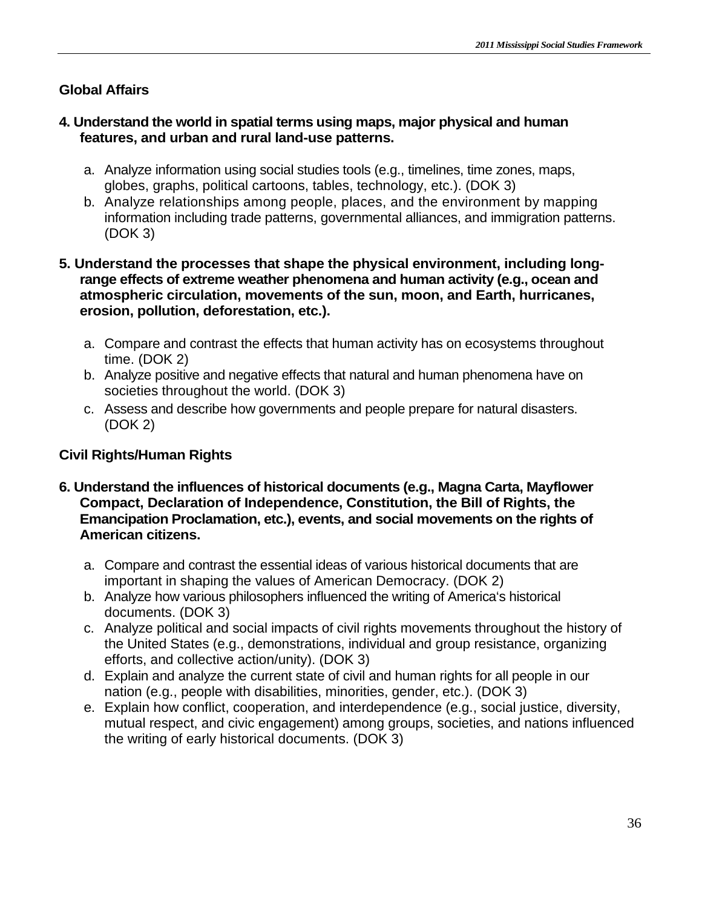## Global Affairs

**4. Understand the world in spatial terms using maps, major physical and human features, and urban and rural land-use patterns.**

a. Analyze information using social studies tools (e.g., timelines, time zones, maps, globes, graphs, political cartoons, tables, technology, etc.). (DOK 3)
b. Analyze relationships among people, places, and the environment by mapping information including trade patterns, governmental alliances, and immigration patterns. (DOK 3)

**5. Understand the processes that shape the physical environment, including long-range effects of extreme weather phenomena and human activity (e.g., ocean and atmospheric circulation, movements of the sun, moon, and Earth, hurricanes, erosion, pollution, deforestation, etc.).**

a. Compare and contrast the effects that human activity has on ecosystems throughout time. (DOK 2)
b. Analyze positive and negative effects that natural and human phenomena have on societies throughout the world. (DOK 3)
c. Assess and describe how governments and people prepare for natural disasters. (DOK 2)

## Civil Rights/Human Rights

**6. Understand the influences of historical documents (e.g., Magna Carta, Mayflower Compact, Declaration of Independence, Constitution, the Bill of Rights, the Emancipation Proclamation, etc.), events, and social movements on the rights of American citizens.**

a. Compare and contrast the essential ideas of various historical documents that are important in shaping the values of American Democracy. (DOK 2)
b. Analyze how various philosophers influenced the writing of America's historical documents. (DOK 3)
c. Analyze political and social impacts of civil rights movements throughout the history of the United States (e.g., demonstrations, individual and group resistance, organizing efforts, and collective action/unity). (DOK 3)
d. Explain and analyze the current state of civil and human rights for all people in our nation (e.g., people with disabilities, minorities, gender, etc.). (DOK 3)
e. Explain how conflict, cooperation, and interdependence (e.g., social justice, diversity, mutual respect, and civic engagement) among groups, societies, and nations influenced the writing of early historical documents. (DOK 3)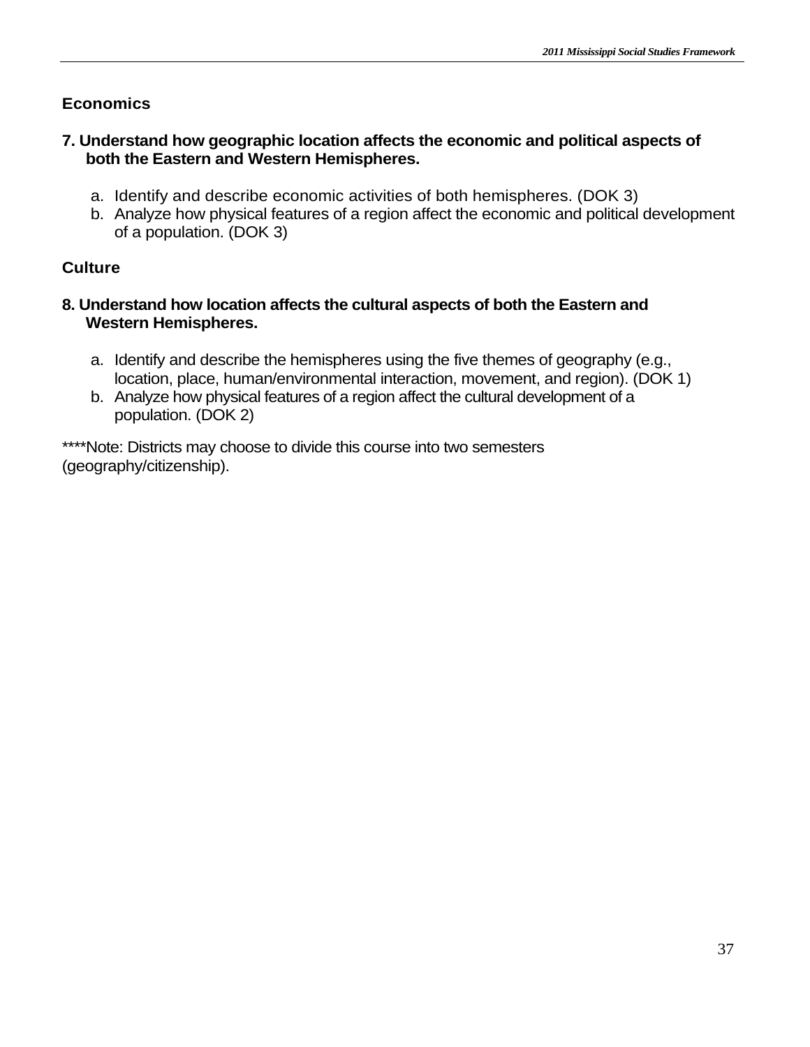## Economics

**7. Understand how geographic location affects the economic and political aspects of both the Eastern and Western Hemispheres.**

a. Identify and describe economic activities of both hemispheres. (DOK 3)
b. Analyze how physical features of a region affect the economic and political development of a population. (DOK 3)

## Culture

**8. Understand how location affects the cultural aspects of both the Eastern and Western Hemispheres.**

a. Identify and describe the hemispheres using the five themes of geography (e.g., location, place, human/environmental interaction, movement, and region). (DOK 1)
b. Analyze how physical features of a region affect the cultural development of a population. (DOK 2)

****Note: Districts may choose to divide this course into two semesters (geography/citizenship).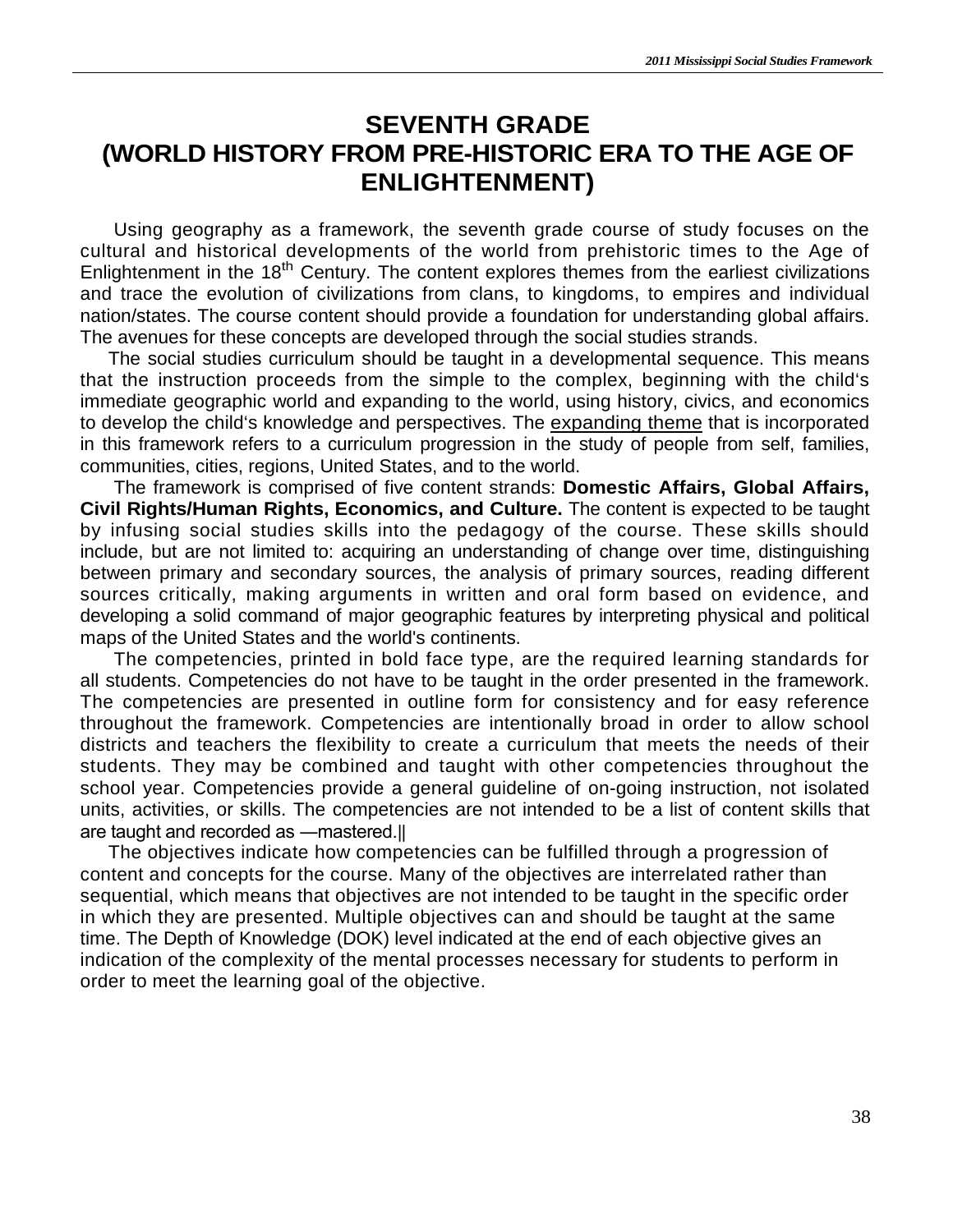# SEVENTH GRADE (WORLD HISTORY FROM PRE-HISTORIC ERA TO THE AGE OF ENLIGHTENMENT)

Using geography as a framework, the seventh grade course of study focuses on the cultural and historical developments of the world from prehistoric times to the Age of Enlightenment in the 18th Century. The content explores themes from the earliest civilizations and trace the evolution of civilizations from clans, to kingdoms, to empires and individual nation/states. The course content should provide a foundation for understanding global affairs. The avenues for these concepts are developed through the social studies strands.

The social studies curriculum should be taught in a developmental sequence. This means that the instruction proceeds from the simple to the complex, beginning with the child's immediate geographic world and expanding to the world, using history, civics, and economics to develop the child's knowledge and perspectives. The expanding theme that is incorporated in this framework refers to a curriculum progression in the study of people from self, families, communities, cities, regions, United States, and to the world.

The framework is comprised of five content strands: **Domestic Affairs, Global Affairs, Civil Rights/Human Rights, Economics, and Culture.** The content is expected to be taught by infusing social studies skills into the pedagogy of the course. These skills should include, but are not limited to: acquiring an understanding of change over time, distinguishing between primary and secondary sources, the analysis of primary sources, reading different sources critically, making arguments in written and oral form based on evidence, and developing a solid command of major geographic features by interpreting physical and political maps of the United States and the world's continents.

The competencies, printed in bold face type, are the required learning standards for all students. Competencies do not have to be taught in the order presented in the framework. The competencies are presented in outline form for consistency and for easy reference throughout the framework. Competencies are intentionally broad in order to allow school districts and teachers the flexibility to create a curriculum that meets the needs of their students. They may be combined and taught with other competencies throughout the school year. Competencies provide a general guideline of on-going instruction, not isolated units, activities, or skills. The competencies are not intended to be a list of content skills that are taught and recorded as —mastered.||

The objectives indicate how competencies can be fulfilled through a progression of content and concepts for the course. Many of the objectives are interrelated rather than sequential, which means that objectives are not intended to be taught in the specific order in which they are presented. Multiple objectives can and should be taught at the same time. The Depth of Knowledge (DOK) level indicated at the end of each objective gives an indication of the complexity of the mental processes necessary for students to perform in order to meet the learning goal of the objective.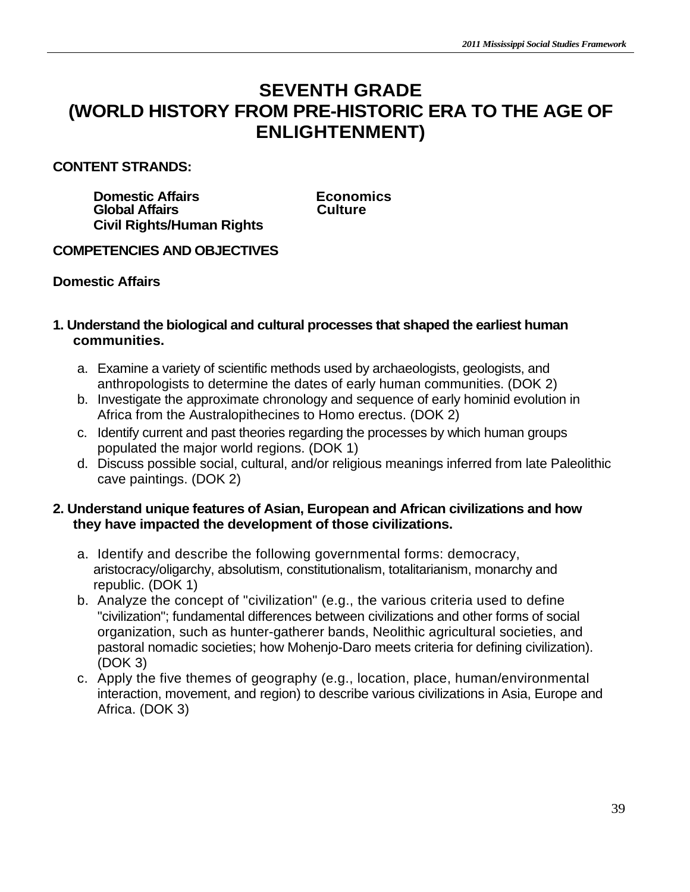# SEVENTH GRADE
# (WORLD HISTORY FROM PRE-HISTORIC ERA TO THE AGE OF ENLIGHTENMENT)

**CONTENT STRANDS:**

**Domestic Affairs**
**Global Affairs**
**Civil Rights/Human Rights**
**Economics**
**Culture**

**COMPETENCIES AND OBJECTIVES**

**Domestic Affairs**

**1. Understand the biological and cultural processes that shaped the earliest human communities.**

a. Examine a variety of scientific methods used by archaeologists, geologists, and anthropologists to determine the dates of early human communities. (DOK 2)
b. Investigate the approximate chronology and sequence of early hominid evolution in Africa from the Australopithecines to Homo erectus. (DOK 2)
c. Identify current and past theories regarding the processes by which human groups populated the major world regions. (DOK 1)
d. Discuss possible social, cultural, and/or religious meanings inferred from late Paleolithic cave paintings. (DOK 2)

**2. Understand unique features of Asian, European and African civilizations and how they have impacted the development of those civilizations.**

a. Identify and describe the following governmental forms: democracy, aristocracy/oligarchy, absolutism, constitutionalism, totalitarianism, monarchy and republic. (DOK 1)
b. Analyze the concept of "civilization" (e.g., the various criteria used to define "civilization"; fundamental differences between civilizations and other forms of social organization, such as hunter-gatherer bands, Neolithic agricultural societies, and pastoral nomadic societies; how Mohenjo-Daro meets criteria for defining civilization). (DOK 3)
c. Apply the five themes of geography (e.g., location, place, human/environmental interaction, movement, and region) to describe various civilizations in Asia, Europe and Africa. (DOK 3)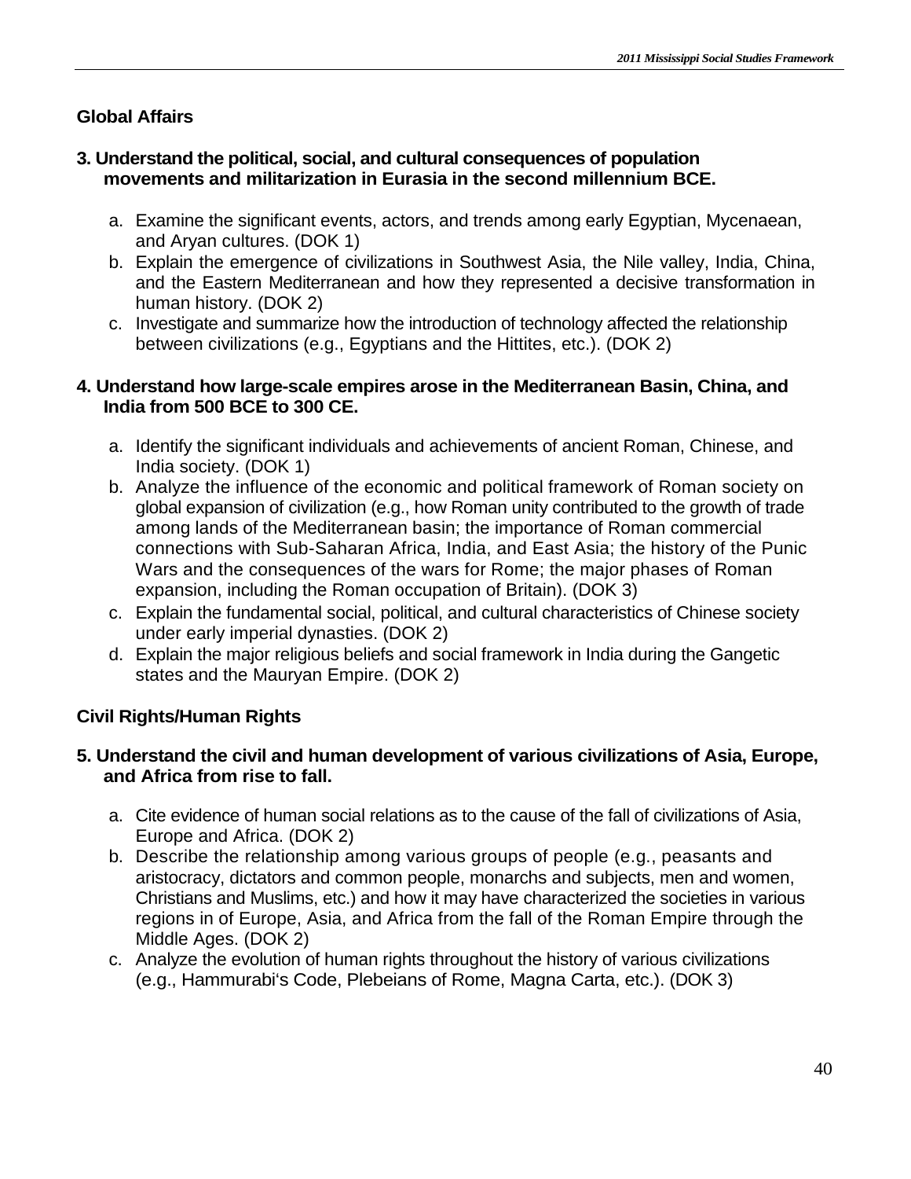## Global Affairs

**3. Understand the political, social, and cultural consequences of population movements and militarization in Eurasia in the second millennium BCE.**

a. Examine the significant events, actors, and trends among early Egyptian, Mycenaean, and Aryan cultures. (DOK 1)
b. Explain the emergence of civilizations in Southwest Asia, the Nile valley, India, China, and the Eastern Mediterranean and how they represented a decisive transformation in human history. (DOK 2)
c. Investigate and summarize how the introduction of technology affected the relationship between civilizations (e.g., Egyptians and the Hittites, etc.). (DOK 2)

**4. Understand how large-scale empires arose in the Mediterranean Basin, China, and India from 500 BCE to 300 CE.**

a. Identify the significant individuals and achievements of ancient Roman, Chinese, and India society. (DOK 1)
b. Analyze the influence of the economic and political framework of Roman society on global expansion of civilization (e.g., how Roman unity contributed to the growth of trade among lands of the Mediterranean basin; the importance of Roman commercial connections with Sub-Saharan Africa, India, and East Asia; the history of the Punic Wars and the consequences of the wars for Rome; the major phases of Roman expansion, including the Roman occupation of Britain). (DOK 3)
c. Explain the fundamental social, political, and cultural characteristics of Chinese society under early imperial dynasties. (DOK 2)
d. Explain the major religious beliefs and social framework in India during the Gangetic states and the Mauryan Empire. (DOK 2)

## Civil Rights/Human Rights

**5. Understand the civil and human development of various civilizations of Asia, Europe, and Africa from rise to fall.**

a. Cite evidence of human social relations as to the cause of the fall of civilizations of Asia, Europe and Africa. (DOK 2)
b. Describe the relationship among various groups of people (e.g., peasants and aristocracy, dictators and common people, monarchs and subjects, men and women, Christians and Muslims, etc.) and how it may have characterized the societies in various regions in of Europe, Asia, and Africa from the fall of the Roman Empire through the Middle Ages. (DOK 2)
c. Analyze the evolution of human rights throughout the history of various civilizations (e.g., Hammurabi's Code, Plebeians of Rome, Magna Carta, etc.). (DOK 3)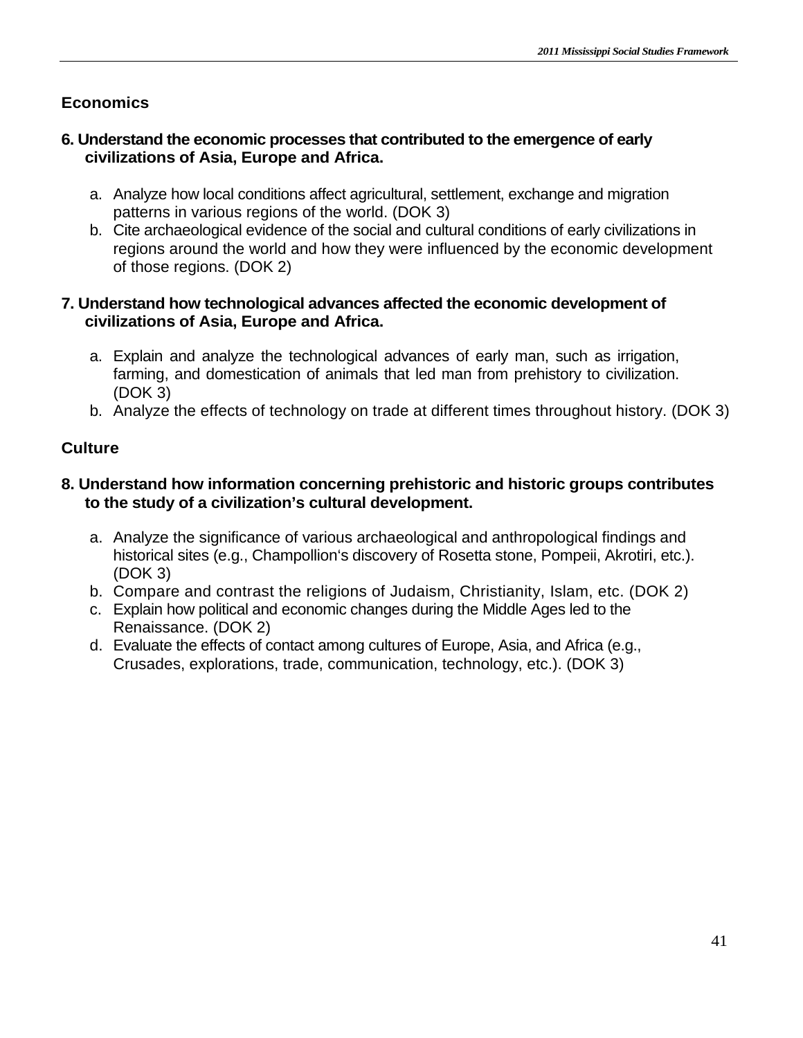## Economics

**6. Understand the economic processes that contributed to the emergence of early civilizations of Asia, Europe and Africa.**

a. Analyze how local conditions affect agricultural, settlement, exchange and migration patterns in various regions of the world. (DOK 3)
b. Cite archaeological evidence of the social and cultural conditions of early civilizations in regions around the world and how they were influenced by the economic development of those regions. (DOK 2)

**7. Understand how technological advances affected the economic development of civilizations of Asia, Europe and Africa.**

a. Explain and analyze the technological advances of early man, such as irrigation, farming, and domestication of animals that led man from prehistory to civilization. (DOK 3)
b. Analyze the effects of technology on trade at different times throughout history. (DOK 3)

## Culture

**8. Understand how information concerning prehistoric and historic groups contributes to the study of a civilization's cultural development.**

a. Analyze the significance of various archaeological and anthropological findings and historical sites (e.g., Champollion's discovery of Rosetta stone, Pompeii, Akrotiri, etc.). (DOK 3)
b. Compare and contrast the religions of Judaism, Christianity, Islam, etc. (DOK 2)
c. Explain how political and economic changes during the Middle Ages led to the Renaissance. (DOK 2)
d. Evaluate the effects of contact among cultures of Europe, Asia, and Africa (e.g., Crusades, explorations, trade, communication, technology, etc.). (DOK 3)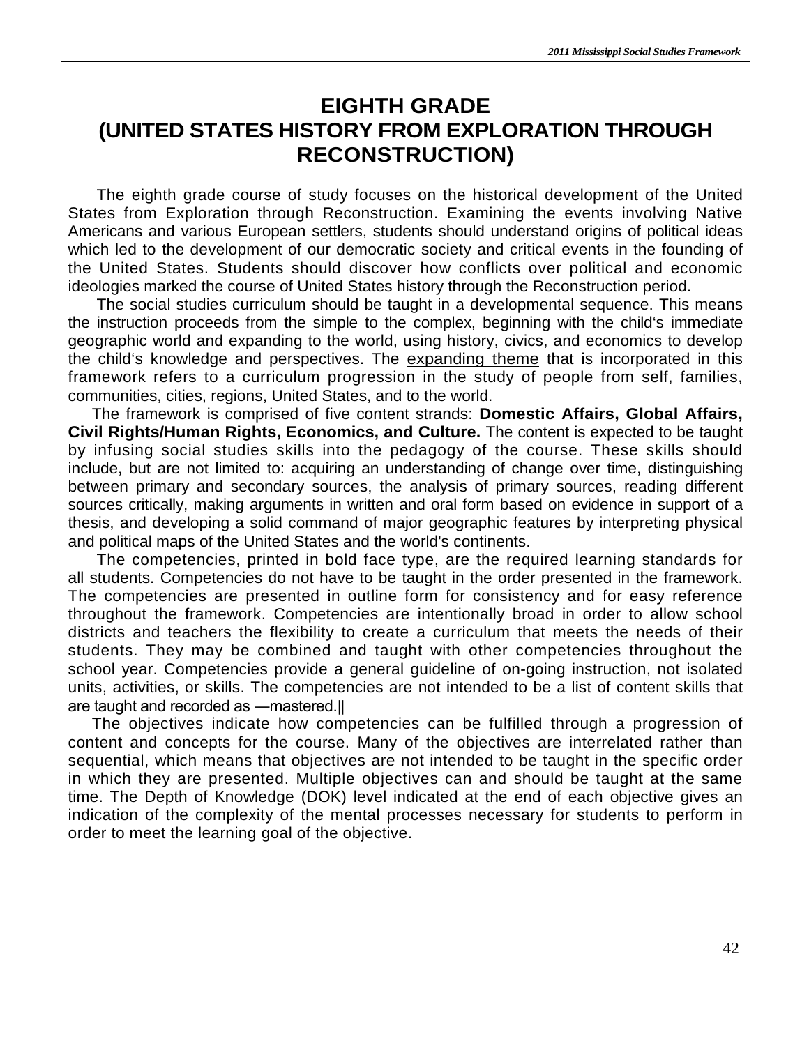# EIGHTH GRADE
# (UNITED STATES HISTORY FROM EXPLORATION THROUGH RECONSTRUCTION)

The eighth grade course of study focuses on the historical development of the United States from Exploration through Reconstruction. Examining the events involving Native Americans and various European settlers, students should understand origins of political ideas which led to the development of our democratic society and critical events in the founding of the United States. Students should discover how conflicts over political and economic ideologies marked the course of United States history through the Reconstruction period.

The social studies curriculum should be taught in a developmental sequence. This means the instruction proceeds from the simple to the complex, beginning with the child's immediate geographic world and expanding to the world, using history, civics, and economics to develop the child's knowledge and perspectives. The <u>expanding theme</u> that is incorporated in this framework refers to a curriculum progression in the study of people from self, families, communities, cities, regions, United States, and to the world.

The framework is comprised of five content strands: **Domestic Affairs, Global Affairs, Civil Rights/Human Rights, Economics, and Culture.** The content is expected to be taught by infusing social studies skills into the pedagogy of the course. These skills should include, but are not limited to: acquiring an understanding of change over time, distinguishing between primary and secondary sources, the analysis of primary sources, reading different sources critically, making arguments in written and oral form based on evidence in support of a thesis, and developing a solid command of major geographic features by interpreting physical and political maps of the United States and the world's continents.

The competencies, printed in bold face type, are the required learning standards for all students. Competencies do not have to be taught in the order presented in the framework. The competencies are presented in outline form for consistency and for easy reference throughout the framework. Competencies are intentionally broad in order to allow school districts and teachers the flexibility to create a curriculum that meets the needs of their students. They may be combined and taught with other competencies throughout the school year. Competencies provide a general guideline of on-going instruction, not isolated units, activities, or skills. The competencies are not intended to be a list of content skills that are taught and recorded as —mastered.||

The objectives indicate how competencies can be fulfilled through a progression of content and concepts for the course. Many of the objectives are interrelated rather than sequential, which means that objectives are not intended to be taught in the specific order in which they are presented. Multiple objectives can and should be taught at the same time. The Depth of Knowledge (DOK) level indicated at the end of each objective gives an indication of the complexity of the mental processes necessary for students to perform in order to meet the learning goal of the objective.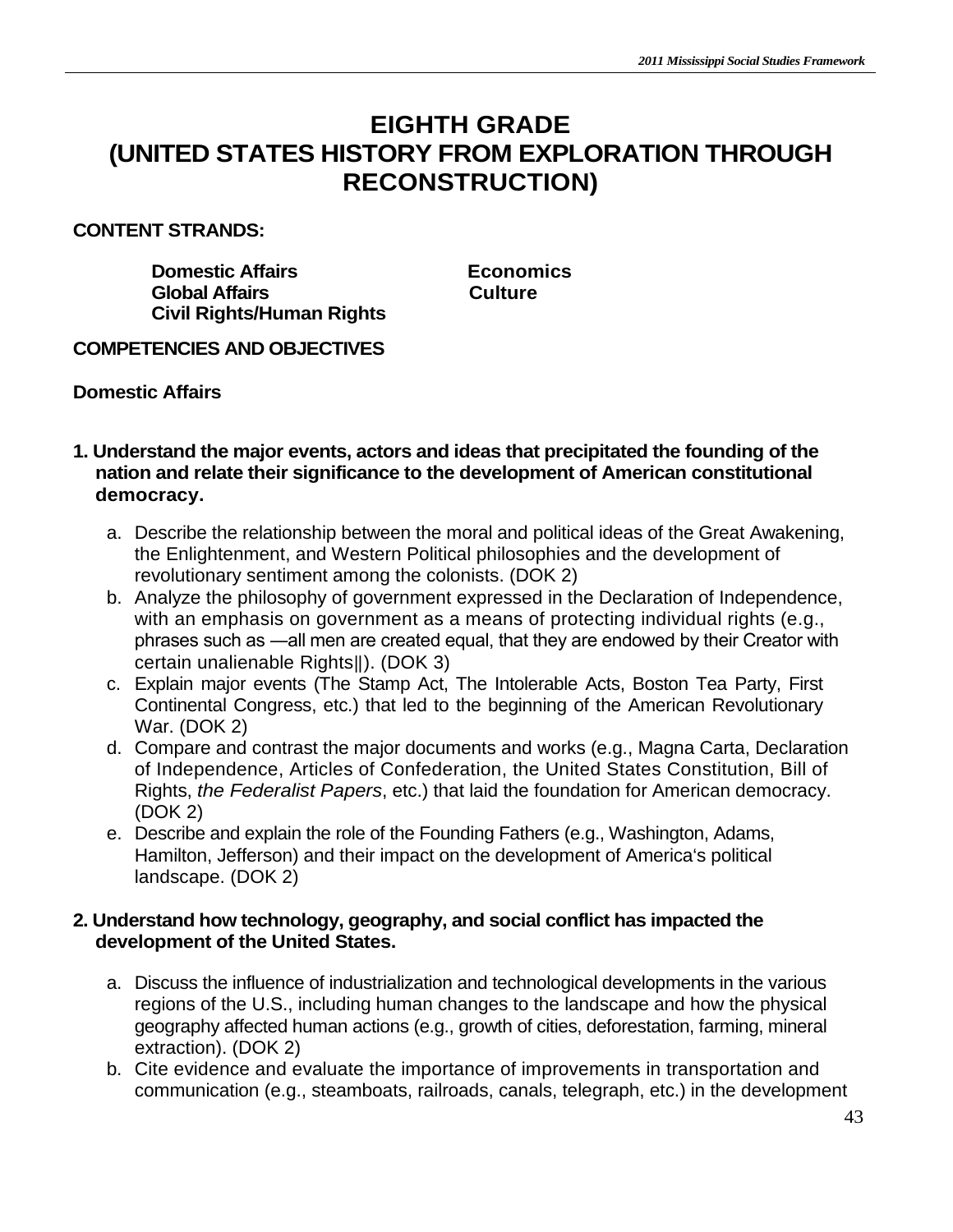# EIGHTH GRADE
# (UNITED STATES HISTORY FROM EXPLORATION THROUGH RECONSTRUCTION)

**CONTENT STRANDS:**

**Domestic Affairs**
**Global Affairs**
**Civil Rights/Human Rights**
**Economics**
**Culture**

**COMPETENCIES AND OBJECTIVES**

**Domestic Affairs**

1. **Understand the major events, actors and ideas that precipitated the founding of the nation and relate their significance to the development of American constitutional democracy.**
   a. Describe the relationship between the moral and political ideas of the Great Awakening, the Enlightenment, and Western Political philosophies and the development of revolutionary sentiment among the colonists. (DOK 2)
   b. Analyze the philosophy of government expressed in the Declaration of Independence, with an emphasis on government as a means of protecting individual rights (e.g., phrases such as —all men are created equal, that they are endowed by their Creator with certain unalienable Rights‖). (DOK 3)
   c. Explain major events (The Stamp Act, The Intolerable Acts, Boston Tea Party, First Continental Congress, etc.) that led to the beginning of the American Revolutionary War. (DOK 2)
   d. Compare and contrast the major documents and works (e.g., Magna Carta, Declaration of Independence, Articles of Confederation, the United States Constitution, Bill of Rights, *the Federalist Papers*, etc.) that laid the foundation for American democracy. (DOK 2)
   e. Describe and explain the role of the Founding Fathers (e.g., Washington, Adams, Hamilton, Jefferson) and their impact on the development of America's political landscape. (DOK 2)

2. **Understand how technology, geography, and social conflict has impacted the development of the United States.**
   a. Discuss the influence of industrialization and technological developments in the various regions of the U.S., including human changes to the landscape and how the physical geography affected human actions (e.g., growth of cities, deforestation, farming, mineral extraction). (DOK 2)
   b. Cite evidence and evaluate the importance of improvements in transportation and communication (e.g., steamboats, railroads, canals, telegraph, etc.) in the development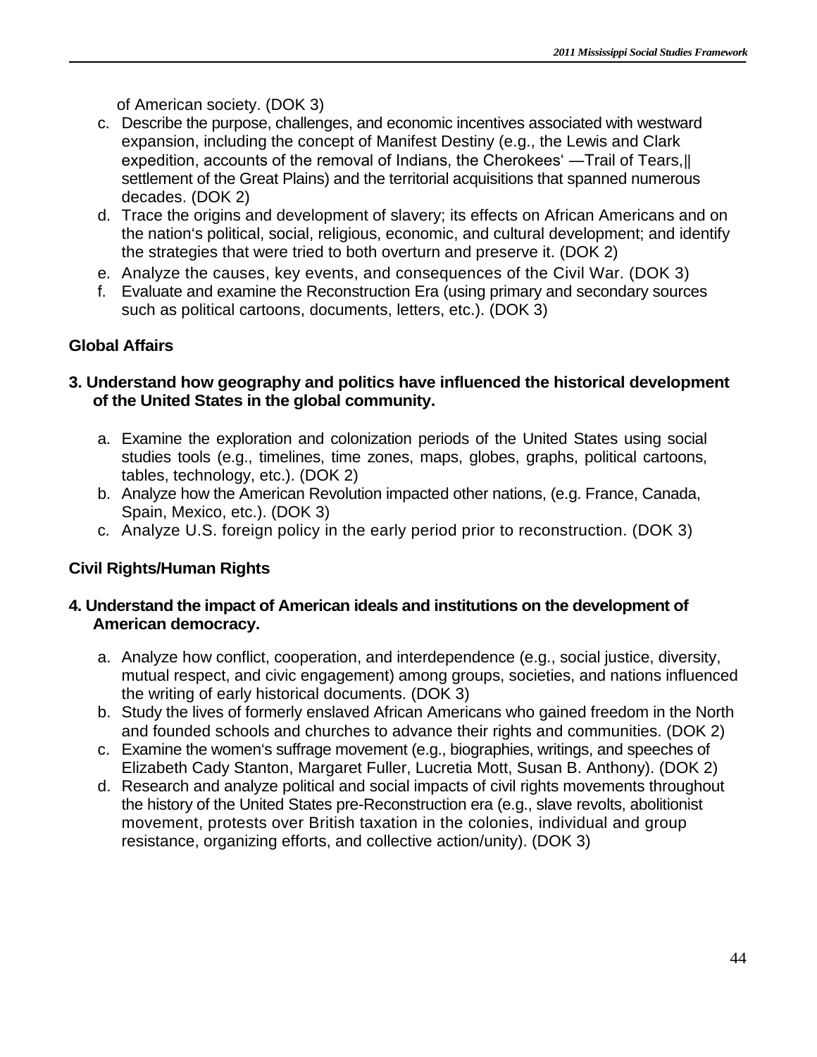of American society. (DOK 3)

c. Describe the purpose, challenges, and economic incentives associated with westward expansion, including the concept of Manifest Destiny (e.g., the Lewis and Clark expedition, accounts of the removal of Indians, the Cherokees' ―Trail of Tears,‖ settlement of the Great Plains) and the territorial acquisitions that spanned numerous decades. (DOK 2)
d. Trace the origins and development of slavery; its effects on African Americans and on the nation's political, social, religious, economic, and cultural development; and identify the strategies that were tried to both overturn and preserve it. (DOK 2)
e. Analyze the causes, key events, and consequences of the Civil War. (DOK 3)
f. Evaluate and examine the Reconstruction Era (using primary and secondary sources such as political cartoons, documents, letters, etc.). (DOK 3)

**Global Affairs**

**3. Understand how geography and politics have influenced the historical development of the United States in the global community.**

a. Examine the exploration and colonization periods of the United States using social studies tools (e.g., timelines, time zones, maps, globes, graphs, political cartoons, tables, technology, etc.). (DOK 2)
b. Analyze how the American Revolution impacted other nations, (e.g. France, Canada, Spain, Mexico, etc.). (DOK 3)
c. Analyze U.S. foreign policy in the early period prior to reconstruction. (DOK 3)

**Civil Rights/Human Rights**

**4. Understand the impact of American ideals and institutions on the development of American democracy.**

a. Analyze how conflict, cooperation, and interdependence (e.g., social justice, diversity, mutual respect, and civic engagement) among groups, societies, and nations influenced the writing of early historical documents. (DOK 3)
b. Study the lives of formerly enslaved African Americans who gained freedom in the North and founded schools and churches to advance their rights and communities. (DOK 2)
c. Examine the women's suffrage movement (e.g., biographies, writings, and speeches of Elizabeth Cady Stanton, Margaret Fuller, Lucretia Mott, Susan B. Anthony). (DOK 2)
d. Research and analyze political and social impacts of civil rights movements throughout the history of the United States pre-Reconstruction era (e.g., slave revolts, abolitionist movement, protests over British taxation in the colonies, individual and group resistance, organizing efforts, and collective action/unity). (DOK 3)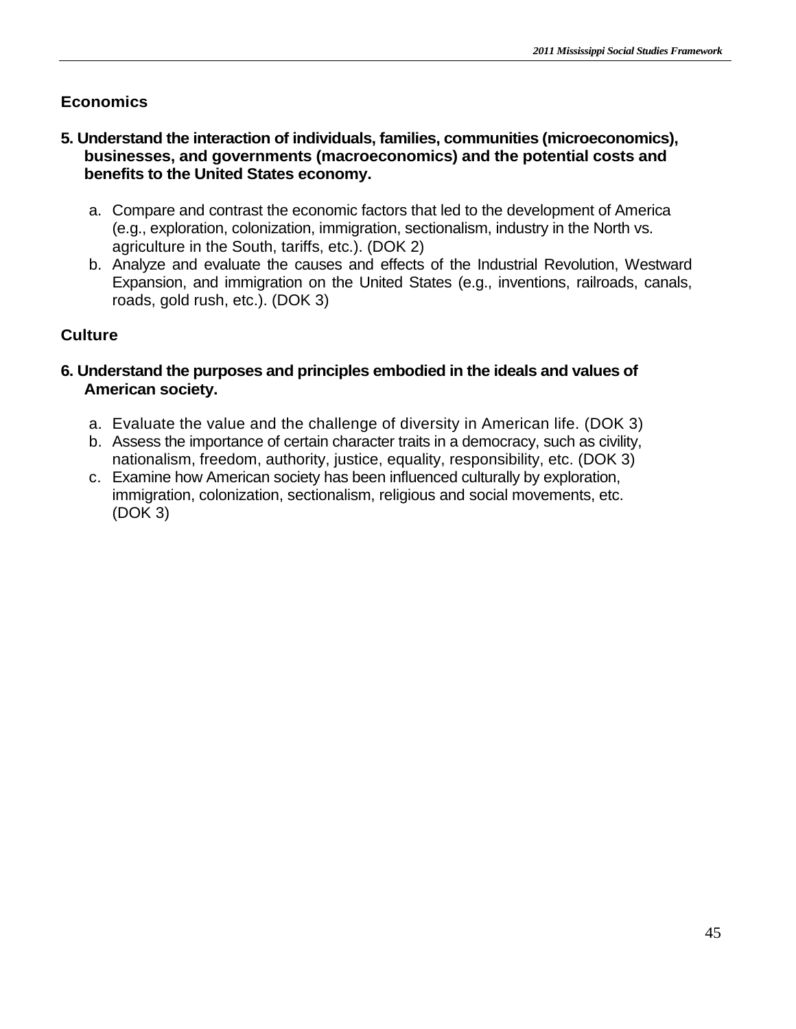## Economics

**5. Understand the interaction of individuals, families, communities (microeconomics), businesses, and governments (macroeconomics) and the potential costs and benefits to the United States economy.**

a. Compare and contrast the economic factors that led to the development of America (e.g., exploration, colonization, immigration, sectionalism, industry in the North vs. agriculture in the South, tariffs, etc.). (DOK 2)

b. Analyze and evaluate the causes and effects of the Industrial Revolution, Westward Expansion, and immigration on the United States (e.g., inventions, railroads, canals, roads, gold rush, etc.). (DOK 3)

## Culture

**6. Understand the purposes and principles embodied in the ideals and values of American society.**

a. Evaluate the value and the challenge of diversity in American life. (DOK 3)

b. Assess the importance of certain character traits in a democracy, such as civility, nationalism, freedom, authority, justice, equality, responsibility, etc. (DOK 3)

c. Examine how American society has been influenced culturally by exploration, immigration, colonization, sectionalism, religious and social movements, etc. (DOK 3)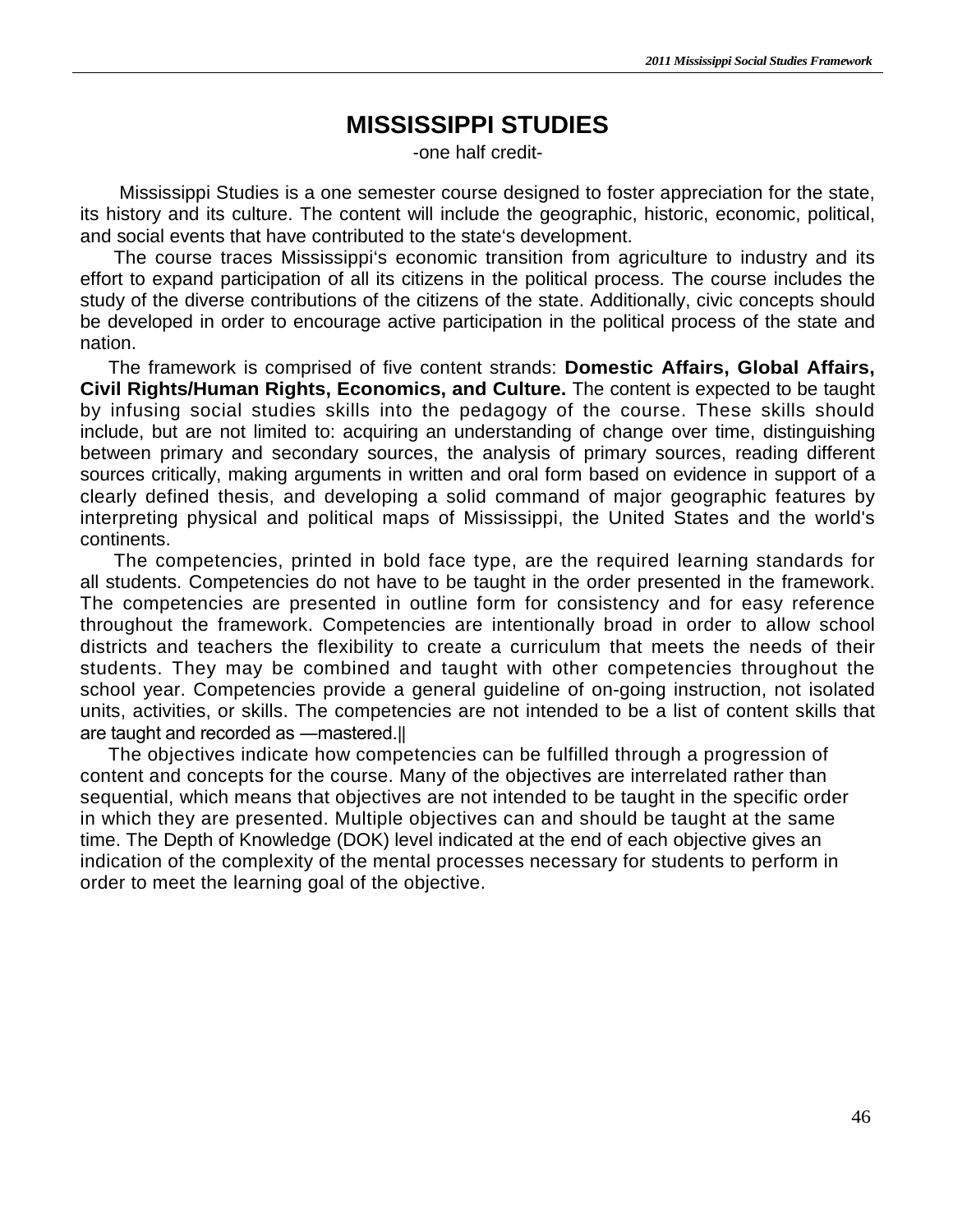# MISSISSIPPI STUDIES

-one half credit-

Mississippi Studies is a one semester course designed to foster appreciation for the state, its history and its culture. The content will include the geographic, historic, economic, political, and social events that have contributed to the state's development.

The course traces Mississippi's economic transition from agriculture to industry and its effort to expand participation of all its citizens in the political process. The course includes the study of the diverse contributions of the citizens of the state. Additionally, civic concepts should be developed in order to encourage active participation in the political process of the state and nation.

The framework is comprised of five content strands: **Domestic Affairs, Global Affairs, Civil Rights/Human Rights, Economics, and Culture.** The content is expected to be taught by infusing social studies skills into the pedagogy of the course. These skills should include, but are not limited to: acquiring an understanding of change over time, distinguishing between primary and secondary sources, the analysis of primary sources, reading different sources critically, making arguments in written and oral form based on evidence in support of a clearly defined thesis, and developing a solid command of major geographic features by interpreting physical and political maps of Mississippi, the United States and the world's continents.

The competencies, printed in bold face type, are the required learning standards for all students. Competencies do not have to be taught in the order presented in the framework. The competencies are presented in outline form for consistency and for easy reference throughout the framework. Competencies are intentionally broad in order to allow school districts and teachers the flexibility to create a curriculum that meets the needs of their students. They may be combined and taught with other competencies throughout the school year. Competencies provide a general guideline of on-going instruction, not isolated units, activities, or skills. The competencies are not intended to be a list of content skills that are taught and recorded as —mastered.||

The objectives indicate how competencies can be fulfilled through a progression of content and concepts for the course. Many of the objectives are interrelated rather than sequential, which means that objectives are not intended to be taught in the specific order in which they are presented. Multiple objectives can and should be taught at the same time. The Depth of Knowledge (DOK) level indicated at the end of each objective gives an indication of the complexity of the mental processes necessary for students to perform in order to meet the learning goal of the objective.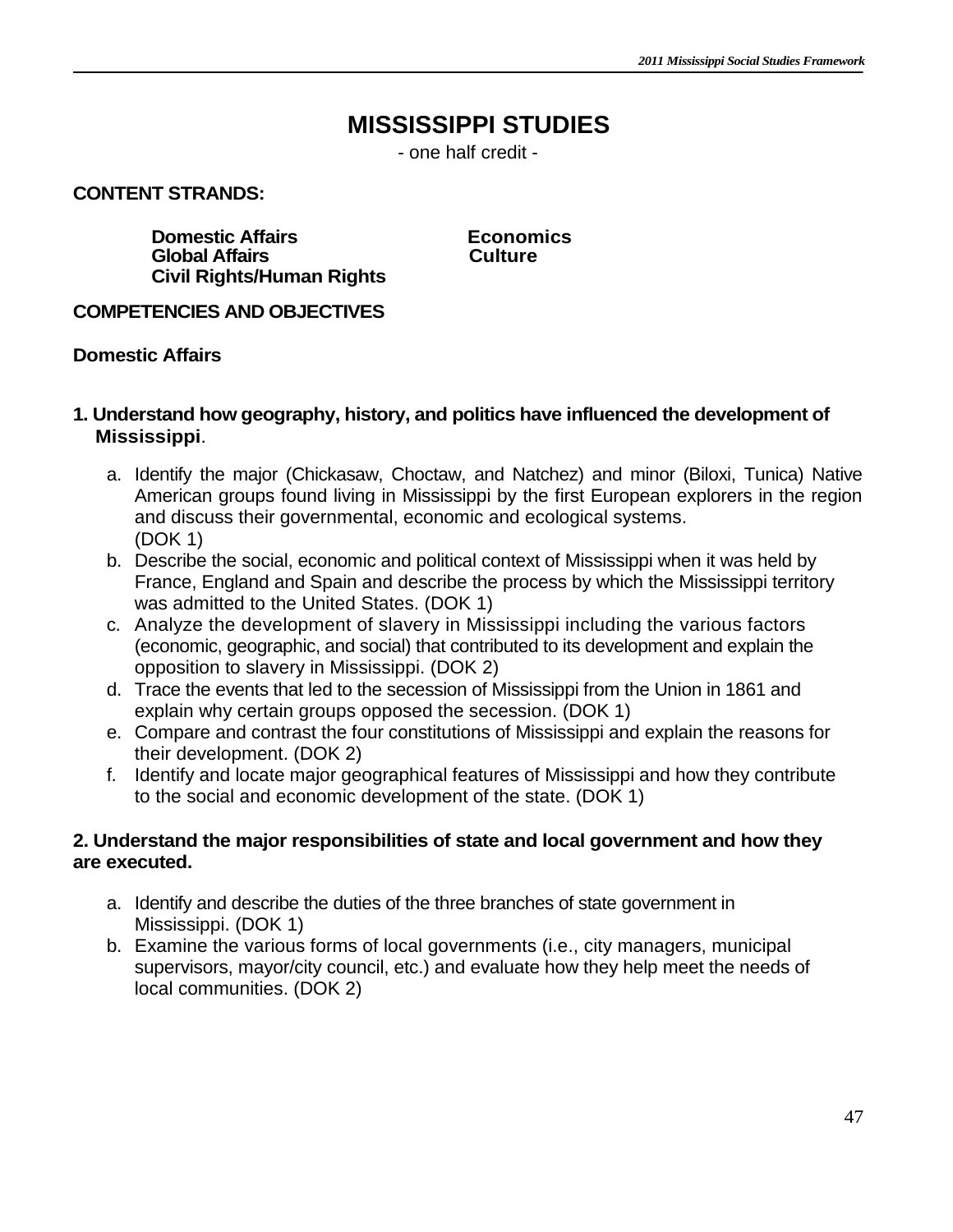# MISSISSIPPI STUDIES

- one half credit -

**CONTENT STRANDS:**

**Domestic Affairs**
**Global Affairs**
**Civil Rights/Human Rights**
**Economics**
**Culture**

**COMPETENCIES AND OBJECTIVES**

**Domestic Affairs**

**1. Understand how geography, history, and politics have influenced the development of Mississippi**.

a. Identify the major (Chickasaw, Choctaw, and Natchez) and minor (Biloxi, Tunica) Native American groups found living in Mississippi by the first European explorers in the region and discuss their governmental, economic and ecological systems. (DOK 1)
b. Describe the social, economic and political context of Mississippi when it was held by France, England and Spain and describe the process by which the Mississippi territory was admitted to the United States. (DOK 1)
c. Analyze the development of slavery in Mississippi including the various factors (economic, geographic, and social) that contributed to its development and explain the opposition to slavery in Mississippi. (DOK 2)
d. Trace the events that led to the secession of Mississippi from the Union in 1861 and explain why certain groups opposed the secession. (DOK 1)
e. Compare and contrast the four constitutions of Mississippi and explain the reasons for their development. (DOK 2)
f. Identify and locate major geographical features of Mississippi and how they contribute to the social and economic development of the state. (DOK 1)

**2. Understand the major responsibilities of state and local government and how they are executed.**

a. Identify and describe the duties of the three branches of state government in Mississippi. (DOK 1)
b. Examine the various forms of local governments (i.e., city managers, municipal supervisors, mayor/city council, etc.) and evaluate how they help meet the needs of local communities. (DOK 2)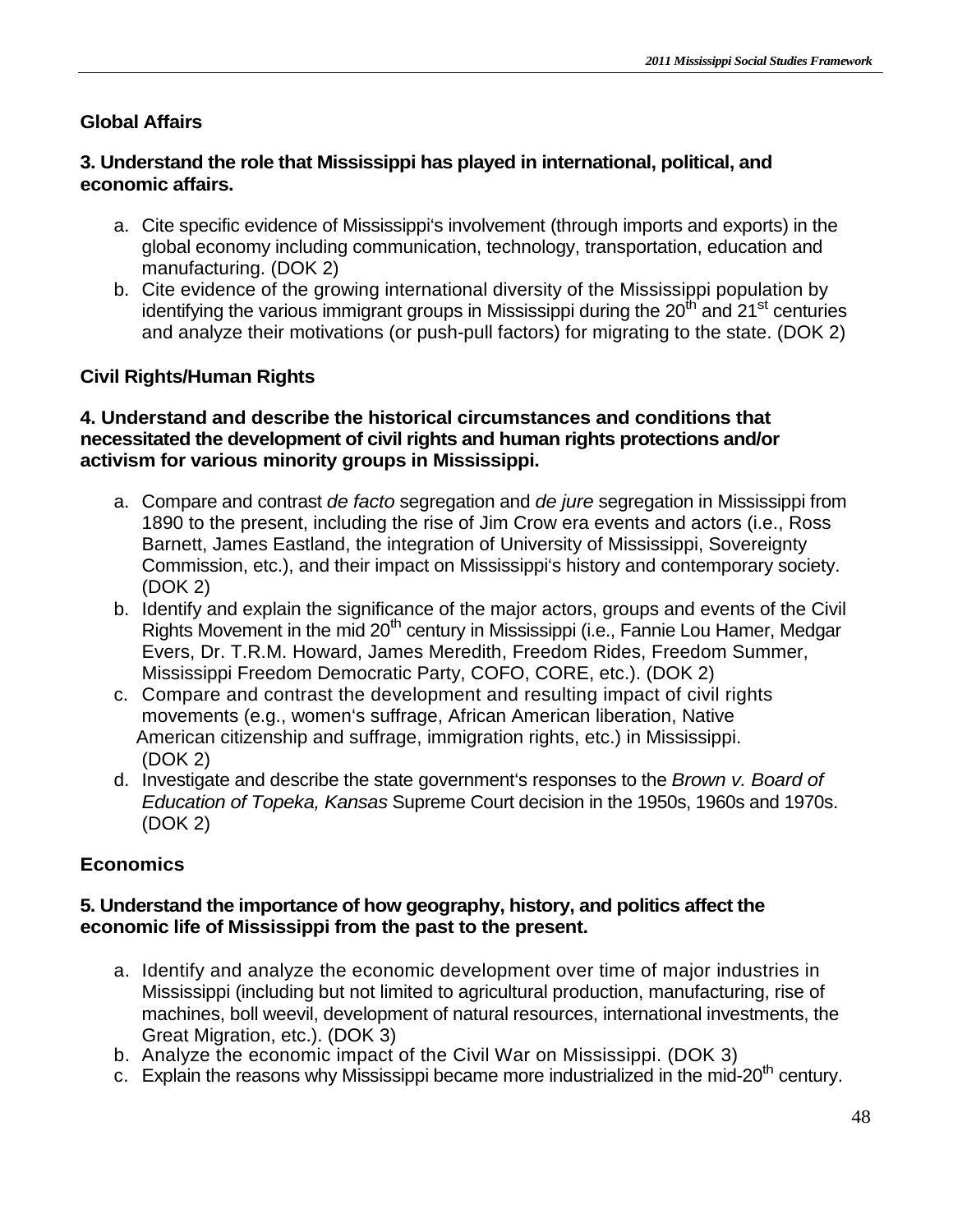## Global Affairs

**3. Understand the role that Mississippi has played in international, political, and economic affairs.**

a. Cite specific evidence of Mississippi's involvement (through imports and exports) in the global economy including communication, technology, transportation, education and manufacturing. (DOK 2)
b. Cite evidence of the growing international diversity of the Mississippi population by identifying the various immigrant groups in Mississippi during the 20th and 21st centuries and analyze their motivations (or push-pull factors) for migrating to the state. (DOK 2)

## Civil Rights/Human Rights

**4. Understand and describe the historical circumstances and conditions that necessitated the development of civil rights and human rights protections and/or activism for various minority groups in Mississippi.**

a. Compare and contrast *de facto* segregation and *de jure* segregation in Mississippi from 1890 to the present, including the rise of Jim Crow era events and actors (i.e., Ross Barnett, James Eastland, the integration of University of Mississippi, Sovereignty Commission, etc.), and their impact on Mississippi's history and contemporary society. (DOK 2)
b. Identify and explain the significance of the major actors, groups and events of the Civil Rights Movement in the mid 20th century in Mississippi (i.e., Fannie Lou Hamer, Medgar Evers, Dr. T.R.M. Howard, James Meredith, Freedom Rides, Freedom Summer, Mississippi Freedom Democratic Party, COFO, CORE, etc.). (DOK 2)
c. Compare and contrast the development and resulting impact of civil rights movements (e.g., women's suffrage, African American liberation, Native American citizenship and suffrage, immigration rights, etc.) in Mississippi. (DOK 2)
d. Investigate and describe the state government's responses to the *Brown v. Board of Education of Topeka, Kansas* Supreme Court decision in the 1950s, 1960s and 1970s. (DOK 2)

## Economics

**5. Understand the importance of how geography, history, and politics affect the economic life of Mississippi from the past to the present.**

a. Identify and analyze the economic development over time of major industries in Mississippi (including but not limited to agricultural production, manufacturing, rise of machines, boll weevil, development of natural resources, international investments, the Great Migration, etc.). (DOK 3)
b. Analyze the economic impact of the Civil War on Mississippi. (DOK 3)
c. Explain the reasons why Mississippi became more industrialized in the mid-20th century.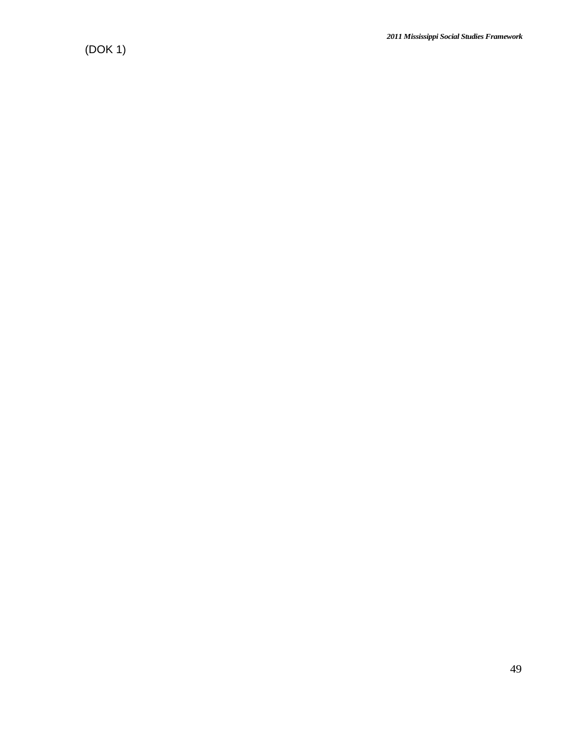(DOK 1)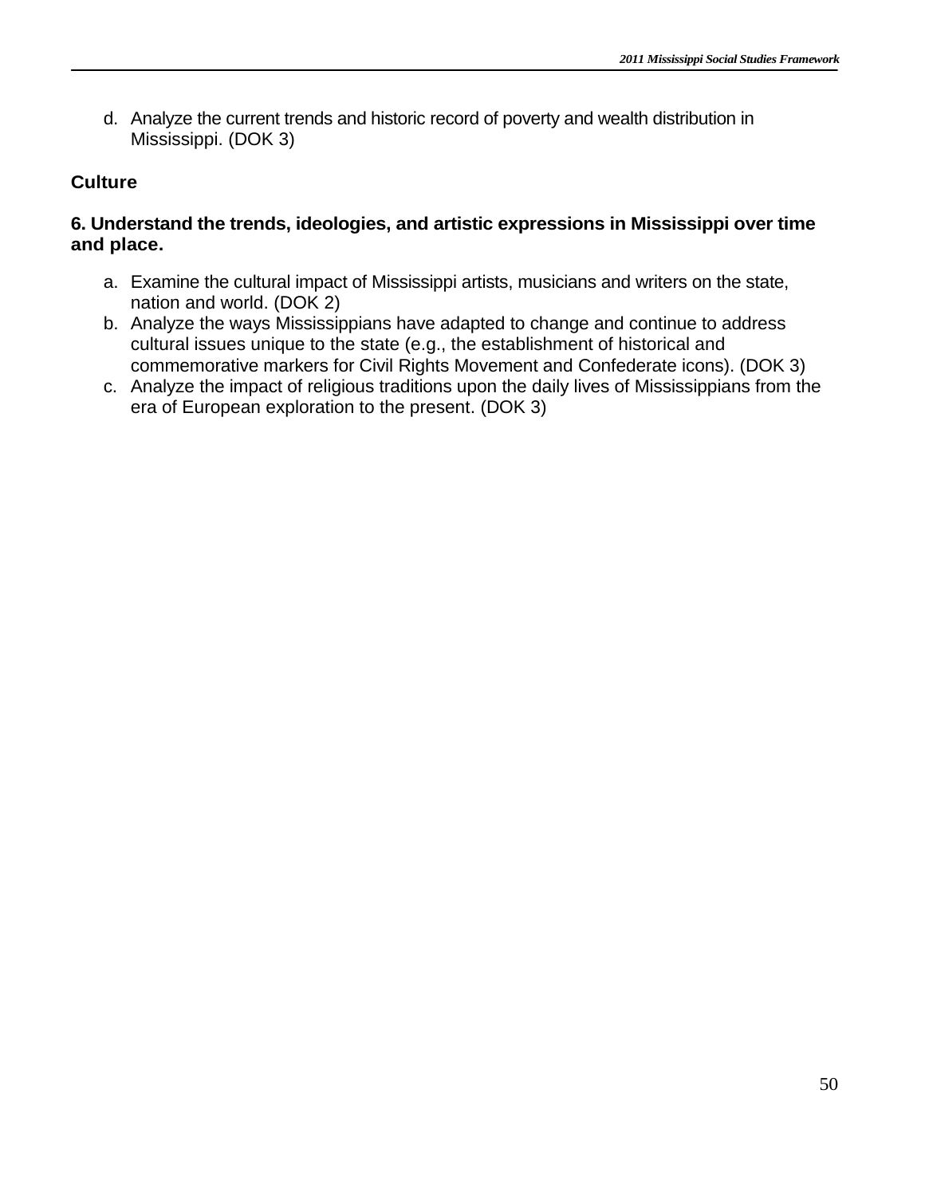d. Analyze the current trends and historic record of poverty and wealth distribution in Mississippi. (DOK 3)

**Culture**

**6. Understand the trends, ideologies, and artistic expressions in Mississippi over time and place.**

a. Examine the cultural impact of Mississippi artists, musicians and writers on the state, nation and world. (DOK 2)
b. Analyze the ways Mississippians have adapted to change and continue to address cultural issues unique to the state (e.g., the establishment of historical and commemorative markers for Civil Rights Movement and Confederate icons). (DOK 3)
c. Analyze the impact of religious traditions upon the daily lives of Mississippians from the era of European exploration to the present. (DOK 3)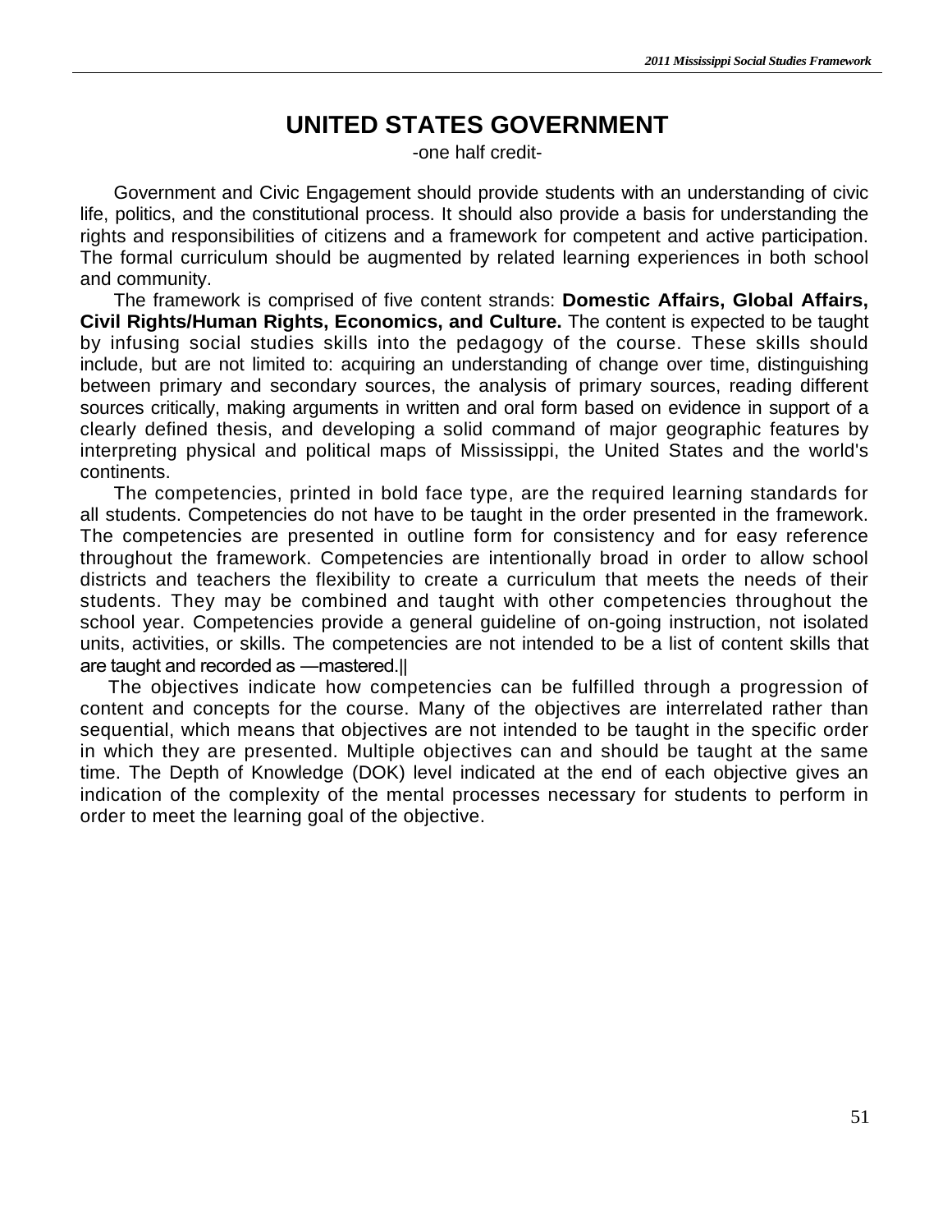# UNITED STATES GOVERNMENT

-one half credit-

Government and Civic Engagement should provide students with an understanding of civic life, politics, and the constitutional process. It should also provide a basis for understanding the rights and responsibilities of citizens and a framework for competent and active participation. The formal curriculum should be augmented by related learning experiences in both school and community.

The framework is comprised of five content strands: **Domestic Affairs, Global Affairs, Civil Rights/Human Rights, Economics, and Culture.** The content is expected to be taught by infusing social studies skills into the pedagogy of the course. These skills should include, but are not limited to: acquiring an understanding of change over time, distinguishing between primary and secondary sources, the analysis of primary sources, reading different sources critically, making arguments in written and oral form based on evidence in support of a clearly defined thesis, and developing a solid command of major geographic features by interpreting physical and political maps of Mississippi, the United States and the world's continents.

The competencies, printed in bold face type, are the required learning standards for all students. Competencies do not have to be taught in the order presented in the framework. The competencies are presented in outline form for consistency and for easy reference throughout the framework. Competencies are intentionally broad in order to allow school districts and teachers the flexibility to create a curriculum that meets the needs of their students. They may be combined and taught with other competencies throughout the school year. Competencies provide a general guideline of on-going instruction, not isolated units, activities, or skills. The competencies are not intended to be a list of content skills that are taught and recorded as —mastered.||

The objectives indicate how competencies can be fulfilled through a progression of content and concepts for the course. Many of the objectives are interrelated rather than sequential, which means that objectives are not intended to be taught in the specific order in which they are presented. Multiple objectives can and should be taught at the same time. The Depth of Knowledge (DOK) level indicated at the end of each objective gives an indication of the complexity of the mental processes necessary for students to perform in order to meet the learning goal of the objective.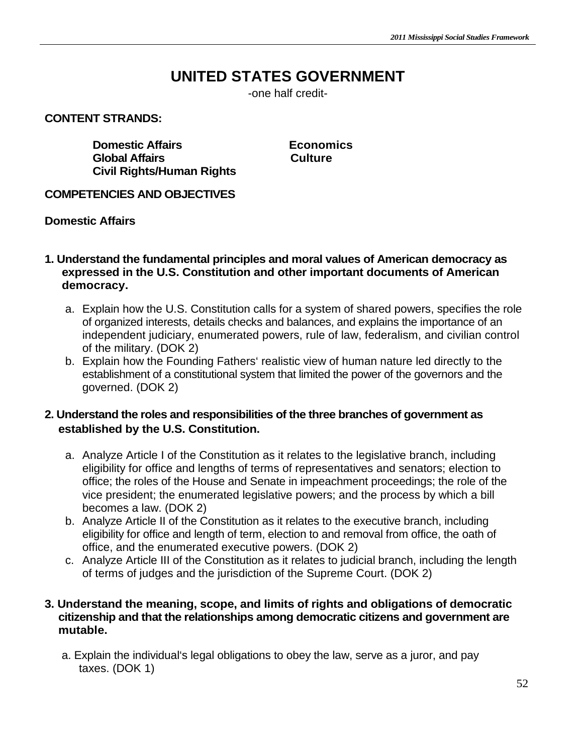# UNITED STATES GOVERNMENT

-one half credit-

**CONTENT STRANDS:**

**Domestic Affairs**
**Global Affairs**
**Civil Rights/Human Rights**
**Economics**
**Culture**

**COMPETENCIES AND OBJECTIVES**

**Domestic Affairs**

**1. Understand the fundamental principles and moral values of American democracy as expressed in the U.S. Constitution and other important documents of American democracy.**

a. Explain how the U.S. Constitution calls for a system of shared powers, specifies the role of organized interests, details checks and balances, and explains the importance of an independent judiciary, enumerated powers, rule of law, federalism, and civilian control of the military. (DOK 2)

b. Explain how the Founding Fathers' realistic view of human nature led directly to the establishment of a constitutional system that limited the power of the governors and the governed. (DOK 2)

**2. Understand the roles and responsibilities of the three branches of government as established by the U.S. Constitution.**

a. Analyze Article I of the Constitution as it relates to the legislative branch, including eligibility for office and lengths of terms of representatives and senators; election to office; the roles of the House and Senate in impeachment proceedings; the role of the vice president; the enumerated legislative powers; and the process by which a bill becomes a law. (DOK 2)

b. Analyze Article II of the Constitution as it relates to the executive branch, including eligibility for office and length of term, election to and removal from office, the oath of office, and the enumerated executive powers. (DOK 2)

c. Analyze Article III of the Constitution as it relates to judicial branch, including the length of terms of judges and the jurisdiction of the Supreme Court. (DOK 2)

**3. Understand the meaning, scope, and limits of rights and obligations of democratic citizenship and that the relationships among democratic citizens and government are mutable.**

a. Explain the individual's legal obligations to obey the law, serve as a juror, and pay taxes. (DOK 1)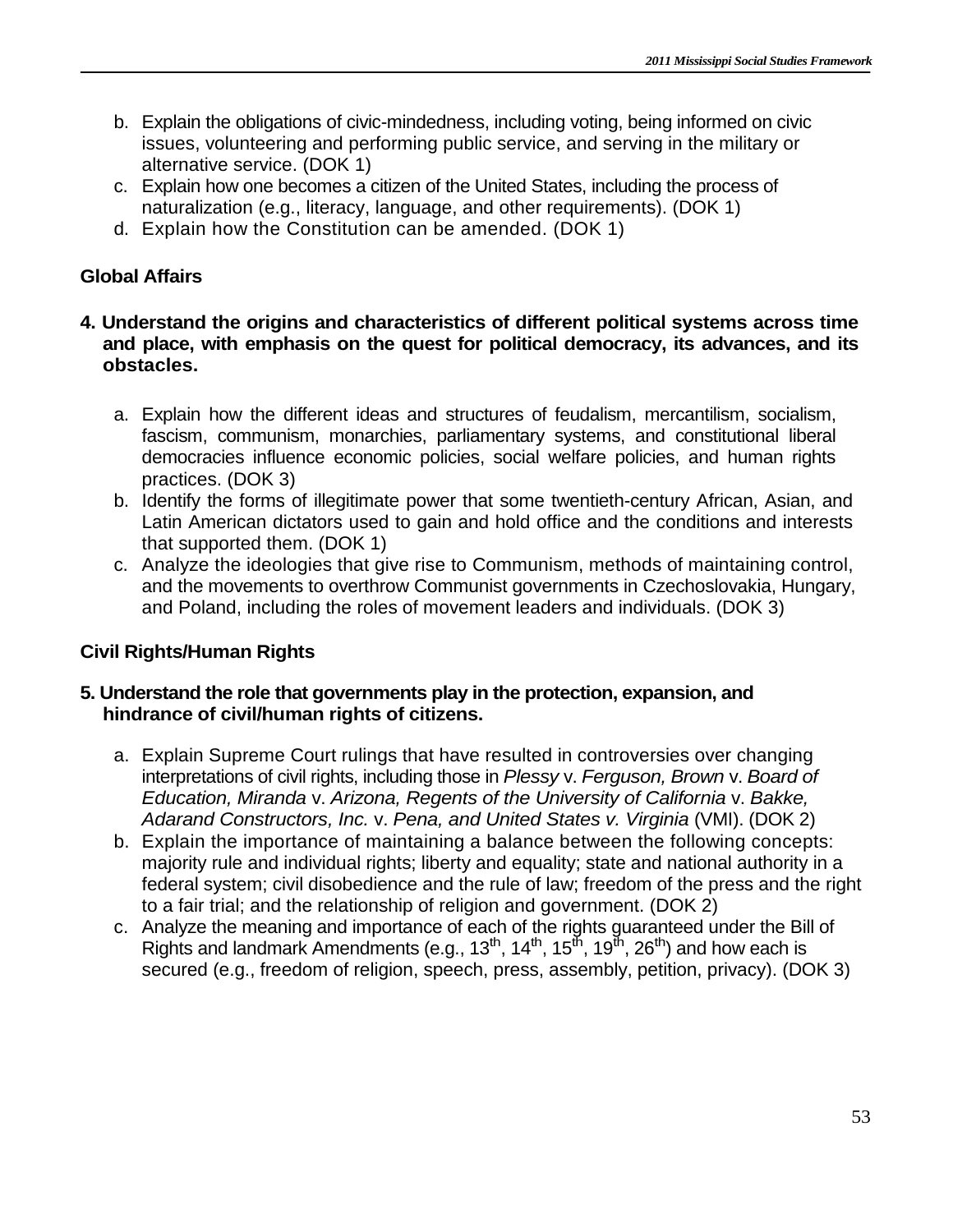b. Explain the obligations of civic-mindedness, including voting, being informed on civic issues, volunteering and performing public service, and serving in the military or alternative service. (DOK 1)
c. Explain how one becomes a citizen of the United States, including the process of naturalization (e.g., literacy, language, and other requirements). (DOK 1)
d. Explain how the Constitution can be amended. (DOK 1)

**Global Affairs**

**4. Understand the origins and characteristics of different political systems across time and place, with emphasis on the quest for political democracy, its advances, and its obstacles.**

a. Explain how the different ideas and structures of feudalism, mercantilism, socialism, fascism, communism, monarchies, parliamentary systems, and constitutional liberal democracies influence economic policies, social welfare policies, and human rights practices. (DOK 3)
b. Identify the forms of illegitimate power that some twentieth-century African, Asian, and Latin American dictators used to gain and hold office and the conditions and interests that supported them. (DOK 1)
c. Analyze the ideologies that give rise to Communism, methods of maintaining control, and the movements to overthrow Communist governments in Czechoslovakia, Hungary, and Poland, including the roles of movement leaders and individuals. (DOK 3)

**Civil Rights/Human Rights**

**5. Understand the role that governments play in the protection, expansion, and hindrance of civil/human rights of citizens.**

a. Explain Supreme Court rulings that have resulted in controversies over changing interpretations of civil rights, including those in *Plessy* v. *Ferguson, Brown* v. *Board of Education, Miranda* v. *Arizona, Regents of the University of California* v. *Bakke, Adarand Constructors, Inc.* v. *Pena, and United States v. Virginia* (VMI). (DOK 2)
b. Explain the importance of maintaining a balance between the following concepts: majority rule and individual rights; liberty and equality; state and national authority in a federal system; civil disobedience and the rule of law; freedom of the press and the right to a fair trial; and the relationship of religion and government. (DOK 2)
c. Analyze the meaning and importance of each of the rights guaranteed under the Bill of Rights and landmark Amendments (e.g., 13th, 14th, 15th, 19th, 26th) and how each is secured (e.g., freedom of religion, speech, press, assembly, petition, privacy). (DOK 3)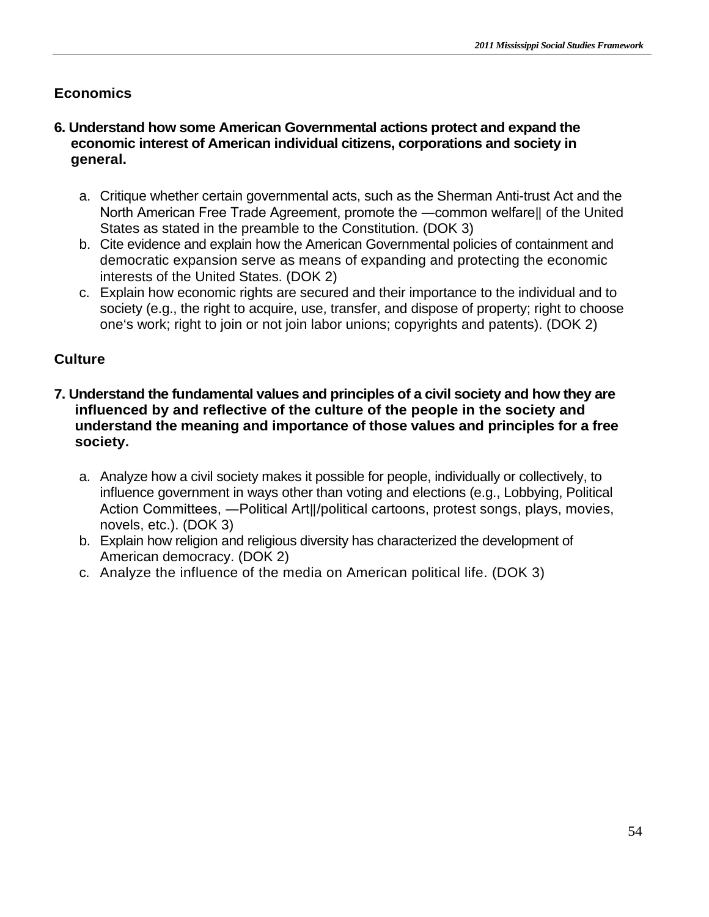## Economics

**6. Understand how some American Governmental actions protect and expand the economic interest of American individual citizens, corporations and society in general.**

a. Critique whether certain governmental acts, such as the Sherman Anti-trust Act and the North American Free Trade Agreement, promote the ―common welfare‖ of the United States as stated in the preamble to the Constitution. (DOK 3)
b. Cite evidence and explain how the American Governmental policies of containment and democratic expansion serve as means of expanding and protecting the economic interests of the United States. (DOK 2)
c. Explain how economic rights are secured and their importance to the individual and to society (e.g., the right to acquire, use, transfer, and dispose of property; right to choose one‗s work; right to join or not join labor unions; copyrights and patents). (DOK 2)

## Culture

**7. Understand the fundamental values and principles of a civil society and how they are influenced by and reflective of the culture of the people in the society and understand the meaning and importance of those values and principles for a free society.**

a. Analyze how a civil society makes it possible for people, individually or collectively, to influence government in ways other than voting and elections (e.g., Lobbying, Political Action Committees, ―Political Art‖/political cartoons, protest songs, plays, movies, novels, etc.). (DOK 3)
b. Explain how religion and religious diversity has characterized the development of American democracy. (DOK 2)
c. Analyze the influence of the media on American political life. (DOK 3)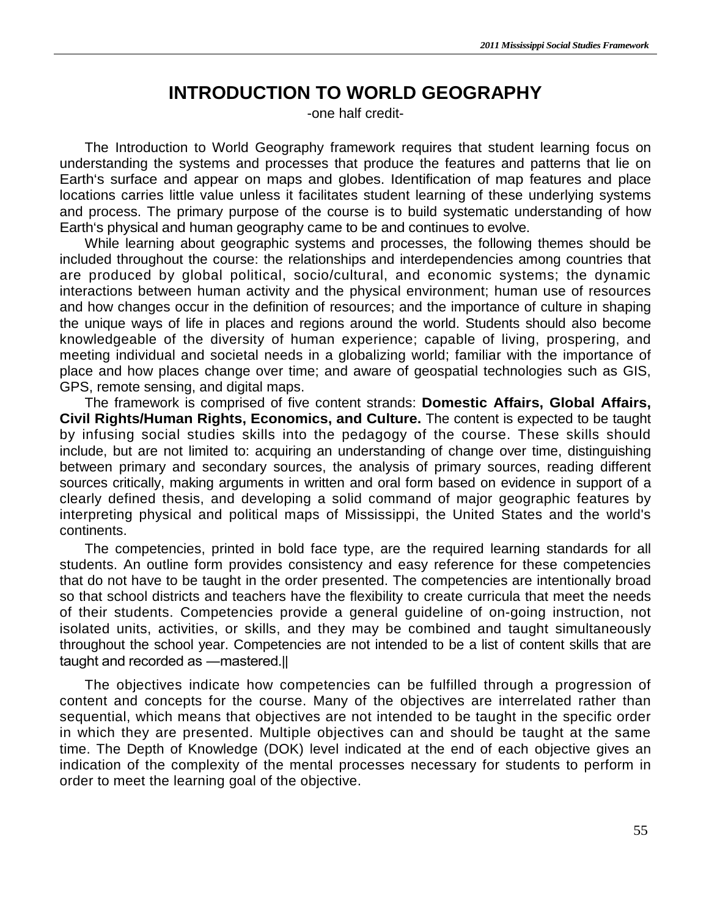# INTRODUCTION TO WORLD GEOGRAPHY

-one half credit-

The Introduction to World Geography framework requires that student learning focus on understanding the systems and processes that produce the features and patterns that lie on Earth's surface and appear on maps and globes. Identification of map features and place locations carries little value unless it facilitates student learning of these underlying systems and process. The primary purpose of the course is to build systematic understanding of how Earth's physical and human geography came to be and continues to evolve.

While learning about geographic systems and processes, the following themes should be included throughout the course: the relationships and interdependencies among countries that are produced by global political, socio/cultural, and economic systems; the dynamic interactions between human activity and the physical environment; human use of resources and how changes occur in the definition of resources; and the importance of culture in shaping the unique ways of life in places and regions around the world. Students should also become knowledgeable of the diversity of human experience; capable of living, prospering, and meeting individual and societal needs in a globalizing world; familiar with the importance of place and how places change over time; and aware of geospatial technologies such as GIS, GPS, remote sensing, and digital maps.

The framework is comprised of five content strands: **Domestic Affairs, Global Affairs, Civil Rights/Human Rights, Economics, and Culture.** The content is expected to be taught by infusing social studies skills into the pedagogy of the course. These skills should include, but are not limited to: acquiring an understanding of change over time, distinguishing between primary and secondary sources, the analysis of primary sources, reading different sources critically, making arguments in written and oral form based on evidence in support of a clearly defined thesis, and developing a solid command of major geographic features by interpreting physical and political maps of Mississippi, the United States and the world's continents.

The competencies, printed in bold face type, are the required learning standards for all students. An outline form provides consistency and easy reference for these competencies that do not have to be taught in the order presented. The competencies are intentionally broad so that school districts and teachers have the flexibility to create curricula that meet the needs of their students. Competencies provide a general guideline of on-going instruction, not isolated units, activities, or skills, and they may be combined and taught simultaneously throughout the school year. Competencies are not intended to be a list of content skills that are taught and recorded as —mastered.||

The objectives indicate how competencies can be fulfilled through a progression of content and concepts for the course. Many of the objectives are interrelated rather than sequential, which means that objectives are not intended to be taught in the specific order in which they are presented. Multiple objectives can and should be taught at the same time. The Depth of Knowledge (DOK) level indicated at the end of each objective gives an indication of the complexity of the mental processes necessary for students to perform in order to meet the learning goal of the objective.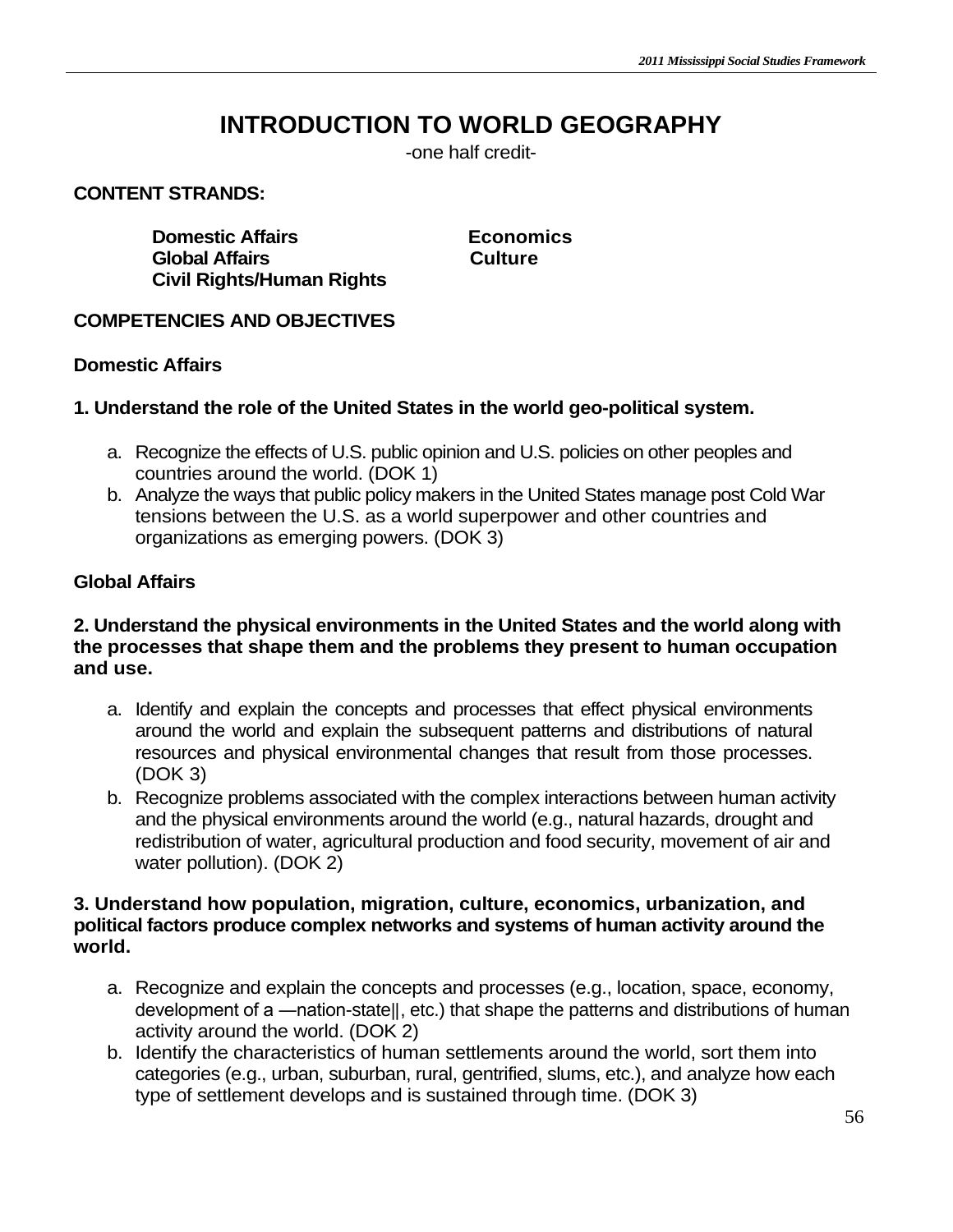# INTRODUCTION TO WORLD GEOGRAPHY

-one half credit-

**CONTENT STRANDS:**

**Domestic Affairs**
**Global Affairs**
**Civil Rights/Human Rights**
**Economics**
**Culture**

**COMPETENCIES AND OBJECTIVES**

**Domestic Affairs**

**1. Understand the role of the United States in the world geo-political system.**

a. Recognize the effects of U.S. public opinion and U.S. policies on other peoples and countries around the world. (DOK 1)
b. Analyze the ways that public policy makers in the United States manage post Cold War tensions between the U.S. as a world superpower and other countries and organizations as emerging powers. (DOK 3)

**Global Affairs**

**2. Understand the physical environments in the United States and the world along with the processes that shape them and the problems they present to human occupation and use.**

a. Identify and explain the concepts and processes that effect physical environments around the world and explain the subsequent patterns and distributions of natural resources and physical environmental changes that result from those processes. (DOK 3)
b. Recognize problems associated with the complex interactions between human activity and the physical environments around the world (e.g., natural hazards, drought and redistribution of water, agricultural production and food security, movement of air and water pollution). (DOK 2)

**3. Understand how population, migration, culture, economics, urbanization, and political factors produce complex networks and systems of human activity around the world.**

a. Recognize and explain the concepts and processes (e.g., location, space, economy, development of a ―nation-state‖, etc.) that shape the patterns and distributions of human activity around the world. (DOK 2)
b. Identify the characteristics of human settlements around the world, sort them into categories (e.g., urban, suburban, rural, gentrified, slums, etc.), and analyze how each type of settlement develops and is sustained through time. (DOK 3)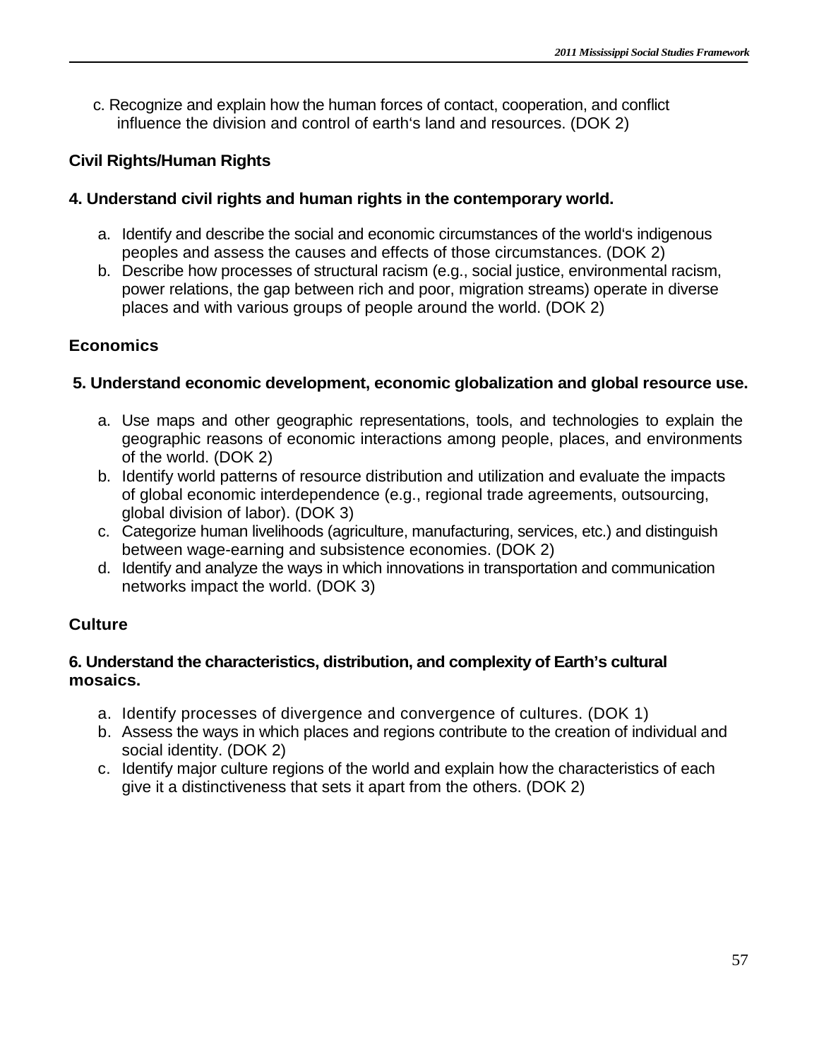c. Recognize and explain how the human forces of contact, cooperation, and conflict influence the division and control of earth's land and resources. (DOK 2)

**Civil Rights/Human Rights**

**4. Understand civil rights and human rights in the contemporary world.**

a. Identify and describe the social and economic circumstances of the world's indigenous peoples and assess the causes and effects of those circumstances. (DOK 2)
b. Describe how processes of structural racism (e.g., social justice, environmental racism, power relations, the gap between rich and poor, migration streams) operate in diverse places and with various groups of people around the world. (DOK 2)

**Economics**

**5. Understand economic development, economic globalization and global resource use.**

a. Use maps and other geographic representations, tools, and technologies to explain the geographic reasons of economic interactions among people, places, and environments of the world. (DOK 2)
b. Identify world patterns of resource distribution and utilization and evaluate the impacts of global economic interdependence (e.g., regional trade agreements, outsourcing, global division of labor). (DOK 3)
c. Categorize human livelihoods (agriculture, manufacturing, services, etc.) and distinguish between wage-earning and subsistence economies. (DOK 2)
d. Identify and analyze the ways in which innovations in transportation and communication networks impact the world. (DOK 3)

**Culture**

**6. Understand the characteristics, distribution, and complexity of Earth's cultural mosaics.**

a. Identify processes of divergence and convergence of cultures. (DOK 1)
b. Assess the ways in which places and regions contribute to the creation of individual and social identity. (DOK 2)
c. Identify major culture regions of the world and explain how the characteristics of each give it a distinctiveness that sets it apart from the others. (DOK 2)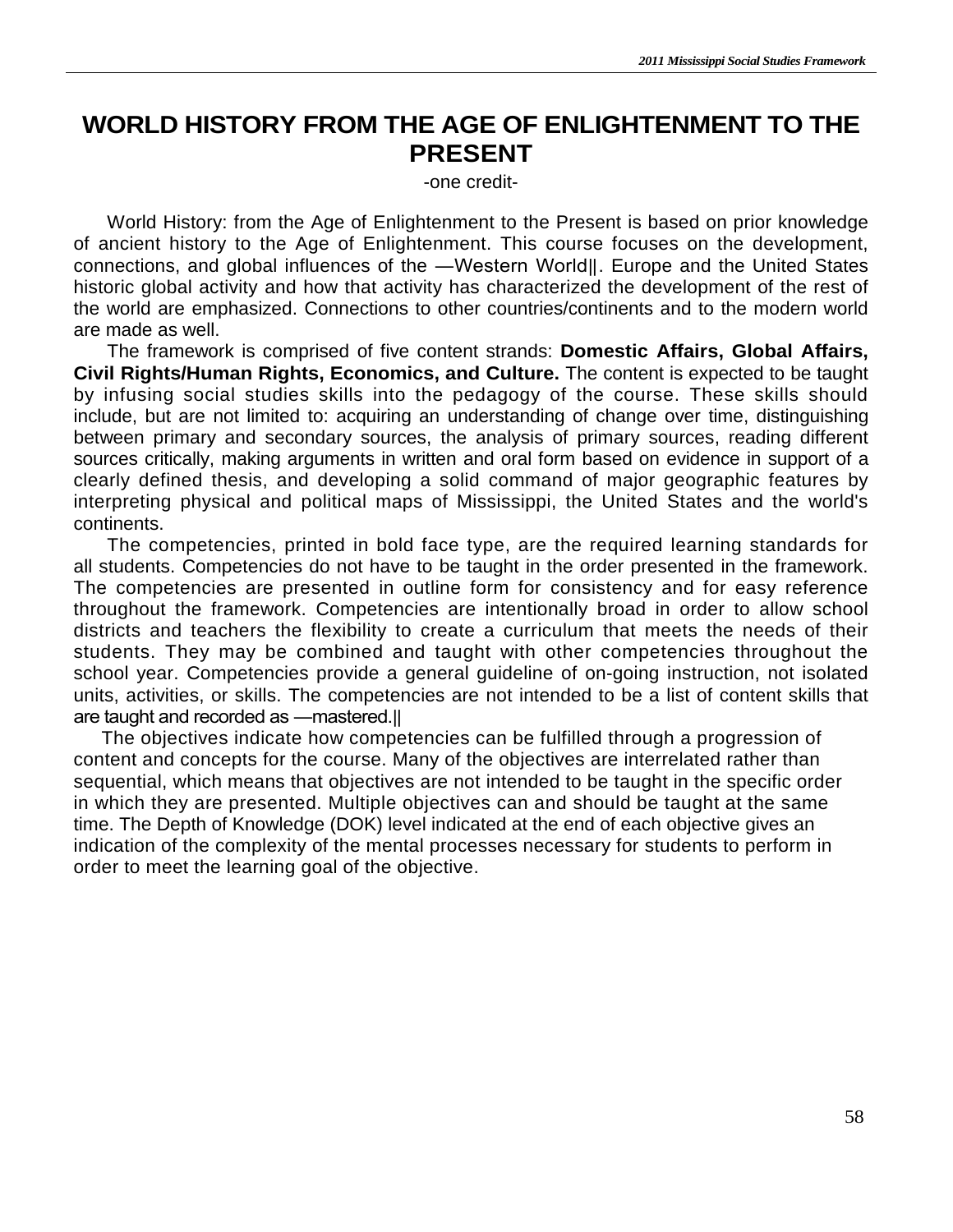# WORLD HISTORY FROM THE AGE OF ENLIGHTENMENT TO THE PRESENT

-one credit-

World History: from the Age of Enlightenment to the Present is based on prior knowledge of ancient history to the Age of Enlightenment. This course focuses on the development, connections, and global influences of the ―Western World‖. Europe and the United States historic global activity and how that activity has characterized the development of the rest of the world are emphasized. Connections to other countries/continents and to the modern world are made as well.

The framework is comprised of five content strands: **Domestic Affairs, Global Affairs, Civil Rights/Human Rights, Economics, and Culture.** The content is expected to be taught by infusing social studies skills into the pedagogy of the course. These skills should include, but are not limited to: acquiring an understanding of change over time, distinguishing between primary and secondary sources, the analysis of primary sources, reading different sources critically, making arguments in written and oral form based on evidence in support of a clearly defined thesis, and developing a solid command of major geographic features by interpreting physical and political maps of Mississippi, the United States and the world's continents.

The competencies, printed in bold face type, are the required learning standards for all students. Competencies do not have to be taught in the order presented in the framework. The competencies are presented in outline form for consistency and for easy reference throughout the framework. Competencies are intentionally broad in order to allow school districts and teachers the flexibility to create a curriculum that meets the needs of their students. They may be combined and taught with other competencies throughout the school year. Competencies provide a general guideline of on-going instruction, not isolated units, activities, or skills. The competencies are not intended to be a list of content skills that are taught and recorded as ―mastered.‖

The objectives indicate how competencies can be fulfilled through a progression of content and concepts for the course. Many of the objectives are interrelated rather than sequential, which means that objectives are not intended to be taught in the specific order in which they are presented. Multiple objectives can and should be taught at the same time. The Depth of Knowledge (DOK) level indicated at the end of each objective gives an indication of the complexity of the mental processes necessary for students to perform in order to meet the learning goal of the objective.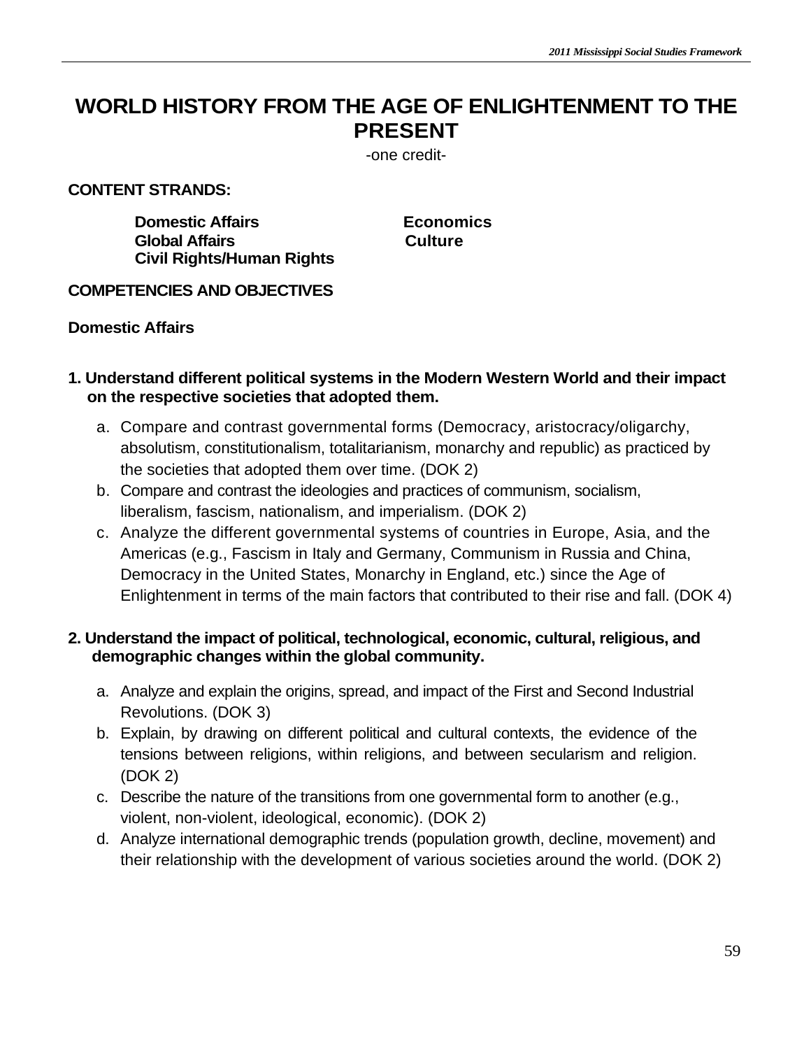# WORLD HISTORY FROM THE AGE OF ENLIGHTENMENT TO THE PRESENT

-one credit-

**CONTENT STRANDS:**

**Domestic Affairs**
**Economics**
**Global Affairs**
**Culture**
**Civil Rights/Human Rights**

**COMPETENCIES AND OBJECTIVES**

**Domestic Affairs**

**1. Understand different political systems in the Modern Western World and their impact on the respective societies that adopted them.**

a. Compare and contrast governmental forms (Democracy, aristocracy/oligarchy, absolutism, constitutionalism, totalitarianism, monarchy and republic) as practiced by the societies that adopted them over time. (DOK 2)
b. Compare and contrast the ideologies and practices of communism, socialism, liberalism, fascism, nationalism, and imperialism. (DOK 2)
c. Analyze the different governmental systems of countries in Europe, Asia, and the Americas (e.g., Fascism in Italy and Germany, Communism in Russia and China, Democracy in the United States, Monarchy in England, etc.) since the Age of Enlightenment in terms of the main factors that contributed to their rise and fall. (DOK 4)

**2. Understand the impact of political, technological, economic, cultural, religious, and demographic changes within the global community.**

a. Analyze and explain the origins, spread, and impact of the First and Second Industrial Revolutions. (DOK 3)
b. Explain, by drawing on different political and cultural contexts, the evidence of the tensions between religions, within religions, and between secularism and religion. (DOK 2)
c. Describe the nature of the transitions from one governmental form to another (e.g., violent, non-violent, ideological, economic). (DOK 2)
d. Analyze international demographic trends (population growth, decline, movement) and their relationship with the development of various societies around the world. (DOK 2)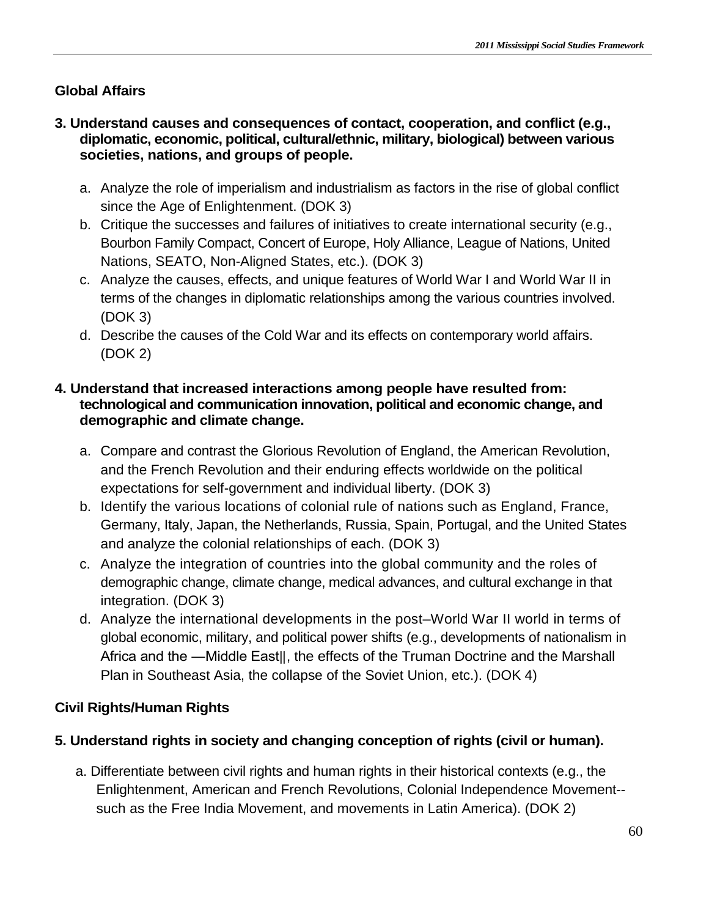**Global Affairs**

**3. Understand causes and consequences of contact, cooperation, and conflict (e.g., diplomatic, economic, political, cultural/ethnic, military, biological) between various societies, nations, and groups of people.**

a. Analyze the role of imperialism and industrialism as factors in the rise of global conflict since the Age of Enlightenment. (DOK 3)
b. Critique the successes and failures of initiatives to create international security (e.g., Bourbon Family Compact, Concert of Europe, Holy Alliance, League of Nations, United Nations, SEATO, Non-Aligned States, etc.). (DOK 3)
c. Analyze the causes, effects, and unique features of World War I and World War II in terms of the changes in diplomatic relationships among the various countries involved. (DOK 3)
d. Describe the causes of the Cold War and its effects on contemporary world affairs. (DOK 2)

**4. Understand that increased interactions among people have resulted from: technological and communication innovation, political and economic change, and demographic and climate change.**

a. Compare and contrast the Glorious Revolution of England, the American Revolution, and the French Revolution and their enduring effects worldwide on the political expectations for self-government and individual liberty. (DOK 3)
b. Identify the various locations of colonial rule of nations such as England, France, Germany, Italy, Japan, the Netherlands, Russia, Spain, Portugal, and the United States and analyze the colonial relationships of each. (DOK 3)
c. Analyze the integration of countries into the global community and the roles of demographic change, climate change, medical advances, and cultural exchange in that integration. (DOK 3)
d. Analyze the international developments in the post–World War II world in terms of global economic, military, and political power shifts (e.g., developments of nationalism in Africa and the ―Middle East‖, the effects of the Truman Doctrine and the Marshall Plan in Southeast Asia, the collapse of the Soviet Union, etc.). (DOK 4)

**Civil Rights/Human Rights**

**5. Understand rights in society and changing conception of rights (civil or human).**

a. Differentiate between civil rights and human rights in their historical contexts (e.g., the Enlightenment, American and French Revolutions, Colonial Independence Movement--such as the Free India Movement, and movements in Latin America). (DOK 2)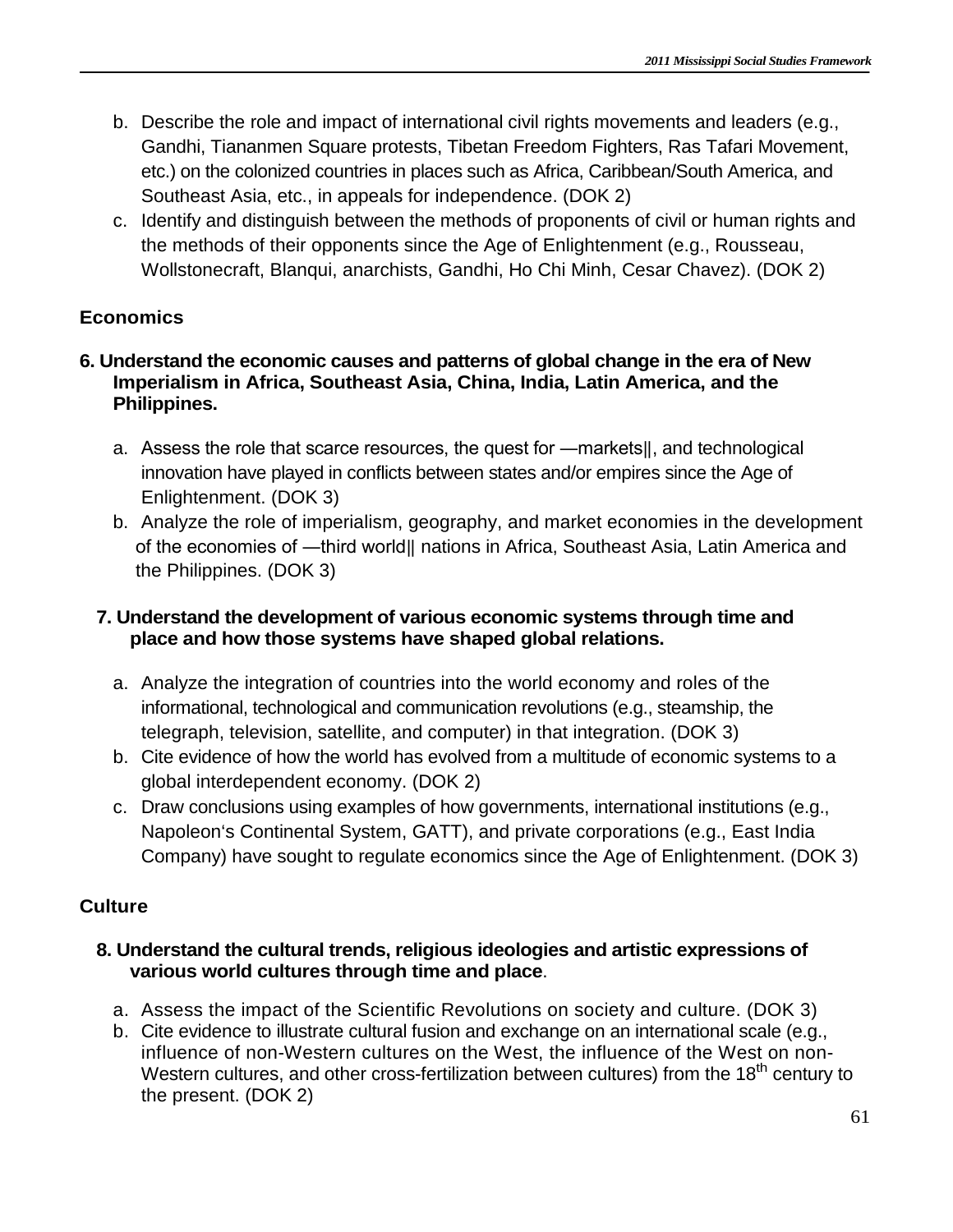b. Describe the role and impact of international civil rights movements and leaders (e.g., Gandhi, Tiananmen Square protests, Tibetan Freedom Fighters, Ras Tafari Movement, etc.) on the colonized countries in places such as Africa, Caribbean/South America, and Southeast Asia, etc., in appeals for independence. (DOK 2)

c. Identify and distinguish between the methods of proponents of civil or human rights and the methods of their opponents since the Age of Enlightenment (e.g., Rousseau, Wollstonecraft, Blanqui, anarchists, Gandhi, Ho Chi Minh, Cesar Chavez). (DOK 2)

## Economics

**6. Understand the economic causes and patterns of global change in the era of New Imperialism in Africa, Southeast Asia, China, India, Latin America, and the Philippines.**

a. Assess the role that scarce resources, the quest for ―markets‖, and technological innovation have played in conflicts between states and/or empires since the Age of Enlightenment. (DOK 3)

b. Analyze the role of imperialism, geography, and market economies in the development of the economies of ―third world‖ nations in Africa, Southeast Asia, Latin America and the Philippines. (DOK 3)

**7. Understand the development of various economic systems through time and place and how those systems have shaped global relations.**

a. Analyze the integration of countries into the world economy and roles of the informational, technological and communication revolutions (e.g., steamship, the telegraph, television, satellite, and computer) in that integration. (DOK 3)

b. Cite evidence of how the world has evolved from a multitude of economic systems to a global interdependent economy. (DOK 2)

c. Draw conclusions using examples of how governments, international institutions (e.g., Napoleon‘s Continental System, GATT), and private corporations (e.g., East India Company) have sought to regulate economics since the Age of Enlightenment. (DOK 3)

## Culture

**8. Understand the cultural trends, religious ideologies and artistic expressions of various world cultures through time and place**.

a. Assess the impact of the Scientific Revolutions on society and culture. (DOK 3)

b. Cite evidence to illustrate cultural fusion and exchange on an international scale (e.g., influence of non-Western cultures on the West, the influence of the West on non-Western cultures, and other cross-fertilization between cultures) from the 18th century to the present. (DOK 2)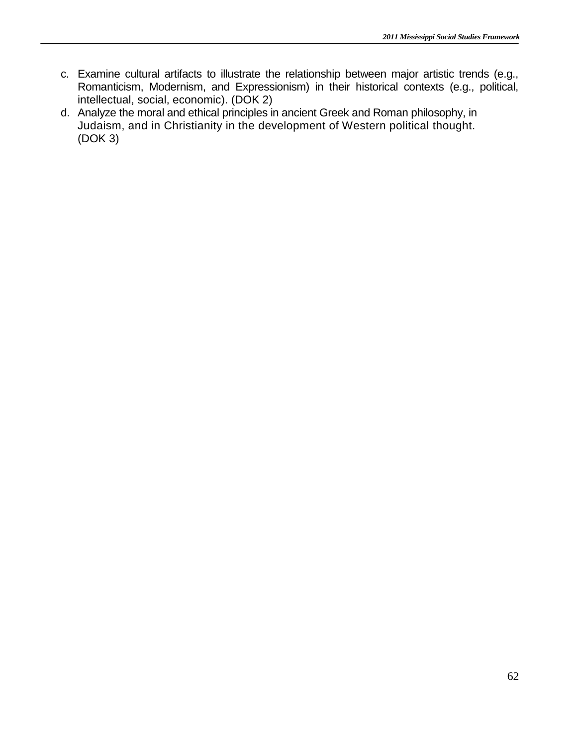c. Examine cultural artifacts to illustrate the relationship between major artistic trends (e.g., Romanticism, Modernism, and Expressionism) in their historical contexts (e.g., political, intellectual, social, economic). (DOK 2)
d. Analyze the moral and ethical principles in ancient Greek and Roman philosophy, in Judaism, and in Christianity in the development of Western political thought. (DOK 3)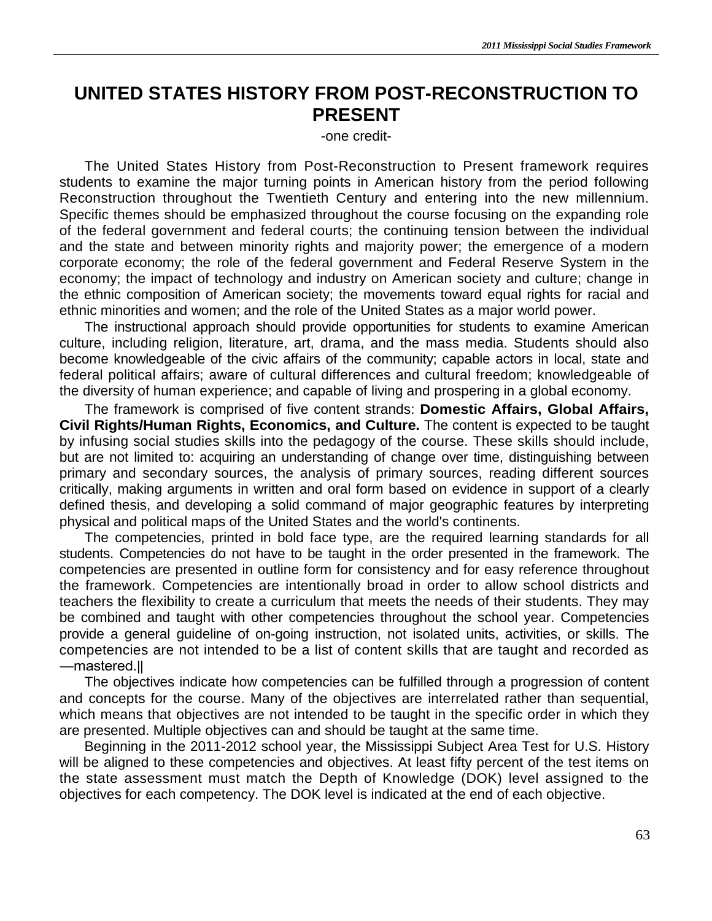# UNITED STATES HISTORY FROM POST-RECONSTRUCTION TO PRESENT

-one credit-

The United States History from Post-Reconstruction to Present framework requires students to examine the major turning points in American history from the period following Reconstruction throughout the Twentieth Century and entering into the new millennium. Specific themes should be emphasized throughout the course focusing on the expanding role of the federal government and federal courts; the continuing tension between the individual and the state and between minority rights and majority power; the emergence of a modern corporate economy; the role of the federal government and Federal Reserve System in the economy; the impact of technology and industry on American society and culture; change in the ethnic composition of American society; the movements toward equal rights for racial and ethnic minorities and women; and the role of the United States as a major world power.

The instructional approach should provide opportunities for students to examine American culture, including religion, literature, art, drama, and the mass media. Students should also become knowledgeable of the civic affairs of the community; capable actors in local, state and federal political affairs; aware of cultural differences and cultural freedom; knowledgeable of the diversity of human experience; and capable of living and prospering in a global economy.

The framework is comprised of five content strands: **Domestic Affairs, Global Affairs, Civil Rights/Human Rights, Economics, and Culture.** The content is expected to be taught by infusing social studies skills into the pedagogy of the course. These skills should include, but are not limited to: acquiring an understanding of change over time, distinguishing between primary and secondary sources, the analysis of primary sources, reading different sources critically, making arguments in written and oral form based on evidence in support of a clearly defined thesis, and developing a solid command of major geographic features by interpreting physical and political maps of the United States and the world's continents.

The competencies, printed in bold face type, are the required learning standards for all students. Competencies do not have to be taught in the order presented in the framework. The competencies are presented in outline form for consistency and for easy reference throughout the framework. Competencies are intentionally broad in order to allow school districts and teachers the flexibility to create a curriculum that meets the needs of their students. They may be combined and taught with other competencies throughout the school year. Competencies provide a general guideline of on-going instruction, not isolated units, activities, or skills. The competencies are not intended to be a list of content skills that are taught and recorded as ―mastered.‖

The objectives indicate how competencies can be fulfilled through a progression of content and concepts for the course. Many of the objectives are interrelated rather than sequential, which means that objectives are not intended to be taught in the specific order in which they are presented. Multiple objectives can and should be taught at the same time.

Beginning in the 2011-2012 school year, the Mississippi Subject Area Test for U.S. History will be aligned to these competencies and objectives. At least fifty percent of the test items on the state assessment must match the Depth of Knowledge (DOK) level assigned to the objectives for each competency. The DOK level is indicated at the end of each objective.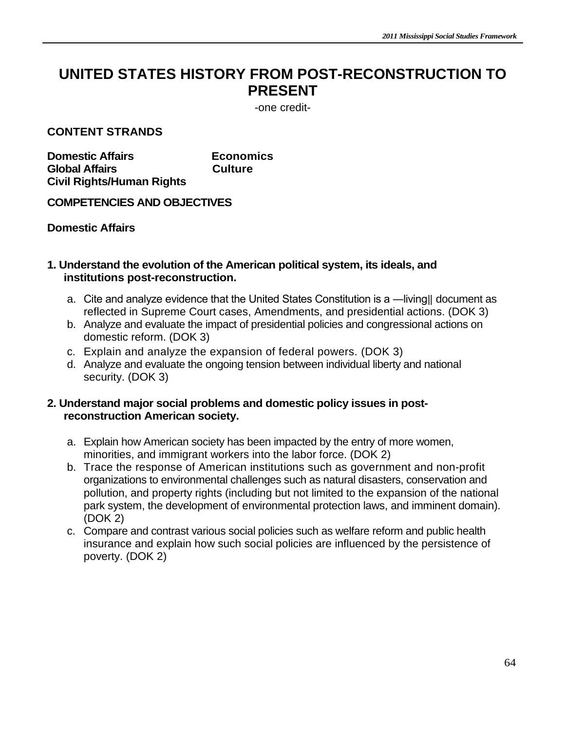# UNITED STATES HISTORY FROM POST-RECONSTRUCTION TO PRESENT

-one credit-

## CONTENT STRANDS

**Domestic Affairs**
**Economics**
**Global Affairs**
**Culture**
**Civil Rights/Human Rights**

## COMPETENCIES AND OBJECTIVES

### Domestic Affairs

**1. Understand the evolution of the American political system, its ideals, and institutions post-reconstruction.**

a. Cite and analyze evidence that the United States Constitution is a —living|| document as reflected in Supreme Court cases, Amendments, and presidential actions. (DOK 3)
b. Analyze and evaluate the impact of presidential policies and congressional actions on domestic reform. (DOK 3)
c. Explain and analyze the expansion of federal powers. (DOK 3)
d. Analyze and evaluate the ongoing tension between individual liberty and national security. (DOK 3)

**2. Understand major social problems and domestic policy issues in post-reconstruction American society.**

a. Explain how American society has been impacted by the entry of more women, minorities, and immigrant workers into the labor force. (DOK 2)
b. Trace the response of American institutions such as government and non-profit organizations to environmental challenges such as natural disasters, conservation and pollution, and property rights (including but not limited to the expansion of the national park system, the development of environmental protection laws, and imminent domain). (DOK 2)
c. Compare and contrast various social policies such as welfare reform and public health insurance and explain how such social policies are influenced by the persistence of poverty. (DOK 2)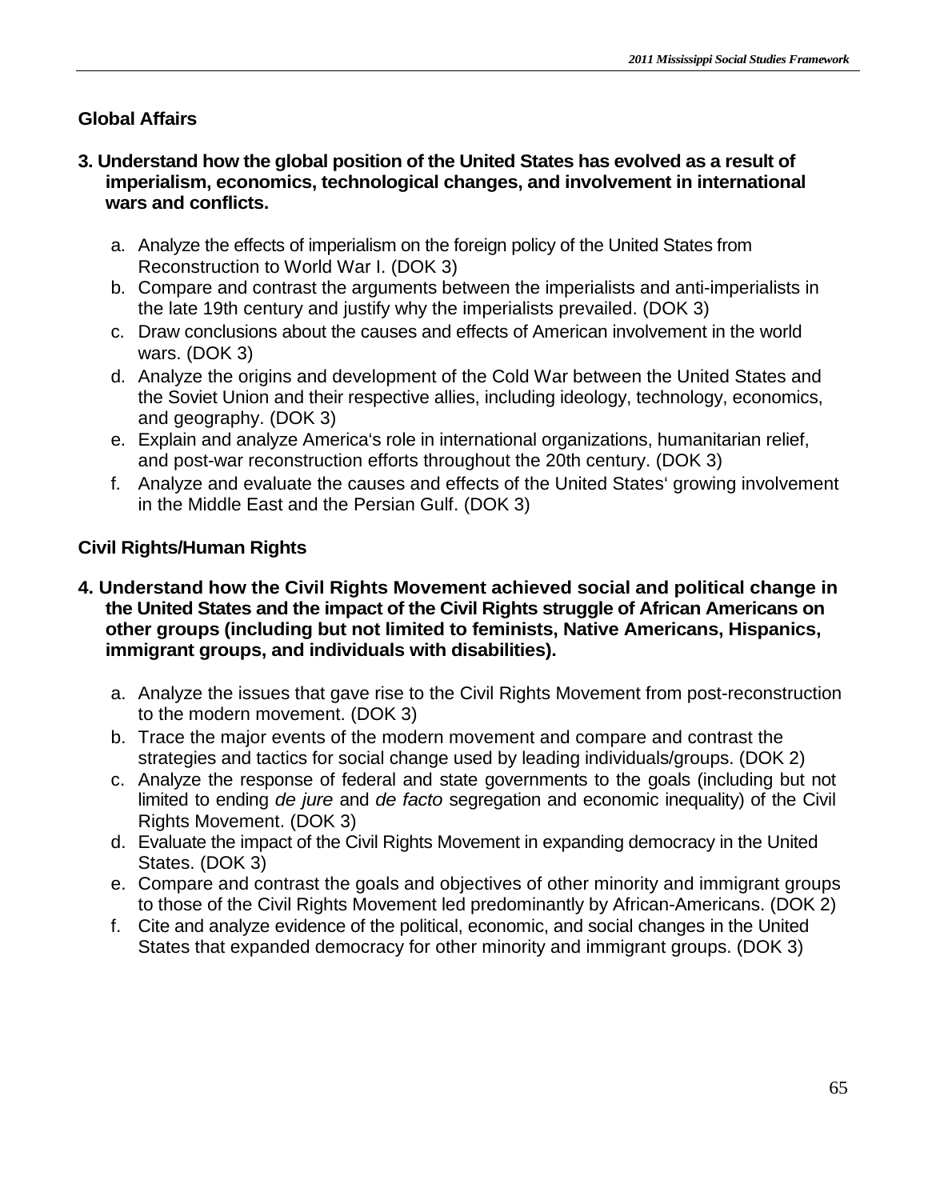**Global Affairs**

**3. Understand how the global position of the United States has evolved as a result of imperialism, economics, technological changes, and involvement in international wars and conflicts.**

a. Analyze the effects of imperialism on the foreign policy of the United States from Reconstruction to World War I. (DOK 3)
b. Compare and contrast the arguments between the imperialists and anti-imperialists in the late 19th century and justify why the imperialists prevailed. (DOK 3)
c. Draw conclusions about the causes and effects of American involvement in the world wars. (DOK 3)
d. Analyze the origins and development of the Cold War between the United States and the Soviet Union and their respective allies, including ideology, technology, economics, and geography. (DOK 3)
e. Explain and analyze America's role in international organizations, humanitarian relief, and post-war reconstruction efforts throughout the 20th century. (DOK 3)
f. Analyze and evaluate the causes and effects of the United States' growing involvement in the Middle East and the Persian Gulf. (DOK 3)

**Civil Rights/Human Rights**

**4. Understand how the Civil Rights Movement achieved social and political change in the United States and the impact of the Civil Rights struggle of African Americans on other groups (including but not limited to feminists, Native Americans, Hispanics, immigrant groups, and individuals with disabilities).**

a. Analyze the issues that gave rise to the Civil Rights Movement from post-reconstruction to the modern movement. (DOK 3)
b. Trace the major events of the modern movement and compare and contrast the strategies and tactics for social change used by leading individuals/groups. (DOK 2)
c. Analyze the response of federal and state governments to the goals (including but not limited to ending *de jure* and *de facto* segregation and economic inequality) of the Civil Rights Movement. (DOK 3)
d. Evaluate the impact of the Civil Rights Movement in expanding democracy in the United States. (DOK 3)
e. Compare and contrast the goals and objectives of other minority and immigrant groups to those of the Civil Rights Movement led predominantly by African-Americans. (DOK 2)
f. Cite and analyze evidence of the political, economic, and social changes in the United States that expanded democracy for other minority and immigrant groups. (DOK 3)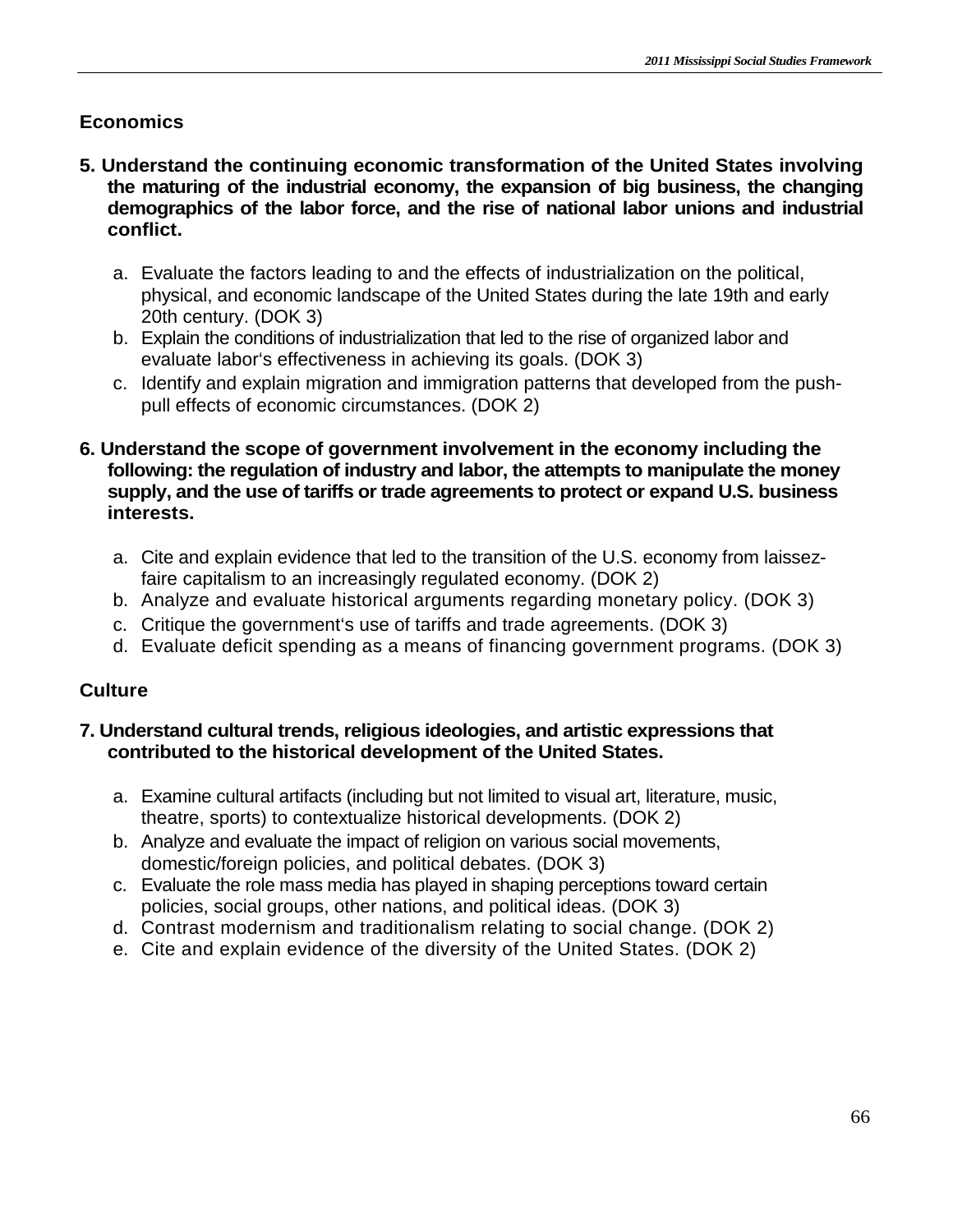## Economics

**5. Understand the continuing economic transformation of the United States involving the maturing of the industrial economy, the expansion of big business, the changing demographics of the labor force, and the rise of national labor unions and industrial conflict.**

a. Evaluate the factors leading to and the effects of industrialization on the political, physical, and economic landscape of the United States during the late 19th and early 20th century. (DOK 3)
b. Explain the conditions of industrialization that led to the rise of organized labor and evaluate labor's effectiveness in achieving its goals. (DOK 3)
c. Identify and explain migration and immigration patterns that developed from the push-pull effects of economic circumstances. (DOK 2)

**6. Understand the scope of government involvement in the economy including the following: the regulation of industry and labor, the attempts to manipulate the money supply, and the use of tariffs or trade agreements to protect or expand U.S. business interests.**

a. Cite and explain evidence that led to the transition of the U.S. economy from laissez-faire capitalism to an increasingly regulated economy. (DOK 2)
b. Analyze and evaluate historical arguments regarding monetary policy. (DOK 3)
c. Critique the government's use of tariffs and trade agreements. (DOK 3)
d. Evaluate deficit spending as a means of financing government programs. (DOK 3)

## Culture

**7. Understand cultural trends, religious ideologies, and artistic expressions that contributed to the historical development of the United States.**

a. Examine cultural artifacts (including but not limited to visual art, literature, music, theatre, sports) to contextualize historical developments. (DOK 2)
b. Analyze and evaluate the impact of religion on various social movements, domestic/foreign policies, and political debates. (DOK 3)
c. Evaluate the role mass media has played in shaping perceptions toward certain policies, social groups, other nations, and political ideas. (DOK 3)
d. Contrast modernism and traditionalism relating to social change. (DOK 2)
e. Cite and explain evidence of the diversity of the United States. (DOK 2)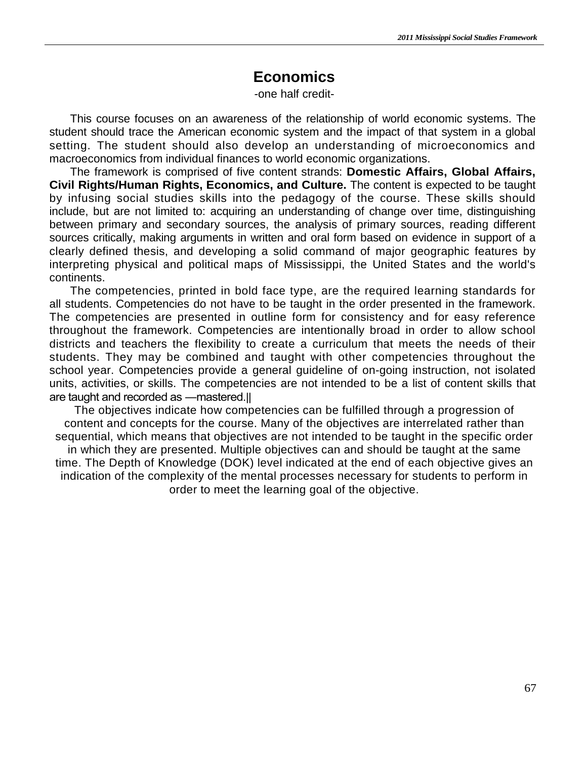# Economics

-one half credit-

This course focuses on an awareness of the relationship of world economic systems. The student should trace the American economic system and the impact of that system in a global setting. The student should also develop an understanding of microeconomics and macroeconomics from individual finances to world economic organizations.

The framework is comprised of five content strands: **Domestic Affairs, Global Affairs, Civil Rights/Human Rights, Economics, and Culture.** The content is expected to be taught by infusing social studies skills into the pedagogy of the course. These skills should include, but are not limited to: acquiring an understanding of change over time, distinguishing between primary and secondary sources, the analysis of primary sources, reading different sources critically, making arguments in written and oral form based on evidence in support of a clearly defined thesis, and developing a solid command of major geographic features by interpreting physical and political maps of Mississippi, the United States and the world's continents.

The competencies, printed in bold face type, are the required learning standards for all students. Competencies do not have to be taught in the order presented in the framework. The competencies are presented in outline form for consistency and for easy reference throughout the framework. Competencies are intentionally broad in order to allow school districts and teachers the flexibility to create a curriculum that meets the needs of their students. They may be combined and taught with other competencies throughout the school year. Competencies provide a general guideline of on-going instruction, not isolated units, activities, or skills. The competencies are not intended to be a list of content skills that are taught and recorded as ―mastered.‖

The objectives indicate how competencies can be fulfilled through a progression of content and concepts for the course. Many of the objectives are interrelated rather than sequential, which means that objectives are not intended to be taught in the specific order in which they are presented. Multiple objectives can and should be taught at the same time. The Depth of Knowledge (DOK) level indicated at the end of each objective gives an indication of the complexity of the mental processes necessary for students to perform in order to meet the learning goal of the objective.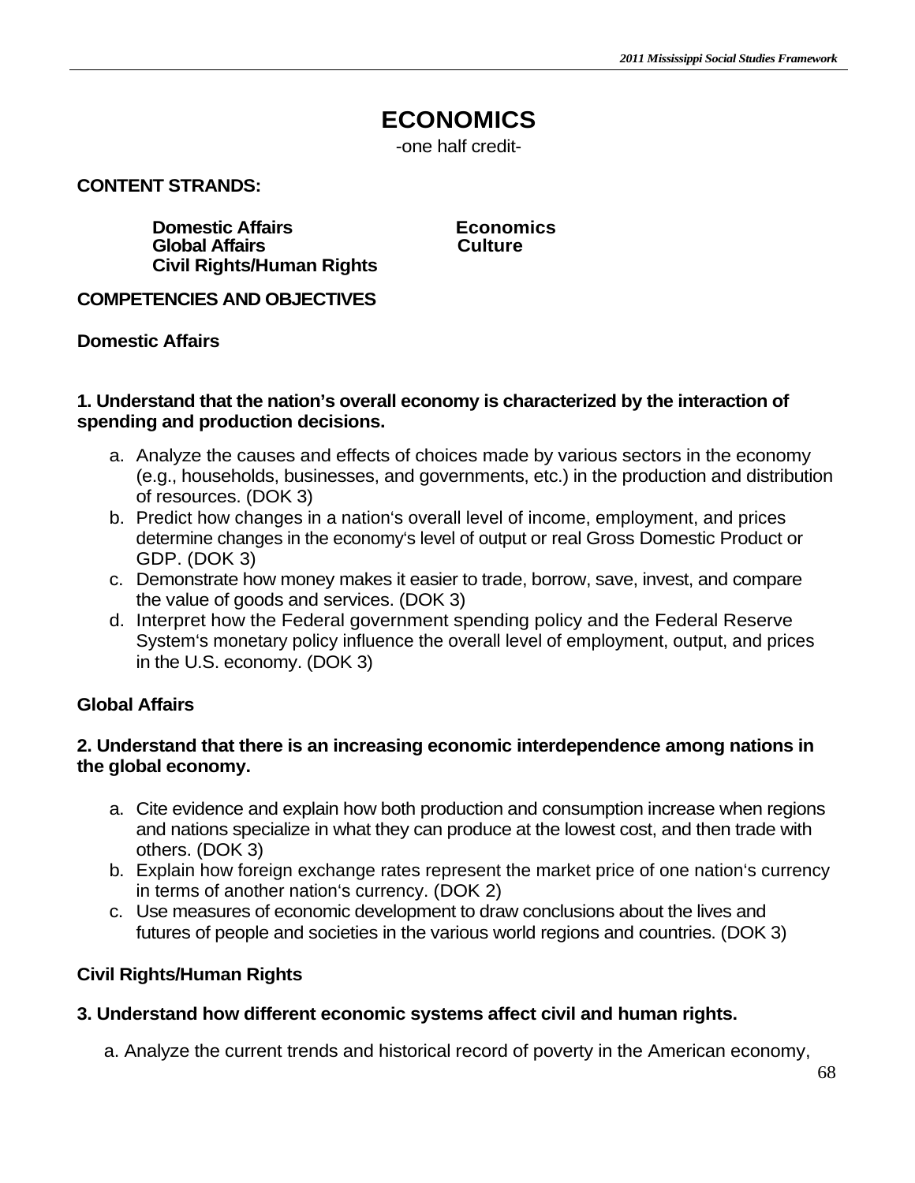# ECONOMICS

-one half credit-

**CONTENT STRANDS:**

**Domestic Affairs**
**Global Affairs**
**Civil Rights/Human Rights**
**Economics**
**Culture**

**COMPETENCIES AND OBJECTIVES**

**Domestic Affairs**

**1. Understand that the nation's overall economy is characterized by the interaction of spending and production decisions.**

a. Analyze the causes and effects of choices made by various sectors in the economy (e.g., households, businesses, and governments, etc.) in the production and distribution of resources. (DOK 3)
b. Predict how changes in a nation's overall level of income, employment, and prices determine changes in the economy's level of output or real Gross Domestic Product or GDP. (DOK 3)
c. Demonstrate how money makes it easier to trade, borrow, save, invest, and compare the value of goods and services. (DOK 3)
d. Interpret how the Federal government spending policy and the Federal Reserve System's monetary policy influence the overall level of employment, output, and prices in the U.S. economy. (DOK 3)

**Global Affairs**

**2. Understand that there is an increasing economic interdependence among nations in the global economy.**

a. Cite evidence and explain how both production and consumption increase when regions and nations specialize in what they can produce at the lowest cost, and then trade with others. (DOK 3)
b. Explain how foreign exchange rates represent the market price of one nation's currency in terms of another nation's currency. (DOK 2)
c. Use measures of economic development to draw conclusions about the lives and futures of people and societies in the various world regions and countries. (DOK 3)

**Civil Rights/Human Rights**

**3. Understand how different economic systems affect civil and human rights.**

a. Analyze the current trends and historical record of poverty in the American economy,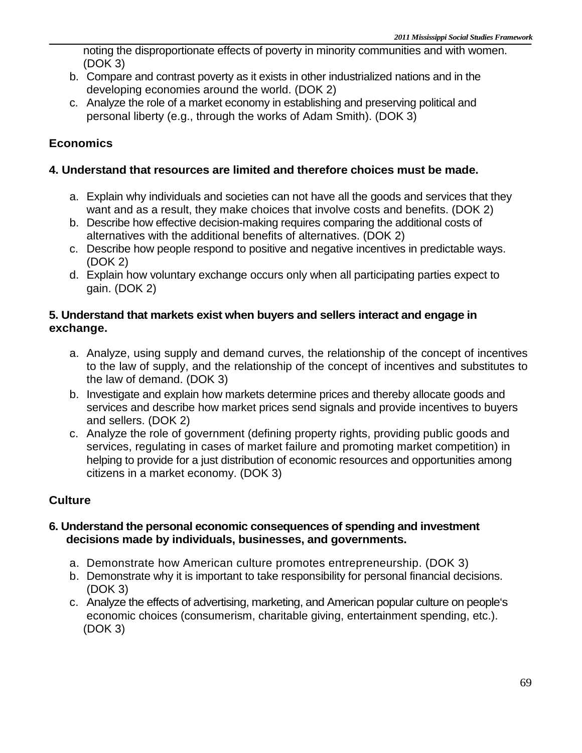noting the disproportionate effects of poverty in minority communities and with women. (DOK 3)

b. Compare and contrast poverty as it exists in other industrialized nations and in the developing economies around the world. (DOK 2)
c. Analyze the role of a market economy in establishing and preserving political and personal liberty (e.g., through the works of Adam Smith). (DOK 3)

### Economics

**4. Understand that resources are limited and therefore choices must be made.**

a. Explain why individuals and societies can not have all the goods and services that they want and as a result, they make choices that involve costs and benefits. (DOK 2)
b. Describe how effective decision-making requires comparing the additional costs of alternatives with the additional benefits of alternatives. (DOK 2)
c. Describe how people respond to positive and negative incentives in predictable ways. (DOK 2)
d. Explain how voluntary exchange occurs only when all participating parties expect to gain. (DOK 2)

**5. Understand that markets exist when buyers and sellers interact and engage in exchange.**

a. Analyze, using supply and demand curves, the relationship of the concept of incentives to the law of supply, and the relationship of the concept of incentives and substitutes to the law of demand. (DOK 3)
b. Investigate and explain how markets determine prices and thereby allocate goods and services and describe how market prices send signals and provide incentives to buyers and sellers. (DOK 2)
c. Analyze the role of government (defining property rights, providing public goods and services, regulating in cases of market failure and promoting market competition) in helping to provide for a just distribution of economic resources and opportunities among citizens in a market economy. (DOK 3)

### Culture

**6. Understand the personal economic consequences of spending and investment decisions made by individuals, businesses, and governments.**

a. Demonstrate how American culture promotes entrepreneurship. (DOK 3)
b. Demonstrate why it is important to take responsibility for personal financial decisions. (DOK 3)
c. Analyze the effects of advertising, marketing, and American popular culture on people's economic choices (consumerism, charitable giving, entertainment spending, etc.). (DOK 3)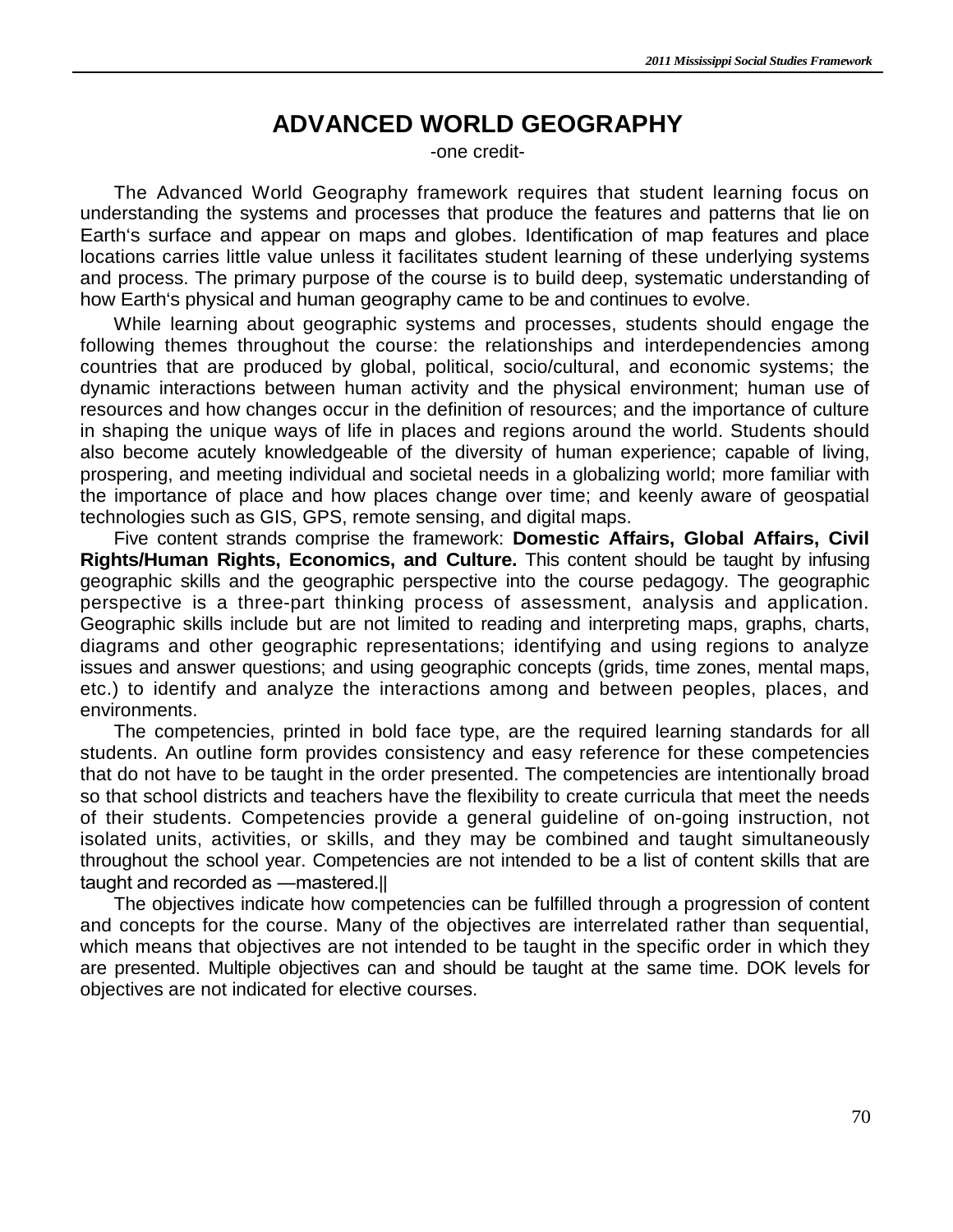# ADVANCED WORLD GEOGRAPHY

-one credit-

The Advanced World Geography framework requires that student learning focus on understanding the systems and processes that produce the features and patterns that lie on Earth's surface and appear on maps and globes. Identification of map features and place locations carries little value unless it facilitates student learning of these underlying systems and process. The primary purpose of the course is to build deep, systematic understanding of how Earth's physical and human geography came to be and continues to evolve.

While learning about geographic systems and processes, students should engage the following themes throughout the course: the relationships and interdependencies among countries that are produced by global, political, socio/cultural, and economic systems; the dynamic interactions between human activity and the physical environment; human use of resources and how changes occur in the definition of resources; and the importance of culture in shaping the unique ways of life in places and regions around the world. Students should also become acutely knowledgeable of the diversity of human experience; capable of living, prospering, and meeting individual and societal needs in a globalizing world; more familiar with the importance of place and how places change over time; and keenly aware of geospatial technologies such as GIS, GPS, remote sensing, and digital maps.

Five content strands comprise the framework: **Domestic Affairs, Global Affairs, Civil Rights/Human Rights, Economics, and Culture.** This content should be taught by infusing geographic skills and the geographic perspective into the course pedagogy. The geographic perspective is a three-part thinking process of assessment, analysis and application. Geographic skills include but are not limited to reading and interpreting maps, graphs, charts, diagrams and other geographic representations; identifying and using regions to analyze issues and answer questions; and using geographic concepts (grids, time zones, mental maps, etc.) to identify and analyze the interactions among and between peoples, places, and environments.

The competencies, printed in bold face type, are the required learning standards for all students. An outline form provides consistency and easy reference for these competencies that do not have to be taught in the order presented. The competencies are intentionally broad so that school districts and teachers have the flexibility to create curricula that meet the needs of their students. Competencies provide a general guideline of on-going instruction, not isolated units, activities, or skills, and they may be combined and taught simultaneously throughout the school year. Competencies are not intended to be a list of content skills that are taught and recorded as ―mastered.‖

The objectives indicate how competencies can be fulfilled through a progression of content and concepts for the course. Many of the objectives are interrelated rather than sequential, which means that objectives are not intended to be taught in the specific order in which they are presented. Multiple objectives can and should be taught at the same time. DOK levels for objectives are not indicated for elective courses.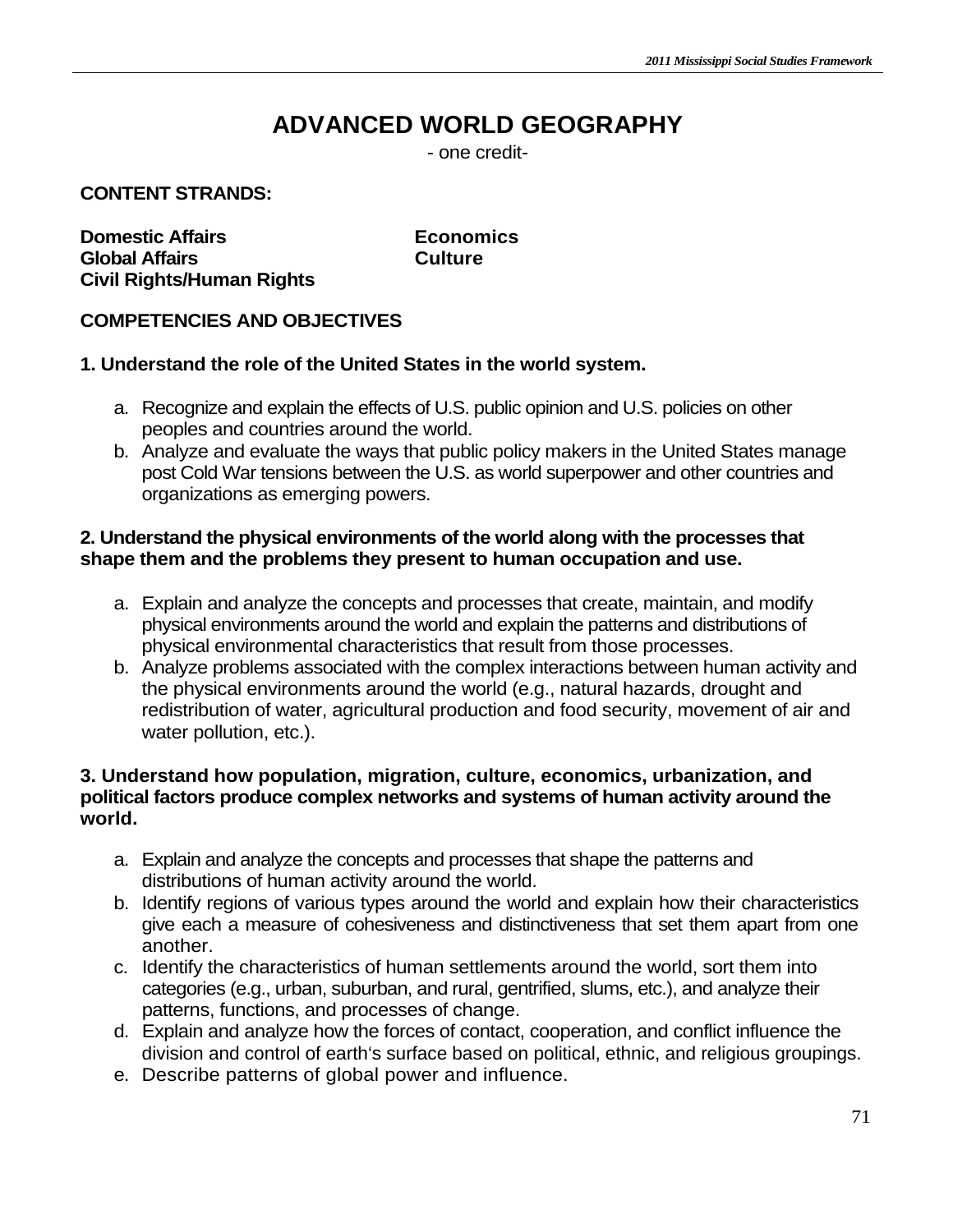# ADVANCED WORLD GEOGRAPHY

- one credit-

**CONTENT STRANDS:**

**Domestic Affairs**
**Global Affairs**
**Civil Rights/Human Rights**
**Economics**
**Culture**

**COMPETENCIES AND OBJECTIVES**

**1. Understand the role of the United States in the world system.**

a. Recognize and explain the effects of U.S. public opinion and U.S. policies on other peoples and countries around the world.
b. Analyze and evaluate the ways that public policy makers in the United States manage post Cold War tensions between the U.S. as world superpower and other countries and organizations as emerging powers.

**2. Understand the physical environments of the world along with the processes that shape them and the problems they present to human occupation and use.**

a. Explain and analyze the concepts and processes that create, maintain, and modify physical environments around the world and explain the patterns and distributions of physical environmental characteristics that result from those processes.
b. Analyze problems associated with the complex interactions between human activity and the physical environments around the world (e.g., natural hazards, drought and redistribution of water, agricultural production and food security, movement of air and water pollution, etc.).

**3. Understand how population, migration, culture, economics, urbanization, and political factors produce complex networks and systems of human activity around the world.**

a. Explain and analyze the concepts and processes that shape the patterns and distributions of human activity around the world.
b. Identify regions of various types around the world and explain how their characteristics give each a measure of cohesiveness and distinctiveness that set them apart from one another.
c. Identify the characteristics of human settlements around the world, sort them into categories (e.g., urban, suburban, and rural, gentrified, slums, etc.), and analyze their patterns, functions, and processes of change.
d. Explain and analyze how the forces of contact, cooperation, and conflict influence the division and control of earth's surface based on political, ethnic, and religious groupings.
e. Describe patterns of global power and influence.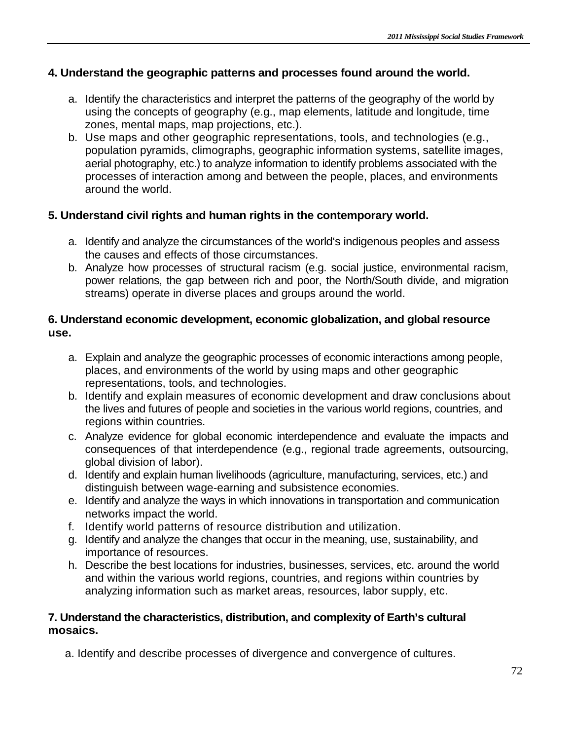**4. Understand the geographic patterns and processes found around the world.**

a. Identify the characteristics and interpret the patterns of the geography of the world by using the concepts of geography (e.g., map elements, latitude and longitude, time zones, mental maps, map projections, etc.).
b. Use maps and other geographic representations, tools, and technologies (e.g., population pyramids, climographs, geographic information systems, satellite images, aerial photography, etc.) to analyze information to identify problems associated with the processes of interaction among and between the people, places, and environments around the world.

**5. Understand civil rights and human rights in the contemporary world.**

a. Identify and analyze the circumstances of the world's indigenous peoples and assess the causes and effects of those circumstances.
b. Analyze how processes of structural racism (e.g. social justice, environmental racism, power relations, the gap between rich and poor, the North/South divide, and migration streams) operate in diverse places and groups around the world.

**6. Understand economic development, economic globalization, and global resource use.**

a. Explain and analyze the geographic processes of economic interactions among people, places, and environments of the world by using maps and other geographic representations, tools, and technologies.
b. Identify and explain measures of economic development and draw conclusions about the lives and futures of people and societies in the various world regions, countries, and regions within countries.
c. Analyze evidence for global economic interdependence and evaluate the impacts and consequences of that interdependence (e.g., regional trade agreements, outsourcing, global division of labor).
d. Identify and explain human livelihoods (agriculture, manufacturing, services, etc.) and distinguish between wage-earning and subsistence economies.
e. Identify and analyze the ways in which innovations in transportation and communication networks impact the world.
f. Identify world patterns of resource distribution and utilization.
g. Identify and analyze the changes that occur in the meaning, use, sustainability, and importance of resources.
h. Describe the best locations for industries, businesses, services, etc. around the world and within the various world regions, countries, and regions within countries by analyzing information such as market areas, resources, labor supply, etc.

**7. Understand the characteristics, distribution, and complexity of Earth's cultural mosaics.**

a. Identify and describe processes of divergence and convergence of cultures.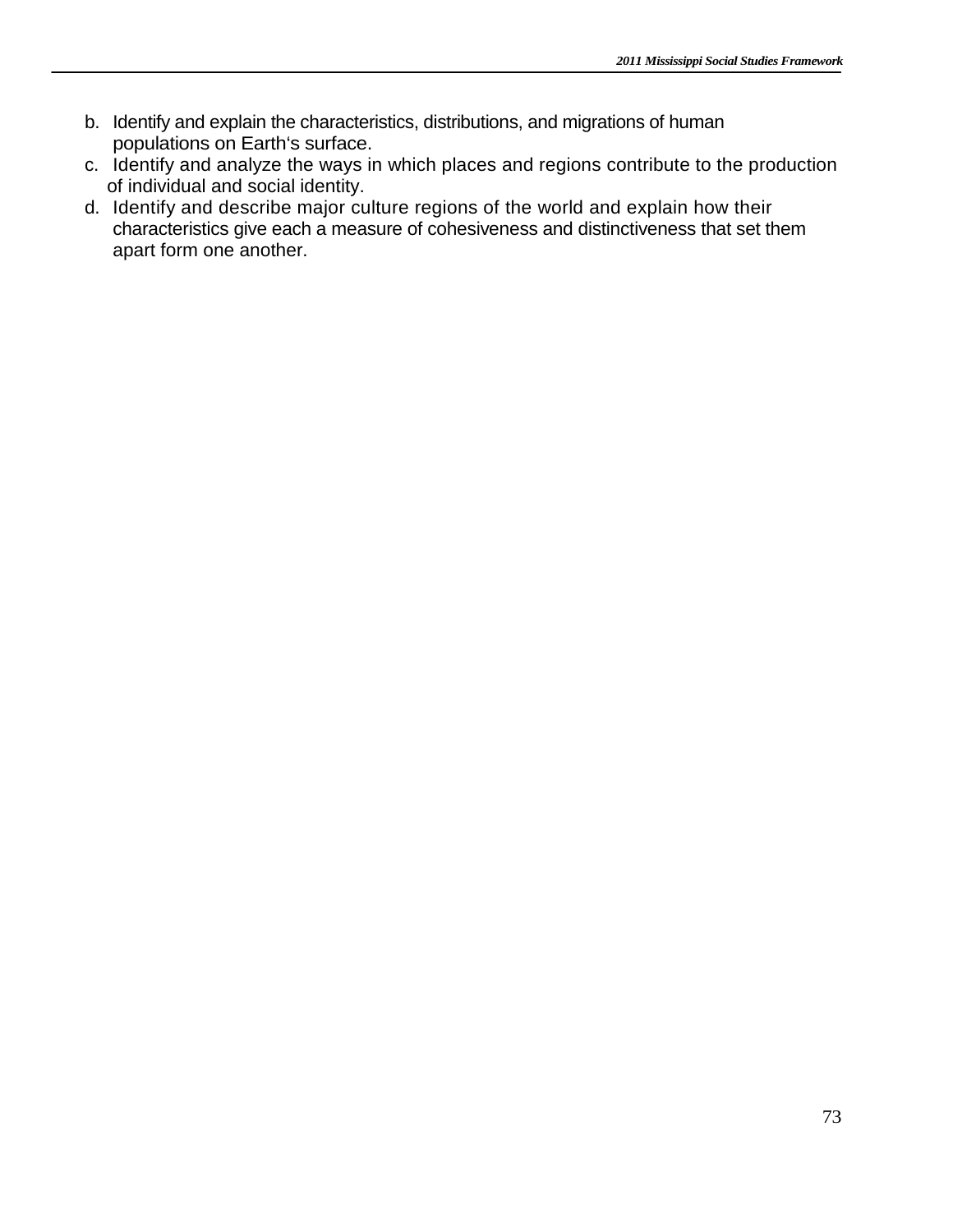b. Identify and explain the characteristics, distributions, and migrations of human populations on Earth's surface.
c. Identify and analyze the ways in which places and regions contribute to the production of individual and social identity.
d. Identify and describe major culture regions of the world and explain how their characteristics give each a measure of cohesiveness and distinctiveness that set them apart form one another.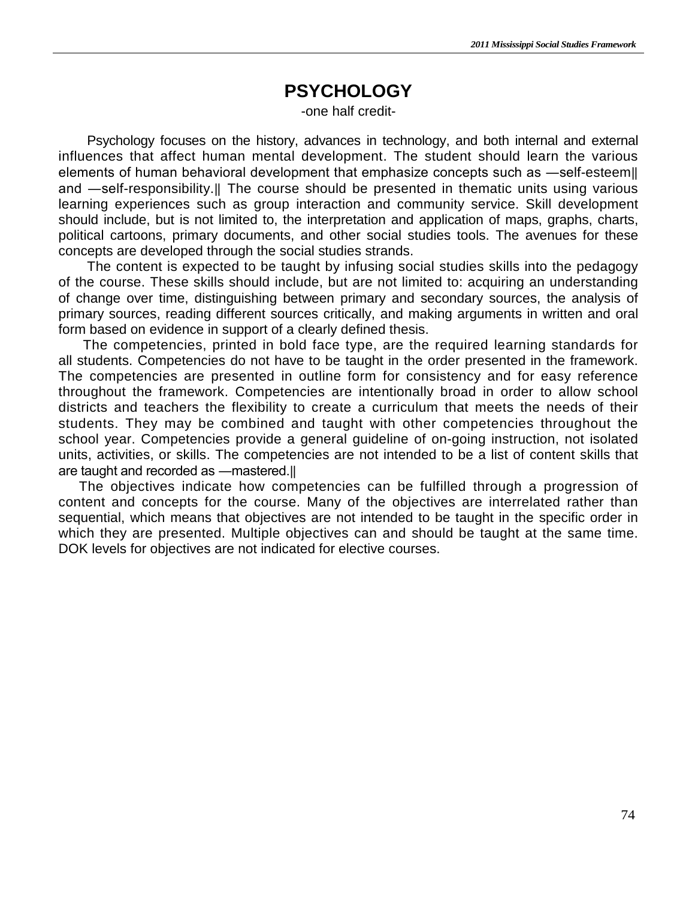# PSYCHOLOGY

-one half credit-

Psychology focuses on the history, advances in technology, and both internal and external influences that affect human mental development. The student should learn the various elements of human behavioral development that emphasize concepts such as ―self-esteem‖ and ―self-responsibility.‖ The course should be presented in thematic units using various learning experiences such as group interaction and community service. Skill development should include, but is not limited to, the interpretation and application of maps, graphs, charts, political cartoons, primary documents, and other social studies tools. The avenues for these concepts are developed through the social studies strands.

The content is expected to be taught by infusing social studies skills into the pedagogy of the course. These skills should include, but are not limited to: acquiring an understanding of change over time, distinguishing between primary and secondary sources, the analysis of primary sources, reading different sources critically, and making arguments in written and oral form based on evidence in support of a clearly defined thesis.

The competencies, printed in bold face type, are the required learning standards for all students. Competencies do not have to be taught in the order presented in the framework. The competencies are presented in outline form for consistency and for easy reference throughout the framework. Competencies are intentionally broad in order to allow school districts and teachers the flexibility to create a curriculum that meets the needs of their students. They may be combined and taught with other competencies throughout the school year. Competencies provide a general guideline of on-going instruction, not isolated units, activities, or skills. The competencies are not intended to be a list of content skills that are taught and recorded as ―mastered.‖

The objectives indicate how competencies can be fulfilled through a progression of content and concepts for the course. Many of the objectives are interrelated rather than sequential, which means that objectives are not intended to be taught in the specific order in which they are presented. Multiple objectives can and should be taught at the same time. DOK levels for objectives are not indicated for elective courses.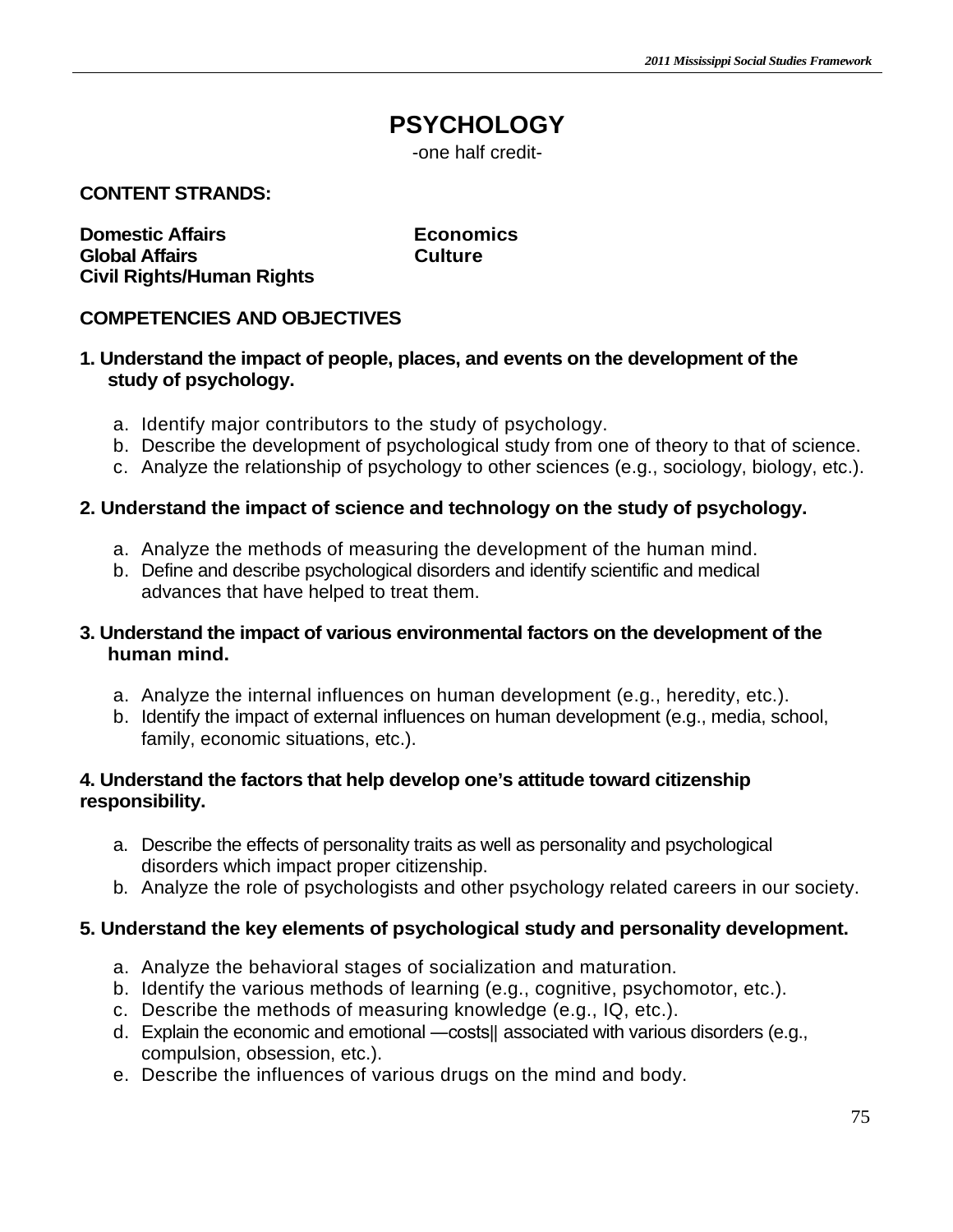# PSYCHOLOGY

-one half credit-

**CONTENT STRANDS:**

**Domestic Affairs**
**Global Affairs**
**Civil Rights/Human Rights**
**Economics**
**Culture**

**COMPETENCIES AND OBJECTIVES**

**1. Understand the impact of people, places, and events on the development of the study of psychology.**

a. Identify major contributors to the study of psychology.
b. Describe the development of psychological study from one of theory to that of science.
c. Analyze the relationship of psychology to other sciences (e.g., sociology, biology, etc.).

**2. Understand the impact of science and technology on the study of psychology.**

a. Analyze the methods of measuring the development of the human mind.
b. Define and describe psychological disorders and identify scientific and medical advances that have helped to treat them.

**3. Understand the impact of various environmental factors on the development of the human mind.**

a. Analyze the internal influences on human development (e.g., heredity, etc.).
b. Identify the impact of external influences on human development (e.g., media, school, family, economic situations, etc.).

**4. Understand the factors that help develop one's attitude toward citizenship responsibility.**

a. Describe the effects of personality traits as well as personality and psychological disorders which impact proper citizenship.
b. Analyze the role of psychologists and other psychology related careers in our society.

**5. Understand the key elements of psychological study and personality development.**

a. Analyze the behavioral stages of socialization and maturation.
b. Identify the various methods of learning (e.g., cognitive, psychomotor, etc.).
c. Describe the methods of measuring knowledge (e.g., IQ, etc.).
d. Explain the economic and emotional ―costs‖ associated with various disorders (e.g., compulsion, obsession, etc.).
e. Describe the influences of various drugs on the mind and body.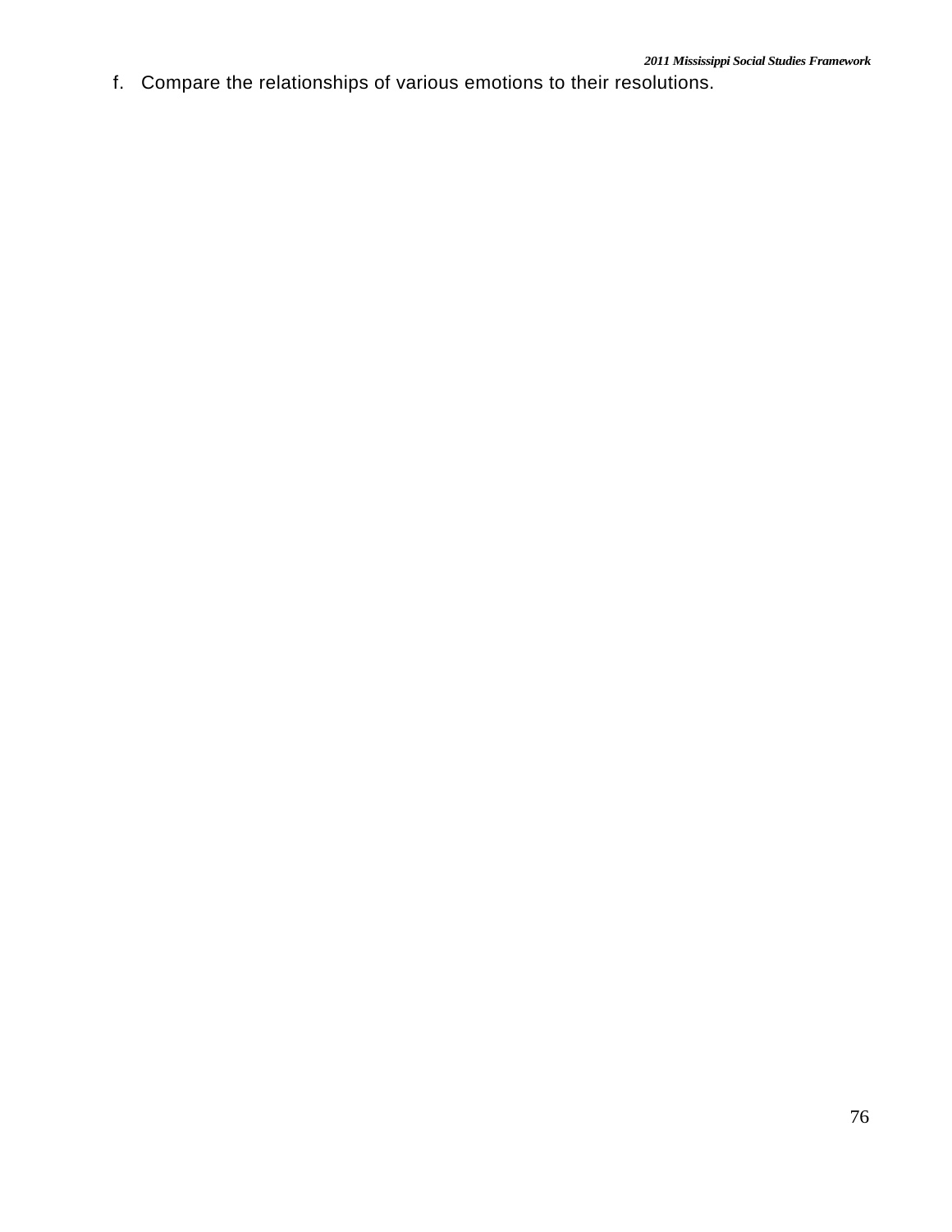f. Compare the relationships of various emotions to their resolutions.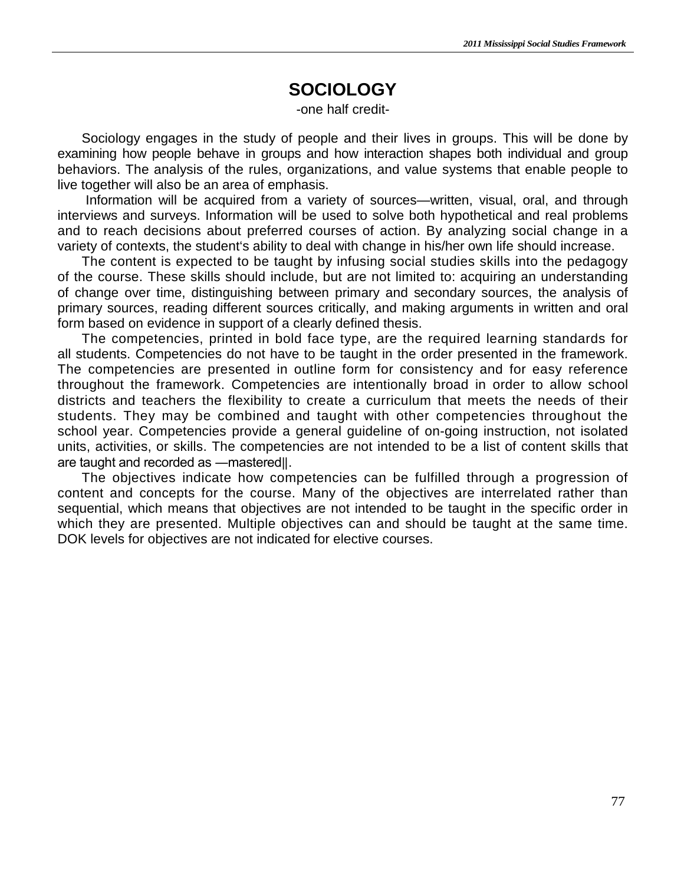# SOCIOLOGY

-one half credit-

Sociology engages in the study of people and their lives in groups. This will be done by examining how people behave in groups and how interaction shapes both individual and group behaviors. The analysis of the rules, organizations, and value systems that enable people to live together will also be an area of emphasis.

Information will be acquired from a variety of sources—written, visual, oral, and through interviews and surveys. Information will be used to solve both hypothetical and real problems and to reach decisions about preferred courses of action. By analyzing social change in a variety of contexts, the student's ability to deal with change in his/her own life should increase.

The content is expected to be taught by infusing social studies skills into the pedagogy of the course. These skills should include, but are not limited to: acquiring an understanding of change over time, distinguishing between primary and secondary sources, the analysis of primary sources, reading different sources critically, and making arguments in written and oral form based on evidence in support of a clearly defined thesis.

The competencies, printed in bold face type, are the required learning standards for all students. Competencies do not have to be taught in the order presented in the framework. The competencies are presented in outline form for consistency and for easy reference throughout the framework. Competencies are intentionally broad in order to allow school districts and teachers the flexibility to create a curriculum that meets the needs of their students. They may be combined and taught with other competencies throughout the school year. Competencies provide a general guideline of on-going instruction, not isolated units, activities, or skills. The competencies are not intended to be a list of content skills that are taught and recorded as ―mastered‖.

The objectives indicate how competencies can be fulfilled through a progression of content and concepts for the course. Many of the objectives are interrelated rather than sequential, which means that objectives are not intended to be taught in the specific order in which they are presented. Multiple objectives can and should be taught at the same time. DOK levels for objectives are not indicated for elective courses.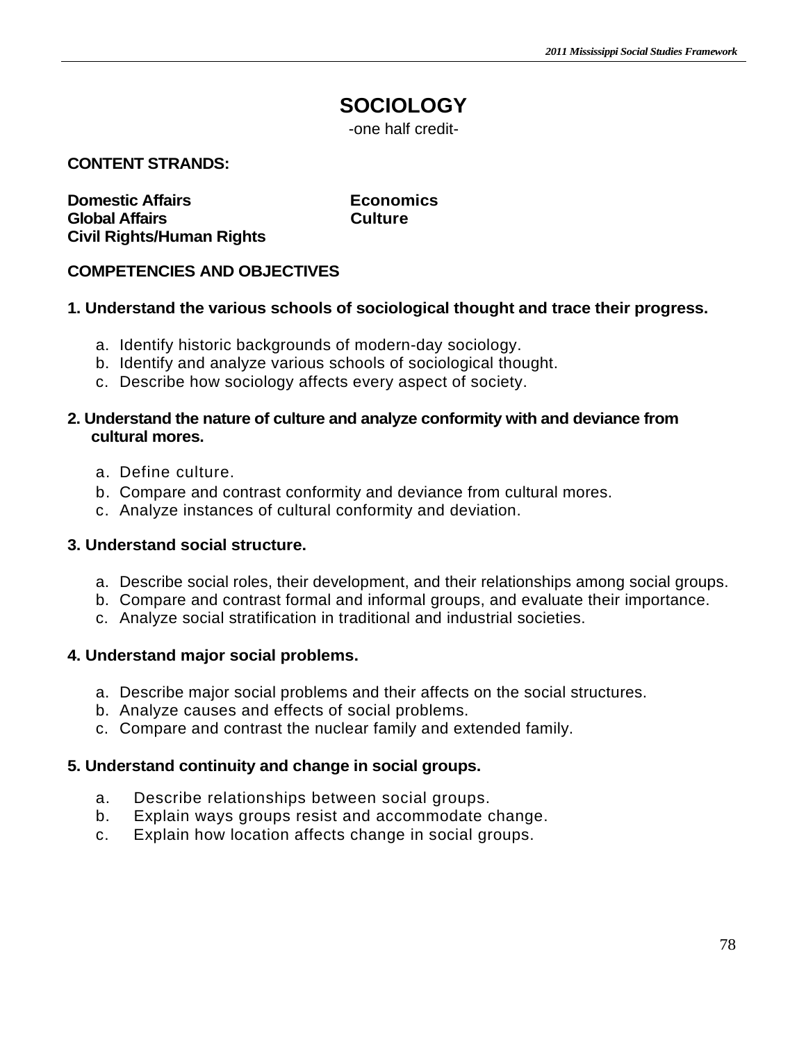# SOCIOLOGY

-one half credit-

**CONTENT STRANDS:**

**Domestic Affairs**
**Global Affairs**
**Civil Rights/Human Rights**
**Economics**
**Culture**

**COMPETENCIES AND OBJECTIVES**

**1. Understand the various schools of sociological thought and trace their progress.**

a. Identify historic backgrounds of modern-day sociology.
b. Identify and analyze various schools of sociological thought.
c. Describe how sociology affects every aspect of society.

**2. Understand the nature of culture and analyze conformity with and deviance from cultural mores.**

a. Define culture.
b. Compare and contrast conformity and deviance from cultural mores.
c. Analyze instances of cultural conformity and deviation.

**3. Understand social structure.**

a. Describe social roles, their development, and their relationships among social groups.
b. Compare and contrast formal and informal groups, and evaluate their importance.
c. Analyze social stratification in traditional and industrial societies.

**4. Understand major social problems.**

a. Describe major social problems and their affects on the social structures.
b. Analyze causes and effects of social problems.
c. Compare and contrast the nuclear family and extended family.

**5. Understand continuity and change in social groups.**

a. Describe relationships between social groups.
b. Explain ways groups resist and accommodate change.
c. Explain how location affects change in social groups.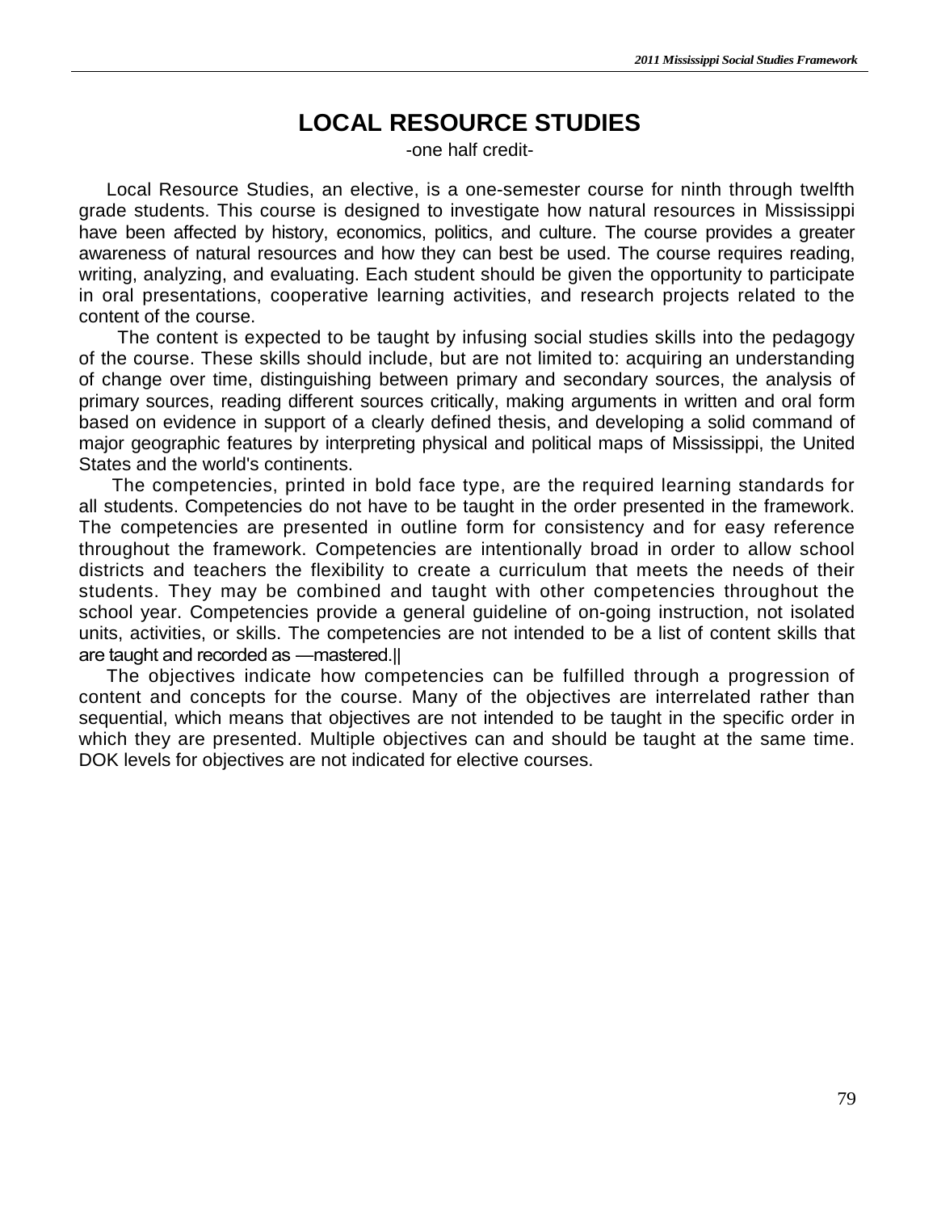# LOCAL RESOURCE STUDIES

-one half credit-

Local Resource Studies, an elective, is a one-semester course for ninth through twelfth grade students. This course is designed to investigate how natural resources in Mississippi have been affected by history, economics, politics, and culture. The course provides a greater awareness of natural resources and how they can best be used. The course requires reading, writing, analyzing, and evaluating. Each student should be given the opportunity to participate in oral presentations, cooperative learning activities, and research projects related to the content of the course.

The content is expected to be taught by infusing social studies skills into the pedagogy of the course. These skills should include, but are not limited to: acquiring an understanding of change over time, distinguishing between primary and secondary sources, the analysis of primary sources, reading different sources critically, making arguments in written and oral form based on evidence in support of a clearly defined thesis, and developing a solid command of major geographic features by interpreting physical and political maps of Mississippi, the United States and the world's continents.

The competencies, printed in bold face type, are the required learning standards for all students. Competencies do not have to be taught in the order presented in the framework. The competencies are presented in outline form for consistency and for easy reference throughout the framework. Competencies are intentionally broad in order to allow school districts and teachers the flexibility to create a curriculum that meets the needs of their students. They may be combined and taught with other competencies throughout the school year. Competencies provide a general guideline of on-going instruction, not isolated units, activities, or skills. The competencies are not intended to be a list of content skills that are taught and recorded as ―mastered.‖

The objectives indicate how competencies can be fulfilled through a progression of content and concepts for the course. Many of the objectives are interrelated rather than sequential, which means that objectives are not intended to be taught in the specific order in which they are presented. Multiple objectives can and should be taught at the same time. DOK levels for objectives are not indicated for elective courses.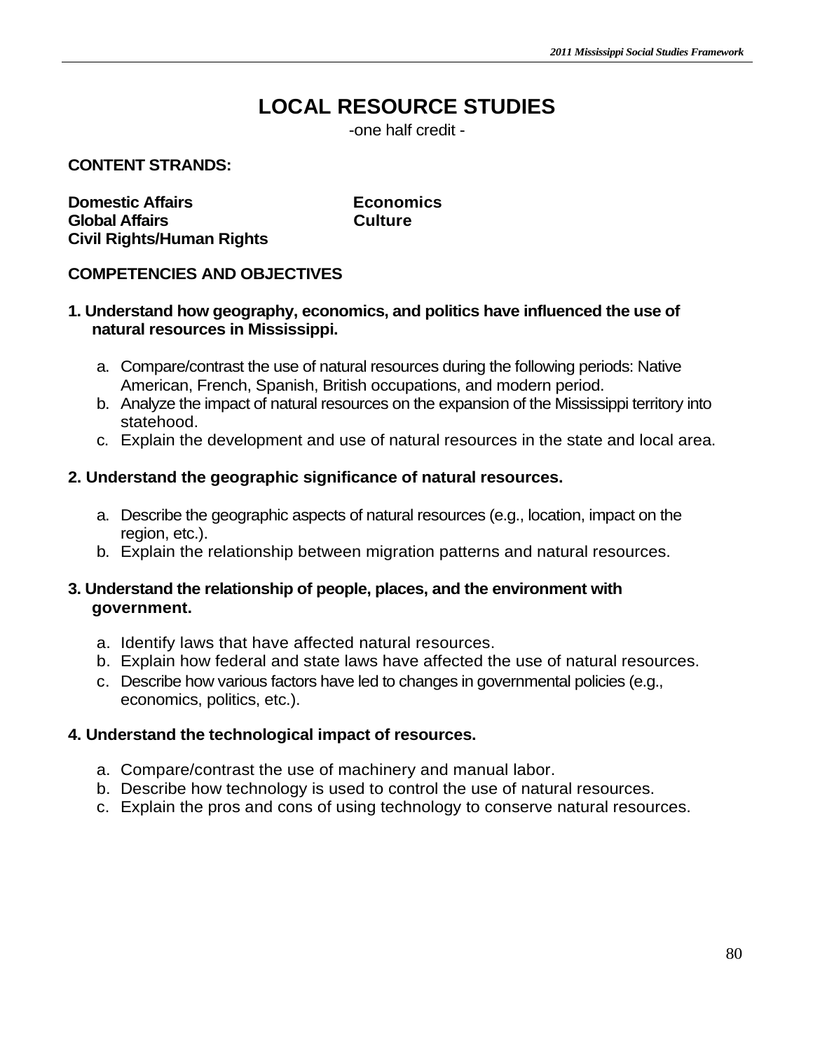# LOCAL RESOURCE STUDIES

-one half credit -

**CONTENT STRANDS:**

**Domestic Affairs**
**Global Affairs**
**Civil Rights/Human Rights**
**Economics**
**Culture**

**COMPETENCIES AND OBJECTIVES**

**1. Understand how geography, economics, and politics have influenced the use of natural resources in Mississippi.**

a. Compare/contrast the use of natural resources during the following periods: Native American, French, Spanish, British occupations, and modern period.
b. Analyze the impact of natural resources on the expansion of the Mississippi territory into statehood.
c. Explain the development and use of natural resources in the state and local area.

**2. Understand the geographic significance of natural resources.**

a. Describe the geographic aspects of natural resources (e.g., location, impact on the region, etc.).
b. Explain the relationship between migration patterns and natural resources.

**3. Understand the relationship of people, places, and the environment with government.**

a. Identify laws that have affected natural resources.
b. Explain how federal and state laws have affected the use of natural resources.
c. Describe how various factors have led to changes in governmental policies (e.g., economics, politics, etc.).

**4. Understand the technological impact of resources.**

a. Compare/contrast the use of machinery and manual labor.
b. Describe how technology is used to control the use of natural resources.
c. Explain the pros and cons of using technology to conserve natural resources.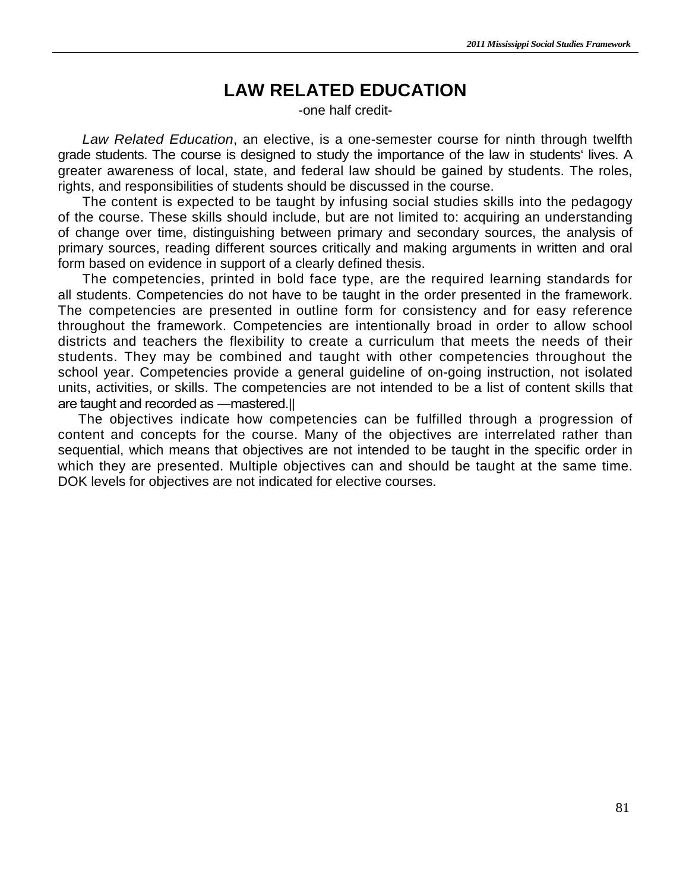# LAW RELATED EDUCATION

-one half credit-

*Law Related Education*, an elective, is a one-semester course for ninth through twelfth grade students. The course is designed to study the importance of the law in students' lives. A greater awareness of local, state, and federal law should be gained by students. The roles, rights, and responsibilities of students should be discussed in the course.

The content is expected to be taught by infusing social studies skills into the pedagogy of the course. These skills should include, but are not limited to: acquiring an understanding of change over time, distinguishing between primary and secondary sources, the analysis of primary sources, reading different sources critically and making arguments in written and oral form based on evidence in support of a clearly defined thesis.

The competencies, printed in bold face type, are the required learning standards for all students. Competencies do not have to be taught in the order presented in the framework. The competencies are presented in outline form for consistency and for easy reference throughout the framework. Competencies are intentionally broad in order to allow school districts and teachers the flexibility to create a curriculum that meets the needs of their students. They may be combined and taught with other competencies throughout the school year. Competencies provide a general guideline of on-going instruction, not isolated units, activities, or skills. The competencies are not intended to be a list of content skills that are taught and recorded as ―mastered.‖

The objectives indicate how competencies can be fulfilled through a progression of content and concepts for the course. Many of the objectives are interrelated rather than sequential, which means that objectives are not intended to be taught in the specific order in which they are presented. Multiple objectives can and should be taught at the same time. DOK levels for objectives are not indicated for elective courses.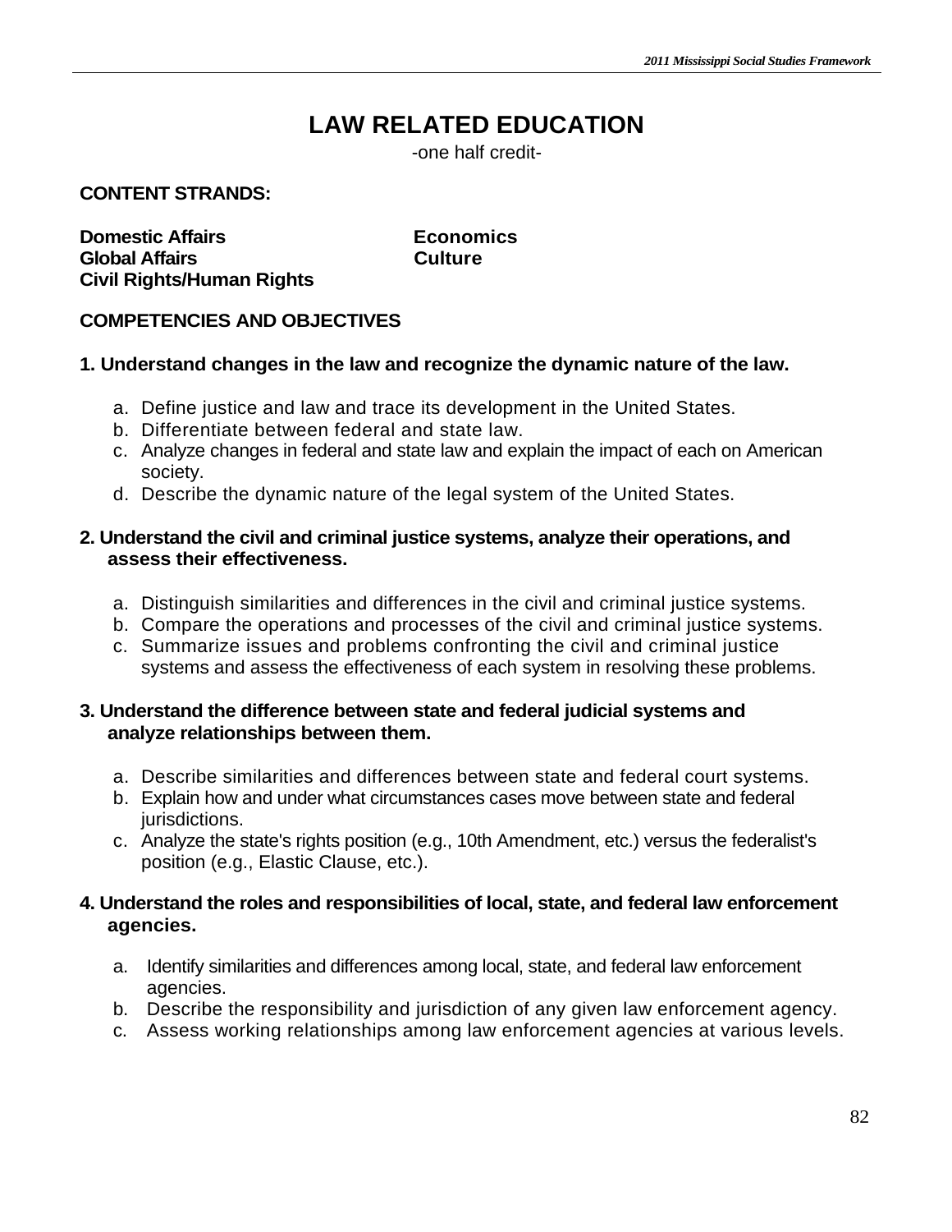# LAW RELATED EDUCATION

-one half credit-

**CONTENT STRANDS:**

**Domestic Affairs**
**Global Affairs**
**Civil Rights/Human Rights**
**Economics**
**Culture**

**COMPETENCIES AND OBJECTIVES**

**1. Understand changes in the law and recognize the dynamic nature of the law.**

a. Define justice and law and trace its development in the United States.
b. Differentiate between federal and state law.
c. Analyze changes in federal and state law and explain the impact of each on American society.
d. Describe the dynamic nature of the legal system of the United States.

**2. Understand the civil and criminal justice systems, analyze their operations, and assess their effectiveness.**

a. Distinguish similarities and differences in the civil and criminal justice systems.
b. Compare the operations and processes of the civil and criminal justice systems.
c. Summarize issues and problems confronting the civil and criminal justice systems and assess the effectiveness of each system in resolving these problems.

**3. Understand the difference between state and federal judicial systems and analyze relationships between them.**

a. Describe similarities and differences between state and federal court systems.
b. Explain how and under what circumstances cases move between state and federal jurisdictions.
c. Analyze the state's rights position (e.g., 10th Amendment, etc.) versus the federalist's position (e.g., Elastic Clause, etc.).

**4. Understand the roles and responsibilities of local, state, and federal law enforcement agencies.**

a. Identify similarities and differences among local, state, and federal law enforcement agencies.
b. Describe the responsibility and jurisdiction of any given law enforcement agency.
c. Assess working relationships among law enforcement agencies at various levels.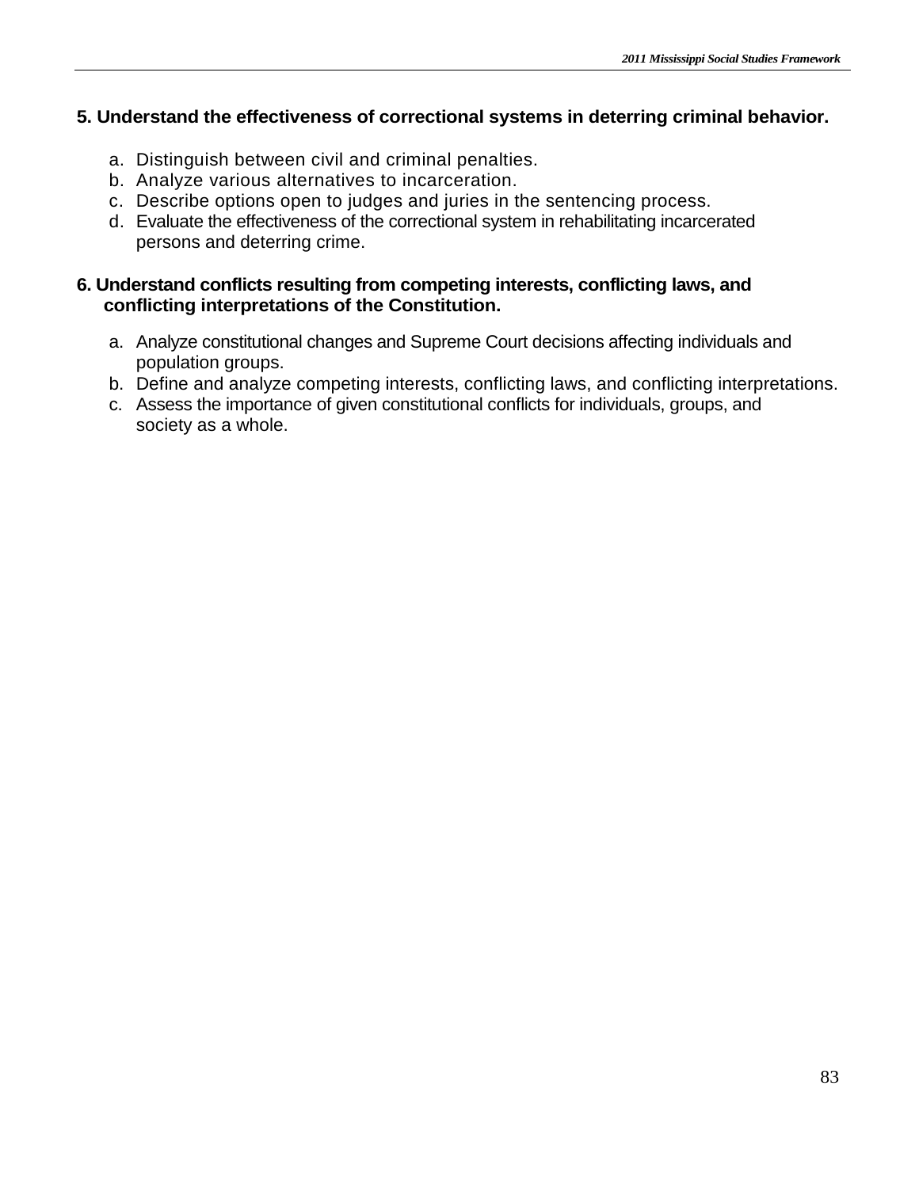**5. Understand the effectiveness of correctional systems in deterring criminal behavior.**

a. Distinguish between civil and criminal penalties.
b. Analyze various alternatives to incarceration.
c. Describe options open to judges and juries in the sentencing process.
d. Evaluate the effectiveness of the correctional system in rehabilitating incarcerated persons and deterring crime.

**6. Understand conflicts resulting from competing interests, conflicting laws, and conflicting interpretations of the Constitution.**

a. Analyze constitutional changes and Supreme Court decisions affecting individuals and population groups.
b. Define and analyze competing interests, conflicting laws, and conflicting interpretations.
c. Assess the importance of given constitutional conflicts for individuals, groups, and society as a whole.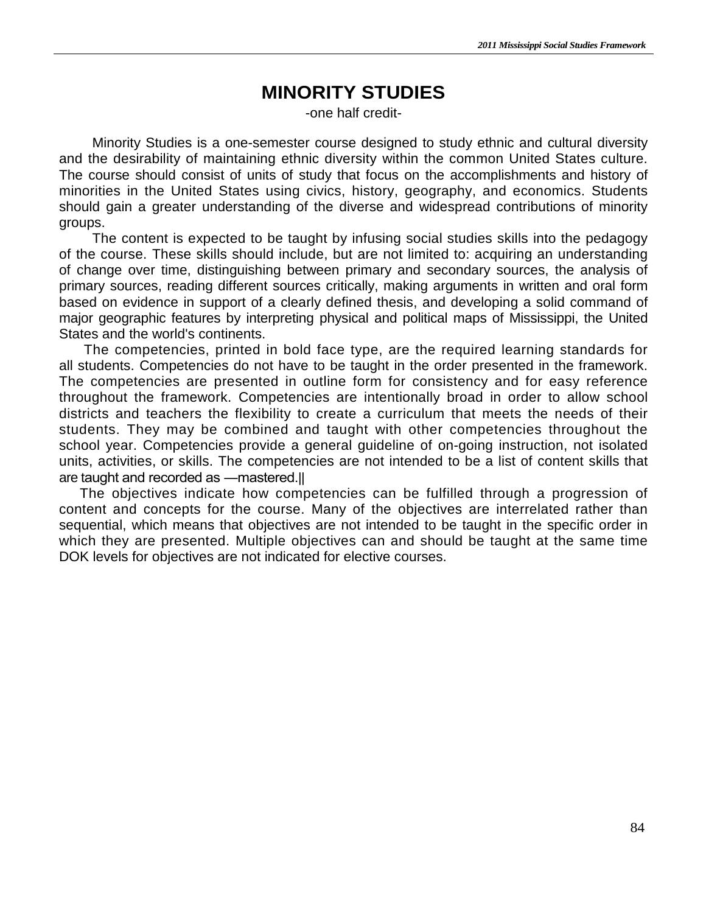# MINORITY STUDIES

-one half credit-

Minority Studies is a one-semester course designed to study ethnic and cultural diversity and the desirability of maintaining ethnic diversity within the common United States culture. The course should consist of units of study that focus on the accomplishments and history of minorities in the United States using civics, history, geography, and economics. Students should gain a greater understanding of the diverse and widespread contributions of minority groups.

The content is expected to be taught by infusing social studies skills into the pedagogy of the course. These skills should include, but are not limited to: acquiring an understanding of change over time, distinguishing between primary and secondary sources, the analysis of primary sources, reading different sources critically, making arguments in written and oral form based on evidence in support of a clearly defined thesis, and developing a solid command of major geographic features by interpreting physical and political maps of Mississippi, the United States and the world's continents.

The competencies, printed in bold face type, are the required learning standards for all students. Competencies do not have to be taught in the order presented in the framework. The competencies are presented in outline form for consistency and for easy reference throughout the framework. Competencies are intentionally broad in order to allow school districts and teachers the flexibility to create a curriculum that meets the needs of their students. They may be combined and taught with other competencies throughout the school year. Competencies provide a general guideline of on-going instruction, not isolated units, activities, or skills. The competencies are not intended to be a list of content skills that are taught and recorded as ―mastered.‖

The objectives indicate how competencies can be fulfilled through a progression of content and concepts for the course. Many of the objectives are interrelated rather than sequential, which means that objectives are not intended to be taught in the specific order in which they are presented. Multiple objectives can and should be taught at the same time DOK levels for objectives are not indicated for elective courses.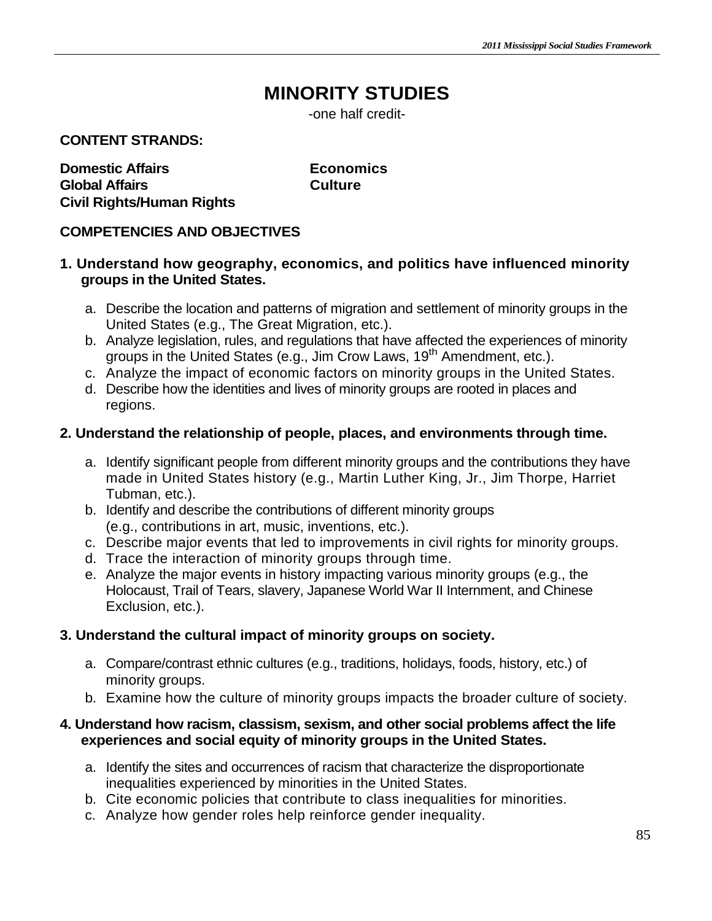# MINORITY STUDIES

-one half credit-

**CONTENT STRANDS:**

**Domestic Affairs**
**Global Affairs**
**Civil Rights/Human Rights**
**Economics**
**Culture**

**COMPETENCIES AND OBJECTIVES**

**1. Understand how geography, economics, and politics have influenced minority groups in the United States.**

a. Describe the location and patterns of migration and settlement of minority groups in the United States (e.g., The Great Migration, etc.).
b. Analyze legislation, rules, and regulations that have affected the experiences of minority groups in the United States (e.g., Jim Crow Laws, 19th Amendment, etc.).
c. Analyze the impact of economic factors on minority groups in the United States.
d. Describe how the identities and lives of minority groups are rooted in places and regions.

**2. Understand the relationship of people, places, and environments through time.**

a. Identify significant people from different minority groups and the contributions they have made in United States history (e.g., Martin Luther King, Jr., Jim Thorpe, Harriet Tubman, etc.).
b. Identify and describe the contributions of different minority groups (e.g., contributions in art, music, inventions, etc.).
c. Describe major events that led to improvements in civil rights for minority groups.
d. Trace the interaction of minority groups through time.
e. Analyze the major events in history impacting various minority groups (e.g., the Holocaust, Trail of Tears, slavery, Japanese World War II Internment, and Chinese Exclusion, etc.).

**3. Understand the cultural impact of minority groups on society.**

a. Compare/contrast ethnic cultures (e.g., traditions, holidays, foods, history, etc.) of minority groups.
b. Examine how the culture of minority groups impacts the broader culture of society.

**4. Understand how racism, classism, sexism, and other social problems affect the life experiences and social equity of minority groups in the United States.**

a. Identify the sites and occurrences of racism that characterize the disproportionate inequalities experienced by minorities in the United States.
b. Cite economic policies that contribute to class inequalities for minorities.
c. Analyze how gender roles help reinforce gender inequality.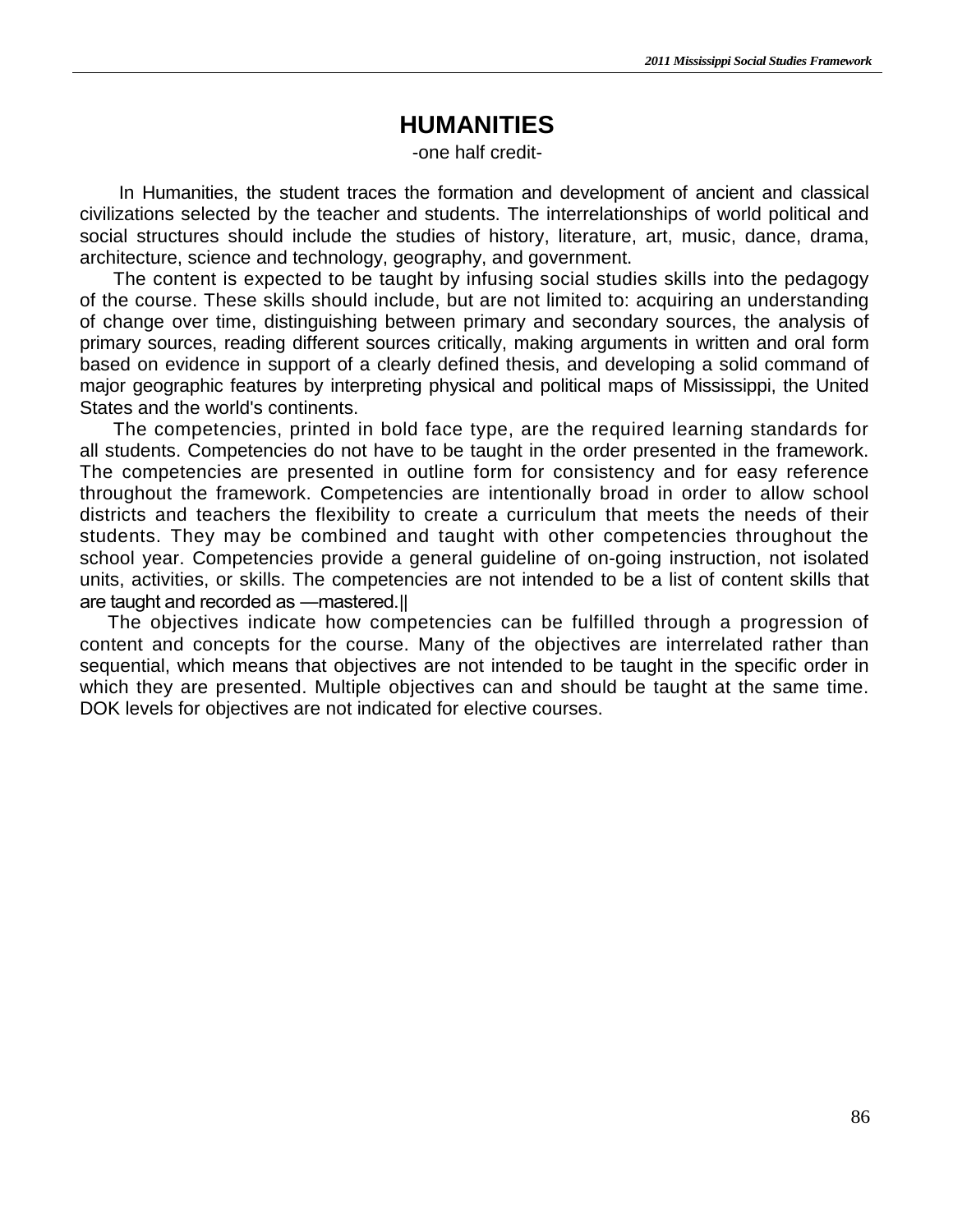# HUMANITIES

-one half credit-

In Humanities, the student traces the formation and development of ancient and classical civilizations selected by the teacher and students. The interrelationships of world political and social structures should include the studies of history, literature, art, music, dance, drama, architecture, science and technology, geography, and government.

The content is expected to be taught by infusing social studies skills into the pedagogy of the course. These skills should include, but are not limited to: acquiring an understanding of change over time, distinguishing between primary and secondary sources, the analysis of primary sources, reading different sources critically, making arguments in written and oral form based on evidence in support of a clearly defined thesis, and developing a solid command of major geographic features by interpreting physical and political maps of Mississippi, the United States and the world's continents.

The competencies, printed in bold face type, are the required learning standards for all students. Competencies do not have to be taught in the order presented in the framework. The competencies are presented in outline form for consistency and for easy reference throughout the framework. Competencies are intentionally broad in order to allow school districts and teachers the flexibility to create a curriculum that meets the needs of their students. They may be combined and taught with other competencies throughout the school year. Competencies provide a general guideline of on-going instruction, not isolated units, activities, or skills. The competencies are not intended to be a list of content skills that are taught and recorded as ―mastered.‖

The objectives indicate how competencies can be fulfilled through a progression of content and concepts for the course. Many of the objectives are interrelated rather than sequential, which means that objectives are not intended to be taught in the specific order in which they are presented. Multiple objectives can and should be taught at the same time. DOK levels for objectives are not indicated for elective courses.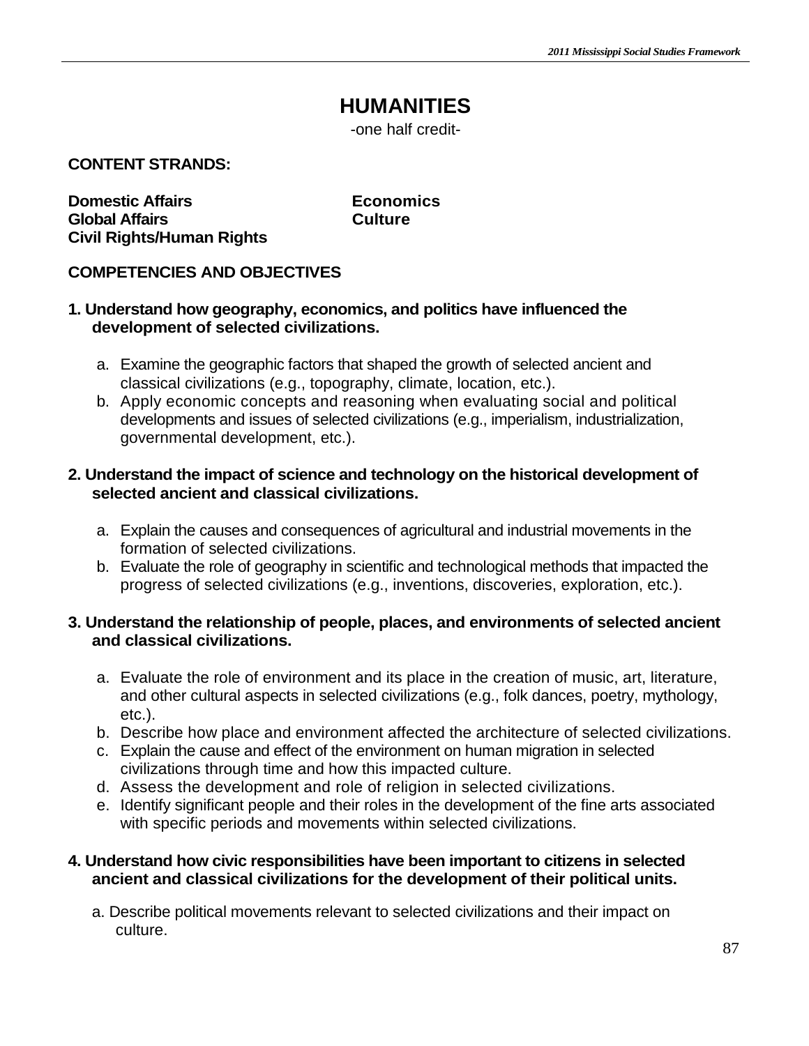# HUMANITIES

-one half credit-

**CONTENT STRANDS:**

**Domestic Affairs**
**Global Affairs**
**Civil Rights/Human Rights**
**Economics**
**Culture**

**COMPETENCIES AND OBJECTIVES**

**1. Understand how geography, economics, and politics have influenced the development of selected civilizations.**

a. Examine the geographic factors that shaped the growth of selected ancient and classical civilizations (e.g., topography, climate, location, etc.).
b. Apply economic concepts and reasoning when evaluating social and political developments and issues of selected civilizations (e.g., imperialism, industrialization, governmental development, etc.).

**2. Understand the impact of science and technology on the historical development of selected ancient and classical civilizations.**

a. Explain the causes and consequences of agricultural and industrial movements in the formation of selected civilizations.
b. Evaluate the role of geography in scientific and technological methods that impacted the progress of selected civilizations (e.g., inventions, discoveries, exploration, etc.).

**3. Understand the relationship of people, places, and environments of selected ancient and classical civilizations.**

a. Evaluate the role of environment and its place in the creation of music, art, literature, and other cultural aspects in selected civilizations (e.g., folk dances, poetry, mythology, etc.).
b. Describe how place and environment affected the architecture of selected civilizations.
c. Explain the cause and effect of the environment on human migration in selected civilizations through time and how this impacted culture.
d. Assess the development and role of religion in selected civilizations.
e. Identify significant people and their roles in the development of the fine arts associated with specific periods and movements within selected civilizations.

**4. Understand how civic responsibilities have been important to citizens in selected ancient and classical civilizations for the development of their political units.**

a. Describe political movements relevant to selected civilizations and their impact on culture.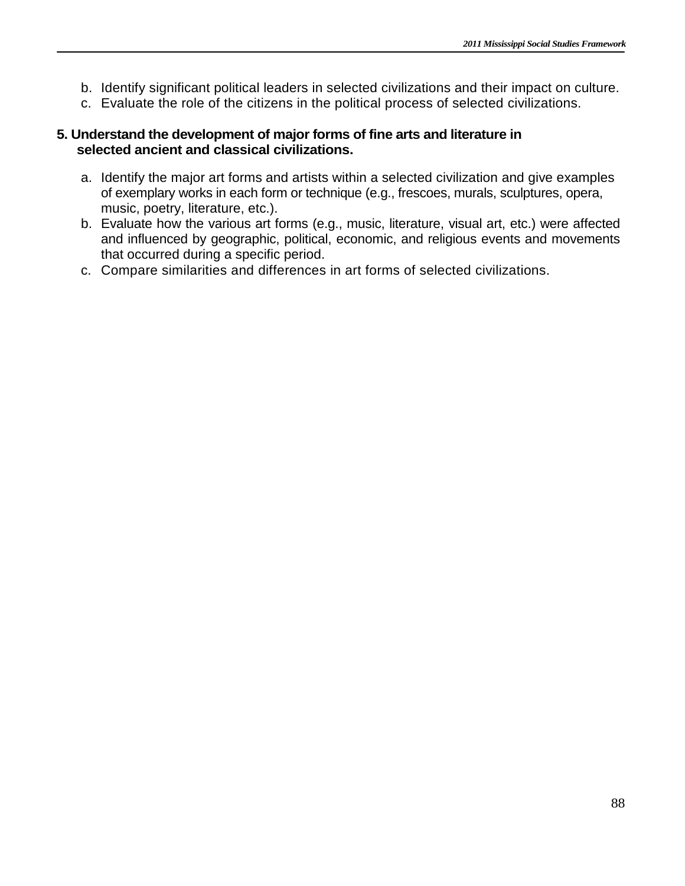b. Identify significant political leaders in selected civilizations and their impact on culture.
c. Evaluate the role of the citizens in the political process of selected civilizations.

**5. Understand the development of major forms of fine arts and literature in selected ancient and classical civilizations.**

a. Identify the major art forms and artists within a selected civilization and give examples of exemplary works in each form or technique (e.g., frescoes, murals, sculptures, opera, music, poetry, literature, etc.).
b. Evaluate how the various art forms (e.g., music, literature, visual art, etc.) were affected and influenced by geographic, political, economic, and religious events and movements that occurred during a specific period.
c. Compare similarities and differences in art forms of selected civilizations.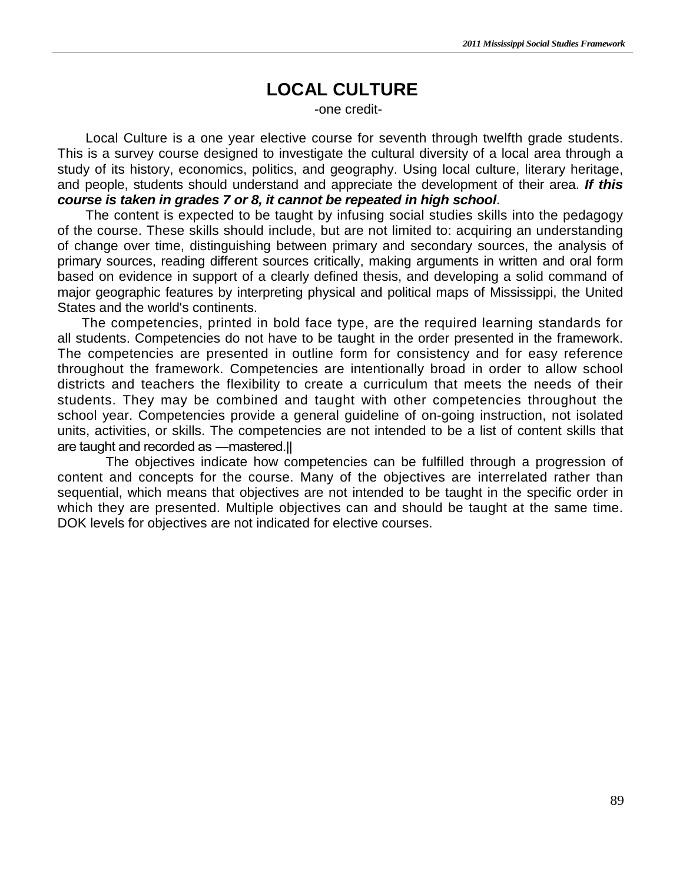# LOCAL CULTURE

-one credit-

Local Culture is a one year elective course for seventh through twelfth grade students. This is a survey course designed to investigate the cultural diversity of a local area through a study of its history, economics, politics, and geography. Using local culture, literary heritage, and people, students should understand and appreciate the development of their area. ***If this course is taken in grades 7 or 8, it cannot be repeated in high school***.

The content is expected to be taught by infusing social studies skills into the pedagogy of the course. These skills should include, but are not limited to: acquiring an understanding of change over time, distinguishing between primary and secondary sources, the analysis of primary sources, reading different sources critically, making arguments in written and oral form based on evidence in support of a clearly defined thesis, and developing a solid command of major geographic features by interpreting physical and political maps of Mississippi, the United States and the world's continents.

The competencies, printed in bold face type, are the required learning standards for all students. Competencies do not have to be taught in the order presented in the framework. The competencies are presented in outline form for consistency and for easy reference throughout the framework. Competencies are intentionally broad in order to allow school districts and teachers the flexibility to create a curriculum that meets the needs of their students. They may be combined and taught with other competencies throughout the school year. Competencies provide a general guideline of on-going instruction, not isolated units, activities, or skills. The competencies are not intended to be a list of content skills that are taught and recorded as ―mastered.‖

The objectives indicate how competencies can be fulfilled through a progression of content and concepts for the course. Many of the objectives are interrelated rather than sequential, which means that objectives are not intended to be taught in the specific order in which they are presented. Multiple objectives can and should be taught at the same time. DOK levels for objectives are not indicated for elective courses.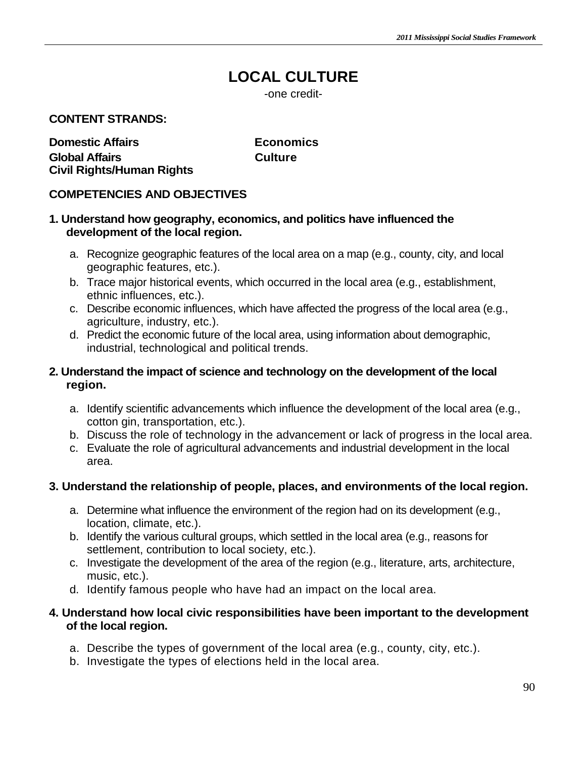# LOCAL CULTURE

-one credit-

**CONTENT STRANDS:**

**Domestic Affairs**
**Global Affairs**
**Civil Rights/Human Rights**
**Economics**
**Culture**

**COMPETENCIES AND OBJECTIVES**

**1. Understand how geography, economics, and politics have influenced the development of the local region.**

a. Recognize geographic features of the local area on a map (e.g., county, city, and local geographic features, etc.).
b. Trace major historical events, which occurred in the local area (e.g., establishment, ethnic influences, etc.).
c. Describe economic influences, which have affected the progress of the local area (e.g., agriculture, industry, etc.).
d. Predict the economic future of the local area, using information about demographic, industrial, technological and political trends.

**2. Understand the impact of science and technology on the development of the local region.**

a. Identify scientific advancements which influence the development of the local area (e.g., cotton gin, transportation, etc.).
b. Discuss the role of technology in the advancement or lack of progress in the local area.
c. Evaluate the role of agricultural advancements and industrial development in the local area.

**3. Understand the relationship of people, places, and environments of the local region.**

a. Determine what influence the environment of the region had on its development (e.g., location, climate, etc.).
b. Identify the various cultural groups, which settled in the local area (e.g., reasons for settlement, contribution to local society, etc.).
c. Investigate the development of the area of the region (e.g., literature, arts, architecture, music, etc.).
d. Identify famous people who have had an impact on the local area.

**4. Understand how local civic responsibilities have been important to the development of the local region.**

a. Describe the types of government of the local area (e.g., county, city, etc.).
b. Investigate the types of elections held in the local area.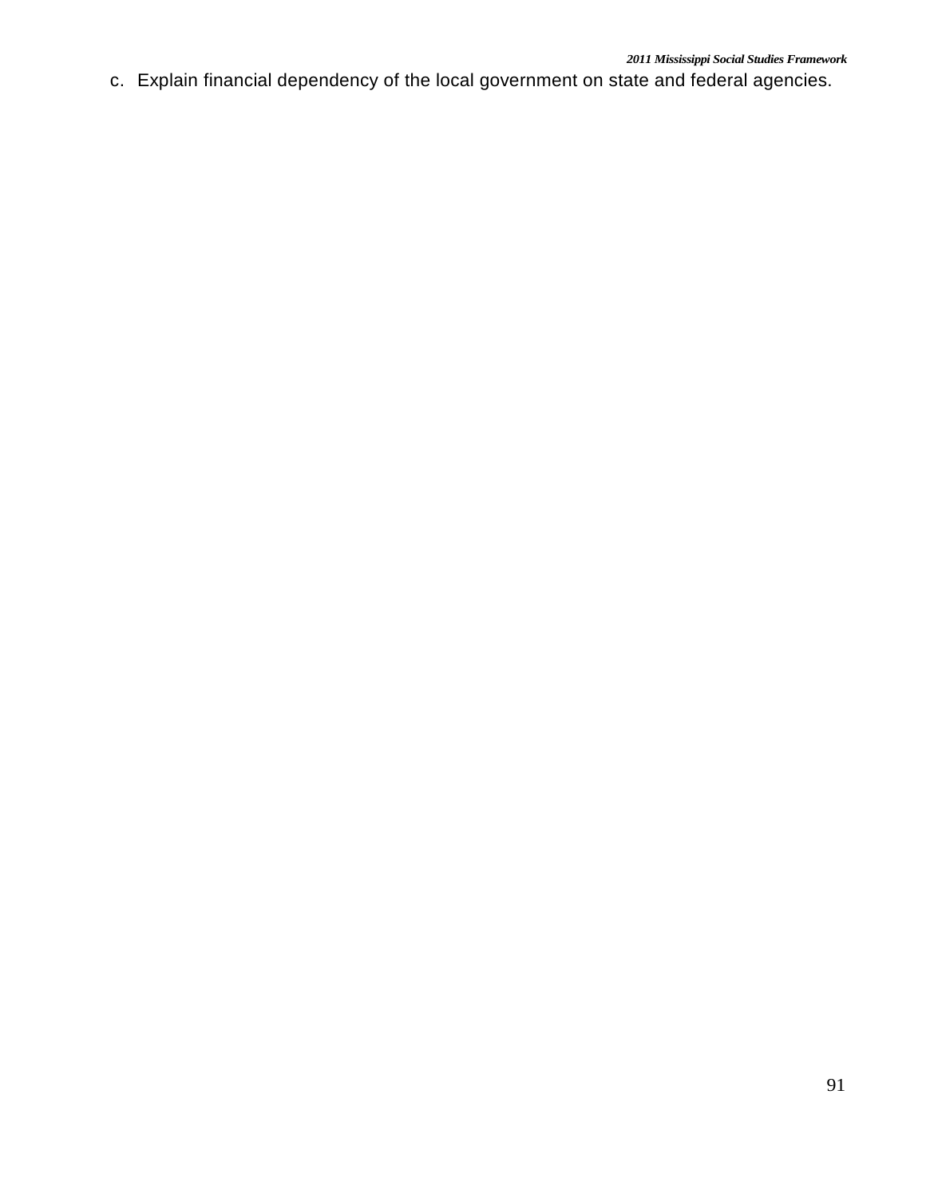c. Explain financial dependency of the local government on state and federal agencies.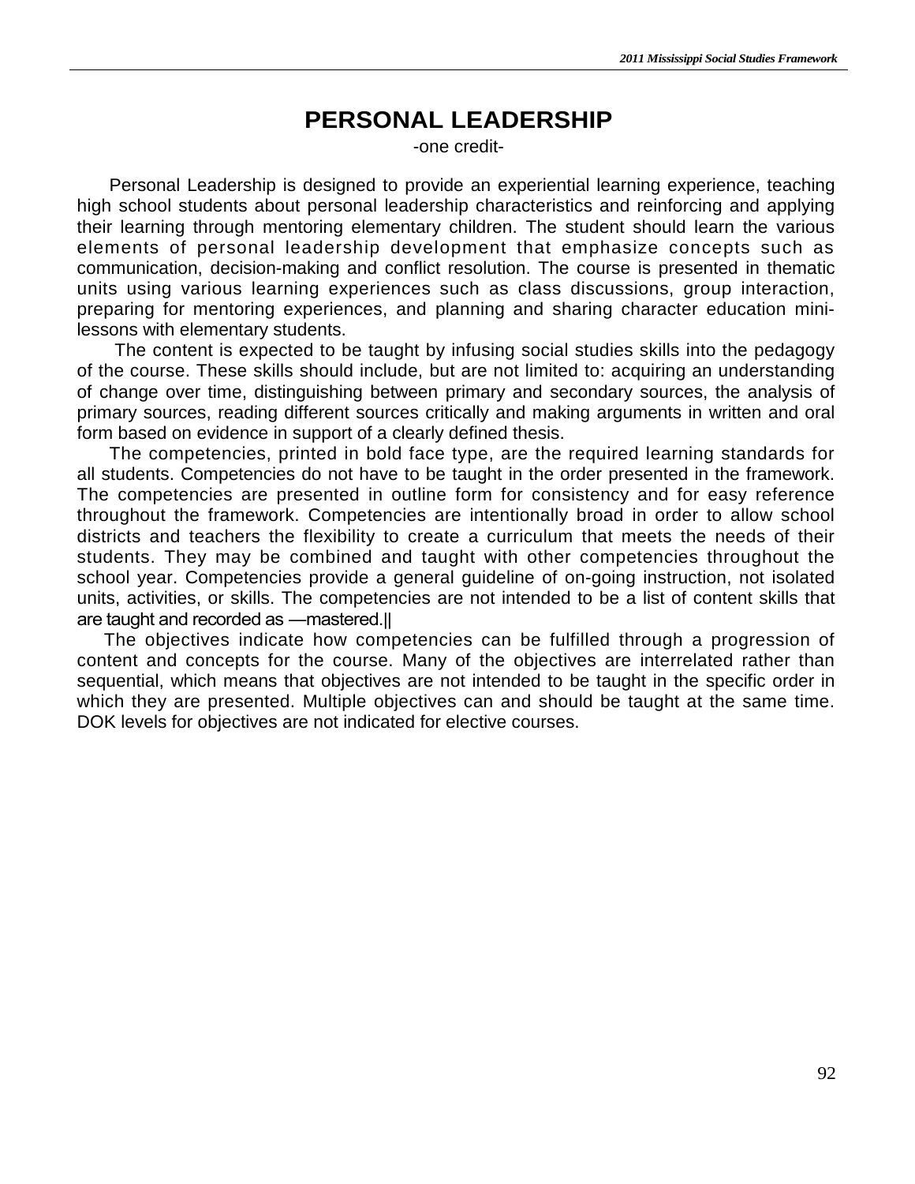# PERSONAL LEADERSHIP

-one credit-

Personal Leadership is designed to provide an experiential learning experience, teaching high school students about personal leadership characteristics and reinforcing and applying their learning through mentoring elementary children. The student should learn the various elements of personal leadership development that emphasize concepts such as communication, decision-making and conflict resolution. The course is presented in thematic units using various learning experiences such as class discussions, group interaction, preparing for mentoring experiences, and planning and sharing character education mini-lessons with elementary students.

The content is expected to be taught by infusing social studies skills into the pedagogy of the course. These skills should include, but are not limited to: acquiring an understanding of change over time, distinguishing between primary and secondary sources, the analysis of primary sources, reading different sources critically and making arguments in written and oral form based on evidence in support of a clearly defined thesis.

The competencies, printed in bold face type, are the required learning standards for all students. Competencies do not have to be taught in the order presented in the framework. The competencies are presented in outline form for consistency and for easy reference throughout the framework. Competencies are intentionally broad in order to allow school districts and teachers the flexibility to create a curriculum that meets the needs of their students. They may be combined and taught with other competencies throughout the school year. Competencies provide a general guideline of on-going instruction, not isolated units, activities, or skills. The competencies are not intended to be a list of content skills that are taught and recorded as ―mastered.‖

The objectives indicate how competencies can be fulfilled through a progression of content and concepts for the course. Many of the objectives are interrelated rather than sequential, which means that objectives are not intended to be taught in the specific order in which they are presented. Multiple objectives can and should be taught at the same time. DOK levels for objectives are not indicated for elective courses.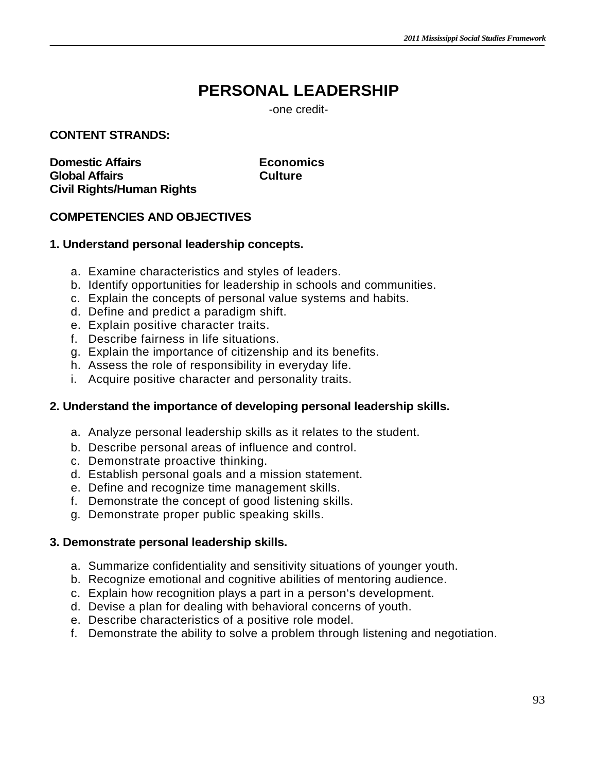# PERSONAL LEADERSHIP

-one credit-

**CONTENT STRANDS:**

**Domestic Affairs**
**Global Affairs**
**Civil Rights/Human Rights**
**Economics**
**Culture**

**COMPETENCIES AND OBJECTIVES**

**1. Understand personal leadership concepts.**

a. Examine characteristics and styles of leaders.
b. Identify opportunities for leadership in schools and communities.
c. Explain the concepts of personal value systems and habits.
d. Define and predict a paradigm shift.
e. Explain positive character traits.
f. Describe fairness in life situations.
g. Explain the importance of citizenship and its benefits.
h. Assess the role of responsibility in everyday life.
i. Acquire positive character and personality traits.

**2. Understand the importance of developing personal leadership skills.**

a. Analyze personal leadership skills as it relates to the student.
b. Describe personal areas of influence and control.
c. Demonstrate proactive thinking.
d. Establish personal goals and a mission statement.
e. Define and recognize time management skills.
f. Demonstrate the concept of good listening skills.
g. Demonstrate proper public speaking skills.

**3. Demonstrate personal leadership skills.**

a. Summarize confidentiality and sensitivity situations of younger youth.
b. Recognize emotional and cognitive abilities of mentoring audience.
c. Explain how recognition plays a part in a person's development.
d. Devise a plan for dealing with behavioral concerns of youth.
e. Describe characteristics of a positive role model.
f. Demonstrate the ability to solve a problem through listening and negotiation.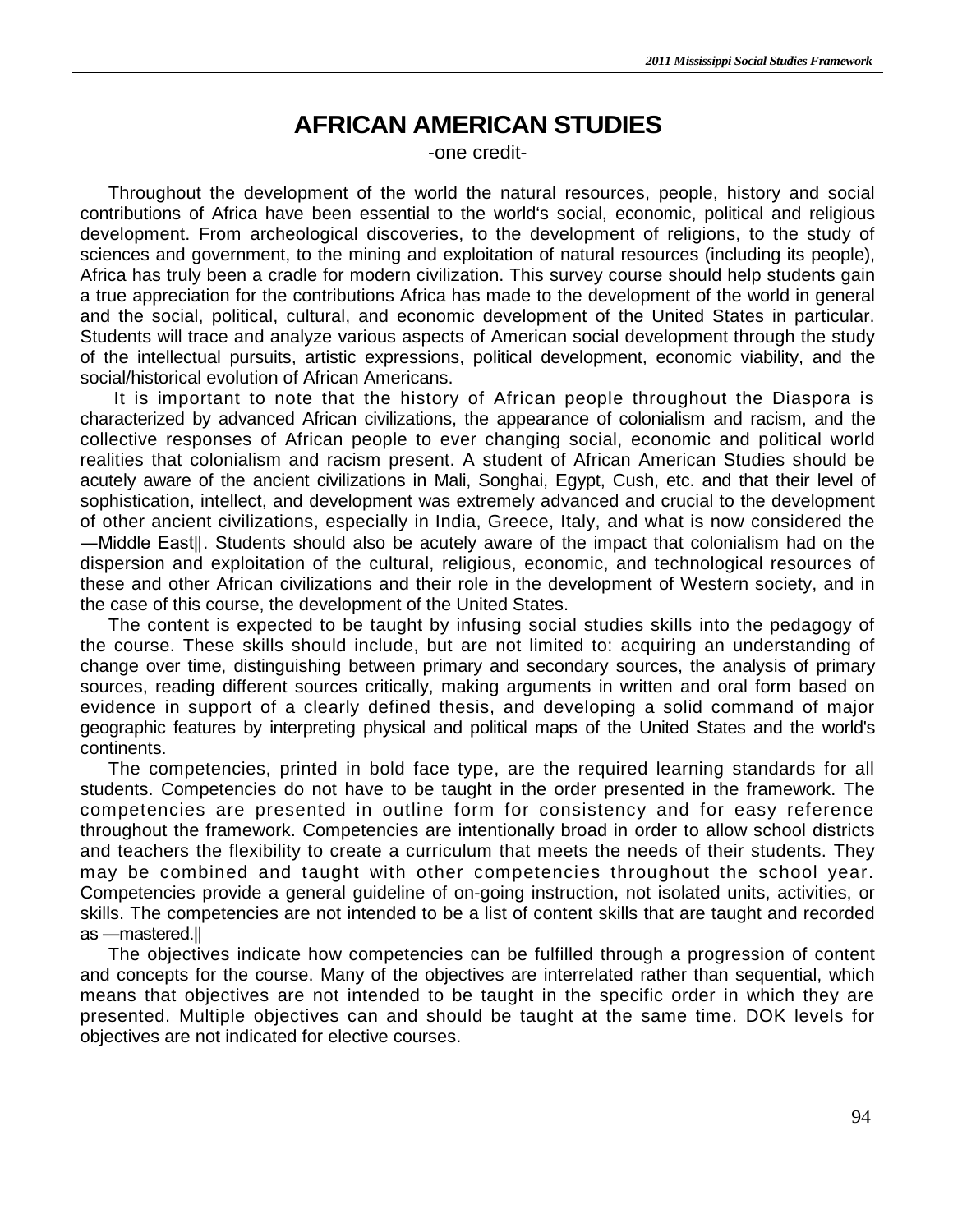# AFRICAN AMERICAN STUDIES

-one credit-

Throughout the development of the world the natural resources, people, history and social contributions of Africa have been essential to the world's social, economic, political and religious development. From archeological discoveries, to the development of religions, to the study of sciences and government, to the mining and exploitation of natural resources (including its people), Africa has truly been a cradle for modern civilization. This survey course should help students gain a true appreciation for the contributions Africa has made to the development of the world in general and the social, political, cultural, and economic development of the United States in particular. Students will trace and analyze various aspects of American social development through the study of the intellectual pursuits, artistic expressions, political development, economic viability, and the social/historical evolution of African Americans.

It is important to note that the history of African people throughout the Diaspora is characterized by advanced African civilizations, the appearance of colonialism and racism, and the collective responses of African people to ever changing social, economic and political world realities that colonialism and racism present. A student of African American Studies should be acutely aware of the ancient civilizations in Mali, Songhai, Egypt, Cush, etc. and that their level of sophistication, intellect, and development was extremely advanced and crucial to the development of other ancient civilizations, especially in India, Greece, Italy, and what is now considered the ―Middle East‖. Students should also be acutely aware of the impact that colonialism had on the dispersion and exploitation of the cultural, religious, economic, and technological resources of these and other African civilizations and their role in the development of Western society, and in the case of this course, the development of the United States.

The content is expected to be taught by infusing social studies skills into the pedagogy of the course. These skills should include, but are not limited to: acquiring an understanding of change over time, distinguishing between primary and secondary sources, the analysis of primary sources, reading different sources critically, making arguments in written and oral form based on evidence in support of a clearly defined thesis, and developing a solid command of major geographic features by interpreting physical and political maps of the United States and the world's continents.

The competencies, printed in bold face type, are the required learning standards for all students. Competencies do not have to be taught in the order presented in the framework. The competencies are presented in outline form for consistency and for easy reference throughout the framework. Competencies are intentionally broad in order to allow school districts and teachers the flexibility to create a curriculum that meets the needs of their students. They may be combined and taught with other competencies throughout the school year. Competencies provide a general guideline of on-going instruction, not isolated units, activities, or skills. The competencies are not intended to be a list of content skills that are taught and recorded as ―mastered.‖

The objectives indicate how competencies can be fulfilled through a progression of content and concepts for the course. Many of the objectives are interrelated rather than sequential, which means that objectives are not intended to be taught in the specific order in which they are presented. Multiple objectives can and should be taught at the same time. DOK levels for objectives are not indicated for elective courses.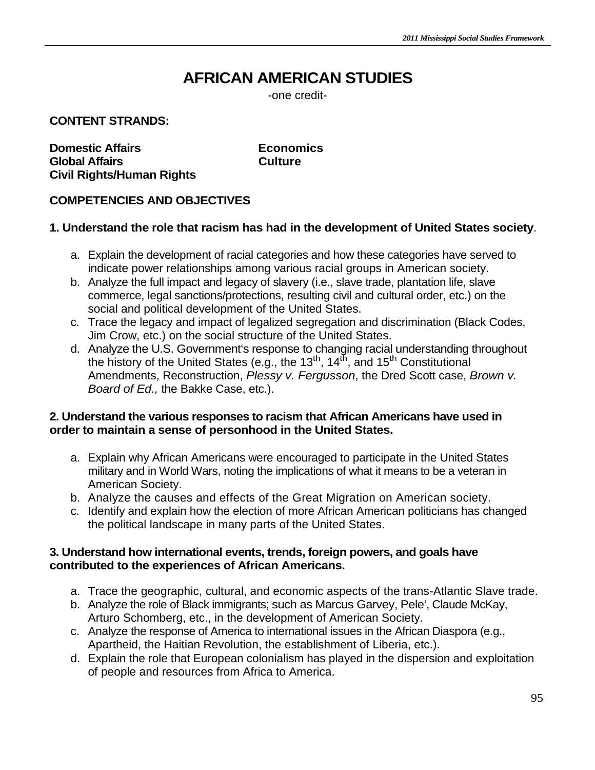# AFRICAN AMERICAN STUDIES

-one credit-

**CONTENT STRANDS:**

**Domestic Affairs**
**Global Affairs**
**Civil Rights/Human Rights**
**Economics**
**Culture**

**COMPETENCIES AND OBJECTIVES**

**1. Understand the role that racism has had in the development of United States society**.

a. Explain the development of racial categories and how these categories have served to indicate power relationships among various racial groups in American society.
b. Analyze the full impact and legacy of slavery (i.e., slave trade, plantation life, slave commerce, legal sanctions/protections, resulting civil and cultural order, etc.) on the social and political development of the United States.
c. Trace the legacy and impact of legalized segregation and discrimination (Black Codes, Jim Crow, etc.) on the social structure of the United States.
d. Analyze the U.S. Government's response to changing racial understanding throughout the history of the United States (e.g., the 13th, 14th, and 15th Constitutional Amendments, Reconstruction, *Plessy v. Fergusson*, the Dred Scott case, *Brown v. Board of Ed.,* the Bakke Case, etc.).

**2. Understand the various responses to racism that African Americans have used in order to maintain a sense of personhood in the United States.**

a. Explain why African Americans were encouraged to participate in the United States military and in World Wars, noting the implications of what it means to be a veteran in American Society.
b. Analyze the causes and effects of the Great Migration on American society.
c. Identify and explain how the election of more African American politicians has changed the political landscape in many parts of the United States.

**3. Understand how international events, trends, foreign powers, and goals have contributed to the experiences of African Americans.**

a. Trace the geographic, cultural, and economic aspects of the trans-Atlantic Slave trade.
b. Analyze the role of Black immigrants; such as Marcus Garvey, Pele', Claude McKay, Arturo Schomberg, etc., in the development of American Society.
c. Analyze the response of America to international issues in the African Diaspora (e.g., Apartheid, the Haitian Revolution, the establishment of Liberia, etc.).
d. Explain the role that European colonialism has played in the dispersion and exploitation of people and resources from Africa to America.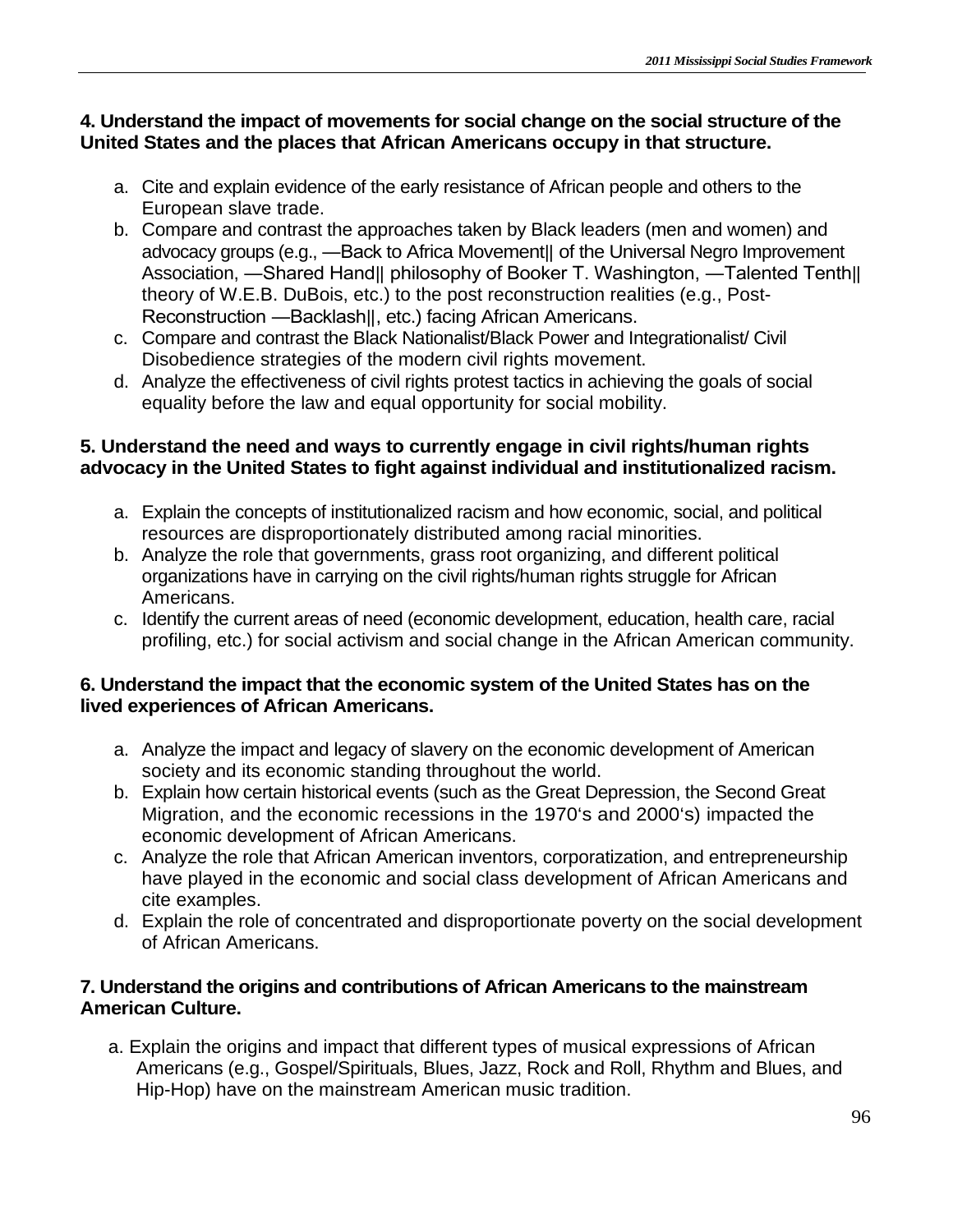**4. Understand the impact of movements for social change on the social structure of the United States and the places that African Americans occupy in that structure.**

a. Cite and explain evidence of the early resistance of African people and others to the European slave trade.
b. Compare and contrast the approaches taken by Black leaders (men and women) and advocacy groups (e.g., —Back to Africa Movement|| of the Universal Negro Improvement Association, —Shared Hand|| philosophy of Booker T. Washington, —Talented Tenth|| theory of W.E.B. DuBois, etc.) to the post reconstruction realities (e.g., Post-Reconstruction —Backlash||, etc.) facing African Americans.
c. Compare and contrast the Black Nationalist/Black Power and Integrationalist/ Civil Disobedience strategies of the modern civil rights movement.
d. Analyze the effectiveness of civil rights protest tactics in achieving the goals of social equality before the law and equal opportunity for social mobility.

**5. Understand the need and ways to currently engage in civil rights/human rights advocacy in the United States to fight against individual and institutionalized racism.**

a. Explain the concepts of institutionalized racism and how economic, social, and political resources are disproportionately distributed among racial minorities.
b. Analyze the role that governments, grass root organizing, and different political organizations have in carrying on the civil rights/human rights struggle for African Americans.
c. Identify the current areas of need (economic development, education, health care, racial profiling, etc.) for social activism and social change in the African American community.

**6. Understand the impact that the economic system of the United States has on the lived experiences of African Americans.**

a. Analyze the impact and legacy of slavery on the economic development of American society and its economic standing throughout the world.
b. Explain how certain historical events (such as the Great Depression, the Second Great Migration, and the economic recessions in the 1970's and 2000's) impacted the economic development of African Americans.
c. Analyze the role that African American inventors, corporatization, and entrepreneurship have played in the economic and social class development of African Americans and cite examples.
d. Explain the role of concentrated and disproportionate poverty on the social development of African Americans.

**7. Understand the origins and contributions of African Americans to the mainstream American Culture.**

a. Explain the origins and impact that different types of musical expressions of African Americans (e.g., Gospel/Spirituals, Blues, Jazz, Rock and Roll, Rhythm and Blues, and Hip-Hop) have on the mainstream American music tradition.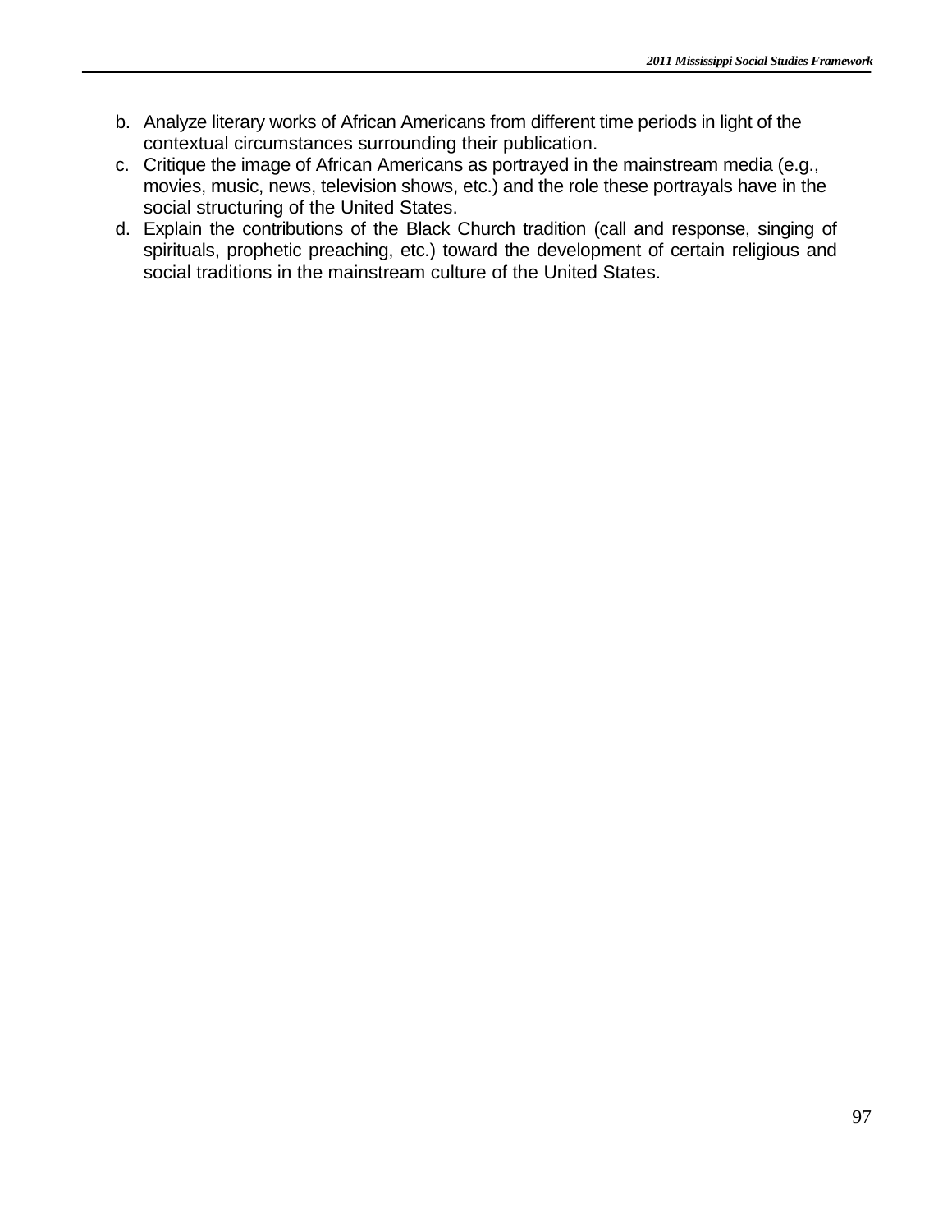b. Analyze literary works of African Americans from different time periods in light of the contextual circumstances surrounding their publication.
c. Critique the image of African Americans as portrayed in the mainstream media (e.g., movies, music, news, television shows, etc.) and the role these portrayals have in the social structuring of the United States.
d. Explain the contributions of the Black Church tradition (call and response, singing of spirituals, prophetic preaching, etc.) toward the development of certain religious and social traditions in the mainstream culture of the United States.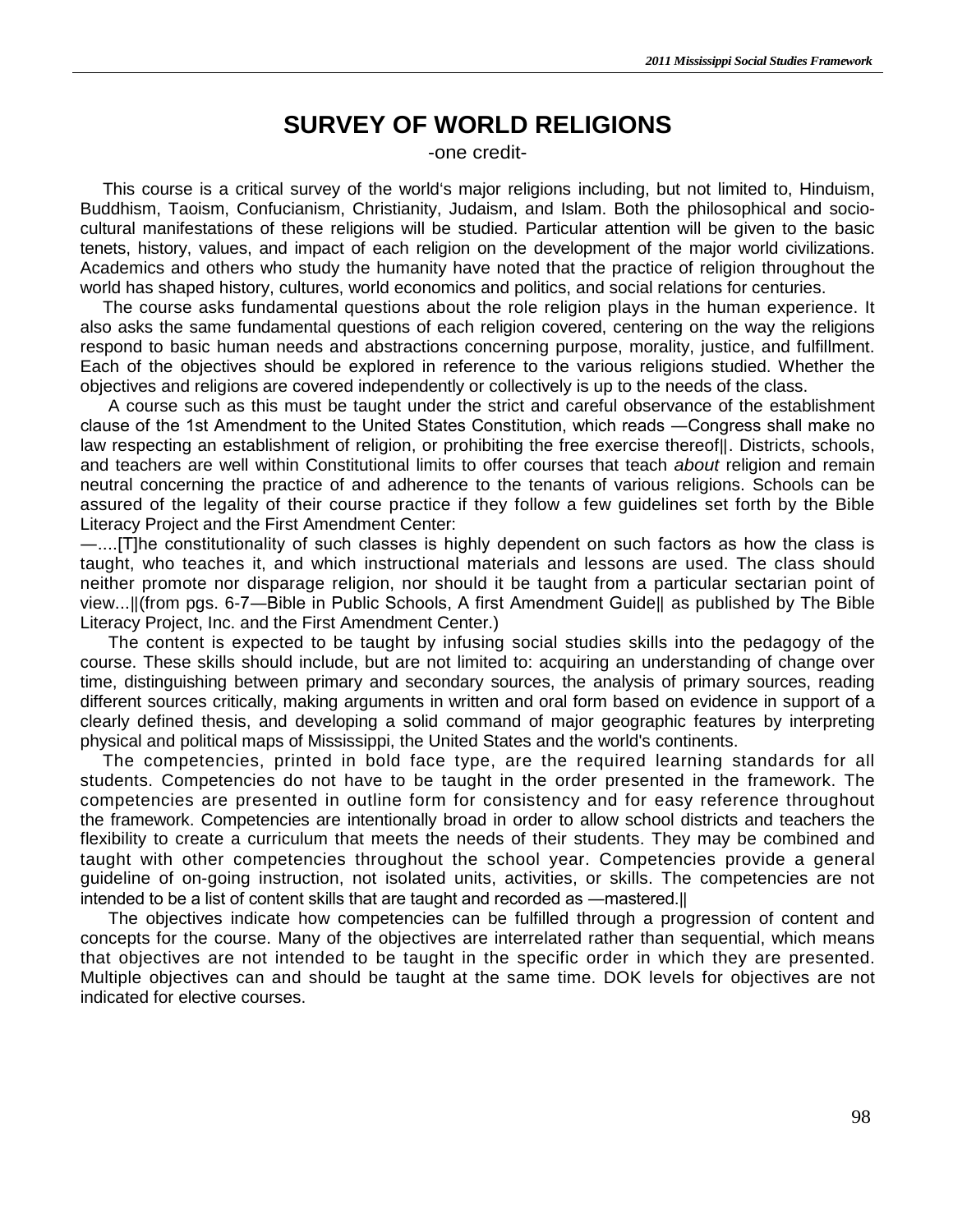# SURVEY OF WORLD RELIGIONS

-one credit-

This course is a critical survey of the world's major religions including, but not limited to, Hinduism, Buddhism, Taoism, Confucianism, Christianity, Judaism, and Islam. Both the philosophical and socio-cultural manifestations of these religions will be studied. Particular attention will be given to the basic tenets, history, values, and impact of each religion on the development of the major world civilizations. Academics and others who study the humanity have noted that the practice of religion throughout the world has shaped history, cultures, world economics and politics, and social relations for centuries.

The course asks fundamental questions about the role religion plays in the human experience. It also asks the same fundamental questions of each religion covered, centering on the way the religions respond to basic human needs and abstractions concerning purpose, morality, justice, and fulfillment. Each of the objectives should be explored in reference to the various religions studied. Whether the objectives and religions are covered independently or collectively is up to the needs of the class.

A course such as this must be taught under the strict and careful observance of the establishment clause of the 1st Amendment to the United States Constitution, which reads ―Congress shall make no law respecting an establishment of religion, or prohibiting the free exercise thereof‖. Districts, schools, and teachers are well within Constitutional limits to offer courses that teach *about* religion and remain neutral concerning the practice of and adherence to the tenants of various religions. Schools can be assured of the legality of their course practice if they follow a few guidelines set forth by the Bible Literacy Project and the First Amendment Center:

―....[T]he constitutionality of such classes is highly dependent on such factors as how the class is taught, who teaches it, and which instructional materials and lessons are used. The class should neither promote nor disparage religion, nor should it be taught from a particular sectarian point of view...‖(from pgs. 6-7―Bible in Public Schools, A first Amendment Guide‖ as published by The Bible Literacy Project, Inc. and the First Amendment Center.)

The content is expected to be taught by infusing social studies skills into the pedagogy of the course. These skills should include, but are not limited to: acquiring an understanding of change over time, distinguishing between primary and secondary sources, the analysis of primary sources, reading different sources critically, making arguments in written and oral form based on evidence in support of a clearly defined thesis, and developing a solid command of major geographic features by interpreting physical and political maps of Mississippi, the United States and the world's continents.

The competencies, printed in bold face type, are the required learning standards for all students. Competencies do not have to be taught in the order presented in the framework. The competencies are presented in outline form for consistency and for easy reference throughout the framework. Competencies are intentionally broad in order to allow school districts and teachers the flexibility to create a curriculum that meets the needs of their students. They may be combined and taught with other competencies throughout the school year. Competencies provide a general guideline of on-going instruction, not isolated units, activities, or skills. The competencies are not intended to be a list of content skills that are taught and recorded as ―mastered.‖

The objectives indicate how competencies can be fulfilled through a progression of content and concepts for the course. Many of the objectives are interrelated rather than sequential, which means that objectives are not intended to be taught in the specific order in which they are presented. Multiple objectives can and should be taught at the same time. DOK levels for objectives are not indicated for elective courses.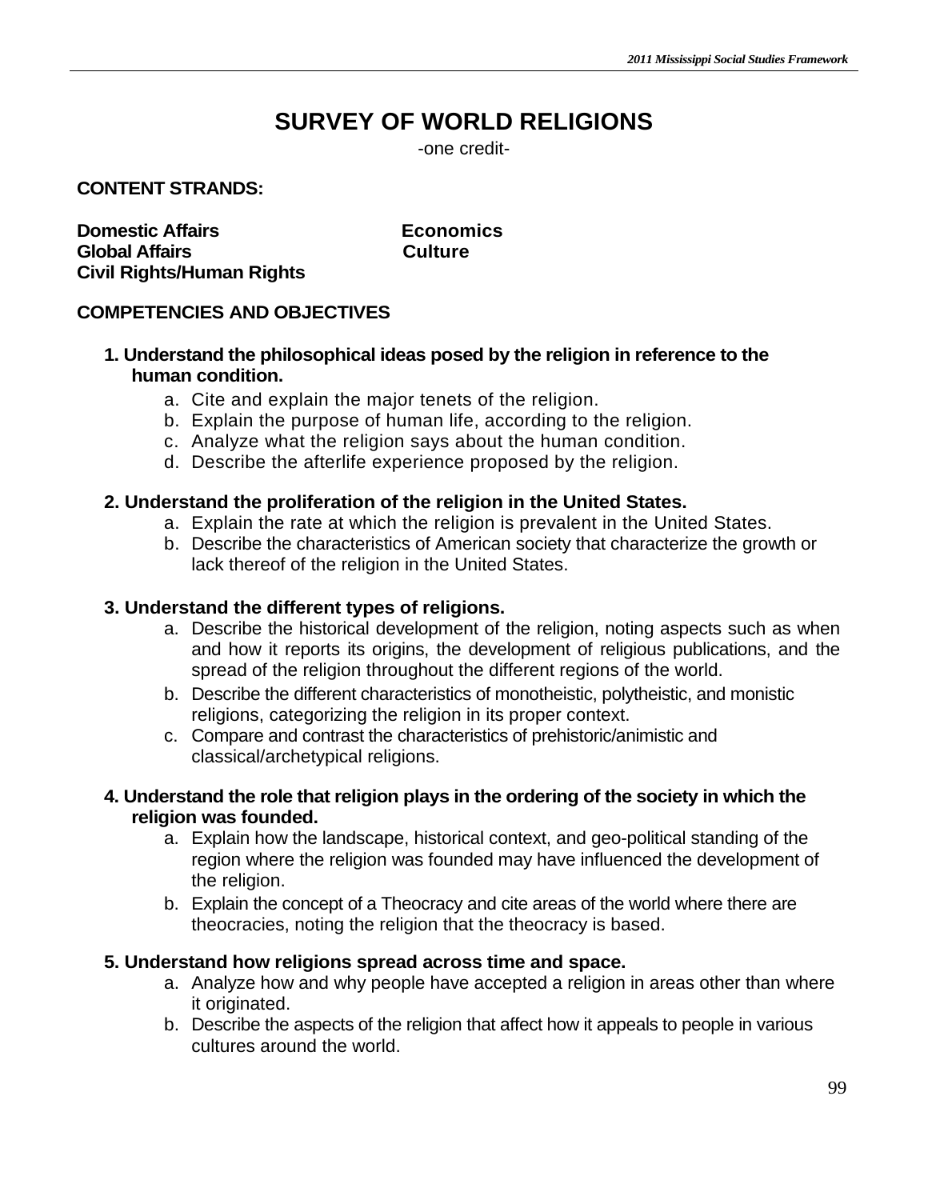# SURVEY OF WORLD RELIGIONS

-one credit-

**CONTENT STRANDS:**

**Domestic Affairs**
**Global Affairs**
**Civil Rights/Human Rights**
**Economics**
**Culture**

**COMPETENCIES AND OBJECTIVES**

1. **Understand the philosophical ideas posed by the religion in reference to the human condition.**
   a. Cite and explain the major tenets of the religion.
   b. Explain the purpose of human life, according to the religion.
   c. Analyze what the religion says about the human condition.
   d. Describe the afterlife experience proposed by the religion.

2. **Understand the proliferation of the religion in the United States.**
   a. Explain the rate at which the religion is prevalent in the United States.
   b. Describe the characteristics of American society that characterize the growth or lack thereof of the religion in the United States.

3. **Understand the different types of religions.**
   a. Describe the historical development of the religion, noting aspects such as when and how it reports its origins, the development of religious publications, and the spread of the religion throughout the different regions of the world.
   b. Describe the different characteristics of monotheistic, polytheistic, and monistic religions, categorizing the religion in its proper context.
   c. Compare and contrast the characteristics of prehistoric/animistic and classical/archetypical religions.

4. **Understand the role that religion plays in the ordering of the society in which the religion was founded.**
   a. Explain how the landscape, historical context, and geo-political standing of the region where the religion was founded may have influenced the development of the religion.
   b. Explain the concept of a Theocracy and cite areas of the world where there are theocracies, noting the religion that the theocracy is based.

5. **Understand how religions spread across time and space.**
   a. Analyze how and why people have accepted a religion in areas other than where it originated.
   b. Describe the aspects of the religion that affect how it appeals to people in various cultures around the world.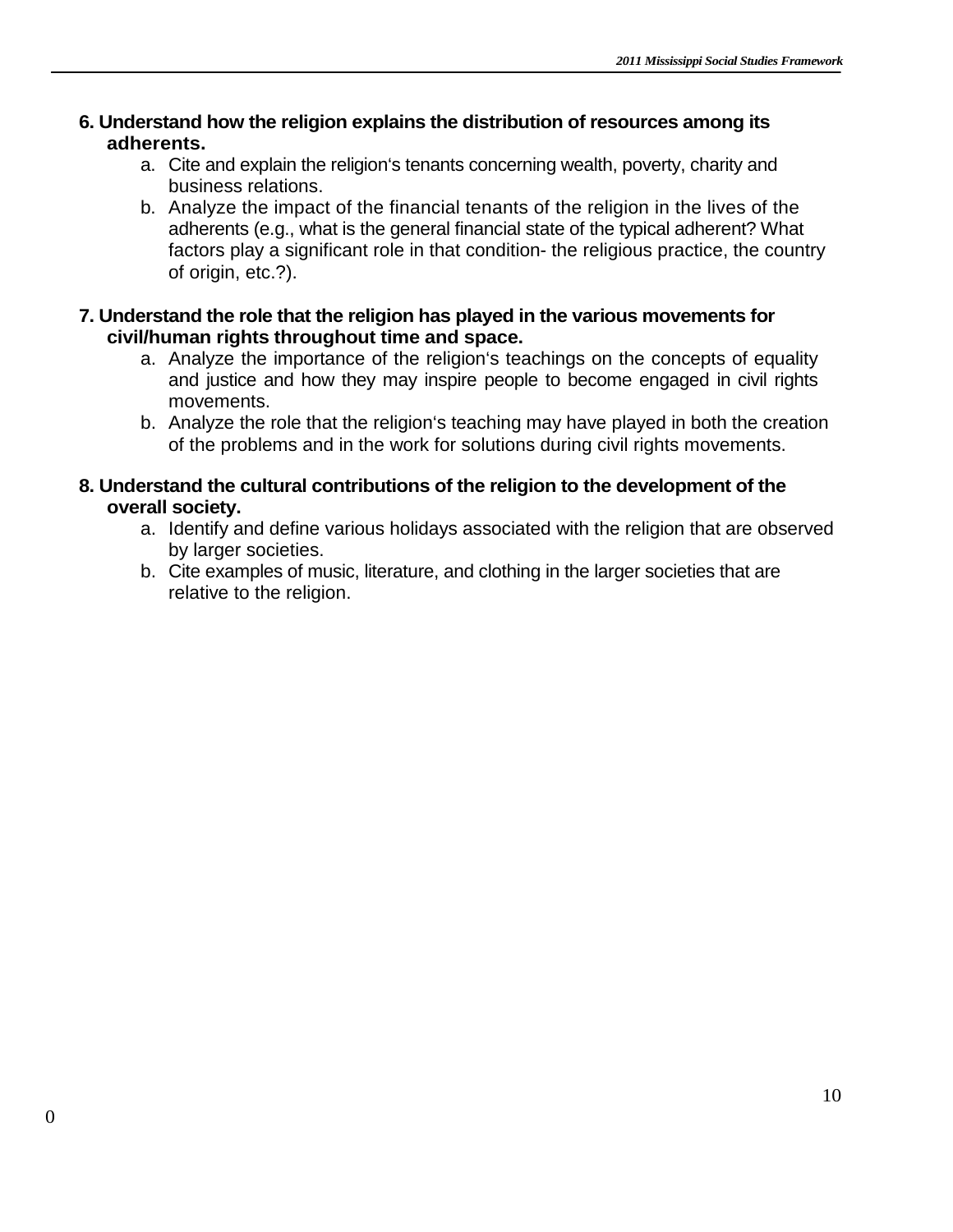**6. Understand how the religion explains the distribution of resources among its adherents.**

a. Cite and explain the religion's tenants concerning wealth, poverty, charity and business relations.
b. Analyze the impact of the financial tenants of the religion in the lives of the adherents (e.g., what is the general financial state of the typical adherent? What factors play a significant role in that condition- the religious practice, the country of origin, etc.?).

**7. Understand the role that the religion has played in the various movements for civil/human rights throughout time and space.**

a. Analyze the importance of the religion's teachings on the concepts of equality and justice and how they may inspire people to become engaged in civil rights movements.
b. Analyze the role that the religion's teaching may have played in both the creation of the problems and in the work for solutions during civil rights movements.

**8. Understand the cultural contributions of the religion to the development of the overall society.**

a. Identify and define various holidays associated with the religion that are observed by larger societies.
b. Cite examples of music, literature, and clothing in the larger societies that are relative to the religion.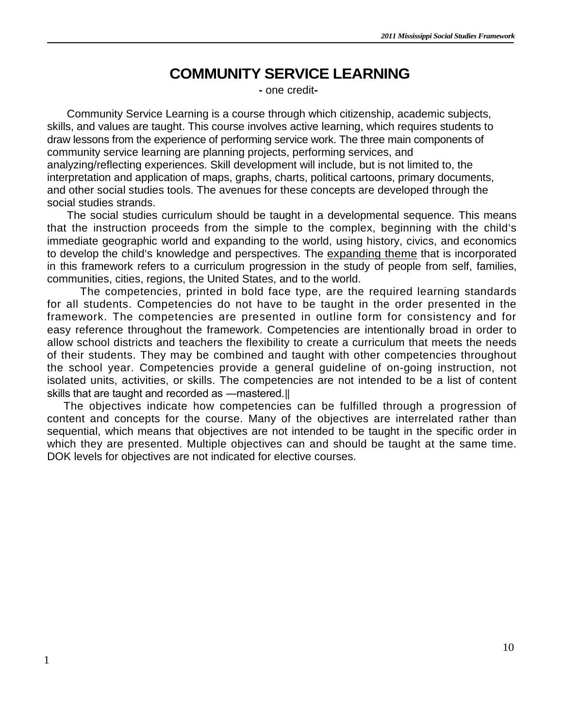# COMMUNITY SERVICE LEARNING

**-** one credit**-**

Community Service Learning is a course through which citizenship, academic subjects, skills, and values are taught. This course involves active learning, which requires students to draw lessons from the experience of performing service work. The three main components of community service learning are planning projects, performing services, and analyzing/reflecting experiences. Skill development will include, but is not limited to, the interpretation and application of maps, graphs, charts, political cartoons, primary documents, and other social studies tools. The avenues for these concepts are developed through the social studies strands.

The social studies curriculum should be taught in a developmental sequence. This means that the instruction proceeds from the simple to the complex, beginning with the child‘s immediate geographic world and expanding to the world, using history, civics, and economics to develop the child‘s knowledge and perspectives. The <u>expanding theme</u> that is incorporated in this framework refers to a curriculum progression in the study of people from self, families, communities, cities, regions, the United States, and to the world.

The competencies, printed in bold face type, are the required learning standards for all students. Competencies do not have to be taught in the order presented in the framework. The competencies are presented in outline form for consistency and for easy reference throughout the framework. Competencies are intentionally broad in order to allow school districts and teachers the flexibility to create a curriculum that meets the needs of their students. They may be combined and taught with other competencies throughout the school year. Competencies provide a general guideline of on-going instruction, not isolated units, activities, or skills. The competencies are not intended to be a list of content skills that are taught and recorded as ―mastered.‖

The objectives indicate how competencies can be fulfilled through a progression of content and concepts for the course. Many of the objectives are interrelated rather than sequential, which means that objectives are not intended to be taught in the specific order in which they are presented. Multiple objectives can and should be taught at the same time. DOK levels for objectives are not indicated for elective courses.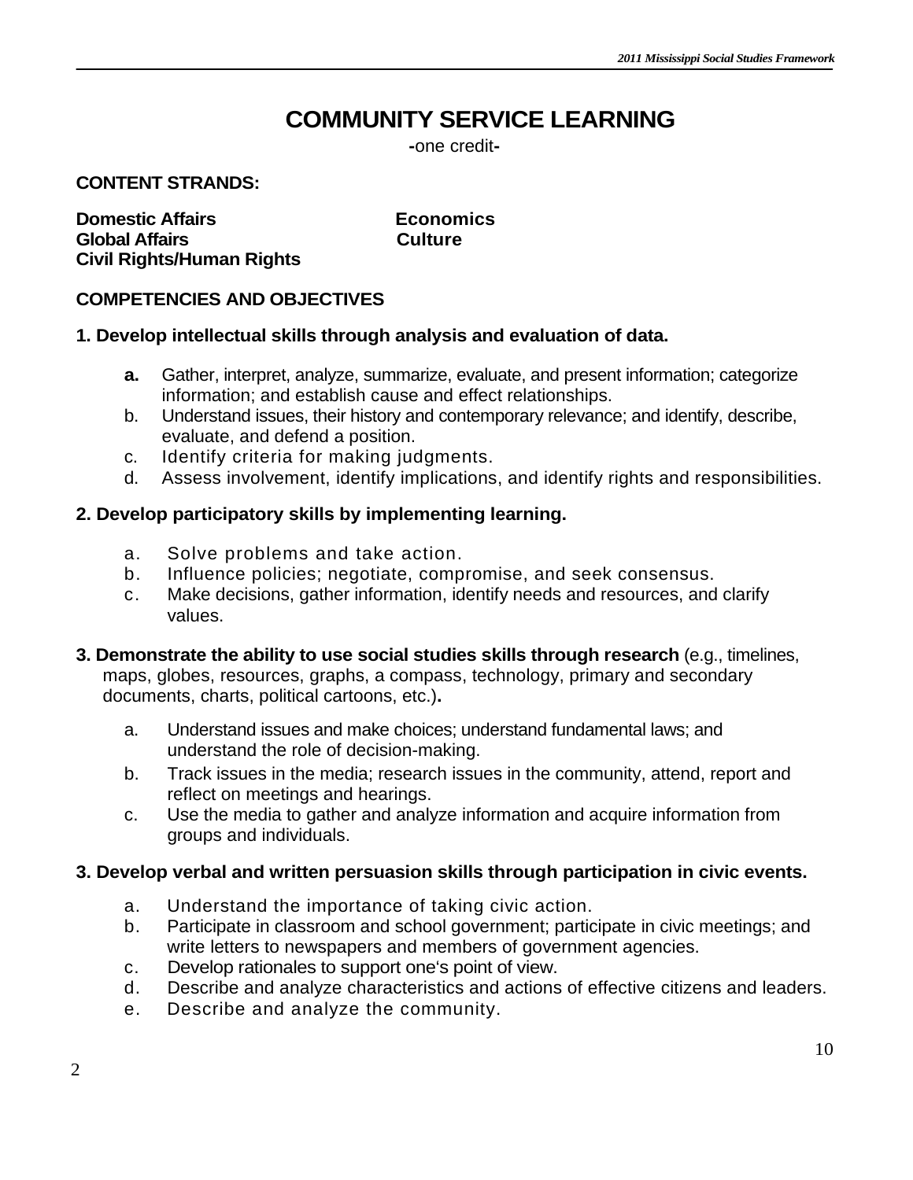# COMMUNITY SERVICE LEARNING

-one credit-

**CONTENT STRANDS:**

**Domestic Affairs**
**Global Affairs**
**Civil Rights/Human Rights**
**Economics**
**Culture**

**COMPETENCIES AND OBJECTIVES**

**1. Develop intellectual skills through analysis and evaluation of data.**

- **a.** Gather, interpret, analyze, summarize, evaluate, and present information; categorize information; and establish cause and effect relationships.
- b. Understand issues, their history and contemporary relevance; and identify, describe, evaluate, and defend a position.
- c. Identify criteria for making judgments.
- d. Assess involvement, identify implications, and identify rights and responsibilities.

**2. Develop participatory skills by implementing learning.**

- a. Solve problems and take action.
- b. Influence policies; negotiate, compromise, and seek consensus.
- c. Make decisions, gather information, identify needs and resources, and clarify values.

**3. Demonstrate the ability to use social studies skills through research** (e.g., timelines, maps, globes, resources, graphs, a compass, technology, primary and secondary documents, charts, political cartoons, etc.)**.**

- a. Understand issues and make choices; understand fundamental laws; and understand the role of decision-making.
- b. Track issues in the media; research issues in the community, attend, report and reflect on meetings and hearings.
- c. Use the media to gather and analyze information and acquire information from groups and individuals.

**3. Develop verbal and written persuasion skills through participation in civic events.**

- a. Understand the importance of taking civic action.
- b. Participate in classroom and school government; participate in civic meetings; and write letters to newspapers and members of government agencies.
- c. Develop rationales to support one‘s point of view.
- d. Describe and analyze characteristics and actions of effective citizens and leaders.
- e. Describe and analyze the community.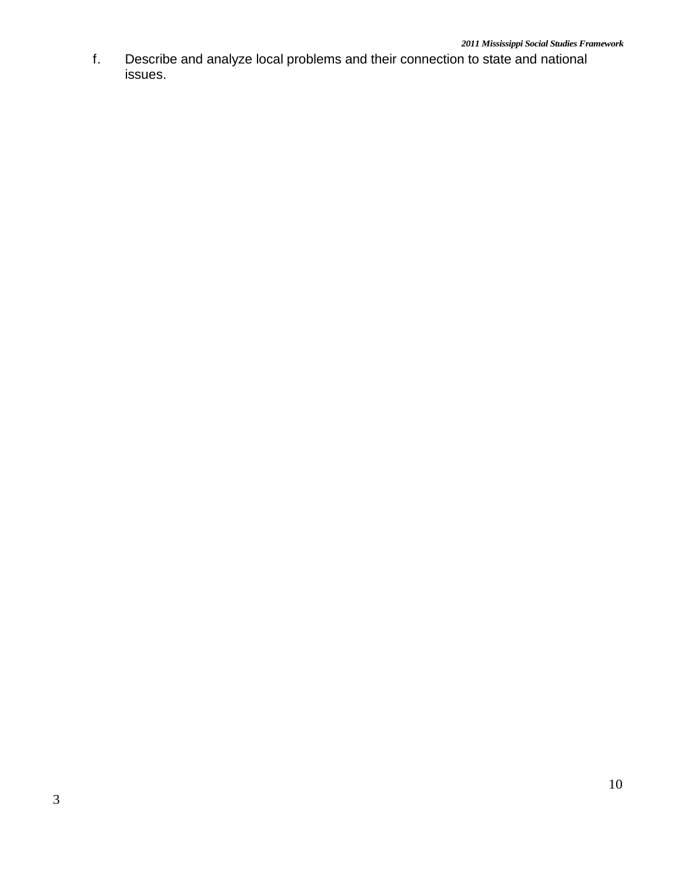f. Describe and analyze local problems and their connection to state and national issues.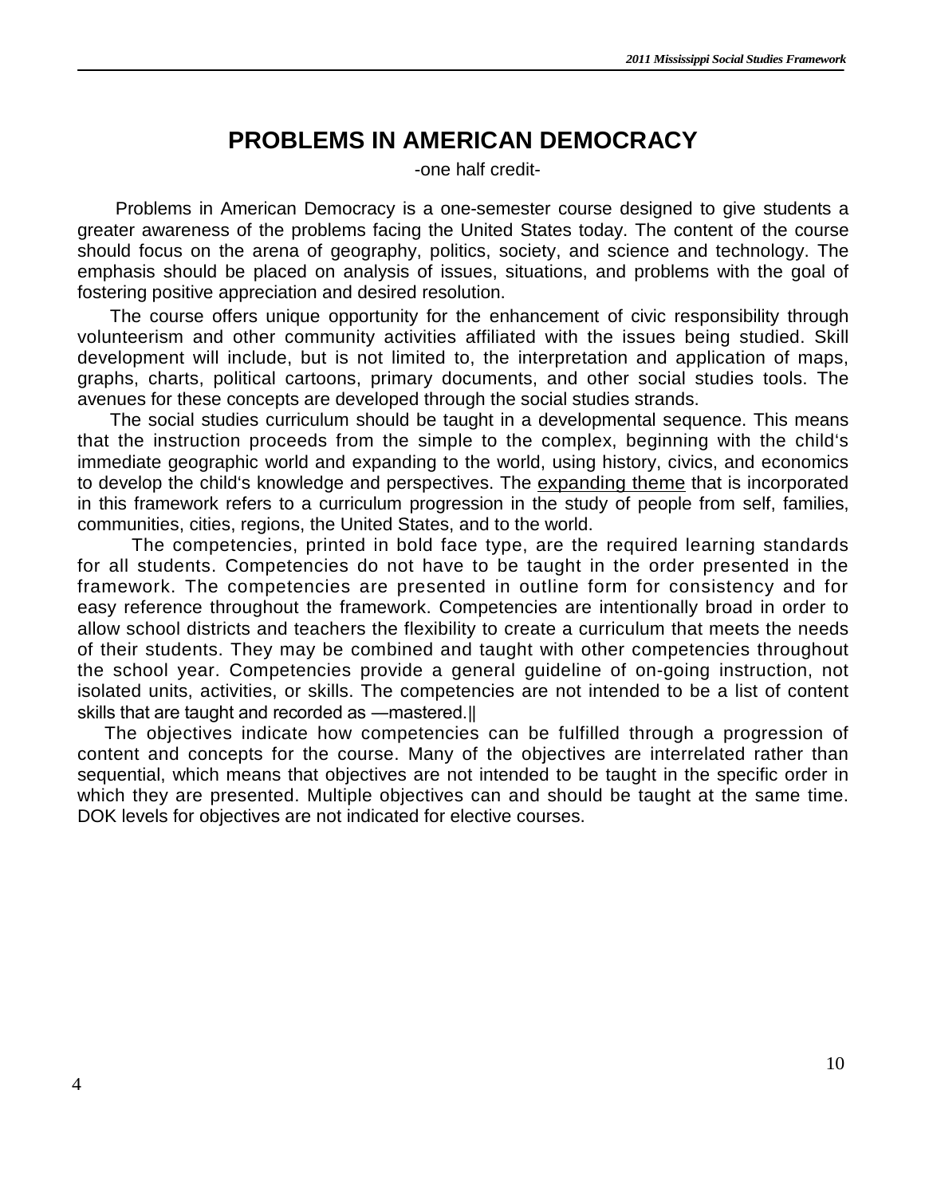# PROBLEMS IN AMERICAN DEMOCRACY

-one half credit-

Problems in American Democracy is a one-semester course designed to give students a greater awareness of the problems facing the United States today. The content of the course should focus on the arena of geography, politics, society, and science and technology. The emphasis should be placed on analysis of issues, situations, and problems with the goal of fostering positive appreciation and desired resolution.

The course offers unique opportunity for the enhancement of civic responsibility through volunteerism and other community activities affiliated with the issues being studied. Skill development will include, but is not limited to, the interpretation and application of maps, graphs, charts, political cartoons, primary documents, and other social studies tools. The avenues for these concepts are developed through the social studies strands.

The social studies curriculum should be taught in a developmental sequence. This means that the instruction proceeds from the simple to the complex, beginning with the child's immediate geographic world and expanding to the world, using history, civics, and economics to develop the child's knowledge and perspectives. The <u>expanding theme</u> that is incorporated in this framework refers to a curriculum progression in the study of people from self, families, communities, cities, regions, the United States, and to the world.

The competencies, printed in bold face type, are the required learning standards for all students. Competencies do not have to be taught in the order presented in the framework. The competencies are presented in outline form for consistency and for easy reference throughout the framework. Competencies are intentionally broad in order to allow school districts and teachers the flexibility to create a curriculum that meets the needs of their students. They may be combined and taught with other competencies throughout the school year. Competencies provide a general guideline of on-going instruction, not isolated units, activities, or skills. The competencies are not intended to be a list of content skills that are taught and recorded as —mastered.||

The objectives indicate how competencies can be fulfilled through a progression of content and concepts for the course. Many of the objectives are interrelated rather than sequential, which means that objectives are not intended to be taught in the specific order in which they are presented. Multiple objectives can and should be taught at the same time. DOK levels for objectives are not indicated for elective courses.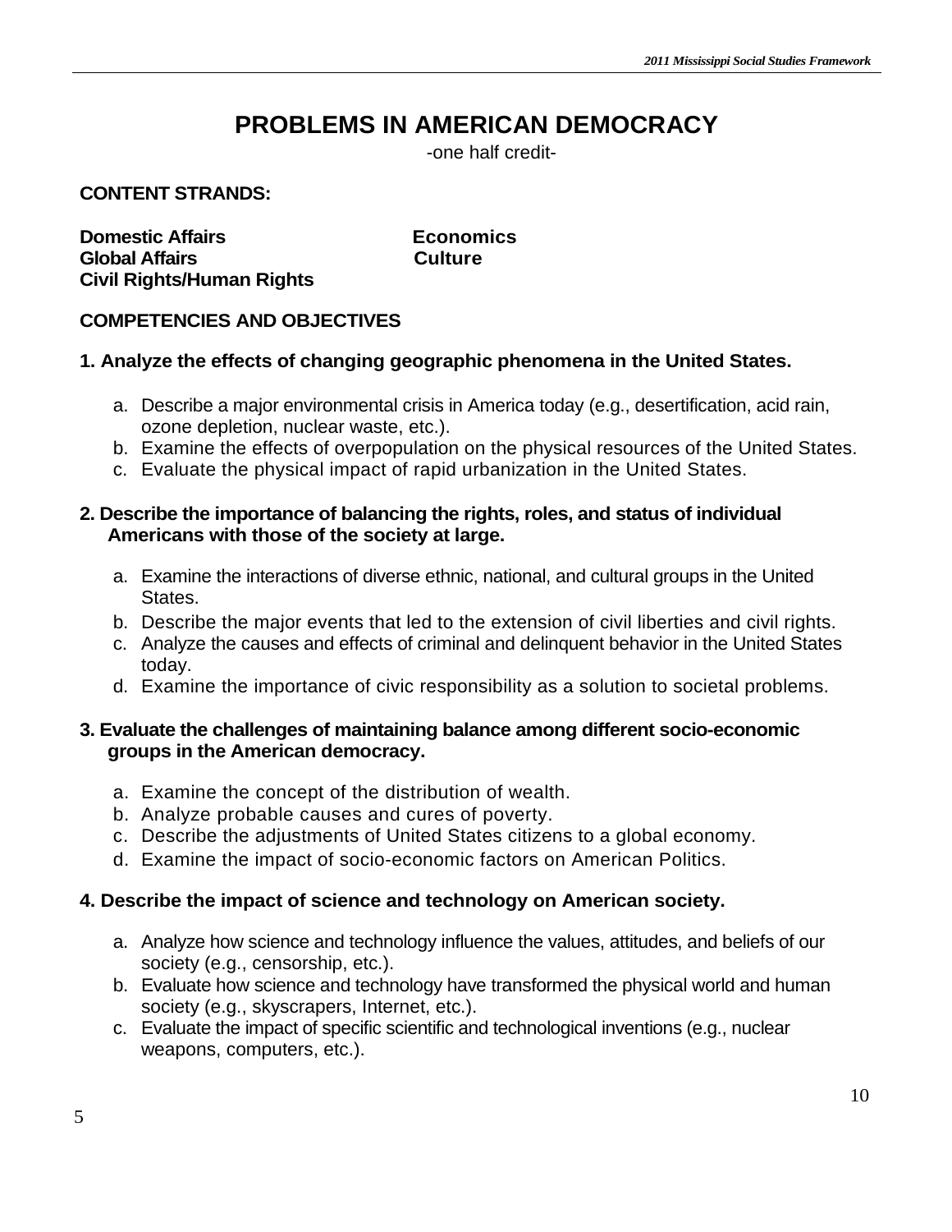# PROBLEMS IN AMERICAN DEMOCRACY

-one half credit-

**CONTENT STRANDS:**

**Domestic Affairs**
**Global Affairs**
**Civil Rights/Human Rights**
**Economics**
**Culture**

**COMPETENCIES AND OBJECTIVES**

**1. Analyze the effects of changing geographic phenomena in the United States.**

a. Describe a major environmental crisis in America today (e.g., desertification, acid rain, ozone depletion, nuclear waste, etc.).
b. Examine the effects of overpopulation on the physical resources of the United States.
c. Evaluate the physical impact of rapid urbanization in the United States.

**2. Describe the importance of balancing the rights, roles, and status of individual Americans with those of the society at large.**

a. Examine the interactions of diverse ethnic, national, and cultural groups in the United States.
b. Describe the major events that led to the extension of civil liberties and civil rights.
c. Analyze the causes and effects of criminal and delinquent behavior in the United States today.
d. Examine the importance of civic responsibility as a solution to societal problems.

**3. Evaluate the challenges of maintaining balance among different socio-economic groups in the American democracy.**

a. Examine the concept of the distribution of wealth.
b. Analyze probable causes and cures of poverty.
c. Describe the adjustments of United States citizens to a global economy.
d. Examine the impact of socio-economic factors on American Politics.

**4. Describe the impact of science and technology on American society.**

a. Analyze how science and technology influence the values, attitudes, and beliefs of our society (e.g., censorship, etc.).
b. Evaluate how science and technology have transformed the physical world and human society (e.g., skyscrapers, Internet, etc.).
c. Evaluate the impact of specific scientific and technological inventions (e.g., nuclear weapons, computers, etc.).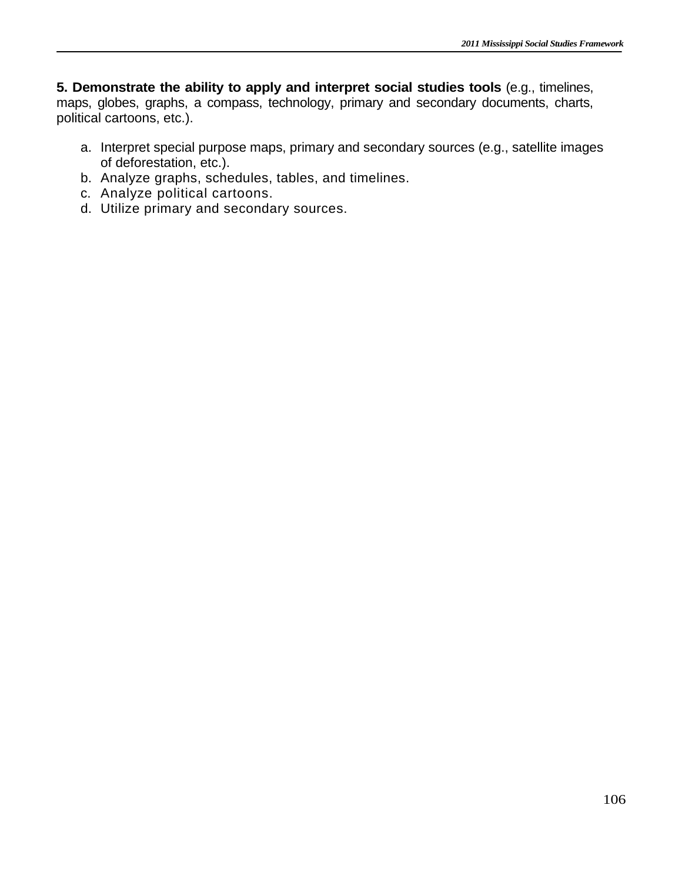**5. Demonstrate the ability to apply and interpret social studies tools** (e.g., timelines, maps, globes, graphs, a compass, technology, primary and secondary documents, charts, political cartoons, etc.).

a. Interpret special purpose maps, primary and secondary sources (e.g., satellite images of deforestation, etc.).
b. Analyze graphs, schedules, tables, and timelines.
c. Analyze political cartoons.
d. Utilize primary and secondary sources.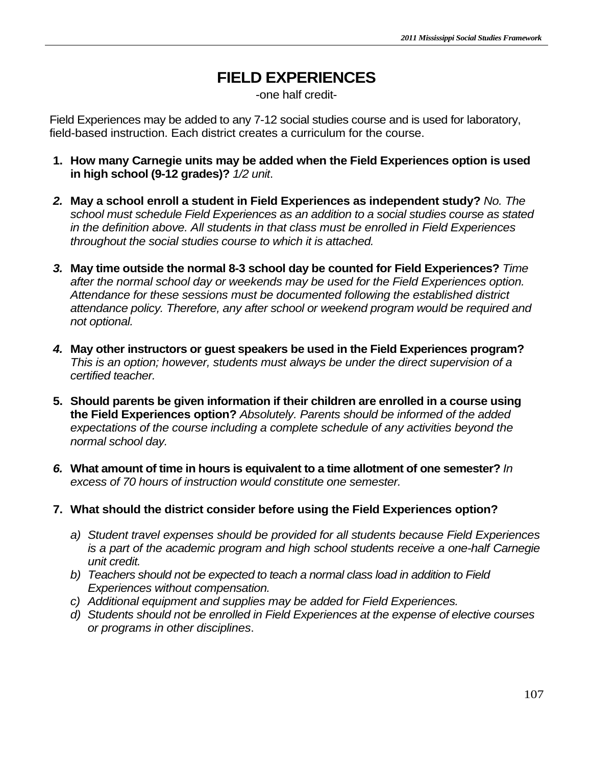# FIELD EXPERIENCES

-one half credit-

Field Experiences may be added to any 7-12 social studies course and is used for laboratory, field-based instruction. Each district creates a curriculum for the course.

1. **How many Carnegie units may be added when the Field Experiences option is used in high school (9-12 grades)?** *1/2 unit*.

2. **May a school enroll a student in Field Experiences as independent study?** *No. The school must schedule Field Experiences as an addition to a social studies course as stated in the definition above. All students in that class must be enrolled in Field Experiences throughout the social studies course to which it is attached.*

3. **May time outside the normal 8-3 school day be counted for Field Experiences?** *Time after the normal school day or weekends may be used for the Field Experiences option. Attendance for these sessions must be documented following the established district attendance policy. Therefore, any after school or weekend program would be required and not optional.*

4. **May other instructors or guest speakers be used in the Field Experiences program?** *This is an option; however, students must always be under the direct supervision of a certified teacher.*

5. **Should parents be given information if their children are enrolled in a course using the Field Experiences option?** *Absolutely. Parents should be informed of the added expectations of the course including a complete schedule of any activities beyond the normal school day.*

6. **What amount of time in hours is equivalent to a time allotment of one semester?** *In excess of 70 hours of instruction would constitute one semester.*

7. **What should the district consider before using the Field Experiences option?**

   a) *Student travel expenses should be provided for all students because Field Experiences is a part of the academic program and high school students receive a one-half Carnegie unit credit.*
   b) *Teachers should not be expected to teach a normal class load in addition to Field Experiences without compensation.*
   c) *Additional equipment and supplies may be added for Field Experiences.*
   d) *Students should not be enrolled in Field Experiences at the expense of elective courses or programs in other disciplines*.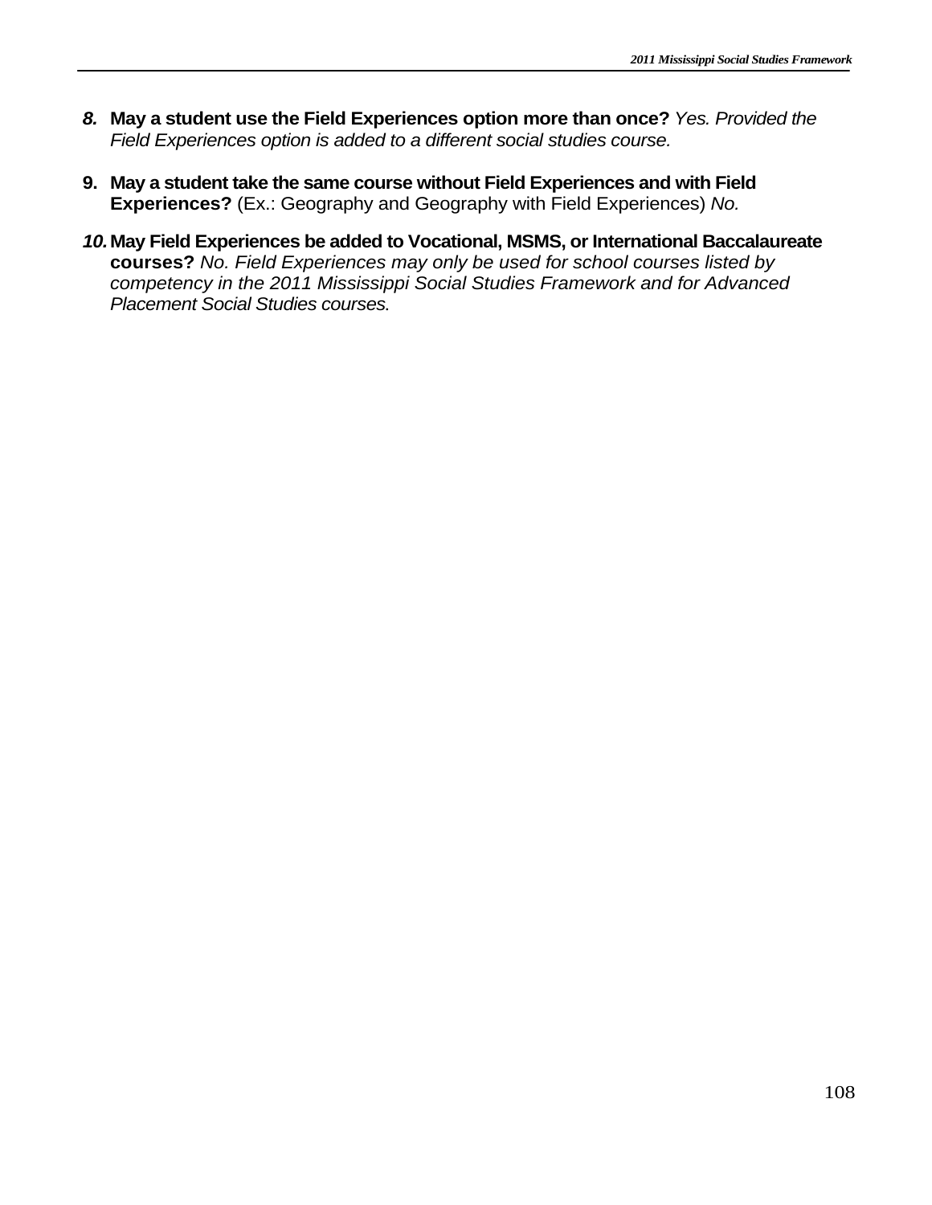8. **May a student use the Field Experiences option more than once?** *Yes. Provided the Field Experiences option is added to a different social studies course.*

9. **May a student take the same course without Field Experiences and with Field Experiences?** (Ex.: Geography and Geography with Field Experiences) *No.*

10. **May Field Experiences be added to Vocational, MSMS, or International Baccalaureate courses?** *No. Field Experiences may only be used for school courses listed by competency in the 2011 Mississippi Social Studies Framework and for Advanced Placement Social Studies courses.*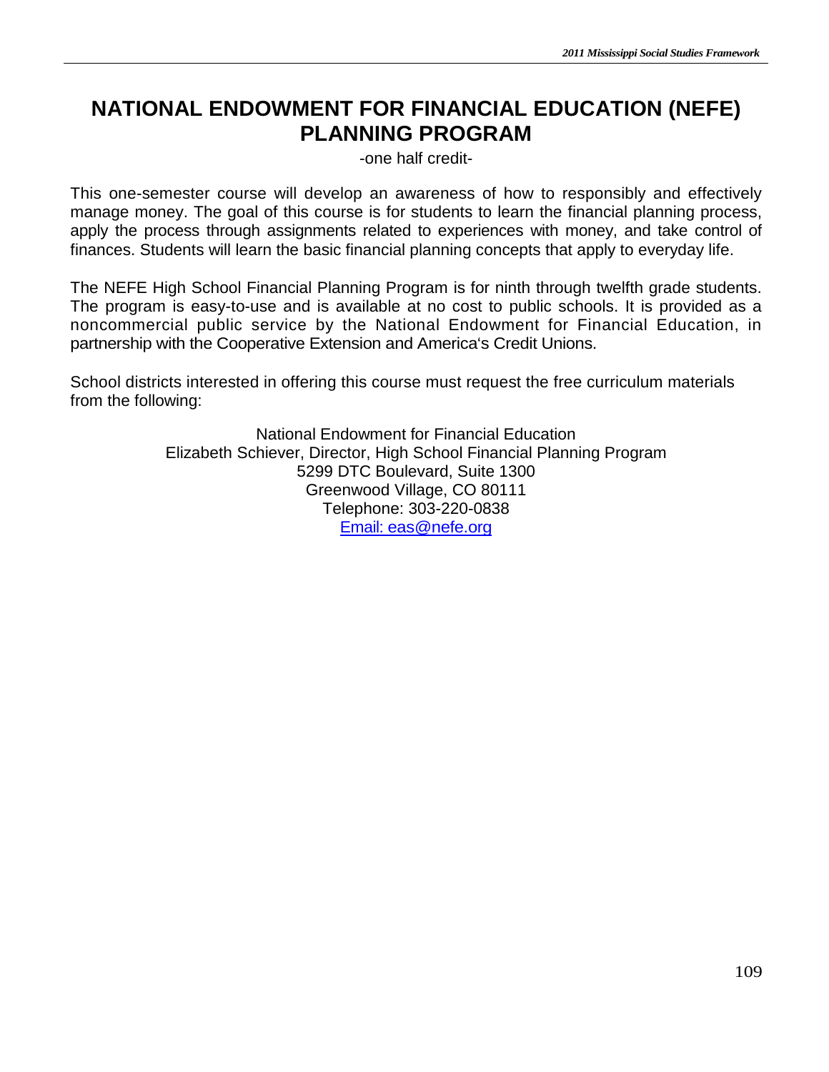# NATIONAL ENDOWMENT FOR FINANCIAL EDUCATION (NEFE) PLANNING PROGRAM

-one half credit-

This one-semester course will develop an awareness of how to responsibly and effectively manage money. The goal of this course is for students to learn the financial planning process, apply the process through assignments related to experiences with money, and take control of finances. Students will learn the basic financial planning concepts that apply to everyday life.

The NEFE High School Financial Planning Program is for ninth through twelfth grade students. The program is easy-to-use and is available at no cost to public schools. It is provided as a noncommercial public service by the National Endowment for Financial Education, in partnership with the Cooperative Extension and America's Credit Unions.

School districts interested in offering this course must request the free curriculum materials from the following:

National Endowment for Financial Education
Elizabeth Schiever, Director, High School Financial Planning Program
5299 DTC Boulevard, Suite 1300
Greenwood Village, CO 80111
Telephone: 303-220-0838
Email: eas@nefe.org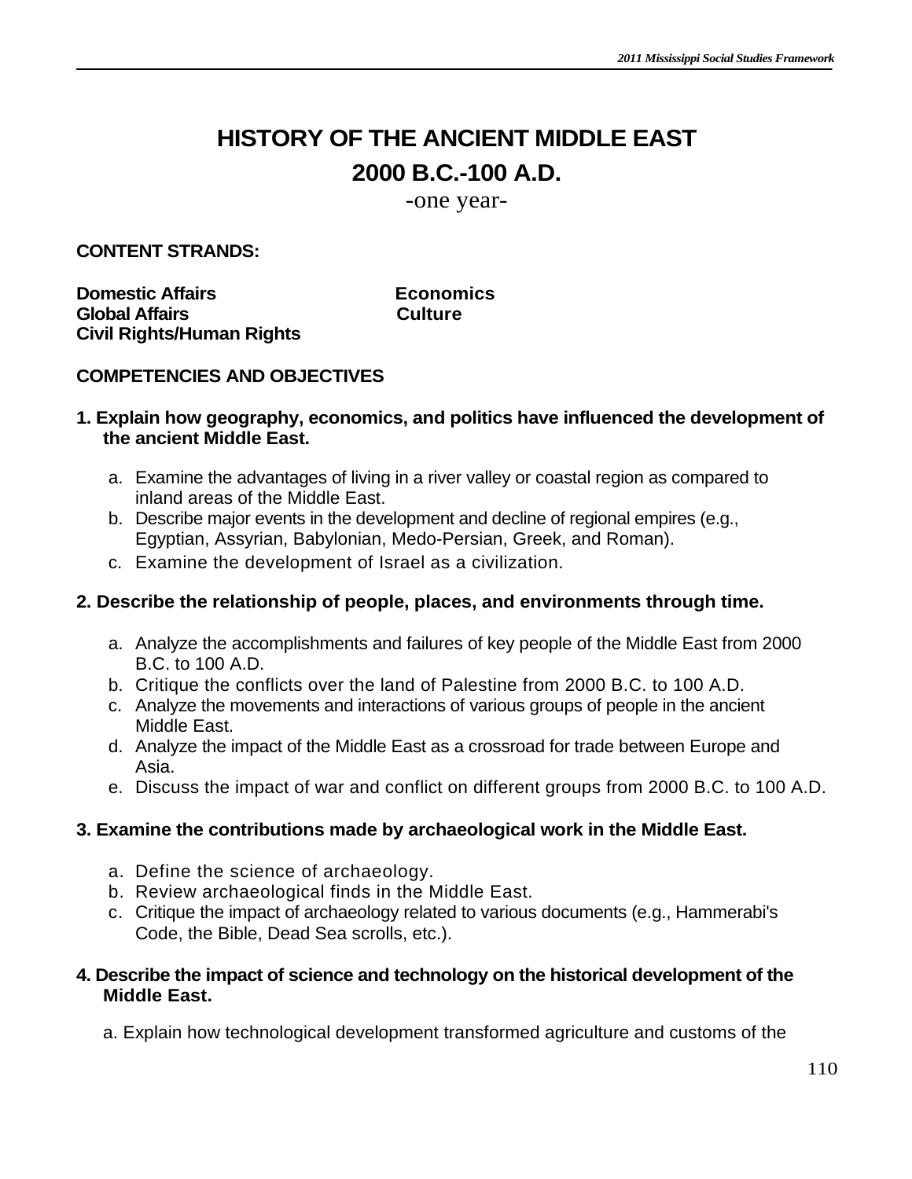# HISTORY OF THE ANCIENT MIDDLE EAST

## 2000 B.C.-100 A.D.

-one year-

**CONTENT STRANDS:**

**Domestic Affairs**
**Global Affairs**
**Civil Rights/Human Rights**
**Economics**
**Culture**

**COMPETENCIES AND OBJECTIVES**

**1. Explain how geography, economics, and politics have influenced the development of the ancient Middle East.**

a. Examine the advantages of living in a river valley or coastal region as compared to inland areas of the Middle East.
b. Describe major events in the development and decline of regional empires (e.g., Egyptian, Assyrian, Babylonian, Medo-Persian, Greek, and Roman).
c. Examine the development of Israel as a civilization.

**2. Describe the relationship of people, places, and environments through time.**

a. Analyze the accomplishments and failures of key people of the Middle East from 2000 B.C. to 100 A.D.
b. Critique the conflicts over the land of Palestine from 2000 B.C. to 100 A.D.
c. Analyze the movements and interactions of various groups of people in the ancient Middle East.
d. Analyze the impact of the Middle East as a crossroad for trade between Europe and Asia.
e. Discuss the impact of war and conflict on different groups from 2000 B.C. to 100 A.D.

**3. Examine the contributions made by archaeological work in the Middle East.**

a. Define the science of archaeology.
b. Review archaeological finds in the Middle East.
c. Critique the impact of archaeology related to various documents (e.g., Hammerabi's Code, the Bible, Dead Sea scrolls, etc.).

**4. Describe the impact of science and technology on the historical development of the Middle East.**

a. Explain how technological development transformed agriculture and customs of the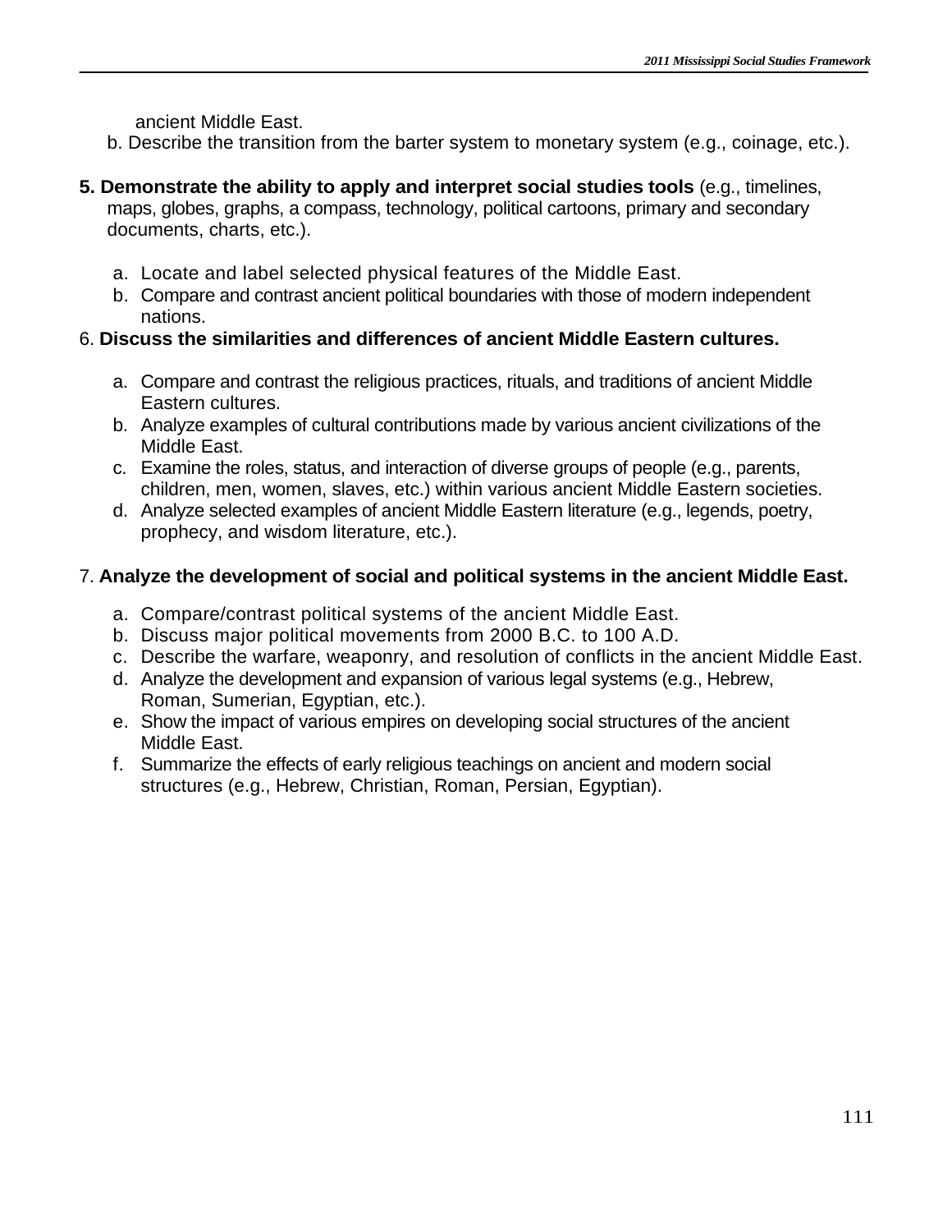ancient Middle East.

b. Describe the transition from the barter system to monetary system (e.g., coinage, etc.).

**5. Demonstrate the ability to apply and interpret social studies tools** (e.g., timelines, maps, globes, graphs, a compass, technology, political cartoons, primary and secondary documents, charts, etc.).

a. Locate and label selected physical features of the Middle East.
b. Compare and contrast ancient political boundaries with those of modern independent nations.

6. **Discuss the similarities and differences of ancient Middle Eastern cultures.**

a. Compare and contrast the religious practices, rituals, and traditions of ancient Middle Eastern cultures.
b. Analyze examples of cultural contributions made by various ancient civilizations of the Middle East.
c. Examine the roles, status, and interaction of diverse groups of people (e.g., parents, children, men, women, slaves, etc.) within various ancient Middle Eastern societies.
d. Analyze selected examples of ancient Middle Eastern literature (e.g., legends, poetry, prophecy, and wisdom literature, etc.).

7. **Analyze the development of social and political systems in the ancient Middle East.**

a. Compare/contrast political systems of the ancient Middle East.
b. Discuss major political movements from 2000 B.C. to 100 A.D.
c. Describe the warfare, weaponry, and resolution of conflicts in the ancient Middle East.
d. Analyze the development and expansion of various legal systems (e.g., Hebrew, Roman, Sumerian, Egyptian, etc.).
e. Show the impact of various empires on developing social structures of the ancient Middle East.
f. Summarize the effects of early religious teachings on ancient and modern social structures (e.g., Hebrew, Christian, Roman, Persian, Egyptian).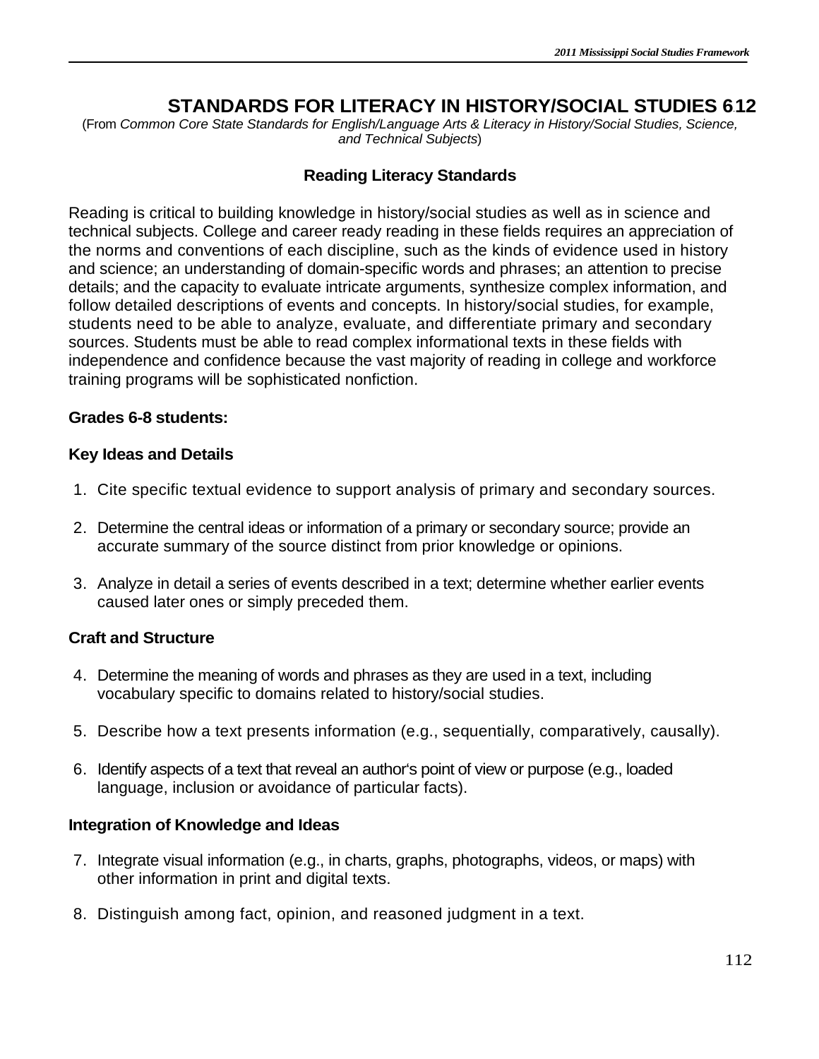# STANDARDS FOR LITERACY IN HISTORY/SOCIAL STUDIES 6-12

(From *Common Core State Standards for English/Language Arts & Literacy in History/Social Studies, Science, and Technical Subjects*)

## Reading Literacy Standards

Reading is critical to building knowledge in history/social studies as well as in science and technical subjects. College and career ready reading in these fields requires an appreciation of the norms and conventions of each discipline, such as the kinds of evidence used in history and science; an understanding of domain-specific words and phrases; an attention to precise details; and the capacity to evaluate intricate arguments, synthesize complex information, and follow detailed descriptions of events and concepts. In history/social studies, for example, students need to be able to analyze, evaluate, and differentiate primary and secondary sources. Students must be able to read complex informational texts in these fields with independence and confidence because the vast majority of reading in college and workforce training programs will be sophisticated nonfiction.

**Grades 6-8 students:**

**Key Ideas and Details**

1. Cite specific textual evidence to support analysis of primary and secondary sources.
2. Determine the central ideas or information of a primary or secondary source; provide an accurate summary of the source distinct from prior knowledge or opinions.
3. Analyze in detail a series of events described in a text; determine whether earlier events caused later ones or simply preceded them.

**Craft and Structure**

4. Determine the meaning of words and phrases as they are used in a text, including vocabulary specific to domains related to history/social studies.
5. Describe how a text presents information (e.g., sequentially, comparatively, causally).
6. Identify aspects of a text that reveal an author's point of view or purpose (e.g., loaded language, inclusion or avoidance of particular facts).

**Integration of Knowledge and Ideas**

7. Integrate visual information (e.g., in charts, graphs, photographs, videos, or maps) with other information in print and digital texts.
8. Distinguish among fact, opinion, and reasoned judgment in a text.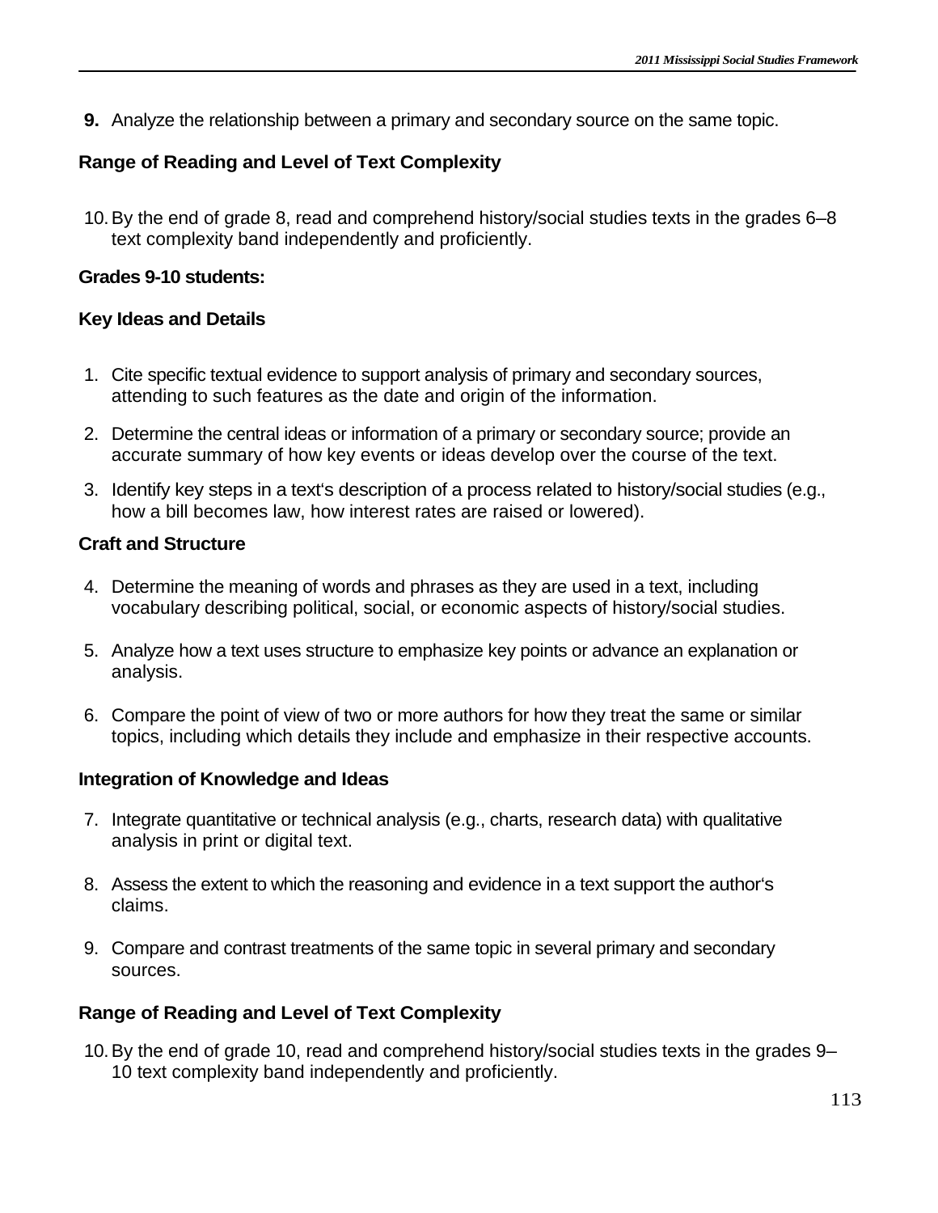**9.** Analyze the relationship between a primary and secondary source on the same topic.

**Range of Reading and Level of Text Complexity**

10. By the end of grade 8, read and comprehend history/social studies texts in the grades 6–8 text complexity band independently and proficiently.

**Grades 9-10 students:**

**Key Ideas and Details**

1. Cite specific textual evidence to support analysis of primary and secondary sources, attending to such features as the date and origin of the information.
2. Determine the central ideas or information of a primary or secondary source; provide an accurate summary of how key events or ideas develop over the course of the text.
3. Identify key steps in a text's description of a process related to history/social studies (e.g., how a bill becomes law, how interest rates are raised or lowered).

**Craft and Structure**

4. Determine the meaning of words and phrases as they are used in a text, including vocabulary describing political, social, or economic aspects of history/social studies.
5. Analyze how a text uses structure to emphasize key points or advance an explanation or analysis.
6. Compare the point of view of two or more authors for how they treat the same or similar topics, including which details they include and emphasize in their respective accounts.

**Integration of Knowledge and Ideas**

7. Integrate quantitative or technical analysis (e.g., charts, research data) with qualitative analysis in print or digital text.
8. Assess the extent to which the reasoning and evidence in a text support the author's claims.
9. Compare and contrast treatments of the same topic in several primary and secondary sources.

**Range of Reading and Level of Text Complexity**

10. By the end of grade 10, read and comprehend history/social studies texts in the grades 9–10 text complexity band independently and proficiently.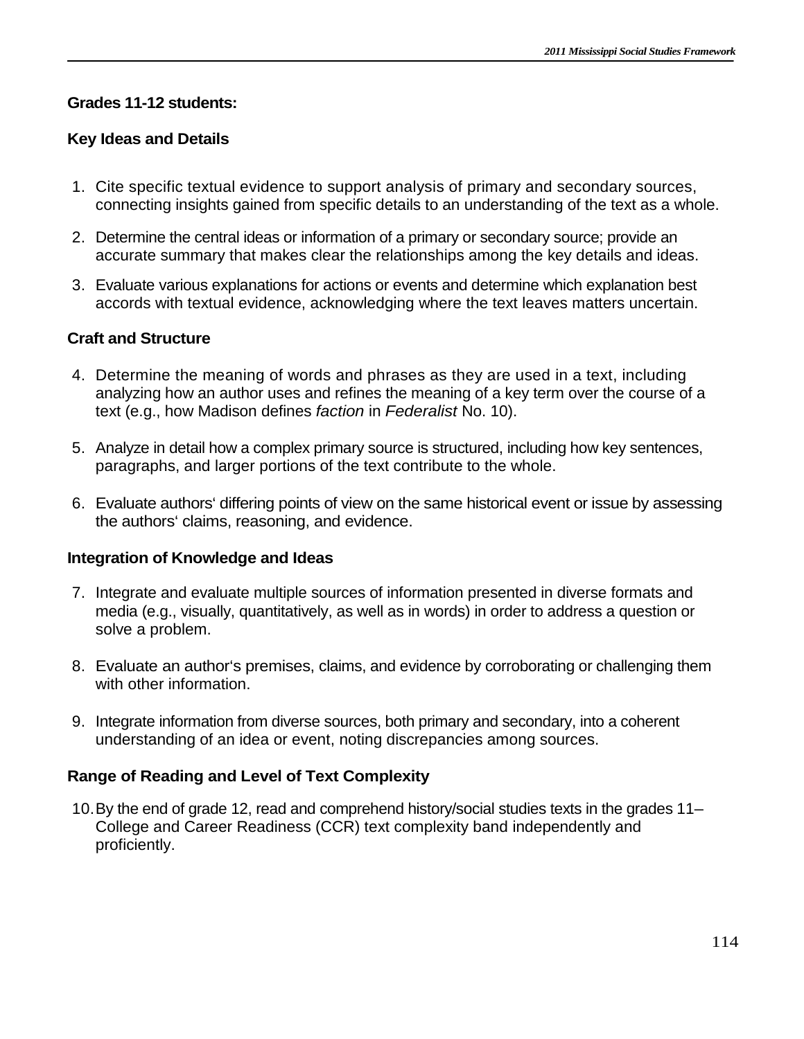**Grades 11-12 students:**

**Key Ideas and Details**

1. Cite specific textual evidence to support analysis of primary and secondary sources, connecting insights gained from specific details to an understanding of the text as a whole.
2. Determine the central ideas or information of a primary or secondary source; provide an accurate summary that makes clear the relationships among the key details and ideas.
3. Evaluate various explanations for actions or events and determine which explanation best accords with textual evidence, acknowledging where the text leaves matters uncertain.

**Craft and Structure**

4. Determine the meaning of words and phrases as they are used in a text, including analyzing how an author uses and refines the meaning of a key term over the course of a text (e.g., how Madison defines *faction* in *Federalist* No. 10).
5. Analyze in detail how a complex primary source is structured, including how key sentences, paragraphs, and larger portions of the text contribute to the whole.
6. Evaluate authors' differing points of view on the same historical event or issue by assessing the authors' claims, reasoning, and evidence.

**Integration of Knowledge and Ideas**

7. Integrate and evaluate multiple sources of information presented in diverse formats and media (e.g., visually, quantitatively, as well as in words) in order to address a question or solve a problem.
8. Evaluate an author's premises, claims, and evidence by corroborating or challenging them with other information.
9. Integrate information from diverse sources, both primary and secondary, into a coherent understanding of an idea or event, noting discrepancies among sources.

**Range of Reading and Level of Text Complexity**

10. By the end of grade 12, read and comprehend history/social studies texts in the grades 11–College and Career Readiness (CCR) text complexity band independently and proficiently.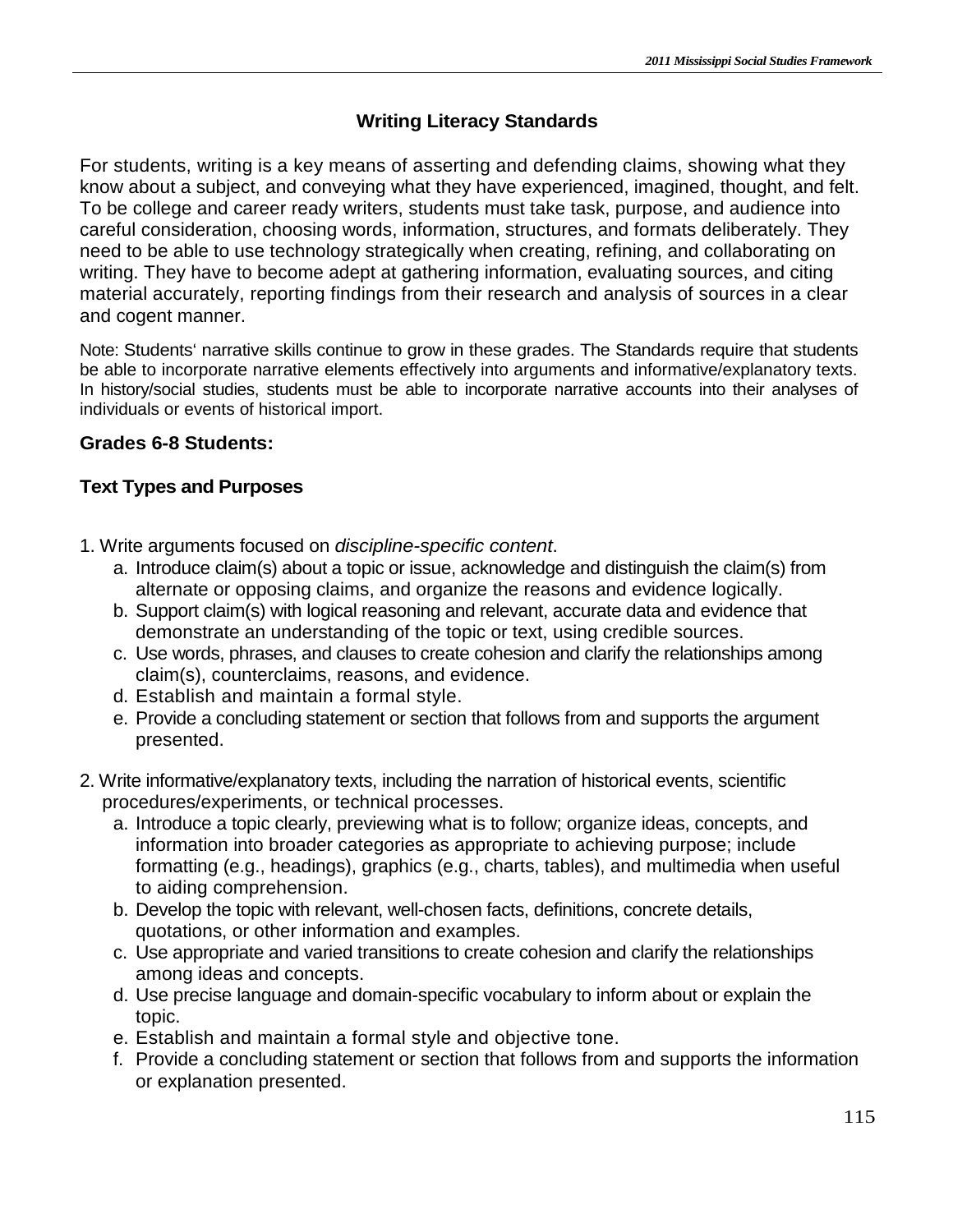## Writing Literacy Standards

For students, writing is a key means of asserting and defending claims, showing what they know about a subject, and conveying what they have experienced, imagined, thought, and felt. To be college and career ready writers, students must take task, purpose, and audience into careful consideration, choosing words, information, structures, and formats deliberately. They need to be able to use technology strategically when creating, refining, and collaborating on writing. They have to become adept at gathering information, evaluating sources, and citing material accurately, reporting findings from their research and analysis of sources in a clear and cogent manner.

Note: Students' narrative skills continue to grow in these grades. The Standards require that students be able to incorporate narrative elements effectively into arguments and informative/explanatory texts. In history/social studies, students must be able to incorporate narrative accounts into their analyses of individuals or events of historical import.

### Grades 6-8 Students:

### Text Types and Purposes

1. Write arguments focused on *discipline-specific content*.
   a. Introduce claim(s) about a topic or issue, acknowledge and distinguish the claim(s) from alternate or opposing claims, and organize the reasons and evidence logically.
   b. Support claim(s) with logical reasoning and relevant, accurate data and evidence that demonstrate an understanding of the topic or text, using credible sources.
   c. Use words, phrases, and clauses to create cohesion and clarify the relationships among claim(s), counterclaims, reasons, and evidence.
   d. Establish and maintain a formal style.
   e. Provide a concluding statement or section that follows from and supports the argument presented.

2. Write informative/explanatory texts, including the narration of historical events, scientific procedures/experiments, or technical processes.
   a. Introduce a topic clearly, previewing what is to follow; organize ideas, concepts, and information into broader categories as appropriate to achieving purpose; include formatting (e.g., headings), graphics (e.g., charts, tables), and multimedia when useful to aiding comprehension.
   b. Develop the topic with relevant, well-chosen facts, definitions, concrete details, quotations, or other information and examples.
   c. Use appropriate and varied transitions to create cohesion and clarify the relationships among ideas and concepts.
   d. Use precise language and domain-specific vocabulary to inform about or explain the topic.
   e. Establish and maintain a formal style and objective tone.
   f. Provide a concluding statement or section that follows from and supports the information or explanation presented.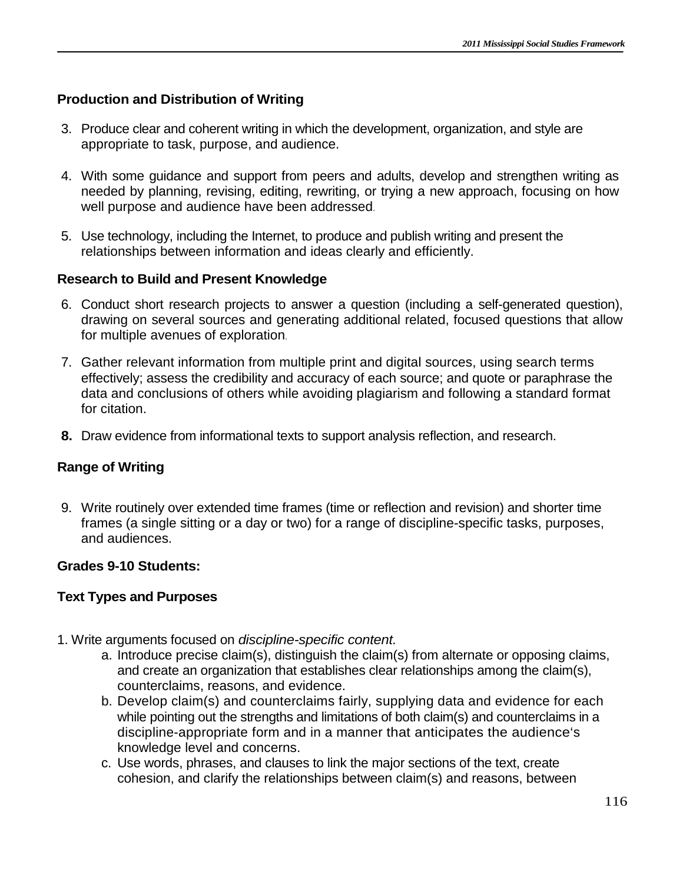**Production and Distribution of Writing**

3. Produce clear and coherent writing in which the development, organization, and style are appropriate to task, purpose, and audience.

4. With some guidance and support from peers and adults, develop and strengthen writing as needed by planning, revising, editing, rewriting, or trying a new approach, focusing on how well purpose and audience have been addressed.

5. Use technology, including the Internet, to produce and publish writing and present the relationships between information and ideas clearly and efficiently.

**Research to Build and Present Knowledge**

6. Conduct short research projects to answer a question (including a self-generated question), drawing on several sources and generating additional related, focused questions that allow for multiple avenues of exploration.

7. Gather relevant information from multiple print and digital sources, using search terms effectively; assess the credibility and accuracy of each source; and quote or paraphrase the data and conclusions of others while avoiding plagiarism and following a standard format for citation.

8. Draw evidence from informational texts to support analysis reflection, and research.

**Range of Writing**

9. Write routinely over extended time frames (time or reflection and revision) and shorter time frames (a single sitting or a day or two) for a range of discipline-specific tasks, purposes, and audiences.

**Grades 9-10 Students:**

**Text Types and Purposes**

1. Write arguments focused on *discipline-specific content.*
   a. Introduce precise claim(s), distinguish the claim(s) from alternate or opposing claims, and create an organization that establishes clear relationships among the claim(s), counterclaims, reasons, and evidence.
   b. Develop claim(s) and counterclaims fairly, supplying data and evidence for each while pointing out the strengths and limitations of both claim(s) and counterclaims in a discipline-appropriate form and in a manner that anticipates the audience's knowledge level and concerns.
   c. Use words, phrases, and clauses to link the major sections of the text, create cohesion, and clarify the relationships between claim(s) and reasons, between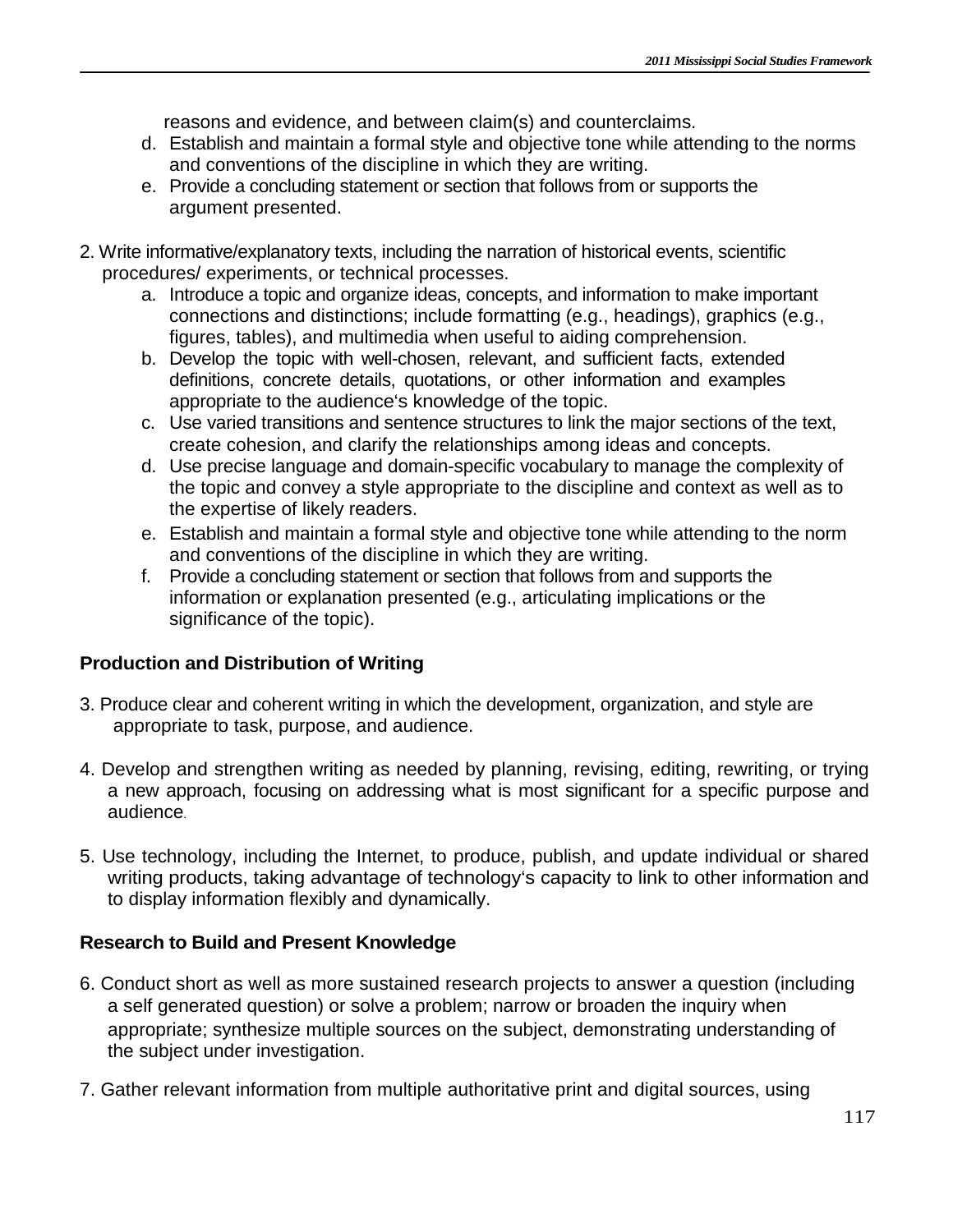reasons and evidence, and between claim(s) and counterclaims.

d. Establish and maintain a formal style and objective tone while attending to the norms and conventions of the discipline in which they are writing.
e. Provide a concluding statement or section that follows from or supports the argument presented.

2. Write informative/explanatory texts, including the narration of historical events, scientific procedures/ experiments, or technical processes.
   a. Introduce a topic and organize ideas, concepts, and information to make important connections and distinctions; include formatting (e.g., headings), graphics (e.g., figures, tables), and multimedia when useful to aiding comprehension.
   b. Develop the topic with well-chosen, relevant, and sufficient facts, extended definitions, concrete details, quotations, or other information and examples appropriate to the audience's knowledge of the topic.
   c. Use varied transitions and sentence structures to link the major sections of the text, create cohesion, and clarify the relationships among ideas and concepts.
   d. Use precise language and domain-specific vocabulary to manage the complexity of the topic and convey a style appropriate to the discipline and context as well as to the expertise of likely readers.
   e. Establish and maintain a formal style and objective tone while attending to the norm and conventions of the discipline in which they are writing.
   f. Provide a concluding statement or section that follows from and supports the information or explanation presented (e.g., articulating implications or the significance of the topic).

**Production and Distribution of Writing**

3. Produce clear and coherent writing in which the development, organization, and style are appropriate to task, purpose, and audience.

4. Develop and strengthen writing as needed by planning, revising, editing, rewriting, or trying a new approach, focusing on addressing what is most significant for a specific purpose and audience.

5. Use technology, including the Internet, to produce, publish, and update individual or shared writing products, taking advantage of technology's capacity to link to other information and to display information flexibly and dynamically.

**Research to Build and Present Knowledge**

6. Conduct short as well as more sustained research projects to answer a question (including a self generated question) or solve a problem; narrow or broaden the inquiry when appropriate; synthesize multiple sources on the subject, demonstrating understanding of the subject under investigation.

7. Gather relevant information from multiple authoritative print and digital sources, using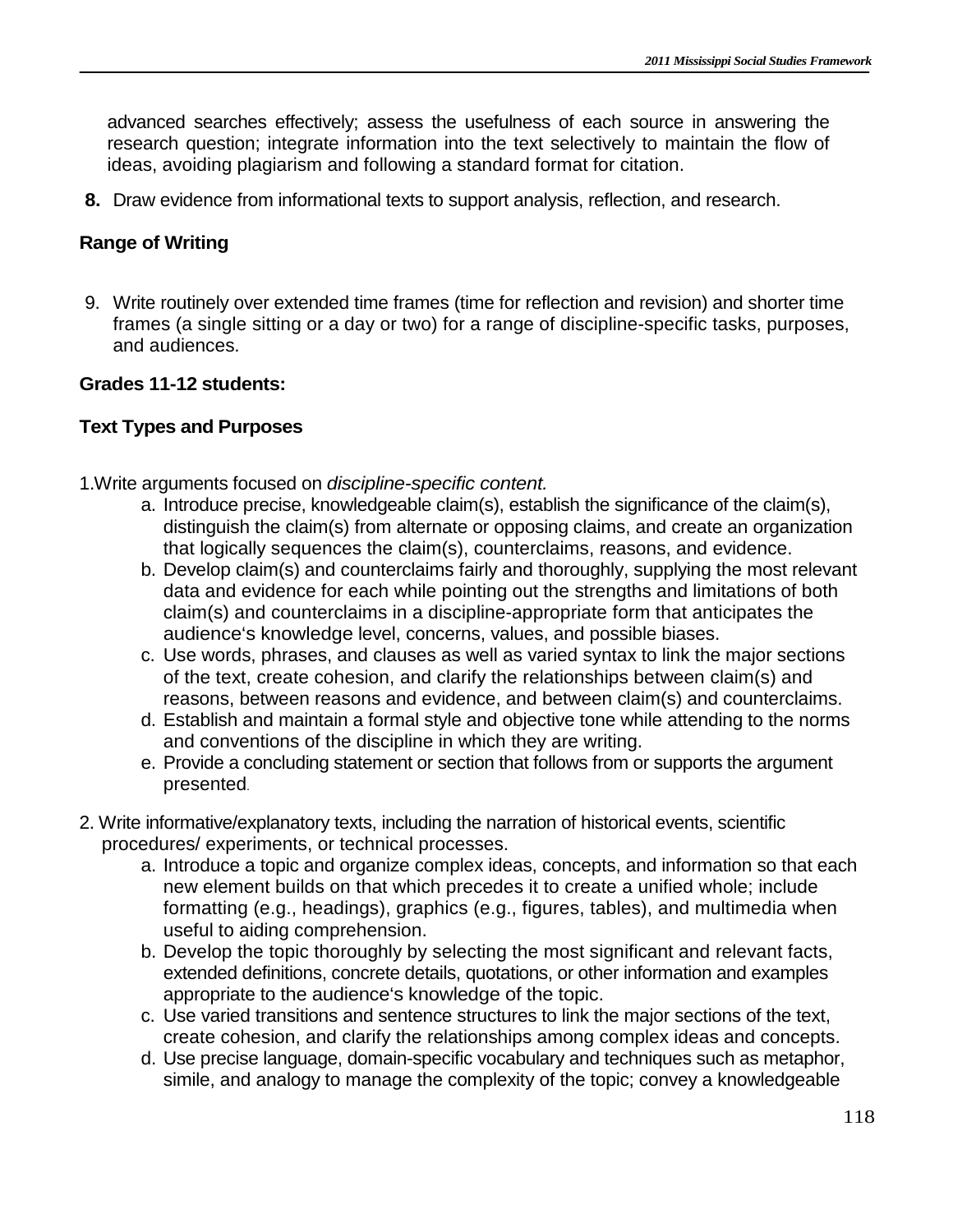advanced searches effectively; assess the usefulness of each source in answering the research question; integrate information into the text selectively to maintain the flow of ideas, avoiding plagiarism and following a standard format for citation.

**8.** Draw evidence from informational texts to support analysis, reflection, and research.

**Range of Writing**

9. Write routinely over extended time frames (time for reflection and revision) and shorter time frames (a single sitting or a day or two) for a range of discipline-specific tasks, purposes, and audiences.

**Grades 11-12 students:**

**Text Types and Purposes**

1. Write arguments focused on *discipline-specific content.*
   a. Introduce precise, knowledgeable claim(s), establish the significance of the claim(s), distinguish the claim(s) from alternate or opposing claims, and create an organization that logically sequences the claim(s), counterclaims, reasons, and evidence.
   b. Develop claim(s) and counterclaims fairly and thoroughly, supplying the most relevant data and evidence for each while pointing out the strengths and limitations of both claim(s) and counterclaims in a discipline-appropriate form that anticipates the audience's knowledge level, concerns, values, and possible biases.
   c. Use words, phrases, and clauses as well as varied syntax to link the major sections of the text, create cohesion, and clarify the relationships between claim(s) and reasons, between reasons and evidence, and between claim(s) and counterclaims.
   d. Establish and maintain a formal style and objective tone while attending to the norms and conventions of the discipline in which they are writing.
   e. Provide a concluding statement or section that follows from or supports the argument presented.

2. Write informative/explanatory texts, including the narration of historical events, scientific procedures/ experiments, or technical processes.
   a. Introduce a topic and organize complex ideas, concepts, and information so that each new element builds on that which precedes it to create a unified whole; include formatting (e.g., headings), graphics (e.g., figures, tables), and multimedia when useful to aiding comprehension.
   b. Develop the topic thoroughly by selecting the most significant and relevant facts, extended definitions, concrete details, quotations, or other information and examples appropriate to the audience's knowledge of the topic.
   c. Use varied transitions and sentence structures to link the major sections of the text, create cohesion, and clarify the relationships among complex ideas and concepts.
   d. Use precise language, domain-specific vocabulary and techniques such as metaphor, simile, and analogy to manage the complexity of the topic; convey a knowledgeable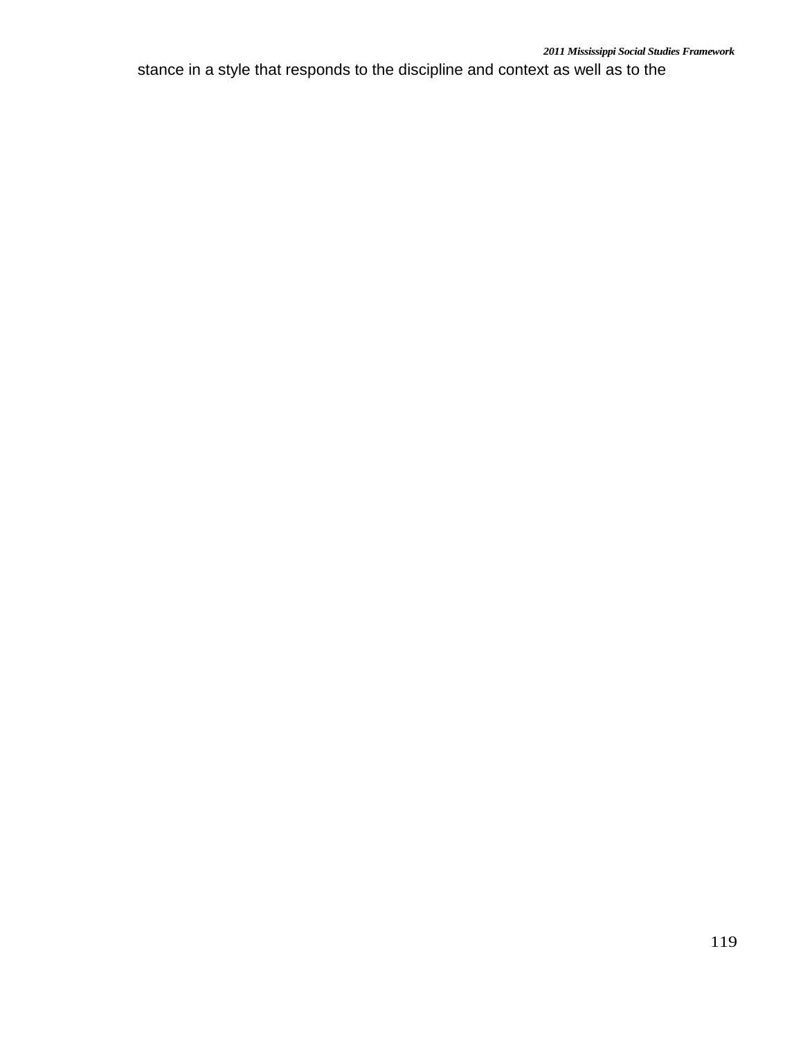stance in a style that responds to the discipline and context as well as to the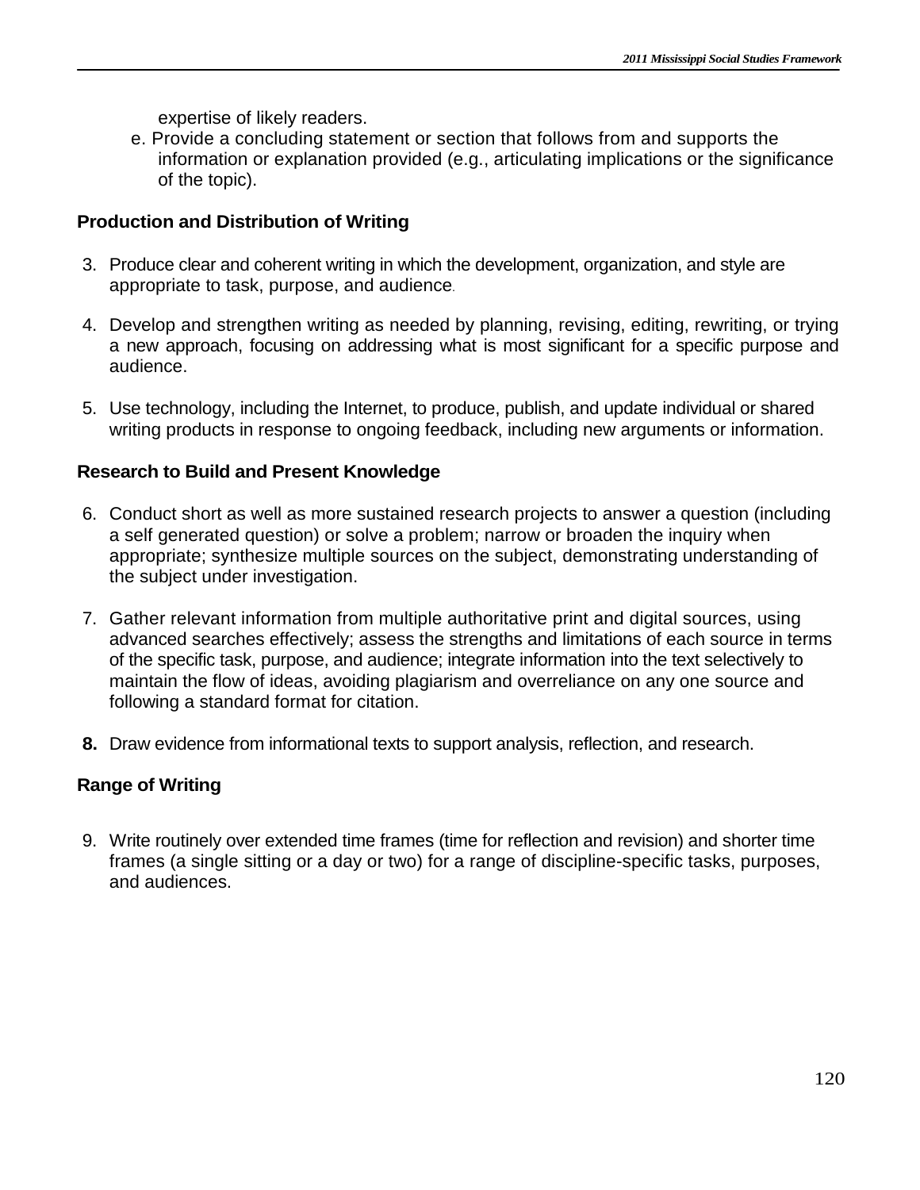expertise of likely readers.

e. Provide a concluding statement or section that follows from and supports the information or explanation provided (e.g., articulating implications or the significance of the topic).

**Production and Distribution of Writing**

3. Produce clear and coherent writing in which the development, organization, and style are appropriate to task, purpose, and audience.

4. Develop and strengthen writing as needed by planning, revising, editing, rewriting, or trying a new approach, focusing on addressing what is most significant for a specific purpose and audience.

5. Use technology, including the Internet, to produce, publish, and update individual or shared writing products in response to ongoing feedback, including new arguments or information.

**Research to Build and Present Knowledge**

6. Conduct short as well as more sustained research projects to answer a question (including a self generated question) or solve a problem; narrow or broaden the inquiry when appropriate; synthesize multiple sources on the subject, demonstrating understanding of the subject under investigation.

7. Gather relevant information from multiple authoritative print and digital sources, using advanced searches effectively; assess the strengths and limitations of each source in terms of the specific task, purpose, and audience; integrate information into the text selectively to maintain the flow of ideas, avoiding plagiarism and overreliance on any one source and following a standard format for citation.

8. Draw evidence from informational texts to support analysis, reflection, and research.

**Range of Writing**

9. Write routinely over extended time frames (time for reflection and revision) and shorter time frames (a single sitting or a day or two) for a range of discipline-specific tasks, purposes, and audiences.